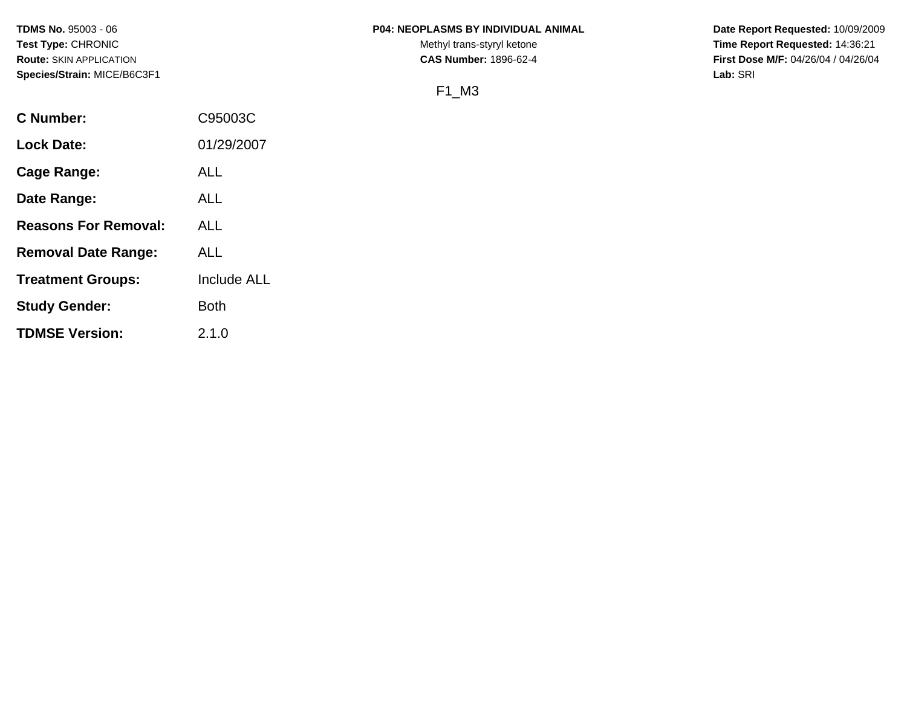**TDMS No.** 95003 - 06
**Test Type:** CHRONIC
**Route:** SKIN APPLICATION
**Species/Strain:** MICE/B6C3F1

**P04: NEOPLASMS BY INDIVIDUAL ANIMAL**
Methyl trans-styryl ketone
**CAS Number:** 1896-62-4

**Date Report Requested:** 10/09/2009
**Time Report Requested:** 14:36:21
**First Dose M/F:** 04/26/04 / 04/26/04
**Lab:** SRI

F1_M3

| | |
|---|---|
| **C Number:** | C95003C |
| **Lock Date:** | 01/29/2007 |
| **Cage Range:** | ALL |
| **Date Range:** | ALL |
| **Reasons For Removal:** | ALL |
| **Removal Date Range:** | ALL |
| **Treatment Groups:** | Include ALL |
| **Study Gender:** | Both |
| **TDMSE Version:** | 2.1.0 |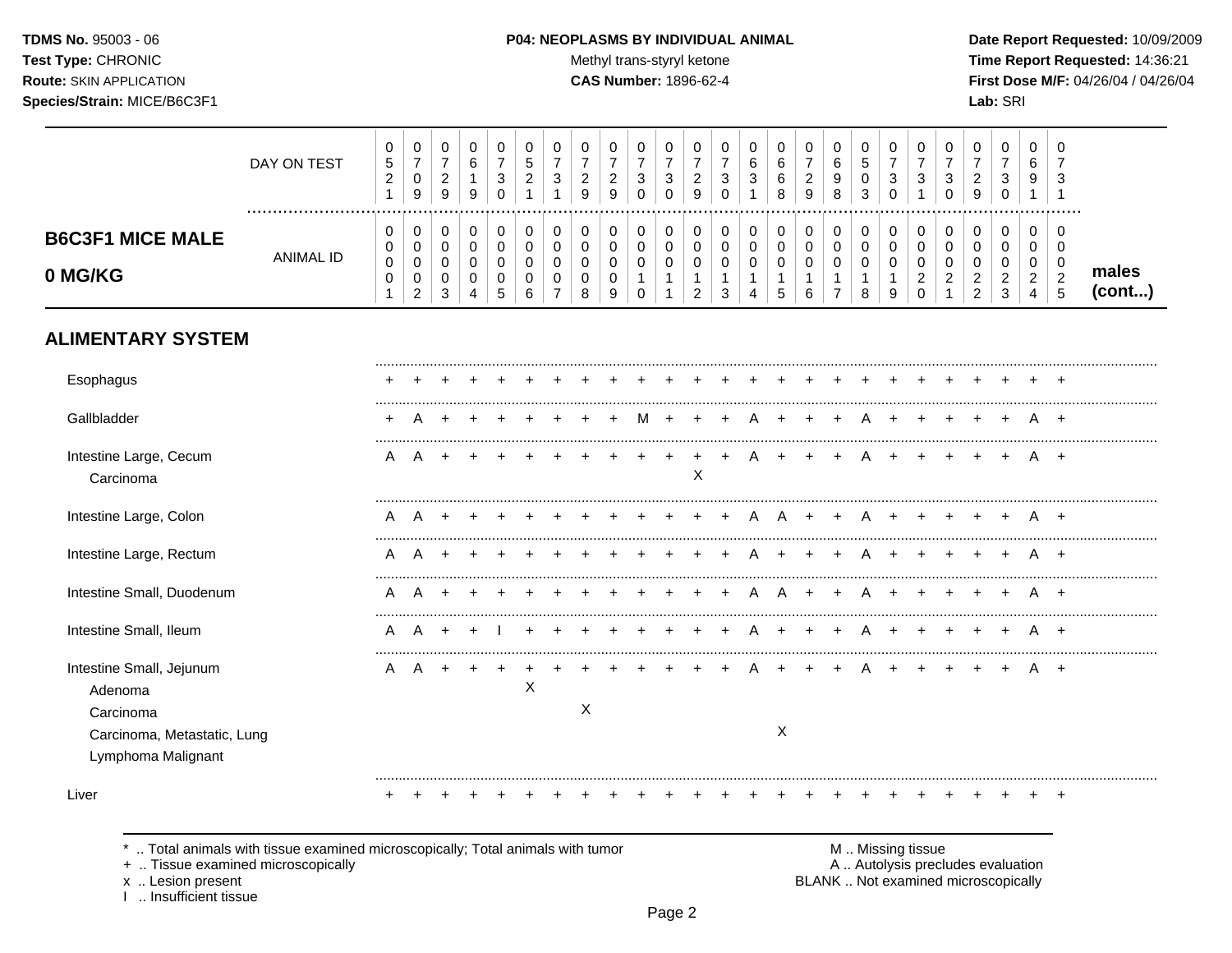**TDMS No.** 95003 - 06
**Test Type:** CHRONIC
**Route:** SKIN APPLICATION
**Species/Strain:** MICE/B6C3F1

**P04: NEOPLASMS BY INDIVIDUAL ANIMAL**
Methyl trans-styryl ketone
**CAS Number:** 1896-62-4

**Date Report Requested:** 10/09/2009
**Time Report Requested:** 14:36:21
**First Dose M/F:** 04/26/04 / 04/26/04
**Lab:** SRI

| | | | | | | | | | | | | | | | | | | | | | | | | | |
|---|---|---|---|---|---|---|---|---|---|---|---|---|---|---|---|---|---|---|---|---|---|---|---|---|---|
| DAY ON TEST | 0521 | 0709 | 0729 | 0619 | 0730 | 0521 | 0731 | 0729 | 0729 | 0730 | 0730 | 0729 | 0730 | 0631 | 0668 | 0729 | 0698 | 0503 | 0730 | 0731 | 0730 | 0729 | 0730 | 0691 | 0731 |
| **B6C3F1 MICE MALE 0 MG/KG** ANIMAL ID | 00001 | 00002 | 00003 | 00004 | 00005 | 00006 | 00007 | 00008 | 00009 | 00010 | 00011 | 00012 | 00013 | 00014 | 00015 | 00016 | 00017 | 00018 | 00019 | 00020 | 00021 | 00022 | 00023 | 00024 | 00025 |
| **ALIMENTARY SYSTEM** | | | | | | | | | | | | | | | | | | | | | | | | | |
| Esophagus | + | + | + | + | + | + | + | + | + | + | + | + | + | + | + | + | + | + | + | + | + | + | + | + | + |
| Gallbladder | + | A | + | + | + | + | + | + | + | M | + | + | + | A | + | + | + | A | + | + | + | + | + | A | + |
| Intestine Large, Cecum | A | A | + | + | + | + | + | + | + | + | + | + | + | A | + | + | + | A | + | + | + | + | + | A | + |
| Carcinoma | | | | | | | | | | | | X | | | | | | | | | | | | | |
| Intestine Large, Colon | A | A | + | + | + | + | + | + | + | + | + | + | + | A | A | + | + | A | + | + | + | + | + | A | + |
| Intestine Large, Rectum | A | A | + | + | + | + | + | + | + | + | + | + | + | A | + | + | + | A | + | + | + | + | + | A | + |
| Intestine Small, Duodenum | A | A | + | + | + | + | + | + | + | + | + | + | + | A | A | + | + | A | + | + | + | + | + | A | + |
| Intestine Small, Ileum | A | A | + | + | I | + | + | + | + | + | + | + | + | A | + | + | + | A | + | + | + | + | + | A | + |
| Intestine Small, Jejunum | A | A | + | + | + | + | + | + | + | + | + | + | + | A | + | + | + | A | + | + | + | + | + | A | + |
| Adenoma | | | | | | X | | | | | | | | | | | | | | | | | | | |
| Carcinoma | | | | | | | | X | | | | | | | | | | | | | | | | | |
| Carcinoma, Metastatic, Lung | | | | | | | | | | | | | | | X | | | | | | | | | | |
| Lymphoma Malignant | | | | | | | | | | | | | | | | | | | | | | | | | |
| Liver | + | + | + | + | + | + | + | + | + | + | + | + | + | + | + | + | + | + | + | + | + | + | + | + | + |

males (cont...)

\* .. Total animals with tissue examined microscopically; Total animals with tumor
\+ .. Tissue examined microscopically
x .. Lesion present
I .. Insufficient tissue

M .. Missing tissue
A .. Autolysis precludes evaluation
BLANK .. Not examined microscopically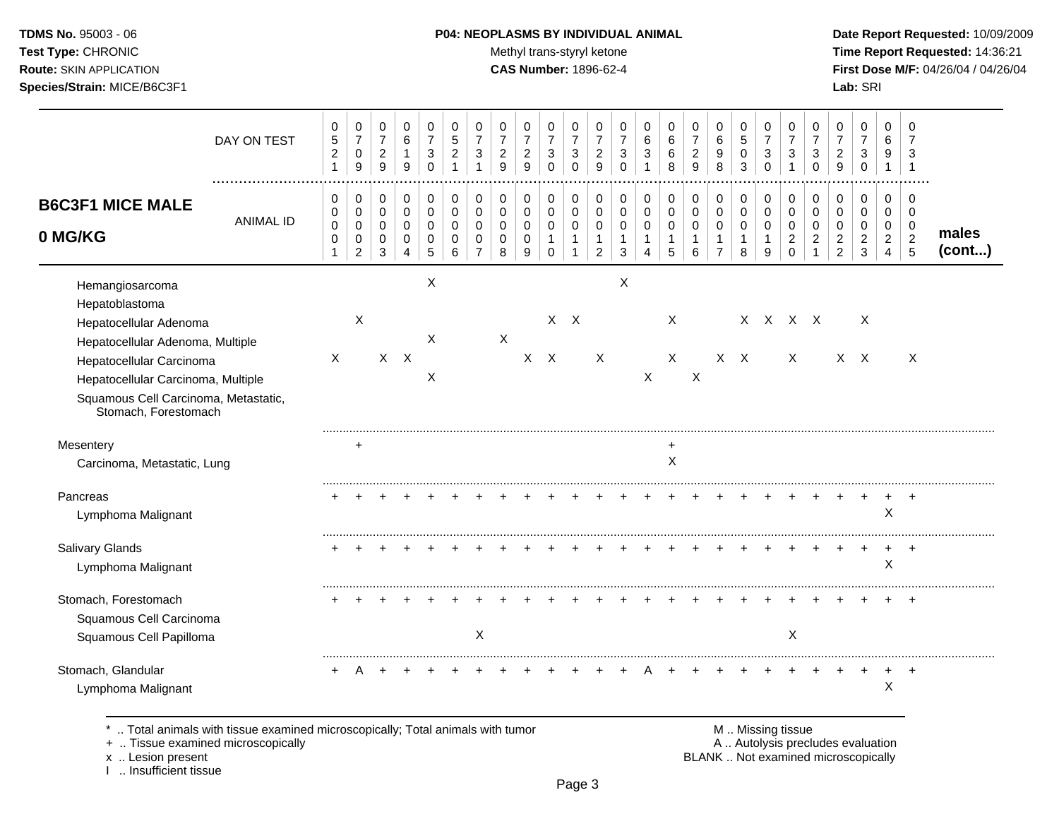**TDMS No.** 95003 - 06
**Test Type:** CHRONIC
**Route:** SKIN APPLICATION
**Species/Strain:** MICE/B6C3F1

**P04: NEOPLASMS BY INDIVIDUAL ANIMAL**
Methyl trans-styryl ketone
**CAS Number:** 1896-62-4

**Date Report Requested:** 10/09/2009
**Time Report Requested:** 14:36:21
**First Dose M/F:** 04/26/04 / 04/26/04
**Lab:** SRI

## B6C3F1 MICE MALE 0 MG/KG

| DAY ON TEST | 0521 | 0709 | 0729 | 0619 | 0730 | 0521 | 0731 | 0729 | 0729 | 0730 | 0730 | 0729 | 0730 | 0631 | 0668 | 0729 | 0698 | 0503 | 0730 | 0731 | 0730 | 0729 | 0730 | 0691 | 0731 | |
|---|---|---|---|---|---|---|---|---|---|---|---|---|---|---|---|---|---|---|---|---|---|---|---|---|---|---|
| **ANIMAL ID** | 0001 | 0002 | 0003 | 0004 | 0005 | 0006 | 0007 | 0008 | 0009 | 0010 | 0011 | 0012 | 0013 | 0014 | 0015 | 0016 | 0017 | 0018 | 0019 | 0020 | 0021 | 0022 | 0023 | 0024 | 0025 | **males (cont...)** |
| Hemangiosarcoma | | | | | X | | | | | | | | X | | | | | | | | | | | | | |
| Hepatoblastoma | | | | | | | | | | | | | | | | | | | | | | | | | | |
| Hepatocellular Adenoma | | X | | | | | | | | X | X | | | | X | | | X | X | X | X | | X | | | |
| Hepatocellular Adenoma, Multiple | | | | | X | | | X | | | | | | | | | | | | | | | | | | |
| Hepatocellular Carcinoma | X | | X | X | | | | | X | X | | X | | | X | | X | X | | X | | X | X | | X | |
| Hepatocellular Carcinoma, Multiple | | | | | X | | | | | | | | | X | | X | | | | | | | | | | |
| Squamous Cell Carcinoma, Metastatic, Stomach, Forestomach | | | | | | | | | | | | | | | | | | | | | | | | | | |
| Mesentery | | + | | | | | | | | | | | | | + | | | | | | | | | | | |
| Carcinoma, Metastatic, Lung | | | | | | | | | | | | | | | X | | | | | | | | | | | |
| Pancreas | + | + | + | + | + | + | + | + | + | + | + | + | + | + | + | + | + | + | + | + | + | + | + | + | + | |
| Lymphoma Malignant | | | | | | | | | | | | | | | | | | | | | | | | X | | |
| Salivary Glands | + | + | + | + | + | + | + | + | + | + | + | + | + | + | + | + | + | + | + | + | + | + | + | + | + | |
| Lymphoma Malignant | | | | | | | | | | | | | | | | | | | | | | | | X | | |
| Stomach, Forestomach | + | + | + | + | + | + | + | + | + | + | + | + | + | + | + | + | + | + | + | + | + | + | + | + | + | |
| Squamous Cell Carcinoma | | | | | | | | | | | | | | | | | | | | | | | | | | |
| Squamous Cell Papilloma | | | | | | | X | | | | | | | | | | | | | X | | | | | | |
| Stomach, Glandular | + | A | + | + | + | + | + | + | + | + | + | + | + | A | + | + | + | + | + | + | + | + | + | + | + | |
| Lymphoma Malignant | | | | | | | | | | | | | | | | | | | | | | | | X | | |

\* .. Total animals with tissue examined microscopically; Total animals with tumor
\+ .. Tissue examined microscopically
x .. Lesion present
I .. Insufficient tissue

M .. Missing tissue
A .. Autolysis precludes evaluation
BLANK .. Not examined microscopically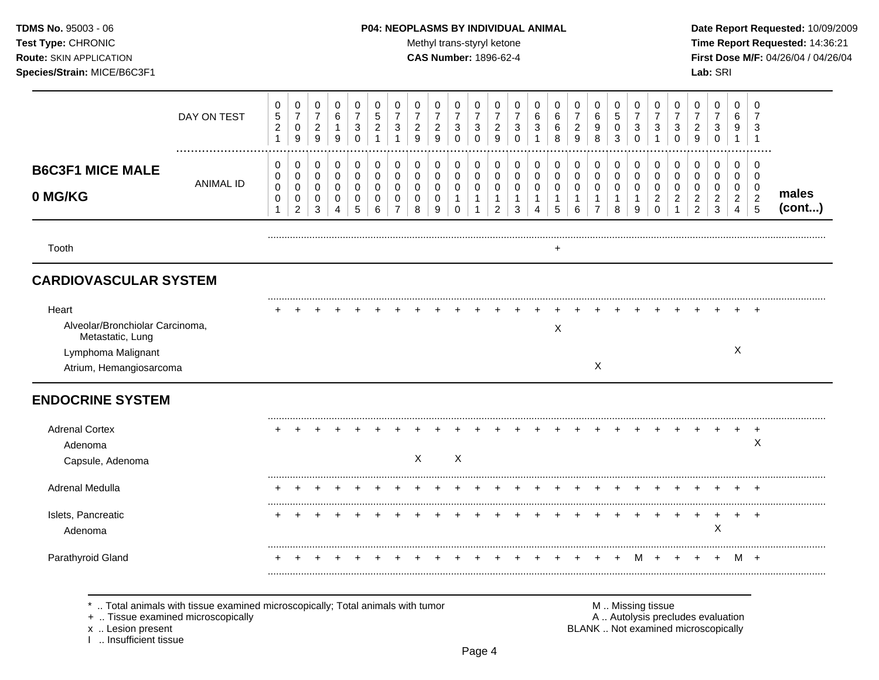**TDMS No.** 95003 - 06
**Test Type:** CHRONIC
**Route:** SKIN APPLICATION
**Species/Strain:** MICE/B6C3F1

**P04: NEOPLASMS BY INDIVIDUAL ANIMAL**
Methyl trans-styryl ketone
**CAS Number:** 1896-62-4

**Date Report Requested:** 10/09/2009
**Time Report Requested:** 14:36:21
**First Dose M/F:** 04/26/04 / 04/26/04
**Lab:** SRI

**B6C3F1 MICE MALE 0 MG/KG** — males (cont...)

| | 1 | 2 | 3 | 4 | 5 | 6 | 7 | 8 | 9 | 10 | 11 | 12 | 13 | 14 | 15 | 16 | 17 | 18 | 19 | 20 | 21 | 22 | 23 | 24 | 25 |
|---|---|---|---|---|---|---|---|---|---|---|---|---|---|---|---|---|---|---|---|---|---|---|---|---|---|
| DAY ON TEST | 0521 | 0709 | 0729 | 0619 | 0730 | 0521 | 0731 | 0729 | 0729 | 0730 | 0730 | 0729 | 0730 | 0631 | 0668 | 0729 | 0698 | 0503 | 0730 | 0731 | 0730 | 0729 | 0730 | 0691 | 0731 |
| ANIMAL ID | 0001 | 0002 | 0003 | 0004 | 0005 | 0006 | 0007 | 0008 | 0009 | 0010 | 0011 | 0012 | 0013 | 0014 | 0015 | 0016 | 0017 | 0018 | 0019 | 0020 | 0021 | 0022 | 0023 | 0024 | 0025 |
| Tooth | | | | | | | | | | | | | | | + | | | | | | | | | | |
| **CARDIOVASCULAR SYSTEM** | | | | | | | | | | | | | | | | | | | | | | | | | |
| Heart | + | + | + | + | + | + | + | + | + | + | + | + | + | + | + | + | + | + | + | + | + | + | + | + | + |
| Alveolar/Bronchiolar Carcinoma, Metastatic, Lung | | | | | | | | | | | | | | | X | | | | | | | | | | |
| Lymphoma Malignant | | | | | | | | | | | | | | | | | | | | | | | | X | |
| Atrium, Hemangiosarcoma | | | | | | | | | | | | | | | | | X | | | | | | | | |
| **ENDOCRINE SYSTEM** | | | | | | | | | | | | | | | | | | | | | | | | | |
| Adrenal Cortex | + | + | + | + | + | + | + | + | + | + | + | + | + | + | + | + | + | + | + | + | + | + | + | + | + |
| Adenoma | | | | | | | | | | | | | | | | | | | | | | | | | X |
| Capsule, Adenoma | | | | | | | | X | | X | | | | | | | | | | | | | | | |
| Adrenal Medulla | + | + | + | + | + | + | + | + | + | + | + | + | + | + | + | + | + | + | + | + | + | + | + | + | + |
| Islets, Pancreatic | + | + | + | + | + | + | + | + | + | + | + | + | + | + | + | + | + | + | + | + | + | + | + | + | + |
| Adenoma | | | | | | | | | | | | | | | | | | | | | | | X | | |
| Parathyroid Gland | + | + | + | + | + | + | + | + | + | + | + | + | + | + | + | + | + | + | M | + | + | + | + | M | + |

\* .. Total animals with tissue examined microscopically; Total animals with tumor
\+ .. Tissue examined microscopically
x .. Lesion present
I .. Insufficient tissue

M .. Missing tissue
A .. Autolysis precludes evaluation
BLANK .. Not examined microscopically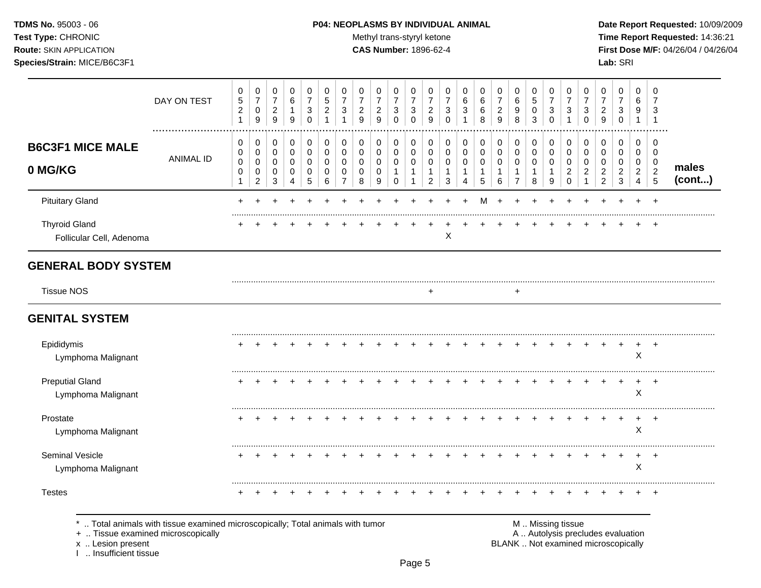TDMS No. 95003 - 06
Test Type: CHRONIC
Route: SKIN APPLICATION
Species/Strain: MICE/B6C3F1

**P04: NEOPLASMS BY INDIVIDUAL ANIMAL**
Methyl trans-styryl ketone
**CAS Number:** 1896-62-4

Date Report Requested: 10/09/2009
Time Report Requested: 14:36:21
First Dose M/F: 04/26/04 / 04/26/04
Lab: SRI

| DAY ON TEST | 0521 | 0709 | 0729 | 0619 | 0730 | 0521 | 0731 | 0729 | 0729 | 0730 | 0730 | 0729 | 0730 | 0631 | 0668 | 0729 | 0698 | 0503 | 0730 | 0731 | 0730 | 0729 | 0730 | 0691 | 0731 | |
|---|---|---|---|---|---|---|---|---|---|---|---|---|---|---|---|---|---|---|---|---|---|---|---|---|---|---|
| **B6C3F1 MICE MALE 0 MG/KG** — ANIMAL ID | 00001 | 00002 | 00003 | 00004 | 00005 | 00006 | 00007 | 00008 | 00009 | 00010 | 00011 | 00012 | 00013 | 00014 | 00015 | 00016 | 00017 | 00018 | 00019 | 00020 | 00021 | 00022 | 00023 | 00024 | 00025 | **males (cont...)** |
| Pituitary Gland | + | + | + | + | + | + | + | + | + | + | + | + | + | + | M | + | + | + | + | + | + | + | + | + | + | |
| Thyroid Gland | + | + | + | + | + | + | + | + | + | + | + | + | + | + | + | + | + | + | + | + | + | + | + | + | + | |
| Follicular Cell, Adenoma | | | | | | | | | | | | | X | | | | | | | | | | | | | |
| **GENERAL BODY SYSTEM** | | | | | | | | | | | | | | | | | | | | | | | | | | |
| Tissue NOS | | | | | | | | | | | | + | | | | | + | | | | | | | | | |
| **GENITAL SYSTEM** | | | | | | | | | | | | | | | | | | | | | | | | | | |
| Epididymis | + | + | + | + | + | + | + | + | + | + | + | + | + | + | + | + | + | + | + | + | + | + | + | + | + | |
| Lymphoma Malignant | | | | | | | | | | | | | | | | | | | | | | | | X | | |
| Preputial Gland | + | + | + | + | + | + | + | + | + | + | + | + | + | + | + | + | + | + | + | + | + | + | + | + | + | |
| Lymphoma Malignant | | | | | | | | | | | | | | | | | | | | | | | | X | | |
| Prostate | + | + | + | + | + | + | + | + | + | + | + | + | + | + | + | + | + | + | + | + | + | + | + | + | + | |
| Lymphoma Malignant | | | | | | | | | | | | | | | | | | | | | | | | X | | |
| Seminal Vesicle | + | + | + | + | + | + | + | + | + | + | + | + | + | + | + | + | + | + | + | + | + | + | + | + | + | |
| Lymphoma Malignant | | | | | | | | | | | | | | | | | | | | | | | | X | | |
| Testes | + | + | + | + | + | + | + | + | + | + | + | + | + | + | + | + | + | + | + | + | + | + | + | + | + | |

\* .. Total animals with tissue examined microscopically; Total animals with tumor
\+ .. Tissue examined microscopically
x .. Lesion present
I .. Insufficient tissue

M .. Missing tissue
A .. Autolysis precludes evaluation
BLANK .. Not examined microscopically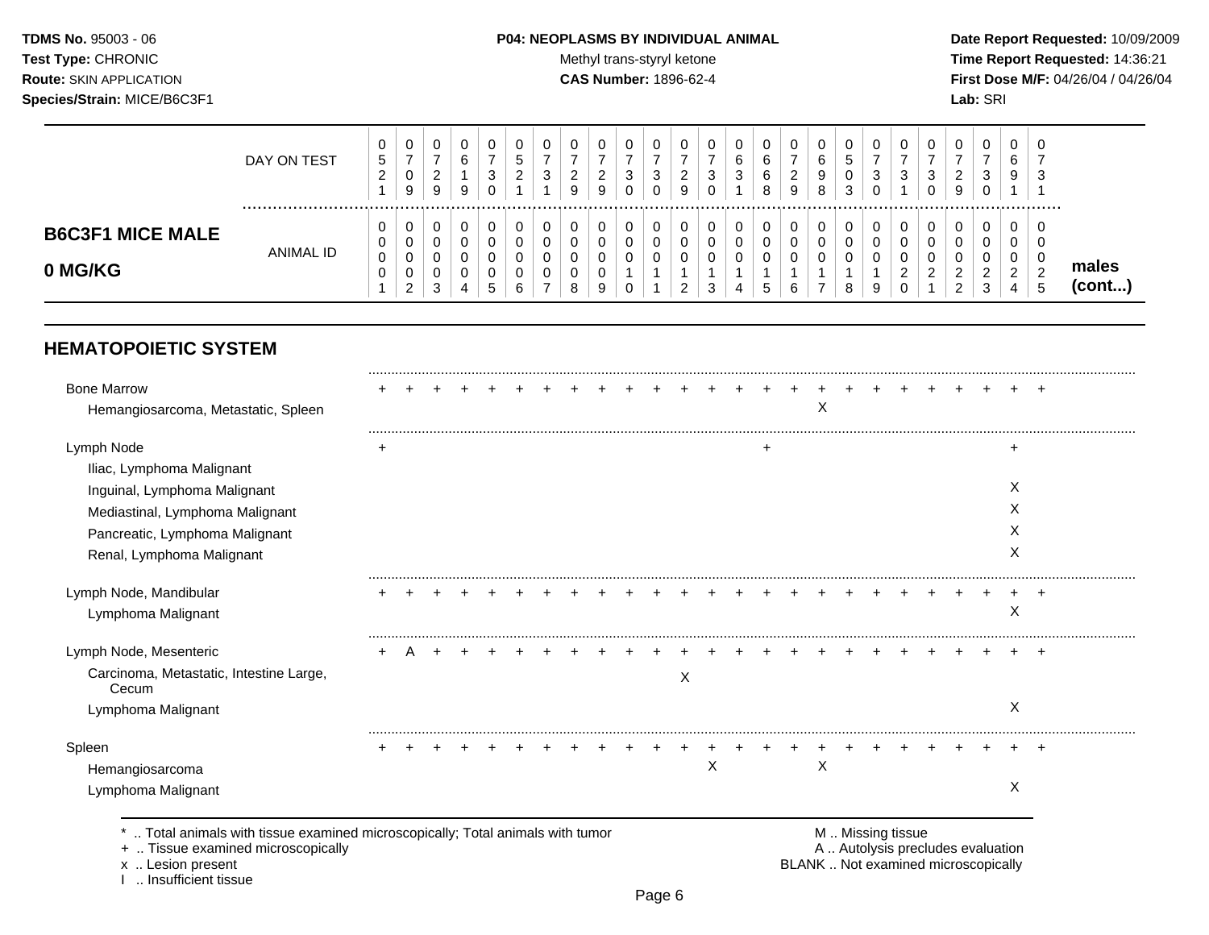**TDMS No.** 95003 - 06
**Test Type:** CHRONIC
**Route:** SKIN APPLICATION
**Species/Strain:** MICE/B6C3F1

**P04: NEOPLASMS BY INDIVIDUAL ANIMAL**
Methyl trans-styryl ketone
**CAS Number:** 1896-62-4

**Date Report Requested:** 10/09/2009
**Time Report Requested:** 14:36:21
**First Dose M/F:** 04/26/04 / 04/26/04
**Lab:** SRI

## B6C3F1 MICE MALE 0 MG/KG

| | 1 | 2 | 3 | 4 | 5 | 6 | 7 | 8 | 9 | 10 | 11 | 12 | 13 | 14 | 15 | 16 | 17 | 18 | 19 | 20 | 21 | 22 | 23 | 24 | 25 |
|---|---|---|---|---|---|---|---|---|---|---|---|---|---|---|---|---|---|---|---|---|---|---|---|---|---|
| DAY ON TEST | 0521 | 0709 | 0729 | 0619 | 0730 | 0521 | 0731 | 0729 | 0729 | 0730 | 0730 | 0729 | 0730 | 0631 | 0668 | 0729 | 0698 | 0503 | 0730 | 0731 | 0730 | 0729 | 0730 | 0691 | 0731 |
| ANIMAL ID | 0001 | 0002 | 0003 | 0004 | 0005 | 0006 | 0007 | 0008 | 0009 | 0010 | 0011 | 0012 | 0013 | 0014 | 0015 | 0016 | 0017 | 0018 | 0019 | 0020 | 0021 | 0022 | 0023 | 0024 | 0025 |

males (cont...)

### HEMATOPOIETIC SYSTEM

| | 1 | 2 | 3 | 4 | 5 | 6 | 7 | 8 | 9 | 10 | 11 | 12 | 13 | 14 | 15 | 16 | 17 | 18 | 19 | 20 | 21 | 22 | 23 | 24 | 25 |
|---|---|---|---|---|---|---|---|---|---|---|---|---|---|---|---|---|---|---|---|---|---|---|---|---|---|
| Bone Marrow | + | + | + | + | + | + | + | + | + | + | + | + | + | + | + | + | + | + | + | + | + | + | + | + | + |
| Hemangiosarcoma, Metastatic, Spleen | | | | | | | | | | | | | | | | | X | | | | | | | | |
| Lymph Node | + | | | | | | | | | | | | | | + | | | | | | | | | + | |
| Iliac, Lymphoma Malignant | | | | | | | | | | | | | | | | | | | | | | | | | |
| Inguinal, Lymphoma Malignant | | | | | | | | | | | | | | | | | | | | | | | | X | |
| Mediastinal, Lymphoma Malignant | | | | | | | | | | | | | | | | | | | | | | | | X | |
| Pancreatic, Lymphoma Malignant | | | | | | | | | | | | | | | | | | | | | | | | X | |
| Renal, Lymphoma Malignant | | | | | | | | | | | | | | | | | | | | | | | | X | |
| Lymph Node, Mandibular | + | + | + | + | + | + | + | + | + | + | + | + | + | + | + | + | + | + | + | + | + | + | + | + | + |
| Lymphoma Malignant | | | | | | | | | | | | | | | | | | | | | | | | X | |
| Lymph Node, Mesenteric | + | A | + | + | + | + | + | + | + | + | + | + | + | + | + | + | + | + | + | + | + | + | + | + | + |
| Carcinoma, Metastatic, Intestine Large, Cecum | | | | | | | | | | | | X | | | | | | | | | | | | | |
| Lymphoma Malignant | | | | | | | | | | | | | | | | | | | | | | | | X | |
| Spleen | + | + | + | + | + | + | + | + | + | + | + | + | + | + | + | + | + | + | + | + | + | + | + | + | + |
| Hemangiosarcoma | | | | | | | | | | | | | X | | | | X | | | | | | | | |
| Lymphoma Malignant | | | | | | | | | | | | | | | | | | | | | | | | X | |

\* .. Total animals with tissue examined microscopically; Total animals with tumor
\+ .. Tissue examined microscopically
x .. Lesion present
I .. Insufficient tissue

M .. Missing tissue
A .. Autolysis precludes evaluation
BLANK .. Not examined microscopically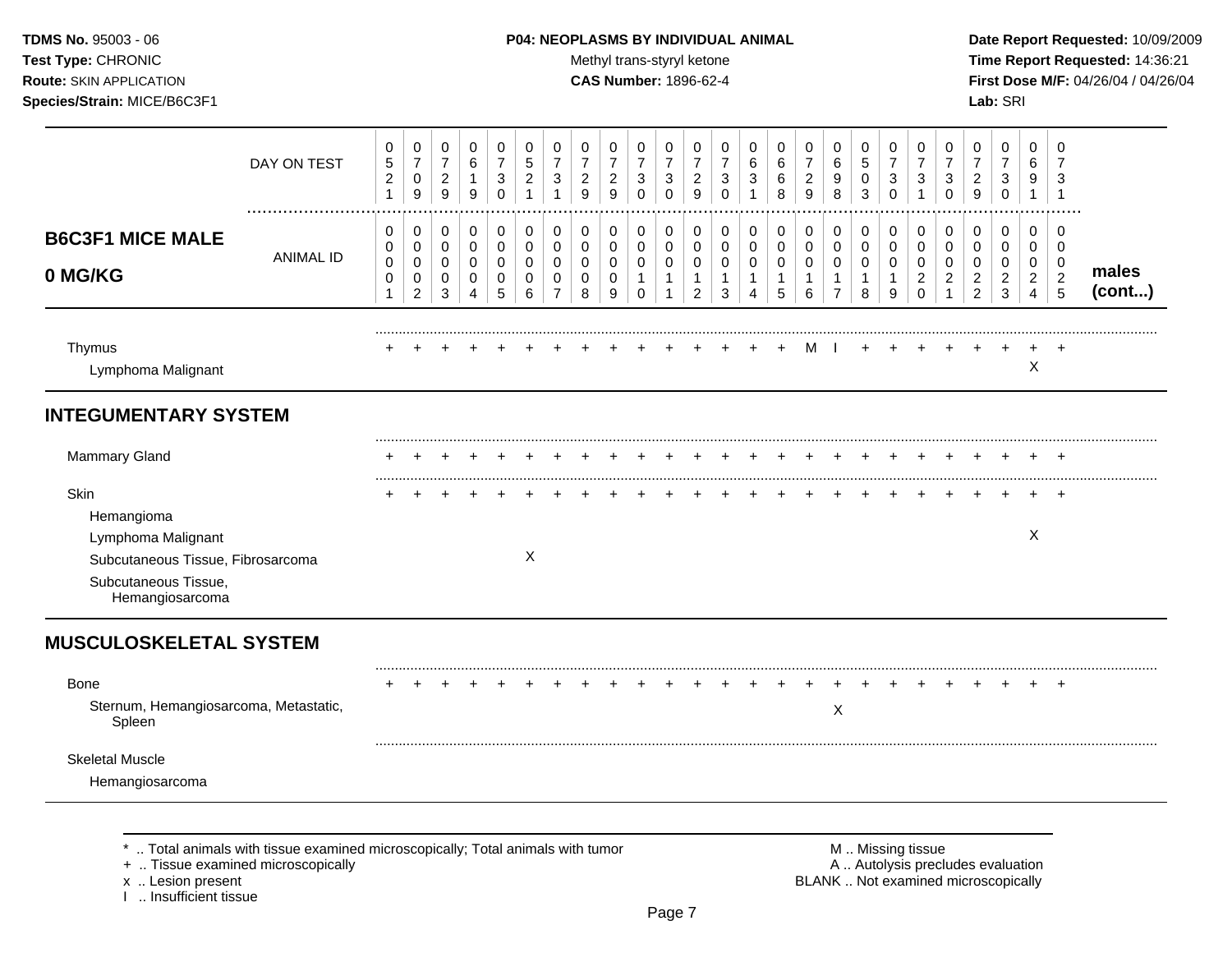**TDMS No.** 95003 - 06
**Test Type:** CHRONIC
**Route:** SKIN APPLICATION
**Species/Strain:** MICE/B6C3F1

**P04: NEOPLASMS BY INDIVIDUAL ANIMAL**
Methyl trans-styryl ketone
**CAS Number:** 1896-62-4

**Date Report Requested:** 10/09/2009
**Time Report Requested:** 14:36:21
**First Dose M/F:** 04/26/04 / 04/26/04
**Lab:** SRI

## B6C3F1 MICE MALE 0 MG/KG

| | | | | | | | | | | | | | | | | | | | | | | | | | | |
|---|---|---|---|---|---|---|---|---|---|---|---|---|---|---|---|---|---|---|---|---|---|---|---|---|---|---|
| DAY ON TEST | 0521 | 0709 | 0729 | 0619 | 0730 | 0521 | 0731 | 0729 | 0729 | 0730 | 0730 | 0729 | 0730 | 0631 | 0668 | 0729 | 0698 | 0503 | 0730 | 0731 | 0730 | 0729 | 0730 | 0691 | 0731 | |
| ANIMAL ID | 00001 | 00002 | 00003 | 00004 | 00005 | 00006 | 00007 | 00008 | 00009 | 00010 | 00011 | 00012 | 00013 | 00014 | 00015 | 00016 | 00017 | 00018 | 00019 | 00020 | 00021 | 00022 | 00023 | 00024 | 00025 | **males (cont...)** |
| Thymus | + | + | + | + | + | + | + | + | + | + | + | + | + | + | + | M | I | + | + | + | + | + | + | + | + | |
| Lymphoma Malignant | | | | | | | | | | | | | | | | | | | | | | | | X | | |
| **INTEGUMENTARY SYSTEM** | | | | | | | | | | | | | | | | | | | | | | | | | | |
| Mammary Gland | + | + | + | + | + | + | + | + | + | + | + | + | + | + | + | + | + | + | + | + | + | + | + | + | + | |
| Skin | + | + | + | + | + | + | + | + | + | + | + | + | + | + | + | + | + | + | + | + | + | + | + | + | + | |
| Hemangioma | | | | | | | | | | | | | | | | | | | | | | | | | | |
| Lymphoma Malignant | | | | | | | | | | | | | | | | | | | | | | | | X | | |
| Subcutaneous Tissue, Fibrosarcoma | | | | | | X | | | | | | | | | | | | | | | | | | | | |
| Subcutaneous Tissue, Hemangiosarcoma | | | | | | | | | | | | | | | | | | | | | | | | | | |
| **MUSCULOSKELETAL SYSTEM** | | | | | | | | | | | | | | | | | | | | | | | | | | |
| Bone | + | + | + | + | + | + | + | + | + | + | + | + | + | + | + | + | + | + | + | + | + | + | + | + | + | |
| Sternum, Hemangiosarcoma, Metastatic, Spleen | | | | | | | | | | | | | | | | | X | | | | | | | | | |
| Skeletal Muscle | | | | | | | | | | | | | | | | | | | | | | | | | | |
| Hemangiosarcoma | | | | | | | | | | | | | | | | | | | | | | | | | | |

\* .. Total animals with tissue examined microscopically; Total animals with tumor
\+ .. Tissue examined microscopically
x .. Lesion present
I .. Insufficient tissue

M .. Missing tissue
A .. Autolysis precludes evaluation
BLANK .. Not examined microscopically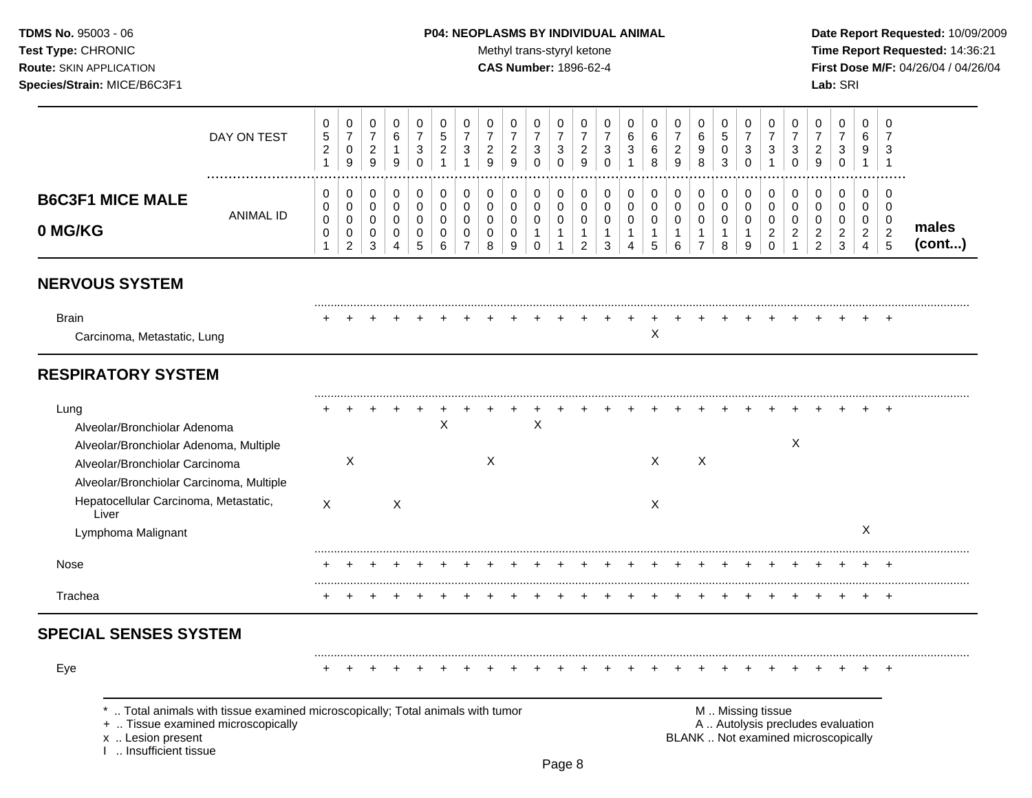**TDMS No.** 95003 - 06
**Test Type:** CHRONIC
**Route:** SKIN APPLICATION
**Species/Strain:** MICE/B6C3F1

**P04: NEOPLASMS BY INDIVIDUAL ANIMAL**
Methyl trans-styryl ketone
**CAS Number:** 1896-62-4

**Date Report Requested:** 10/09/2009
**Time Report Requested:** 14:36:21
**First Dose M/F:** 04/26/04 / 04/26/04
**Lab:** SRI

## B6C3F1 MICE MALE 0 MG/KG (males cont...)

| DAY ON TEST | 0521 | 0709 | 0729 | 0619 | 0730 | 0521 | 0731 | 0729 | 0729 | 0730 | 0730 | 0729 | 0730 | 0631 | 0668 | 0729 | 0698 | 0503 | 0730 | 0731 | 0730 | 0729 | 0730 | 0691 | 0731 |
|---|---|---|---|---|---|---|---|---|---|---|---|---|---|---|---|---|---|---|---|---|---|---|---|---|---|
| **ANIMAL ID** | 00001 | 00002 | 00003 | 00004 | 00005 | 00006 | 00007 | 00008 | 00009 | 00010 | 00011 | 00012 | 00013 | 00014 | 00015 | 00016 | 00017 | 00018 | 00019 | 00020 | 00021 | 00022 | 00023 | 00024 | 00025 |
| **NERVOUS SYSTEM** | | | | | | | | | | | | | | | | | | | | | | | | | |
| Brain | + | + | + | + | + | + | + | + | + | + | + | + | + | + | + | + | + | + | + | + | + | + | + | + | + |
| Carcinoma, Metastatic, Lung | | | | | | | | | | | | | | | X | | | | | | | | | | |
| **RESPIRATORY SYSTEM** | | | | | | | | | | | | | | | | | | | | | | | | | |
| Lung | + | + | + | + | + | + | + | + | + | + | + | + | + | + | + | + | + | + | + | + | + | + | + | + | + |
| Alveolar/Bronchiolar Adenoma | | | | | | X | | | | X | | | | | | | | | | | | | | | |
| Alveolar/Bronchiolar Adenoma, Multiple | | | | | | | | | | | | | | | | | | | | | X | | | | |
| Alveolar/Bronchiolar Carcinoma | | X | | | | | | X | | | | | | | X | | X | | | | | | | | |
| Alveolar/Bronchiolar Carcinoma, Multiple | | | | | | | | | | | | | | | | | | | | | | | | | |
| Hepatocellular Carcinoma, Metastatic, Liver | X | | | X | | | | | | | | | | | X | | | | | | | | | | |
| Lymphoma Malignant | | | | | | | | | | | | | | | | | | | | | | | | X | |
| Nose | + | + | + | + | + | + | + | + | + | + | + | + | + | + | + | + | + | + | + | + | + | + | + | + | + |
| Trachea | + | + | + | + | + | + | + | + | + | + | + | + | + | + | + | + | + | + | + | + | + | + | + | + | + |
| **SPECIAL SENSES SYSTEM** | | | | | | | | | | | | | | | | | | | | | | | | | |
| Eye | + | + | + | + | + | + | + | + | + | + | + | + | + | + | + | + | + | + | + | + | + | + | + | + | + |

\* .. Total animals with tissue examined microscopically; Total animals with tumor
\+ .. Tissue examined microscopically
x .. Lesion present
I .. Insufficient tissue

M .. Missing tissue
A .. Autolysis precludes evaluation
BLANK .. Not examined microscopically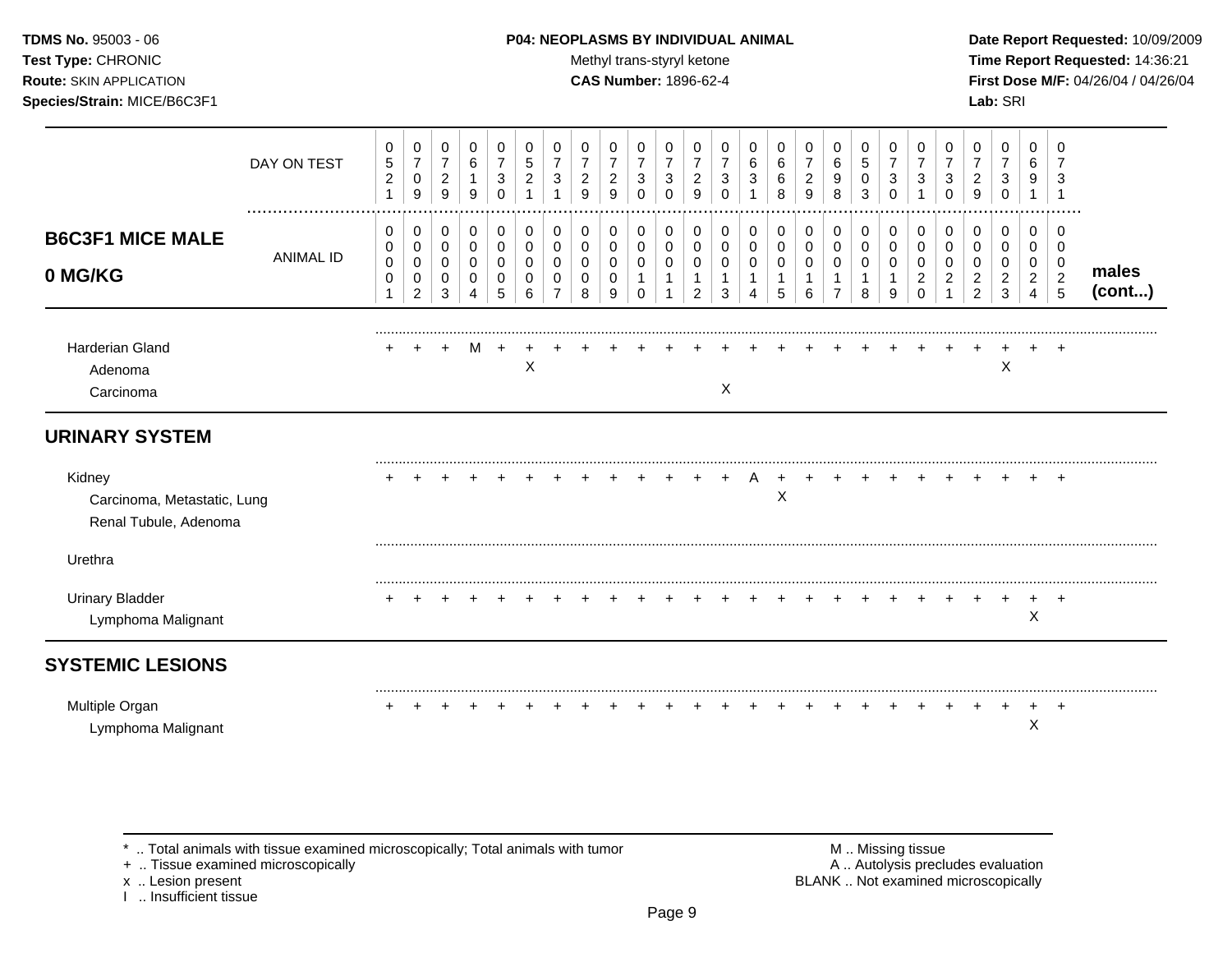**TDMS No.** 95003 - 06
**Test Type:** CHRONIC
**Route:** SKIN APPLICATION
**Species/Strain:** MICE/B6C3F1

**P04: NEOPLASMS BY INDIVIDUAL ANIMAL**
Methyl trans-styryl ketone
**CAS Number:** 1896-62-4

**Date Report Requested:** 10/09/2009
**Time Report Requested:** 14:36:21
**First Dose M/F:** 04/26/04 / 04/26/04
**Lab:** SRI

| | | | | | | | | | | | | | | | | | | | | | | | | | | |
|---|---|---|---|---|---|---|---|---|---|---|---|---|---|---|---|---|---|---|---|---|---|---|---|---|---|---|
| DAY ON TEST | 0521 | 0709 | 0729 | 0619 | 0730 | 0521 | 0731 | 0729 | 0729 | 0730 | 0730 | 0729 | 0730 | 0631 | 0668 | 0729 | 0698 | 0503 | 0730 | 0731 | 0730 | 0729 | 0730 | 0691 | 0731 | |
| **B6C3F1 MICE MALE 0 MG/KG** — ANIMAL ID | 0001 | 0002 | 0003 | 0004 | 0005 | 0006 | 0007 | 0008 | 0009 | 0010 | 0011 | 0012 | 0013 | 0014 | 0015 | 0016 | 0017 | 0018 | 0019 | 0020 | 0021 | 0022 | 0023 | 0024 | 0025 | **males (cont...)** |
| Harderian Gland | + | + | + | M | + | + | + | + | + | + | + | + | + | + | + | + | + | + | + | + | + | + | + | + | + | |
| Adenoma | | | | | | X | | | | | | | | | | | | | | | | | X | | | |
| Carcinoma | | | | | | | | | | | | | X | | | | | | | | | | | | | |
| **URINARY SYSTEM** | | | | | | | | | | | | | | | | | | | | | | | | | | |
| Kidney | + | + | + | + | + | + | + | + | + | + | + | + | + | A | + | + | + | + | + | + | + | + | + | + | + | |
| Carcinoma, Metastatic, Lung | | | | | | | | | | | | | | | X | | | | | | | | | | | |
| Renal Tubule, Adenoma | | | | | | | | | | | | | | | | | | | | | | | | | | |
| Urethra | | | | | | | | | | | | | | | | | | | | | | | | | | |
| Urinary Bladder | + | + | + | + | + | + | + | + | + | + | + | + | + | + | + | + | + | + | + | + | + | + | + | + | + | |
| Lymphoma Malignant | | | | | | | | | | | | | | | | | | | | | | | | X | | |
| **SYSTEMIC LESIONS** | | | | | | | | | | | | | | | | | | | | | | | | | | |
| Multiple Organ | + | + | + | + | + | + | + | + | + | + | + | + | + | + | + | + | + | + | + | + | + | + | + | + | + | |
| Lymphoma Malignant | | | | | | | | | | | | | | | | | | | | | | | | X | | |

\* .. Total animals with tissue examined microscopically; Total animals with tumor
\+ .. Tissue examined microscopically
x .. Lesion present
I .. Insufficient tissue

M .. Missing tissue
A .. Autolysis precludes evaluation
BLANK .. Not examined microscopically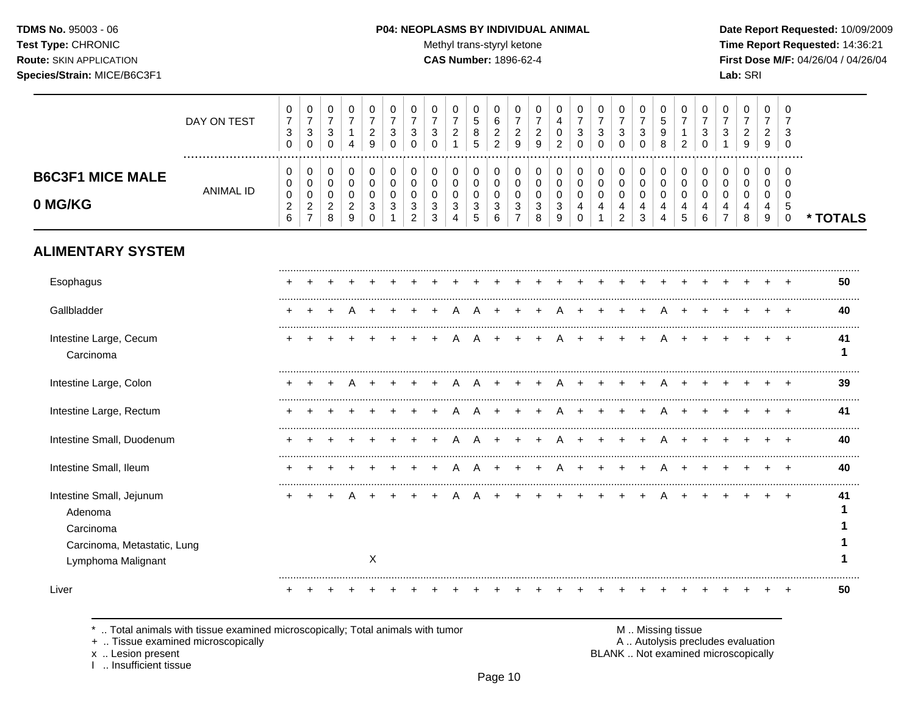**TDMS No.** 95003 - 06
**Test Type:** CHRONIC
**Route:** SKIN APPLICATION
**Species/Strain:** MICE/B6C3F1

**P04: NEOPLASMS BY INDIVIDUAL ANIMAL**
Methyl trans-styryl ketone
**CAS Number:** 1896-62-4

**Date Report Requested:** 10/09/2009
**Time Report Requested:** 14:36:21
**First Dose M/F:** 04/26/04 / 04/26/04
**Lab:** SRI

## B6C3F1 MICE MALE 0 MG/KG

| | | | | | | | | | | | | | | | | | | | | | | | | | | |
|---|---|---|---|---|---|---|---|---|---|---|---|---|---|---|---|---|---|---|---|---|---|---|---|---|---|---|
| DAY ON TEST | 0730 | 0730 | 0730 | 0714 | 0729 | 0730 | 0730 | 0730 | 0721 | 0585 | 0622 | 0729 | 0729 | 0402 | 0730 | 0730 | 0730 | 0730 | 0598 | 0712 | 0730 | 0731 | 0729 | 0729 | 0730 | |
| ANIMAL ID | 00026 | 00027 | 00028 | 00029 | 00030 | 00031 | 00032 | 00033 | 00034 | 00035 | 00036 | 00037 | 00038 | 00039 | 00040 | 00041 | 00042 | 00043 | 00044 | 00045 | 00046 | 00047 | 00048 | 00049 | 00050 | * TOTALS |
| **ALIMENTARY SYSTEM** | | | | | | | | | | | | | | | | | | | | | | | | | | |
| Esophagus | + | + | + | + | + | + | + | + | + | + | + | + | + | + | + | + | + | + | + | + | + | + | + | + | + | 50 |
| Gallbladder | + | + | + | A | + | + | + | + | A | A | + | + | + | A | + | + | + | + | A | + | + | + | + | + | + | 40 |
| Intestine Large, Cecum | + | + | + | + | + | + | + | + | A | A | + | + | + | A | + | + | + | + | A | + | + | + | + | + | + | 41 |
| Carcinoma | | | | | | | | | | | | | | | | | | | | | | | | | | 1 |
| Intestine Large, Colon | + | + | + | A | + | + | + | + | A | A | + | + | + | A | + | + | + | + | A | + | + | + | + | + | + | 39 |
| Intestine Large, Rectum | + | + | + | + | + | + | + | + | A | A | + | + | + | A | + | + | + | + | A | + | + | + | + | + | + | 41 |
| Intestine Small, Duodenum | + | + | + | + | + | + | + | + | A | A | + | + | + | A | + | + | + | + | A | + | + | + | + | + | + | 40 |
| Intestine Small, Ileum | + | + | + | + | + | + | + | + | A | A | + | + | + | A | + | + | + | + | A | + | + | + | + | + | + | 40 |
| Intestine Small, Jejunum | + | + | + | A | + | + | + | + | A | A | + | + | + | + | + | + | + | + | A | + | + | + | + | + | + | 41 |
| Adenoma | | | | | | | | | | | | | | | | | | | | | | | | | | 1 |
| Carcinoma | | | | | | | | | | | | | | | | | | | | | | | | | | 1 |
| Carcinoma, Metastatic, Lung | | | | | | | | | | | | | | | | | | | | | | | | | | 1 |
| Lymphoma Malignant | | | | | X | | | | | | | | | | | | | | | | | | | | | 1 |
| Liver | + | + | + | + | + | + | + | + | + | + | + | + | + | + | + | + | + | + | + | + | + | + | + | + | + | 50 |

\* .. Total animals with tissue examined microscopically; Total animals with tumor
\+ .. Tissue examined microscopically
x .. Lesion present
I .. Insufficient tissue

M .. Missing tissue
A .. Autolysis precludes evaluation
BLANK .. Not examined microscopically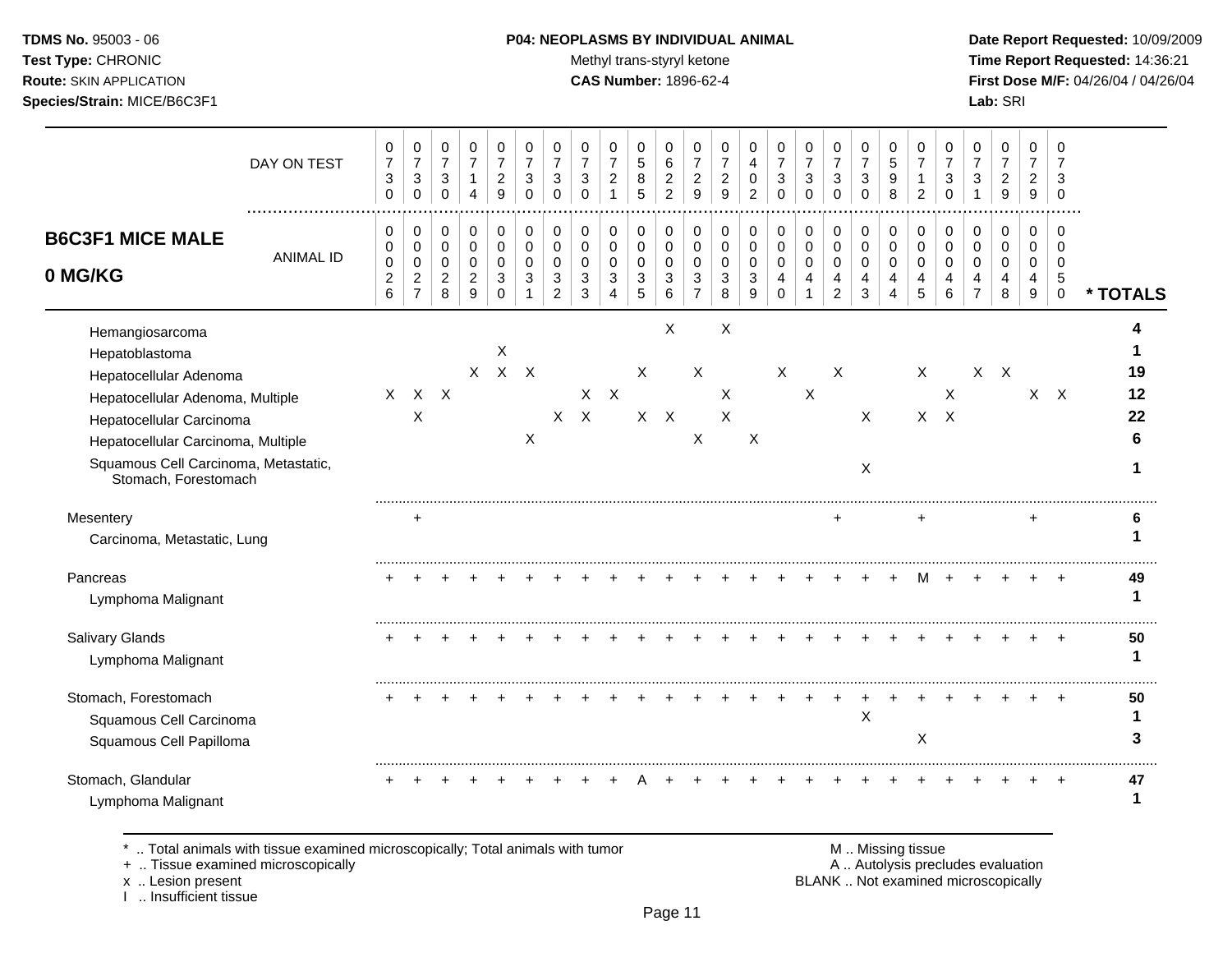**TDMS No.** 95003 - 06
**Test Type:** CHRONIC
**Route:** SKIN APPLICATION
**Species/Strain:** MICE/B6C3F1

**P04: NEOPLASMS BY INDIVIDUAL ANIMAL**
Methyl trans-styryl ketone
**CAS Number:** 1896-62-4

**Date Report Requested:** 10/09/2009
**Time Report Requested:** 14:36:21
**First Dose M/F:** 04/26/04 / 04/26/04
**Lab:** SRI

## B6C3F1 MICE MALE 0 MG/KG

| DAY ON TEST | 0730 | 0730 | 0730 | 0714 | 0729 | 0730 | 0730 | 0730 | 0721 | 0585 | 0622 | 0729 | 0729 | 0402 | 0730 | 0730 | 0730 | 0730 | 0598 | 0712 | 0730 | 0731 | 0729 | 0729 | 0730 | |
|---|---|---|---|---|---|---|---|---|---|---|---|---|---|---|---|---|---|---|---|---|---|---|---|---|---|---|
| **ANIMAL ID** | 0026 | 0027 | 0028 | 0029 | 0030 | 0031 | 0032 | 0033 | 0034 | 0035 | 0036 | 0037 | 0038 | 0039 | 0040 | 0041 | 0042 | 0043 | 0044 | 0045 | 0046 | 0047 | 0048 | 0049 | 0050 | *** TOTALS** |
| Hemangiosarcoma | | | | | | | | | | | X | | X | | | | | | | | | | | | | **4** |
| Hepatoblastoma | | | | | X | | | | | | | | | | | | | | | | | | | | | **1** |
| Hepatocellular Adenoma | | | | X | X | X | | | | X | | X | | | X | | X | | | X | | X | X | | | **19** |
| Hepatocellular Adenoma, Multiple | X | X | X | | | | | X | X | | | | X | | | X | | | | | X | | | X | X | **12** |
| Hepatocellular Carcinoma | | X | | | | | X | X | | X | X | | X | | | | | X | | X | X | | | | | **22** |
| Hepatocellular Carcinoma, Multiple | | | | | | X | | | | | | X | | X | | | | | | | | | | | | **6** |
| Squamous Cell Carcinoma, Metastatic, Stomach, Forestomach | | | | | | | | | | | | | | | | | | X | | | | | | | | **1** |
| Mesentery | | + | | | | | | | | | | | | | | | + | | | + | | | | + | | **6** |
| Carcinoma, Metastatic, Lung | | | | | | | | | | | | | | | | | | | | | | | | | | **1** |
| Pancreas | + | + | + | + | + | + | + | + | + | + | + | + | + | + | + | + | + | + | + | M | + | + | + | + | + | **49** |
| Lymphoma Malignant | | | | | | | | | | | | | | | | | | | | | | | | | | **1** |
| Salivary Glands | + | + | + | + | + | + | + | + | + | + | + | + | + | + | + | + | + | + | + | + | + | + | + | + | + | **50** |
| Lymphoma Malignant | | | | | | | | | | | | | | | | | | | | | | | | | | **1** |
| Stomach, Forestomach | + | + | + | + | + | + | + | + | + | + | + | + | + | + | + | + | + | + | + | + | + | + | + | + | + | **50** |
| Squamous Cell Carcinoma | | | | | | | | | | | | | | | | | | X | | | | | | | | **1** |
| Squamous Cell Papilloma | | | | | | | | | | | | | | | | | | | | X | | | | | | **3** |
| Stomach, Glandular | + | + | + | + | + | + | + | + | + | A | + | + | + | + | + | + | + | + | + | + | + | + | + | + | + | **47** |
| Lymphoma Malignant | | | | | | | | | | | | | | | | | | | | | | | | | | **1** |

\* .. Total animals with tissue examined microscopically; Total animals with tumor
\+ .. Tissue examined microscopically
x .. Lesion present
I .. Insufficient tissue

M .. Missing tissue
A .. Autolysis precludes evaluation
BLANK .. Not examined microscopically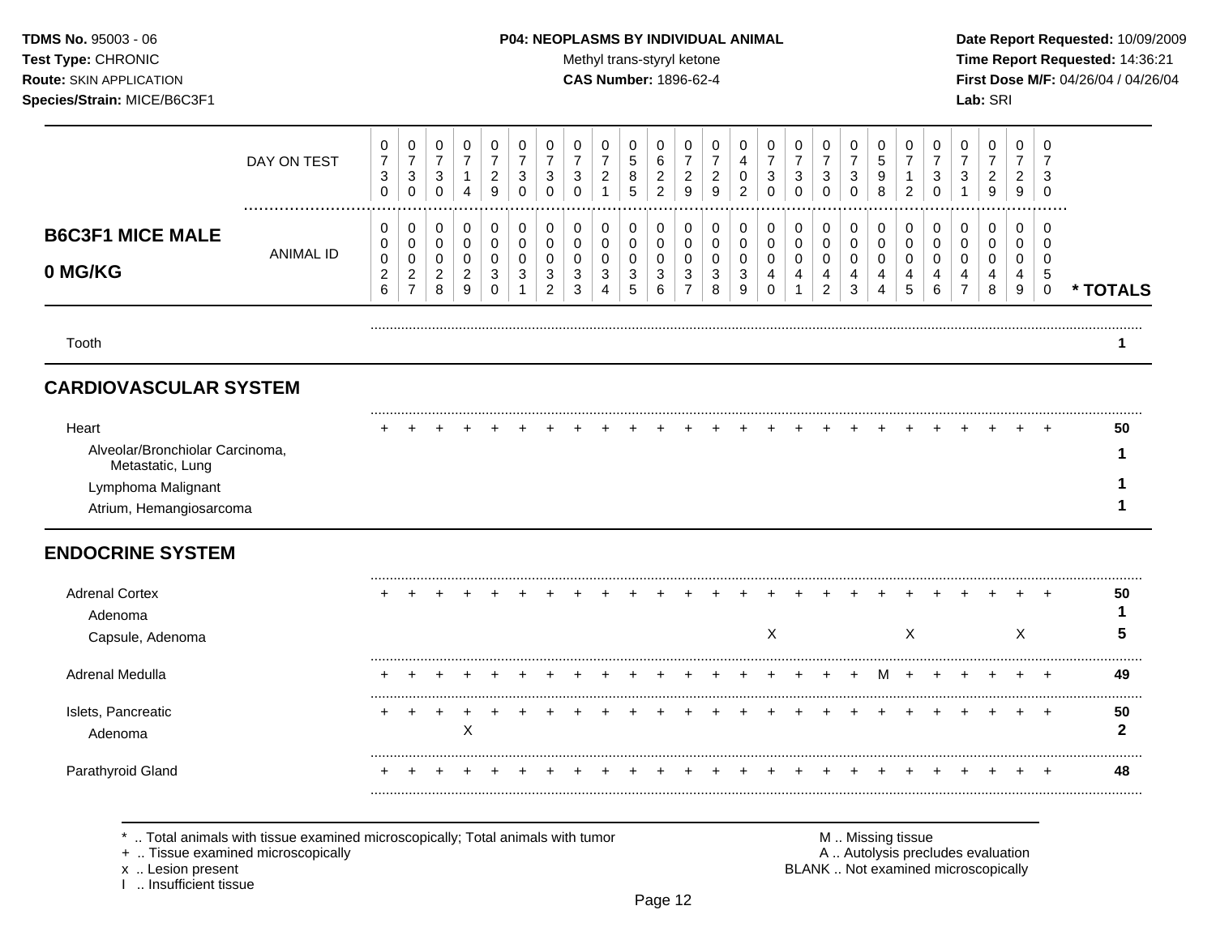| DAY ON TEST | 0730 | 0730 | 0730 | 0714 | 0729 | 0730 | 0730 | 0730 | 0721 | 0585 | 0622 | 0729 | 0729 | 0402 | 0730 | 0730 | 0730 | 0730 | 0598 | 0712 | 0730 | 0731 | 0729 | 0729 | 0730 | |
|---|---|---|---|---|---|---|---|---|---|---|---|---|---|---|---|---|---|---|---|---|---|---|---|---|---|---|
| **B6C3F1 MICE MALE 0 MG/KG** ANIMAL ID | 0026 | 0027 | 0028 | 0029 | 0030 | 0031 | 0032 | 0033 | 0034 | 0035 | 0036 | 0037 | 0038 | 0039 | 0040 | 0041 | 0042 | 0043 | 0044 | 0045 | 0046 | 0047 | 0048 | 0049 | 0050 | *** TOTALS** |
| Tooth | | | | | | | | | | | | | | | | | | | | | | | | | | **1** |
| **CARDIOVASCULAR SYSTEM** | | | | | | | | | | | | | | | | | | | | | | | | | | |
| Heart | + | + | + | + | + | + | + | + | + | + | + | + | + | + | + | + | + | + | + | + | + | + | + | + | + | **50** |
| Alveolar/Bronchiolar Carcinoma, Metastatic, Lung | | | | | | | | | | | | | | | | | | | | | | | | | | **1** |
| Lymphoma Malignant | | | | | | | | | | | | | | | | | | | | | | | | | | **1** |
| Atrium, Hemangiosarcoma | | | | | | | | | | | | | | | | | | | | | | | | | | **1** |
| **ENDOCRINE SYSTEM** | | | | | | | | | | | | | | | | | | | | | | | | | | |
| Adrenal Cortex | + | + | + | + | + | + | + | + | + | + | + | + | + | + | + | + | + | + | + | + | + | + | + | + | + | **50** |
| Adenoma | | | | | | | | | | | | | | | | | | | | | | | | | | **1** |
| Capsule, Adenoma | | | | | | | | | | | | | | | X | | | | | X | | | | X | | **5** |
| Adrenal Medulla | + | + | + | + | + | + | + | + | + | + | + | + | + | + | + | + | + | + | M | + | + | + | + | + | + | **49** |
| Islets, Pancreatic | + | + | + | + | + | + | + | + | + | + | + | + | + | + | + | + | + | + | + | + | + | + | + | + | + | **50** |
| Adenoma | | | | X | | | | | | | | | | | | | | | | | | | | | | **2** |
| Parathyroid Gland | + | + | + | + | + | + | + | + | + | + | + | + | + | + | + | + | + | + | + | + | + | + | + | + | + | **48** |

\* .. Total animals with tissue examined microscopically; Total animals with tumor
\+ .. Tissue examined microscopically
x .. Lesion present
I .. Insufficient tissue

M .. Missing tissue
A .. Autolysis precludes evaluation
BLANK .. Not examined microscopically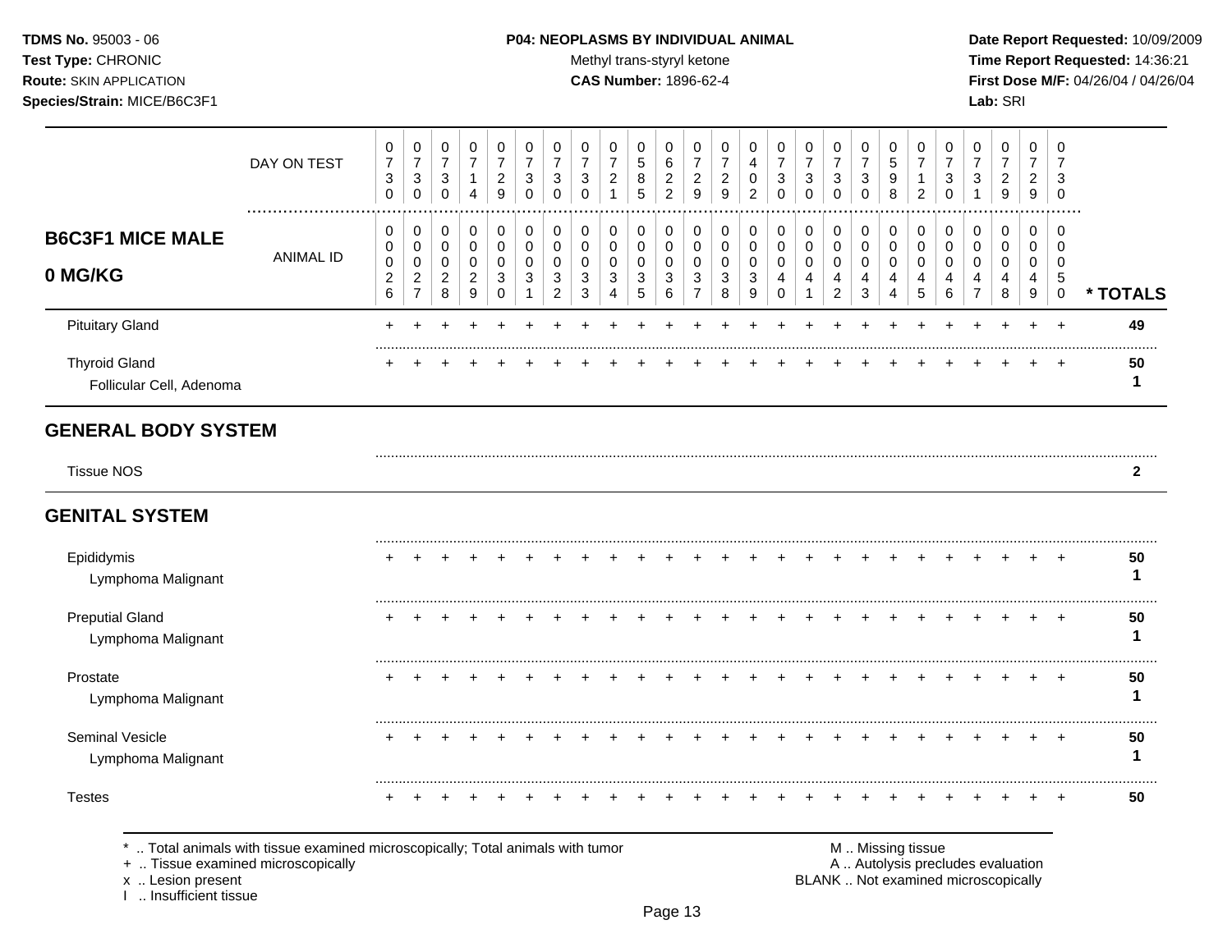**TDMS No.** 95003 - 06
**Test Type:** CHRONIC
**Route:** SKIN APPLICATION
**Species/Strain:** MICE/B6C3F1

**P04: NEOPLASMS BY INDIVIDUAL ANIMAL**
Methyl trans-styryl ketone
**CAS Number:** 1896-62-4

**Date Report Requested:** 10/09/2009
**Time Report Requested:** 14:36:21
**First Dose M/F:** 04/26/04 / 04/26/04
**Lab:** SRI

## B6C3F1 MICE MALE 0 MG/KG

| | 0730 | 0730 | 0730 | 0714 | 0729 | 0730 | 0730 | 0730 | 0721 | 0585 | 0622 | 0729 | 0729 | 0402 | 0730 | 0730 | 0730 | 0730 | 0598 | 0712 | 0730 | 0731 | 0729 | 0729 | 0730 | |
|---|---|---|---|---|---|---|---|---|---|---|---|---|---|---|---|---|---|---|---|---|---|---|---|---|---|---|
| **DAY ON TEST / ANIMAL ID** | 0026 | 0027 | 0028 | 0029 | 0030 | 0031 | 0032 | 0033 | 0034 | 0035 | 0036 | 0037 | 0038 | 0039 | 0040 | 0041 | 0042 | 0043 | 0044 | 0045 | 0046 | 0047 | 0048 | 0049 | 0050 | *** TOTALS** |
| Pituitary Gland | + | + | + | + | + | + | + | + | + | + | + | + | + | + | + | + | + | + | + | + | + | + | + | + | + | **49** |
| Thyroid Gland | + | + | + | + | + | + | + | + | + | + | + | + | + | + | + | + | + | + | + | + | + | + | + | + | + | **50** |
| Follicular Cell, Adenoma | | | | | | | | | | | | | | | | | | | | | | | | | | **1** |
| **GENERAL BODY SYSTEM** | | | | | | | | | | | | | | | | | | | | | | | | | | |
| Tissue NOS | | | | | | | | | | | | | | | | | | | | | | | | | | **2** |
| **GENITAL SYSTEM** | | | | | | | | | | | | | | | | | | | | | | | | | | |
| Epididymis | + | + | + | + | + | + | + | + | + | + | + | + | + | + | + | + | + | + | + | + | + | + | + | + | + | **50** |
| Lymphoma Malignant | | | | | | | | | | | | | | | | | | | | | | | | | | **1** |
| Preputial Gland | + | + | + | + | + | + | + | + | + | + | + | + | + | + | + | + | + | + | + | + | + | + | + | + | + | **50** |
| Lymphoma Malignant | | | | | | | | | | | | | | | | | | | | | | | | | | **1** |
| Prostate | + | + | + | + | + | + | + | + | + | + | + | + | + | + | + | + | + | + | + | + | + | + | + | + | + | **50** |
| Lymphoma Malignant | | | | | | | | | | | | | | | | | | | | | | | | | | **1** |
| Seminal Vesicle | + | + | + | + | + | + | + | + | + | + | + | + | + | + | + | + | + | + | + | + | + | + | + | + | + | **50** |
| Lymphoma Malignant | | | | | | | | | | | | | | | | | | | | | | | | | | **1** |
| Testes | + | + | + | + | + | + | + | + | + | + | + | + | + | + | + | + | + | + | + | + | + | + | + | + | + | **50** |

\* .. Total animals with tissue examined microscopically; Total animals with tumor
\+ .. Tissue examined microscopically
x .. Lesion present
I .. Insufficient tissue

M .. Missing tissue
A .. Autolysis precludes evaluation
BLANK .. Not examined microscopically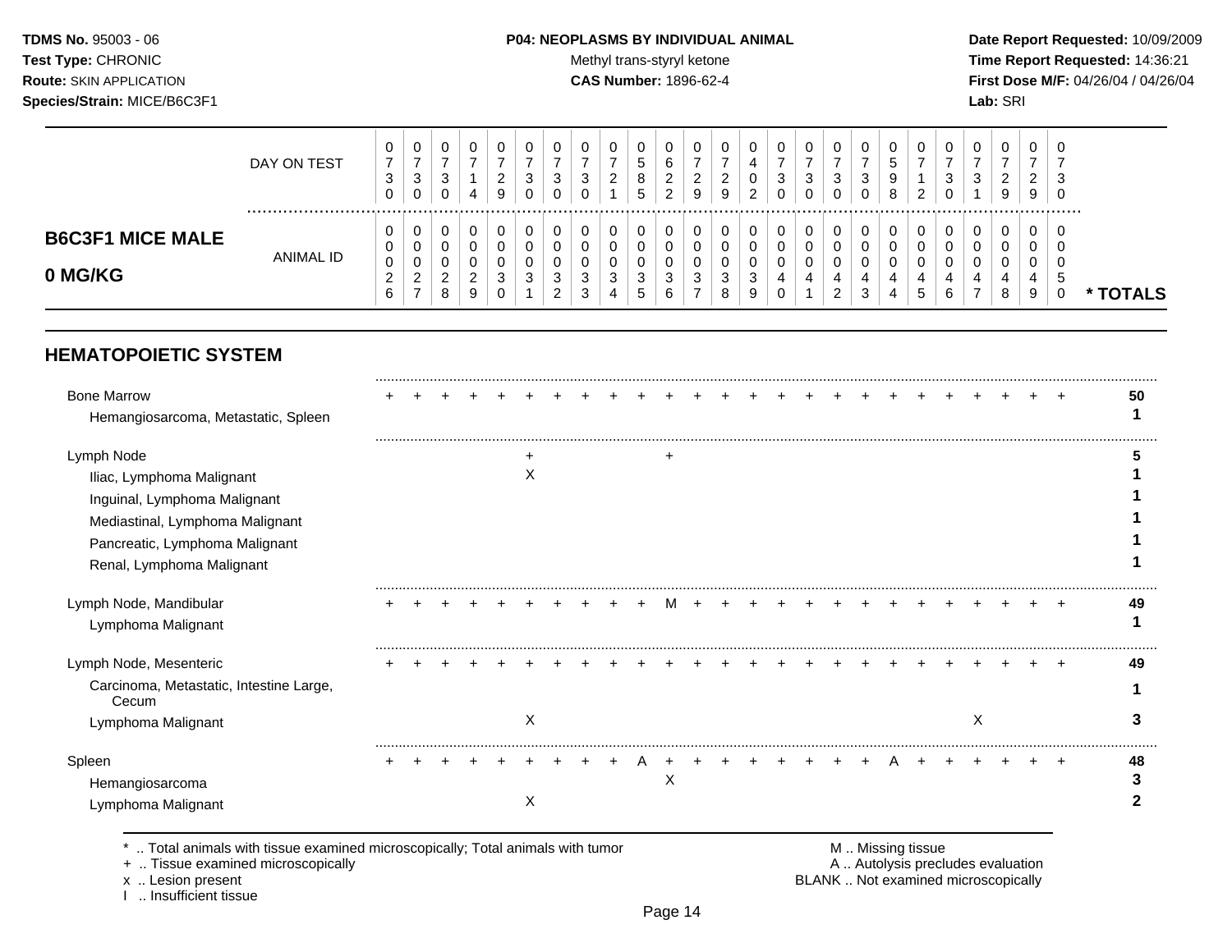**TDMS No.** 95003 - 06
**Test Type:** CHRONIC
**Route:** SKIN APPLICATION
**Species/Strain:** MICE/B6C3F1

**P04: NEOPLASMS BY INDIVIDUAL ANIMAL**
Methyl trans-styryl ketone
**CAS Number:** 1896-62-4

**Date Report Requested:** 10/09/2009
**Time Report Requested:** 14:36:21
**First Dose M/F:** 04/26/04 / 04/26/04
**Lab:** SRI

## B6C3F1 MICE MALE 0 MG/KG

| DAY ON TEST | 0730 | 0730 | 0730 | 0714 | 0729 | 0730 | 0730 | 0730 | 0721 | 0585 | 0622 | 0729 | 0729 | 0402 | 0730 | 0730 | 0730 | 0730 | 0598 | 0712 | 0730 | 0731 | 0729 | 0729 | 0730 | |
|---|---|---|---|---|---|---|---|---|---|---|---|---|---|---|---|---|---|---|---|---|---|---|---|---|---|---|
| **ANIMAL ID** | 0026 | 0027 | 0028 | 0029 | 0030 | 0031 | 0032 | 0033 | 0034 | 0035 | 0036 | 0037 | 0038 | 0039 | 0040 | 0041 | 0042 | 0043 | 0044 | 0045 | 0046 | 0047 | 0048 | 0049 | 0050 | *** TOTALS** |
| **HEMATOPOIETIC SYSTEM** | | | | | | | | | | | | | | | | | | | | | | | | | | |
| Bone Marrow | + | + | + | + | + | + | + | + | + | + | + | + | + | + | + | + | + | + | + | + | + | + | + | + | + | **50** |
| Hemangiosarcoma, Metastatic, Spleen | | | | | | | | | | | | | | | | | | | | | | | | | | **1** |
| Lymph Node | | | | | | + | | | | | + | | | | | | | | | | | | | | | **5** |
| Iliac, Lymphoma Malignant | | | | | | X | | | | | | | | | | | | | | | | | | | | **1** |
| Inguinal, Lymphoma Malignant | | | | | | | | | | | | | | | | | | | | | | | | | | **1** |
| Mediastinal, Lymphoma Malignant | | | | | | | | | | | | | | | | | | | | | | | | | | **1** |
| Pancreatic, Lymphoma Malignant | | | | | | | | | | | | | | | | | | | | | | | | | | **1** |
| Renal, Lymphoma Malignant | | | | | | | | | | | | | | | | | | | | | | | | | | **1** |
| Lymph Node, Mandibular | + | + | + | + | + | + | + | + | + | + | M | + | + | + | + | + | + | + | + | + | + | + | + | + | + | **49** |
| Lymphoma Malignant | | | | | | | | | | | | | | | | | | | | | | | | | | **1** |
| Lymph Node, Mesenteric | + | + | + | + | + | + | + | + | + | + | + | + | + | + | + | + | + | + | + | + | + | + | + | + | + | **49** |
| Carcinoma, Metastatic, Intestine Large, Cecum | | | | | | | | | | | | | | | | | | | | | | | | | | **1** |
| Lymphoma Malignant | | | | | | X | | | | | | | | | | | | | | | | X | | | | **3** |
| Spleen | + | + | + | + | + | + | + | + | + | A | + | + | + | + | + | + | + | + | A | + | + | + | + | + | + | **48** |
| Hemangiosarcoma | | | | | | | | | | | X | | | | | | | | | | | | | | | **3** |
| Lymphoma Malignant | | | | | | X | | | | | | | | | | | | | | | | | | | | **2** |

\* .. Total animals with tissue examined microscopically; Total animals with tumor
\+ .. Tissue examined microscopically
x .. Lesion present
I .. Insufficient tissue

M .. Missing tissue
A .. Autolysis precludes evaluation
BLANK .. Not examined microscopically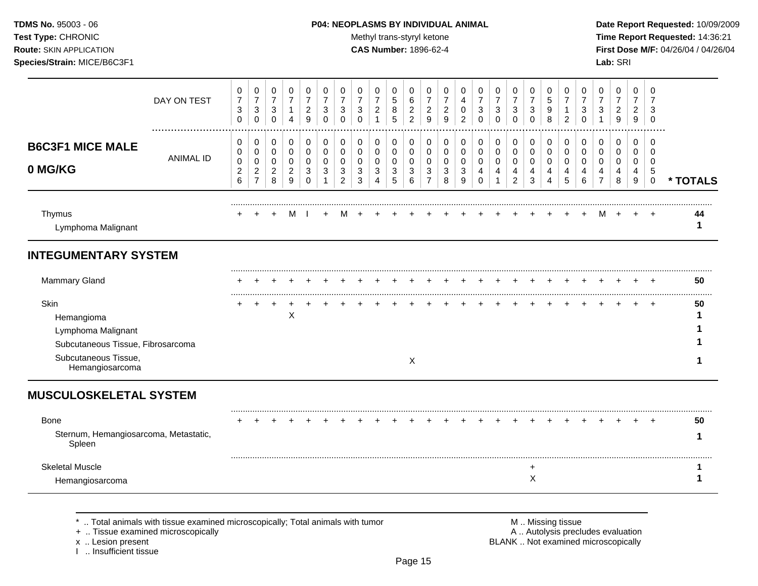**TDMS No.** 95003 - 06
**Test Type:** CHRONIC
**Route:** SKIN APPLICATION
**Species/Strain:** MICE/B6C3F1

**P04: NEOPLASMS BY INDIVIDUAL ANIMAL**
Methyl trans-styryl ketone
**CAS Number:** 1896-62-4

**Date Report Requested:** 10/09/2009
**Time Report Requested:** 14:36:21
**First Dose M/F:** 04/26/04 / 04/26/04
**Lab:** SRI

## B6C3F1 MICE MALE 0 MG/KG

| DAY ON TEST | 0730 | 0730 | 0730 | 0714 | 0729 | 0730 | 0730 | 0730 | 0721 | 0585 | 0622 | 0729 | 0729 | 0402 | 0730 | 0730 | 0730 | 0730 | 0598 | 0712 | 0730 | 0731 | 0729 | 0729 | 0730 | |
|---|---|---|---|---|---|---|---|---|---|---|---|---|---|---|---|---|---|---|---|---|---|---|---|---|---|---|
| **ANIMAL ID** | 0026 | 0027 | 0028 | 0029 | 0030 | 0031 | 0032 | 0033 | 0034 | 0035 | 0036 | 0037 | 0038 | 0039 | 0040 | 0041 | 0042 | 0043 | 0044 | 0045 | 0046 | 0047 | 0048 | 0049 | 0050 | *** TOTALS** |
| Thymus | + | + | + | M | I | + | M | + | + | + | + | + | + | + | + | + | + | + | + | + | + | M | + | + | + | **44** |
| Lymphoma Malignant | | | | | | | | | | | | | | | | | | | | | | | | | | **1** |
| **INTEGUMENTARY SYSTEM** | | | | | | | | | | | | | | | | | | | | | | | | | | |
| Mammary Gland | + | + | + | + | + | + | + | + | + | + | + | + | + | + | + | + | + | + | + | + | + | + | + | + | + | **50** |
| Skin | + | + | + | + | + | + | + | + | + | + | + | + | + | + | + | + | + | + | + | + | + | + | + | + | + | **50** |
| Hemangioma | | | | X | | | | | | | | | | | | | | | | | | | | | | **1** |
| Lymphoma Malignant | | | | | | | | | | | | | | | | | | | | | | | | | | **1** |
| Subcutaneous Tissue, Fibrosarcoma | | | | | | | | | | | | | | | | | | | | | | | | | | **1** |
| Subcutaneous Tissue, Hemangiosarcoma | | | | | | | | | | | X | | | | | | | | | | | | | | | **1** |
| **MUSCULOSKELETAL SYSTEM** | | | | | | | | | | | | | | | | | | | | | | | | | | |
| Bone | + | + | + | + | + | + | + | + | + | + | + | + | + | + | + | + | + | + | + | + | + | + | + | + | + | **50** |
| Sternum, Hemangiosarcoma, Metastatic, Spleen | | | | | | | | | | | | | | | | | | | | | | | | | | **1** |
| Skeletal Muscle | | | | | | | | | | | | | | | | | | + | | | | | | | | **1** |
| Hemangiosarcoma | | | | | | | | | | | | | | | | | | X | | | | | | | | **1** |

\* .. Total animals with tissue examined microscopically; Total animals with tumor
\+ .. Tissue examined microscopically
x .. Lesion present
I .. Insufficient tissue

M .. Missing tissue
A .. Autolysis precludes evaluation
BLANK .. Not examined microscopically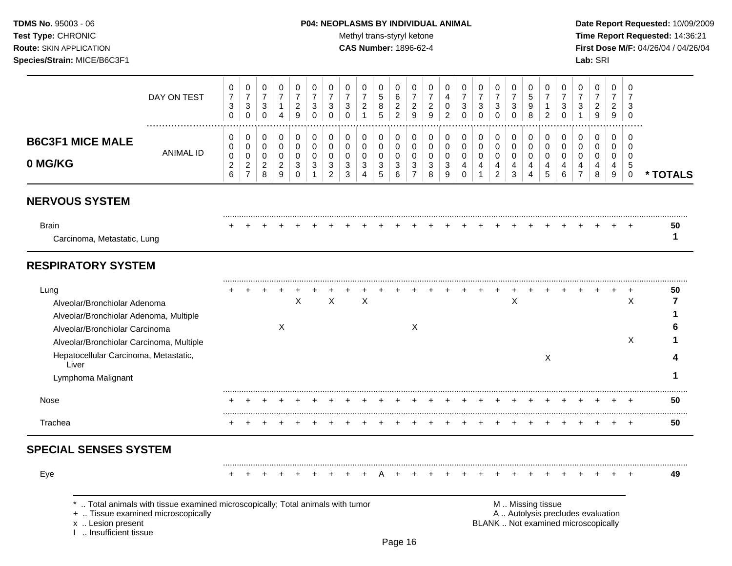**TDMS No.** 95003 - 06
**Test Type:** CHRONIC
**Route:** SKIN APPLICATION
**Species/Strain:** MICE/B6C3F1

**P04: NEOPLASMS BY INDIVIDUAL ANIMAL**
Methyl trans-styryl ketone
**CAS Number:** 1896-62-4

**Date Report Requested:** 10/09/2009
**Time Report Requested:** 14:36:21
**First Dose M/F:** 04/26/04 / 04/26/04
**Lab:** SRI

## B6C3F1 MICE MALE 0 MG/KG

| DAY ON TEST | 0730 | 0730 | 0730 | 0714 | 0729 | 0730 | 0730 | 0730 | 0721 | 0585 | 0622 | 0729 | 0729 | 0402 | 0730 | 0730 | 0730 | 0730 | 0598 | 0712 | 0730 | 0731 | 0729 | 0729 | 0730 | |
|---|---|---|---|---|---|---|---|---|---|---|---|---|---|---|---|---|---|---|---|---|---|---|---|---|---|---|
| **ANIMAL ID** | 00026 | 00027 | 00028 | 00029 | 00030 | 00031 | 00032 | 00033 | 00034 | 00035 | 00036 | 00037 | 00038 | 00039 | 00040 | 00041 | 00042 | 00043 | 00044 | 00045 | 00046 | 00047 | 00048 | 00049 | 00050 | *** TOTALS** |
| **NERVOUS SYSTEM** | | | | | | | | | | | | | | | | | | | | | | | | | | |
| Brain | + | + | + | + | + | + | + | + | + | + | + | + | + | + | + | + | + | + | + | + | + | + | + | + | + | 50 |
| Carcinoma, Metastatic, Lung | | | | | | | | | | | | | | | | | | | | | | | | | | 1 |
| **RESPIRATORY SYSTEM** | | | | | | | | | | | | | | | | | | | | | | | | | | |
| Lung | + | + | + | + | + | + | + | + | + | + | + | + | + | + | + | + | + | + | + | + | + | + | + | + | + | 50 |
| Alveolar/Bronchiolar Adenoma | | | | | X | | X | | X | | | | | | | | | X | | | | | | | X | 7 |
| Alveolar/Bronchiolar Adenoma, Multiple | | | | | | | | | | | | | | | | | | | | | | | | | | 1 |
| Alveolar/Bronchiolar Carcinoma | | | | X | | | | | | | | X | | | | | | | | | | | | | | 6 |
| Alveolar/Bronchiolar Carcinoma, Multiple | | | | | | | | | | | | | | | | | | | | | | | | | X | 1 |
| Hepatocellular Carcinoma, Metastatic, Liver | | | | | | | | | | | | | | | | | | | | X | | | | | | 4 |
| Lymphoma Malignant | | | | | | | | | | | | | | | | | | | | | | | | | | 1 |
| Nose | + | + | + | + | + | + | + | + | + | + | + | + | + | + | + | + | + | + | + | + | + | + | + | + | + | 50 |
| Trachea | + | + | + | + | + | + | + | + | + | + | + | + | + | + | + | + | + | + | + | + | + | + | + | + | + | 50 |
| **SPECIAL SENSES SYSTEM** | | | | | | | | | | | | | | | | | | | | | | | | | | |
| Eye | + | + | + | + | + | + | + | + | + | A | + | + | + | + | + | + | + | + | + | + | + | + | + | + | + | 49 |

\* .. Total animals with tissue examined microscopically; Total animals with tumor
\+ .. Tissue examined microscopically
x .. Lesion present
I .. Insufficient tissue

M .. Missing tissue
A .. Autolysis precludes evaluation
BLANK .. Not examined microscopically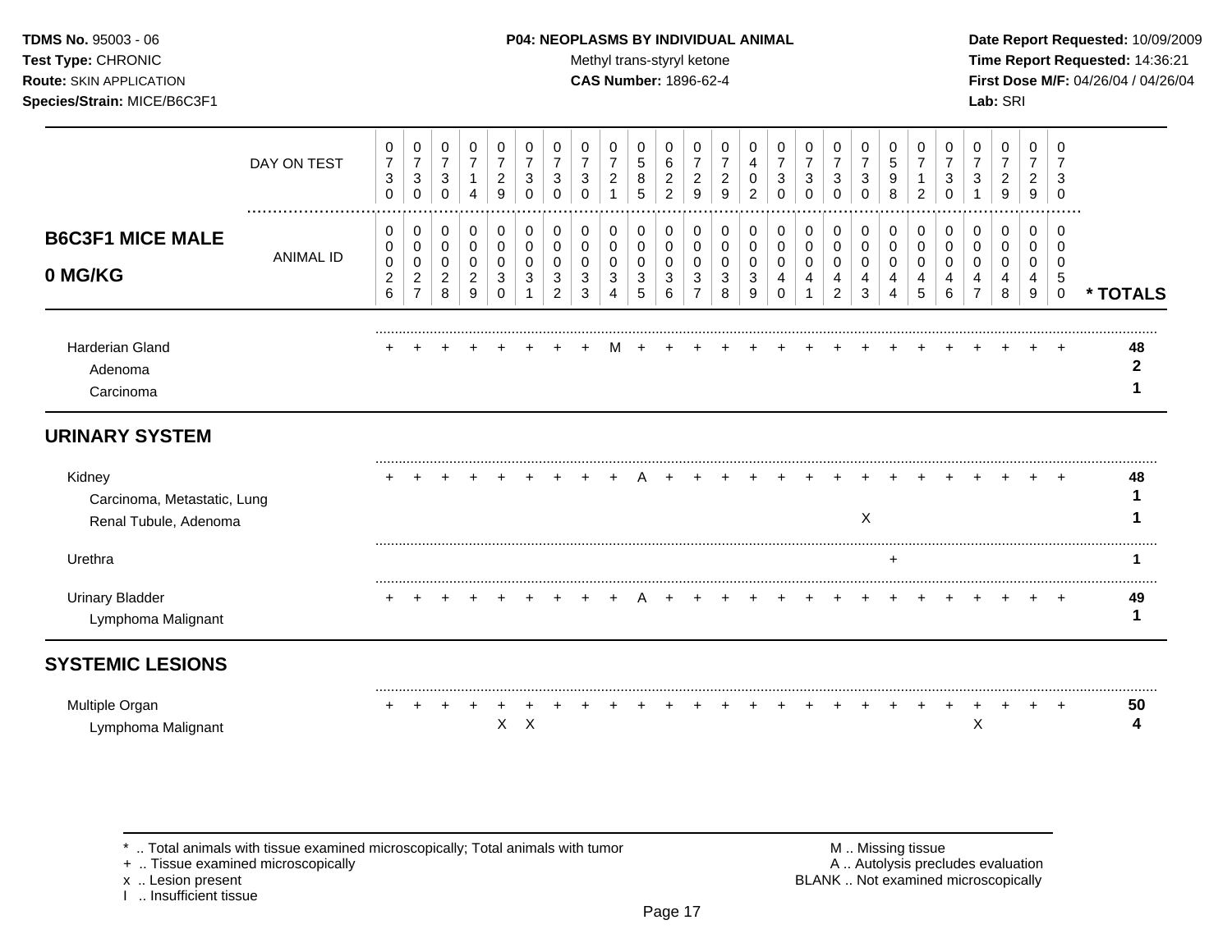**TDMS No.** 95003 - 06
**Test Type:** CHRONIC
**Route:** SKIN APPLICATION
**Species/Strain:** MICE/B6C3F1

**P04: NEOPLASMS BY INDIVIDUAL ANIMAL**
Methyl trans-styryl ketone
**CAS Number:** 1896-62-4

**Date Report Requested:** 10/09/2009
**Time Report Requested:** 14:36:21
**First Dose M/F:** 04/26/04 / 04/26/04
**Lab:** SRI

**B6C3F1 MICE MALE 0 MG/KG**

| | | | | | | | | | | | | | | | | | | | | | | | | | | |
|---|---|---|---|---|---|---|---|---|---|---|---|---|---|---|---|---|---|---|---|---|---|---|---|---|---|---|
| DAY ON TEST | 0730 | 0730 | 0730 | 0714 | 0729 | 0730 | 0730 | 0730 | 0721 | 0585 | 0622 | 0729 | 0729 | 0402 | 0730 | 0730 | 0730 | 0730 | 0598 | 0712 | 0730 | 0731 | 0729 | 0729 | 0730 | |
| ANIMAL ID | 0026 | 0027 | 0028 | 0029 | 0030 | 0031 | 0032 | 0033 | 0034 | 0035 | 0036 | 0037 | 0038 | 0039 | 0040 | 0041 | 0042 | 0043 | 0044 | 0045 | 0046 | 0047 | 0048 | 0049 | 0050 | * TOTALS |
| Harderian Gland | + | + | + | + | + | + | + | + | M | + | + | + | + | + | + | + | + | + | + | + | + | + | + | + | + | 48 |
| Adenoma | | | | | | | | | | | | | | | | | | | | | | | | | | 2 |
| Carcinoma | | | | | | | | | | | | | | | | | | | | | | | | | | 1 |
| **URINARY SYSTEM** | | | | | | | | | | | | | | | | | | | | | | | | | | |
| Kidney | + | + | + | + | + | + | + | + | + | A | + | + | + | + | + | + | + | + | + | + | + | + | + | + | + | 48 |
| Carcinoma, Metastatic, Lung | | | | | | | | | | | | | | | | | | | | | | | | | | 1 |
| Renal Tubule, Adenoma | | | | | | | | | | | | | | | | | | X | | | | | | | | 1 |
| Urethra | | | | | | | | | | | | | | | | | | | + | | | | | | | 1 |
| Urinary Bladder | + | + | + | + | + | + | + | + | + | A | + | + | + | + | + | + | + | + | + | + | + | + | + | + | + | 49 |
| Lymphoma Malignant | | | | | | | | | | | | | | | | | | | | | | | | | | 1 |
| **SYSTEMIC LESIONS** | | | | | | | | | | | | | | | | | | | | | | | | | | |
| Multiple Organ | + | + | + | + | + | + | + | + | + | + | + | + | + | + | + | + | + | + | + | + | + | + | + | + | + | 50 |
| Lymphoma Malignant | | | | | X | X | | | | | | | | | | | | | | | | X | | | | 4 |

\* .. Total animals with tissue examined microscopically; Total animals with tumor
\+ .. Tissue examined microscopically
x .. Lesion present
I .. Insufficient tissue

M .. Missing tissue
A .. Autolysis precludes evaluation
BLANK .. Not examined microscopically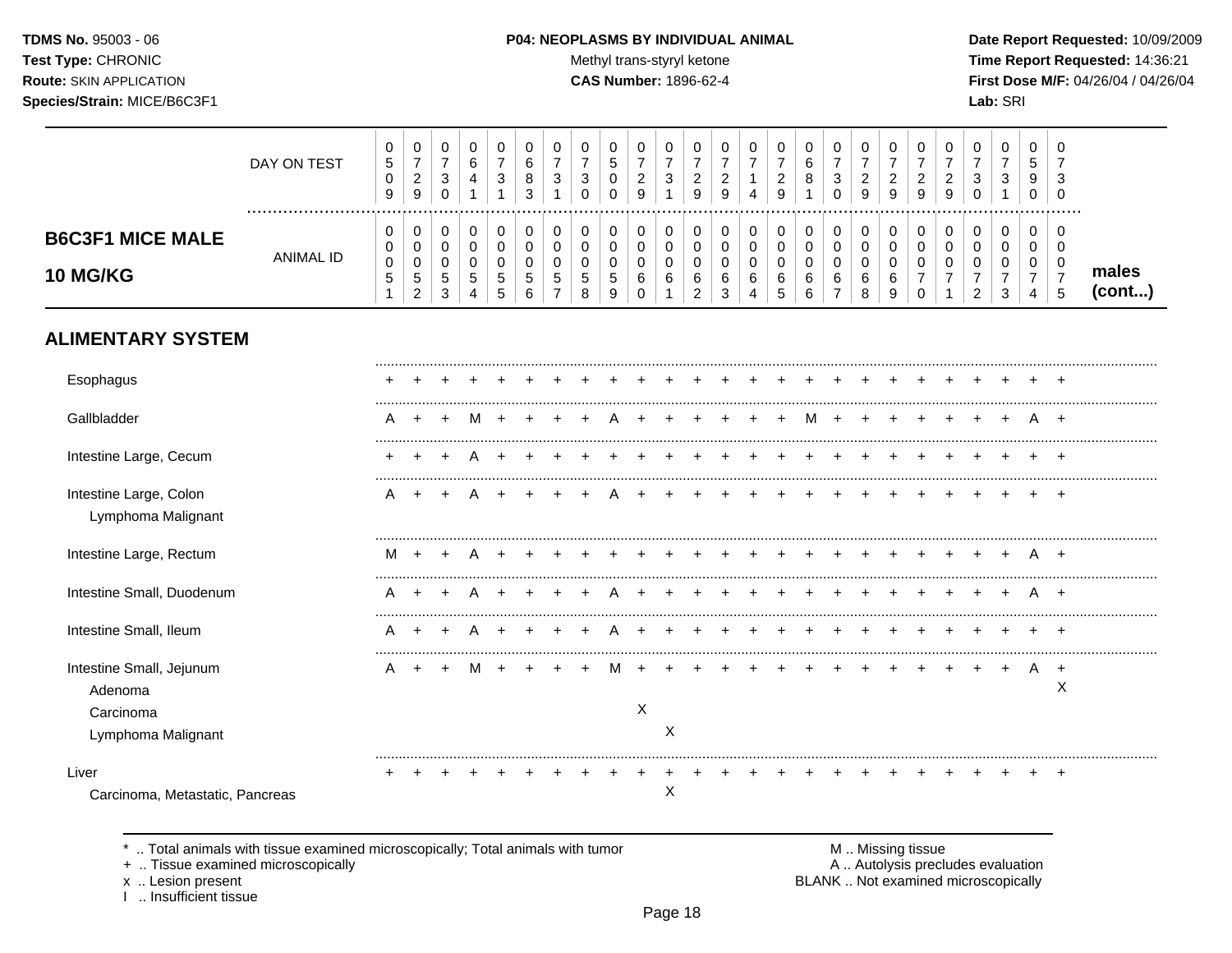**P04: NEOPLASMS BY INDIVIDUAL ANIMAL**

Methyl trans-styryl ketone
**CAS Number:** 1896-62-4

**TDMS No.** 95003 - 06
**Test Type:** CHRONIC
**Route:** SKIN APPLICATION
**Species/Strain:** MICE/B6C3F1

**Date Report Requested:** 10/09/2009
**Time Report Requested:** 14:36:21
**First Dose M/F:** 04/26/04 / 04/26/04
**Lab:** SRI

## B6C3F1 MICE MALE 10 MG/KG

males (cont...)

| DAY ON TEST | 0509 | 0729 | 0730 | 0641 | 0731 | 0683 | 0731 | 0730 | 0500 | 0729 | 0731 | 0729 | 0729 | 0714 | 0729 | 0681 | 0730 | 0729 | 0729 | 0729 | 0729 | 0730 | 0731 | 0590 | 0730 |
|---|---|---|---|---|---|---|---|---|---|---|---|---|---|---|---|---|---|---|---|---|---|---|---|---|---|
| **ANIMAL ID** | 0051 | 0052 | 0053 | 0054 | 0055 | 0056 | 0057 | 0058 | 0059 | 0060 | 0061 | 0062 | 0063 | 0064 | 0065 | 0066 | 0067 | 0068 | 0069 | 0070 | 0071 | 0072 | 0073 | 0074 | 0075 |
| **ALIMENTARY SYSTEM** | | | | | | | | | | | | | | | | | | | | | | | | | |
| Esophagus | + | + | + | + | + | + | + | + | + | + | + | + | + | + | + | + | + | + | + | + | + | + | + | + | + |
| Gallbladder | A | + | + | M | + | + | + | + | A | + | + | + | + | + | + | M | + | + | + | + | + | + | + | A | + |
| Intestine Large, Cecum | + | + | + | A | + | + | + | + | + | + | + | + | + | + | + | + | + | + | + | + | + | + | + | + | + |
| Intestine Large, Colon | A | + | + | A | + | + | + | + | A | + | + | + | + | + | + | + | + | + | + | + | + | + | + | + | + |
| Lymphoma Malignant | | | | | | | | | | | | | | | | | | | | | | | | | |
| Intestine Large, Rectum | M | + | + | A | + | + | + | + | + | + | + | + | + | + | + | + | + | + | + | + | + | + | + | A | + |
| Intestine Small, Duodenum | A | + | + | A | + | + | + | + | A | + | + | + | + | + | + | + | + | + | + | + | + | + | + | A | + |
| Intestine Small, Ileum | A | + | + | A | + | + | + | + | A | + | + | + | + | + | + | + | + | + | + | + | + | + | + | + | + |
| Intestine Small, Jejunum | A | + | + | M | + | + | + | + | M | + | + | + | + | + | + | + | + | + | + | + | + | + | + | A | + |
| Adenoma | | | | | | | | | | | | | | | | | | | | | | | | | X |
| Carcinoma | | | | | | | | | | X | | | | | | | | | | | | | | | |
| Lymphoma Malignant | | | | | | | | | | | X | | | | | | | | | | | | | | |
| Liver | + | + | + | + | + | + | + | + | + | + | + | + | + | + | + | + | + | + | + | + | + | + | + | + | + |
| Carcinoma, Metastatic, Pancreas | | | | | | | | | | | X | | | | | | | | | | | | | | |

\* .. Total animals with tissue examined microscopically; Total animals with tumor
+ .. Tissue examined microscopically
x .. Lesion present
I .. Insufficient tissue

M .. Missing tissue
A .. Autolysis precludes evaluation
BLANK .. Not examined microscopically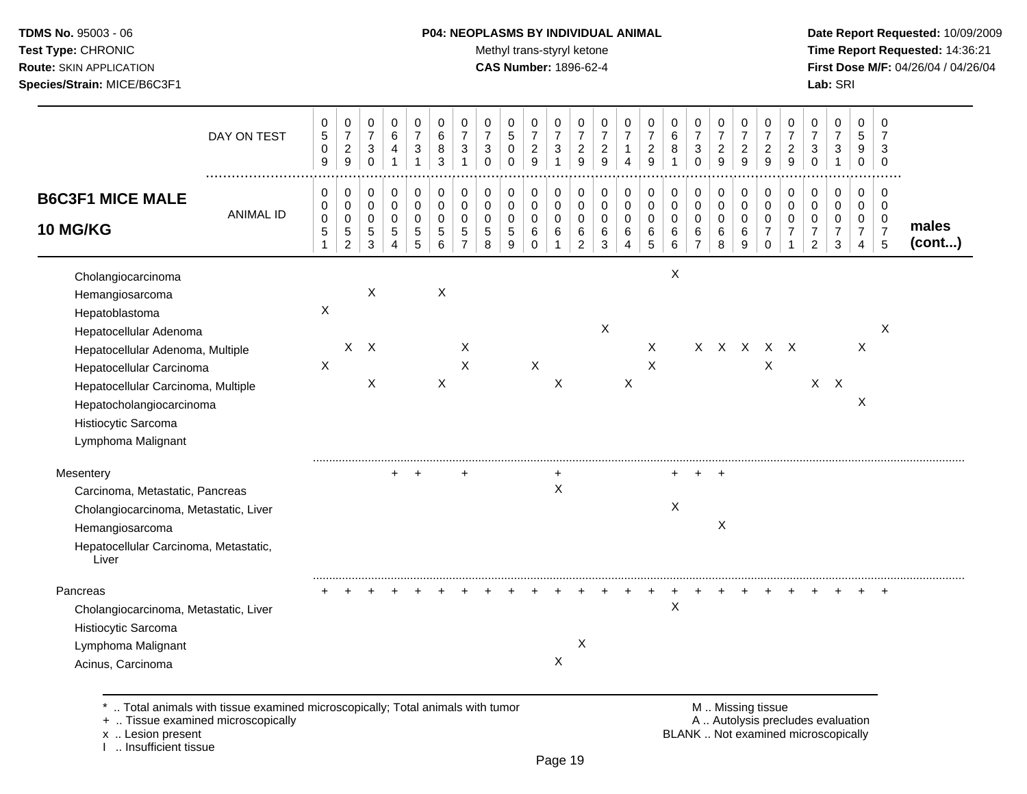**TDMS No.** 95003 - 06
**Test Type:** CHRONIC
**Route:** SKIN APPLICATION
**Species/Strain:** MICE/B6C3F1

**P04: NEOPLASMS BY INDIVIDUAL ANIMAL**
Methyl trans-styryl ketone
**CAS Number:** 1896-62-4

**Date Report Requested:** 10/09/2009
**Time Report Requested:** 14:36:21
**First Dose M/F:** 04/26/04 / 04/26/04
**Lab:** SRI

## B6C3F1 MICE MALE 10 MG/KG — males (cont...)

| DAY ON TEST | 0509 | 0729 | 0730 | 0641 | 0731 | 0683 | 0731 | 0730 | 0500 | 0729 | 0731 | 0729 | 0729 | 0714 | 0729 | 0681 | 0730 | 0729 | 0729 | 0729 | 0729 | 0730 | 0731 | 0590 | 0730 |
|---|---|---|---|---|---|---|---|---|---|---|---|---|---|---|---|---|---|---|---|---|---|---|---|---|---|
| **ANIMAL ID** | 0051 | 0052 | 0053 | 0054 | 0055 | 0056 | 0057 | 0058 | 0059 | 0060 | 0061 | 0062 | 0063 | 0064 | 0065 | 0066 | 0067 | 0068 | 0069 | 0070 | 0071 | 0072 | 0073 | 0074 | 0075 |
| Cholangiocarcinoma | | | | | | | | | | | | | | | | X | | | | | | | | | |
| Hemangiosarcoma | | | X | | | X | | | | | | | | | | | | | | | | | | | |
| Hepatoblastoma | X | | | | | | | | | | | | | | | | | | | | | | | | |
| Hepatocellular Adenoma | | | | | | | | | | | | | X | | | | | | | | | | | | X |
| Hepatocellular Adenoma, Multiple | | X | X | | | | X | | | | | | | | X | | X | X | X | X | X | | | X | |
| Hepatocellular Carcinoma | X | | | | | | X | | | X | | | | | X | | | | | X | | | | | |
| Hepatocellular Carcinoma, Multiple | | | X | | | X | | | | | X | | | X | | | | | | | | X | X | | |
| Hepatocholangiocarcinoma | | | | | | | | | | | | | | | | | | | | | | | | X | |
| Histiocytic Sarcoma | | | | | | | | | | | | | | | | | | | | | | | | | |
| Lymphoma Malignant | | | | | | | | | | | | | | | | | | | | | | | | | |
| **Mesentery** | | | | + | + | | + | | | | + | | | | | + | + | + | | | | | | | |
| Carcinoma, Metastatic, Pancreas | | | | | | | | | | | X | | | | | | | | | | | | | | |
| Cholangiocarcinoma, Metastatic, Liver | | | | | | | | | | | | | | | | X | | | | | | | | | |
| Hemangiosarcoma | | | | | | | | | | | | | | | | | | X | | | | | | | |
| Hepatocellular Carcinoma, Metastatic, Liver | | | | | | | | | | | | | | | | | | | | | | | | | |
| **Pancreas** | + | + | + | + | + | + | + | + | + | + | + | + | + | + | + | + | + | + | + | + | + | + | + | + | + |
| Cholangiocarcinoma, Metastatic, Liver | | | | | | | | | | | | | | | | X | | | | | | | | | |
| Histiocytic Sarcoma | | | | | | | | | | | | | | | | | | | | | | | | | |
| Lymphoma Malignant | | | | | | | | | | | | X | | | | | | | | | | | | | |
| Acinus, Carcinoma | | | | | | | | | | | X | | | | | | | | | | | | | | |

\* .. Total animals with tissue examined microscopically; Total animals with tumor
\+ .. Tissue examined microscopically
x .. Lesion present
I .. Insufficient tissue

M .. Missing tissue
A .. Autolysis precludes evaluation
BLANK .. Not examined microscopically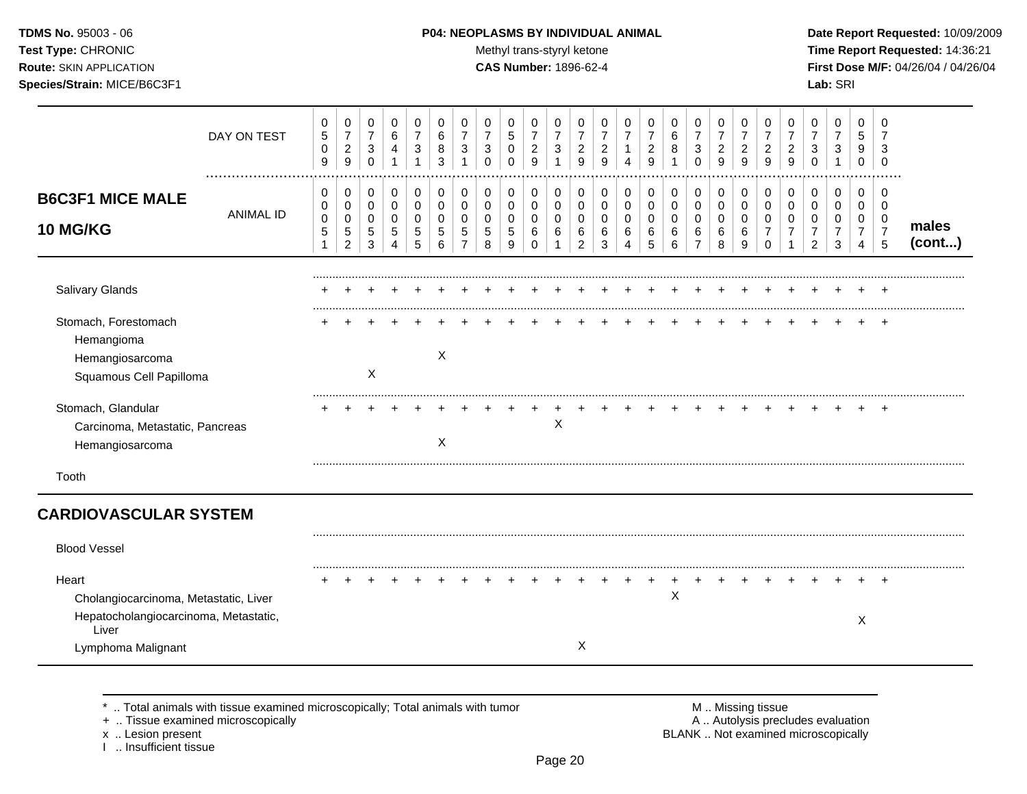**TDMS No.** 95003 - 06
**Test Type:** CHRONIC
**Route:** SKIN APPLICATION
**Species/Strain:** MICE/B6C3F1

**P04: NEOPLASMS BY INDIVIDUAL ANIMAL**
Methyl trans-styryl ketone
**CAS Number:** 1896-62-4

**Date Report Requested:** 10/09/2009
**Time Report Requested:** 14:36:21
**First Dose M/F:** 04/26/04 / 04/26/04
**Lab:** SRI

## B6C3F1 MICE MALE 10 MG/KG

| | | | | | | | | | | | | | | | | | | | | | | | | | |
|---|---|---|---|---|---|---|---|---|---|---|---|---|---|---|---|---|---|---|---|---|---|---|---|---|---|
| DAY ON TEST | 0509 | 0729 | 0730 | 0641 | 0731 | 0683 | 0731 | 0730 | 0500 | 0729 | 0731 | 0729 | 0729 | 0714 | 0729 | 0681 | 0730 | 0729 | 0729 | 0729 | 0729 | 0730 | 0731 | 0590 | 0730 |
| ANIMAL ID | 00051 | 00052 | 00053 | 00054 | 00055 | 00056 | 00057 | 00058 | 00059 | 00060 | 00061 | 00062 | 00063 | 00064 | 00065 | 00066 | 00067 | 00068 | 00069 | 00070 | 00071 | 00072 | 00073 | 00074 | 00075 |
| Salivary Glands | + | + | + | + | + | + | + | + | + | + | + | + | + | + | + | + | + | + | + | + | + | + | + | + | + |
| Stomach, Forestomach | + | + | + | + | + | + | + | + | + | + | + | + | + | + | + | + | + | + | + | + | + | + | + | + | + |
| Hemangioma | | | | | | | | | | | | | | | | | | | | | | | | | |
| Hemangiosarcoma | | | | | | X | | | | | | | | | | | | | | | | | | | |
| Squamous Cell Papilloma | | | X | | | | | | | | | | | | | | | | | | | | | | |
| Stomach, Glandular | + | + | + | + | + | + | + | + | + | + | + | + | + | + | + | + | + | + | + | + | + | + | + | + | + |
| Carcinoma, Metastatic, Pancreas | | | | | | | | | | | X | | | | | | | | | | | | | | |
| Hemangiosarcoma | | | | | | X | | | | | | | | | | | | | | | | | | | |
| Tooth | | | | | | | | | | | | | | | | | | | | | | | | | |

males (cont...)

## CARDIOVASCULAR SYSTEM

| | | | | | | | | | | | | | | | | | | | | | | | | | |
|---|---|---|---|---|---|---|---|---|---|---|---|---|---|---|---|---|---|---|---|---|---|---|---|---|---|
| Blood Vessel | | | | | | | | | | | | | | | | | | | | | | | | | |
| Heart | + | + | + | + | + | + | + | + | + | + | + | + | + | + | + | + | + | + | + | + | + | + | + | + | + |
| Cholangiocarcinoma, Metastatic, Liver | | | | | | | | | | | | | | | | X | | | | | | | | | |
| Hepatocholangiocarcinoma, Metastatic, Liver | | | | | | | | | | | | | | | | | | | | | | | | X | |
| Lymphoma Malignant | | | | | | | | | | | | X | | | | | | | | | | | | | |

\* .. Total animals with tissue examined microscopically; Total animals with tumor
+ .. Tissue examined microscopically
x .. Lesion present
I .. Insufficient tissue

M .. Missing tissue
A .. Autolysis precludes evaluation
BLANK .. Not examined microscopically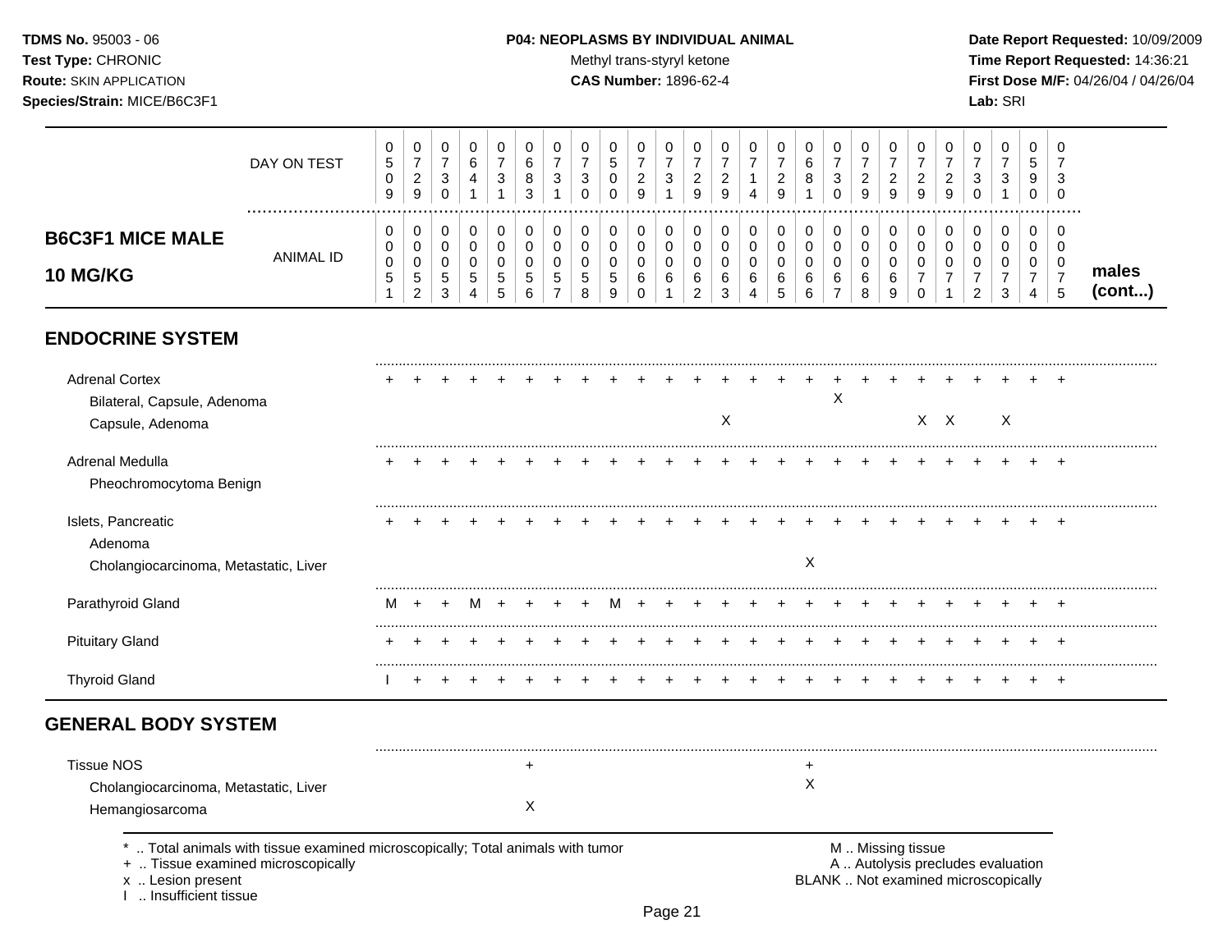**TDMS No.** 95003 - 06
**Test Type:** CHRONIC
**Route:** SKIN APPLICATION
**Species/Strain:** MICE/B6C3F1

**P04: NEOPLASMS BY INDIVIDUAL ANIMAL**
Methyl trans-styryl ketone
**CAS Number:** 1896-62-4

**Date Report Requested:** 10/09/2009
**Time Report Requested:** 14:36:21
**First Dose M/F:** 04/26/04 / 04/26/04
**Lab:** SRI

## B6C3F1 MICE MALE 10 MG/KG

| | | | | | | | | | | | | | | | | | | | | | | | | | | |
|---|---|---|---|---|---|---|---|---|---|---|---|---|---|---|---|---|---|---|---|---|---|---|---|---|---|---|
| DAY ON TEST | 0509 | 0729 | 0730 | 0641 | 0731 | 0683 | 0731 | 0730 | 0500 | 0729 | 0731 | 0729 | 0729 | 0714 | 0729 | 0681 | 0730 | 0729 | 0729 | 0729 | 0729 | 0730 | 0731 | 0590 | 0730 | |
| ANIMAL ID | 0051 | 0052 | 0053 | 0054 | 0055 | 0056 | 0057 | 0058 | 0059 | 0060 | 0061 | 0062 | 0063 | 0064 | 0065 | 0066 | 0067 | 0068 | 0069 | 0070 | 0071 | 0072 | 0073 | 0074 | 0075 | **males (cont...)** |
| **ENDOCRINE SYSTEM** | | | | | | | | | | | | | | | | | | | | | | | | | | |
| Adrenal Cortex | + | + | + | + | + | + | + | + | + | + | + | + | + | + | + | + | + | + | + | + | + | + | + | + | + | |
| Bilateral, Capsule, Adenoma | | | | | | | | | | | | | | | | | X | | | | | | | | | |
| Capsule, Adenoma | | | | | | | | | | | | | X | | | | | | | X | X | | X | | | |
| Adrenal Medulla | + | + | + | + | + | + | + | + | + | + | + | + | + | + | + | + | + | + | + | + | + | + | + | + | + | |
| Pheochromocytoma Benign | | | | | | | | | | | | | | | | | | | | | | | | | | |
| Islets, Pancreatic | + | + | + | + | + | + | + | + | + | + | + | + | + | + | + | + | + | + | + | + | + | + | + | + | + | |
| Adenoma | | | | | | | | | | | | | | | | | | | | | | | | | | |
| Cholangiocarcinoma, Metastatic, Liver | | | | | | | | | | | | | | | | X | | | | | | | | | | |
| Parathyroid Gland | M | + | + | M | + | + | + | + | M | + | + | + | + | + | + | + | + | + | + | + | + | + | + | + | + | |
| Pituitary Gland | + | + | + | + | + | + | + | + | + | + | + | + | + | + | + | + | + | + | + | + | + | + | + | + | + | |
| Thyroid Gland | I | + | + | + | + | + | + | + | + | + | + | + | + | + | + | + | + | + | + | + | + | + | + | + | + | |
| **GENERAL BODY SYSTEM** | | | | | | | | | | | | | | | | | | | | | | | | | | |
| Tissue NOS | | | | | | + | | | | | | | | | | + | | | | | | | | | | |
| Cholangiocarcinoma, Metastatic, Liver | | | | | | | | | | | | | | | | X | | | | | | | | | | |
| Hemangiosarcoma | | | | | | X | | | | | | | | | | | | | | | | | | | | |

\* .. Total animals with tissue examined microscopically; Total animals with tumor
\+ .. Tissue examined microscopically
x .. Lesion present
I .. Insufficient tissue

M .. Missing tissue
A .. Autolysis precludes evaluation
BLANK .. Not examined microscopically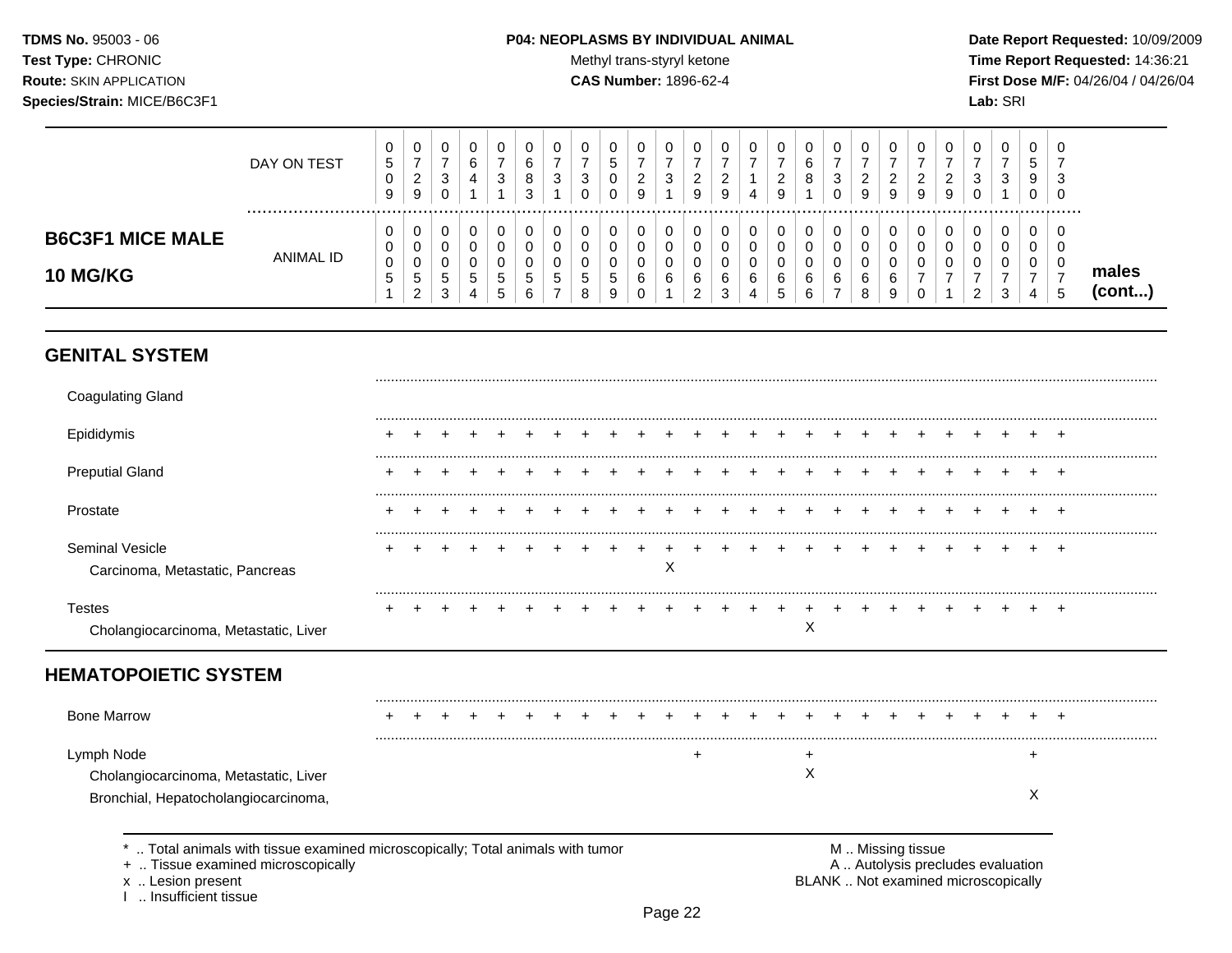**TDMS No.** 95003 - 06
**Test Type:** CHRONIC
**Route:** SKIN APPLICATION
**Species/Strain:** MICE/B6C3F1

**P04: NEOPLASMS BY INDIVIDUAL ANIMAL**
Methyl trans-styryl ketone
**CAS Number:** 1896-62-4

**Date Report Requested:** 10/09/2009
**Time Report Requested:** 14:36:21
**First Dose M/F:** 04/26/04 / 04/26/04
**Lab:** SRI

## B6C3F1 MICE MALE 10 MG/KG — males (cont...)

| | 1 | 2 | 3 | 4 | 5 | 6 | 7 | 8 | 9 | 10 | 11 | 12 | 13 | 14 | 15 | 16 | 17 | 18 | 19 | 20 | 21 | 22 | 23 | 24 | 25 |
|---|---|---|---|---|---|---|---|---|---|---|---|---|---|---|---|---|---|---|---|---|---|---|---|---|---|
| DAY ON TEST | 0509 | 0729 | 0730 | 0641 | 0731 | 0683 | 0731 | 0730 | 0500 | 0729 | 0731 | 0729 | 0729 | 0714 | 0729 | 0681 | 0730 | 0729 | 0729 | 0729 | 0729 | 0730 | 0731 | 0590 | 0730 |
| ANIMAL ID | 0051 | 0052 | 0053 | 0054 | 0055 | 0056 | 0057 | 0058 | 0059 | 0060 | 0061 | 0062 | 0063 | 0064 | 0065 | 0066 | 0067 | 0068 | 0069 | 0070 | 0071 | 0072 | 0073 | 0074 | 0075 |
| **GENITAL SYSTEM** | | | | | | | | | | | | | | | | | | | | | | | | | |
| Coagulating Gland | | | | | | | | | | | | | | | | | | | | | | | | | |
| Epididymis | + | + | + | + | + | + | + | + | + | + | + | + | + | + | + | + | + | + | + | + | + | + | + | + | + |
| Preputial Gland | + | + | + | + | + | + | + | + | + | + | + | + | + | + | + | + | + | + | + | + | + | + | + | + | + |
| Prostate | + | + | + | + | + | + | + | + | + | + | + | + | + | + | + | + | + | + | + | + | + | + | + | + | + |
| Seminal Vesicle | + | + | + | + | + | + | + | + | + | + | + | + | + | + | + | + | + | + | + | + | + | + | + | + | + |
| Carcinoma, Metastatic, Pancreas | | | | | | | | | | | X | | | | | | | | | | | | | | |
| Testes | + | + | + | + | + | + | + | + | + | + | + | + | + | + | + | + | + | + | + | + | + | + | + | + | + |
| Cholangiocarcinoma, Metastatic, Liver | | | | | | | | | | | | | | | | X | | | | | | | | | |
| **HEMATOPOIETIC SYSTEM** | | | | | | | | | | | | | | | | | | | | | | | | | |
| Bone Marrow | + | + | + | + | + | + | + | + | + | + | + | + | + | + | + | + | + | + | + | + | + | + | + | + | + |
| Lymph Node | | | | | | | | | | | | + | | | | + | | | | | | | | + | |
| Cholangiocarcinoma, Metastatic, Liver | | | | | | | | | | | | | | | | X | | | | | | | | | |
| Bronchial, Hepatocholangiocarcinoma, | | | | | | | | | | | | | | | | | | | | | | | | X | |

\* .. Total animals with tissue examined microscopically; Total animals with tumor
+ .. Tissue examined microscopically
x .. Lesion present
I .. Insufficient tissue

M .. Missing tissue
A .. Autolysis precludes evaluation
BLANK .. Not examined microscopically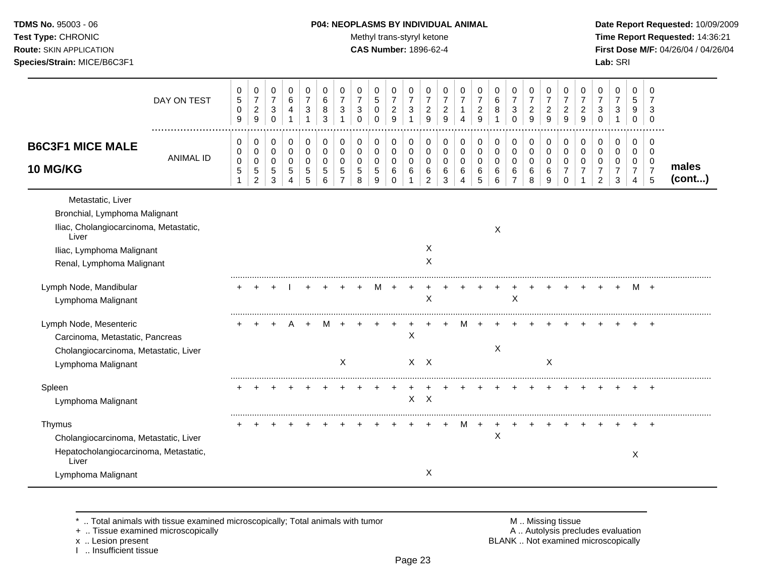**TDMS No.** 95003 - 06
**Test Type:** CHRONIC
**Route:** SKIN APPLICATION
**Species/Strain:** MICE/B6C3F1

**P04: NEOPLASMS BY INDIVIDUAL ANIMAL**
Methyl trans-styryl ketone
**CAS Number:** 1896-62-4

**Date Report Requested:** 10/09/2009
**Time Report Requested:** 14:36:21
**First Dose M/F:** 04/26/04 / 04/26/04
**Lab:** SRI

## B6C3F1 MICE MALE 10 MG/KG

| DAY ON TEST | 0509 | 0729 | 0730 | 0641 | 0731 | 0683 | 0731 | 0730 | 0500 | 0729 | 0731 | 0729 | 0729 | 0714 | 0729 | 0681 | 0730 | 0729 | 0729 | 0729 | 0729 | 0730 | 0731 | 0590 | 0730 | |
|---|---|---|---|---|---|---|---|---|---|---|---|---|---|---|---|---|---|---|---|---|---|---|---|---|---|---|
| **ANIMAL ID** | 0051 | 0052 | 0053 | 0054 | 0055 | 0056 | 0057 | 0058 | 0059 | 0060 | 0061 | 0062 | 0063 | 0064 | 0065 | 0066 | 0067 | 0068 | 0069 | 0070 | 0071 | 0072 | 0073 | 0074 | 0075 | **males (cont...)** |
| Metastatic, Liver | | | | | | | | | | | | | | | | | | | | | | | | | | |
| Bronchial, Lymphoma Malignant | | | | | | | | | | | | | | | | | | | | | | | | | | |
| Iliac, Cholangiocarcinoma, Metastatic, Liver | | | | | | | | | | | | | | | | X | | | | | | | | | | |
| Iliac, Lymphoma Malignant | | | | | | | | | | | | X | | | | | | | | | | | | | | |
| Renal, Lymphoma Malignant | | | | | | | | | | | | X | | | | | | | | | | | | | | |
| Lymph Node, Mandibular | + | + | + | I | + | + | + | + | M | + | + | + | + | + | + | + | + | + | + | + | + | + | + | M | + | |
| Lymphoma Malignant | | | | | | | | | | | | X | | | | | X | | | | | | | | | |
| Lymph Node, Mesenteric | + | + | + | A | + | M | + | + | + | + | + | + | + | M | + | + | + | + | + | + | + | + | + | + | + | |
| Carcinoma, Metastatic, Pancreas | | | | | | | | | | | X | | | | | | | | | | | | | | | |
| Cholangiocarcinoma, Metastatic, Liver | | | | | | | | | | | | | | | | X | | | | | | | | | | |
| Lymphoma Malignant | | | | | | | X | | | | X | X | | | | | | | X | | | | | | | |
| Spleen | + | + | + | + | + | + | + | + | + | + | + | + | + | + | + | + | + | + | + | + | + | + | + | + | + | |
| Lymphoma Malignant | | | | | | | | | | | X | X | | | | | | | | | | | | | | |
| Thymus | + | + | + | + | + | + | + | + | + | + | + | + | + | M | + | + | + | + | + | + | + | + | + | + | + | |
| Cholangiocarcinoma, Metastatic, Liver | | | | | | | | | | | | | | | | X | | | | | | | | | | |
| Hepatocholangiocarcinoma, Metastatic, Liver | | | | | | | | | | | | | | | | | | | | | | | | X | | |
| Lymphoma Malignant | | | | | | | | | | | | X | | | | | | | | | | | | | | |

\* .. Total animals with tissue examined microscopically; Total animals with tumor
+ .. Tissue examined microscopically
x .. Lesion present
I .. Insufficient tissue

M .. Missing tissue
A .. Autolysis precludes evaluation
BLANK .. Not examined microscopically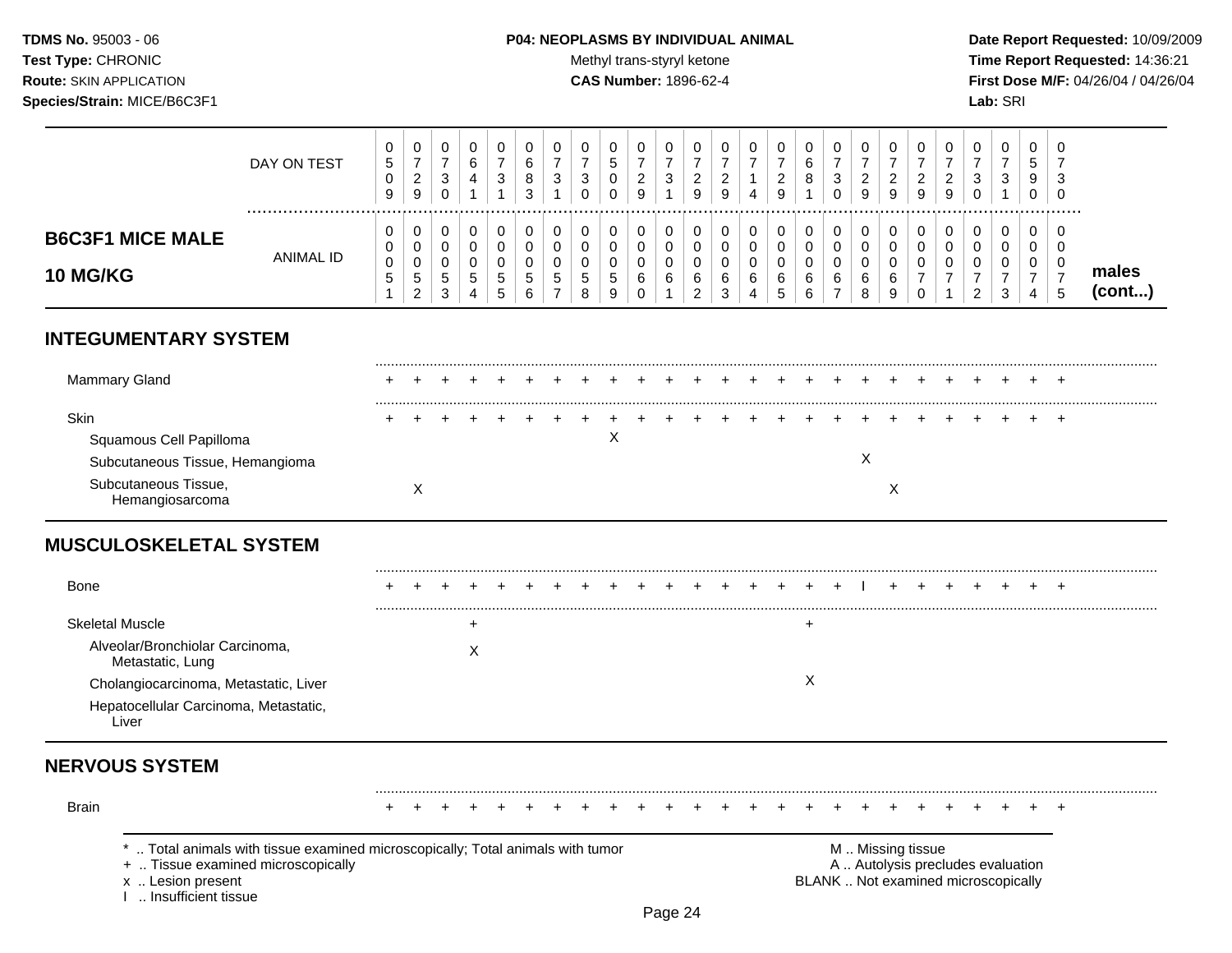**TDMS No.** 95003 - 06
**Test Type:** CHRONIC
**Route:** SKIN APPLICATION
**Species/Strain:** MICE/B6C3F1

**P04: NEOPLASMS BY INDIVIDUAL ANIMAL**
Methyl trans-styryl ketone
**CAS Number:** 1896-62-4

**Date Report Requested:** 10/09/2009
**Time Report Requested:** 14:36:21
**First Dose M/F:** 04/26/04 / 04/26/04
**Lab:** SRI

| | 0509 | 0729 | 0730 | 0641 | 0731 | 0683 | 0731 | 0730 | 0500 | 0729 | 0731 | 0729 | 0729 | 0714 | 0729 | 0681 | 0730 | 0729 | 0729 | 0729 | 0729 | 0730 | 0731 | 0590 | 0730 | |
|---|---|---|---|---|---|---|---|---|---|---|---|---|---|---|---|---|---|---|---|---|---|---|---|---|---|---|
| **B6C3F1 MICE MALE 10 MG/KG** ANIMAL ID | 0051 | 0052 | 0053 | 0054 | 0055 | 0056 | 0057 | 0058 | 0059 | 0060 | 0061 | 0062 | 0063 | 0064 | 0065 | 0066 | 0067 | 0068 | 0069 | 0070 | 0071 | 0072 | 0073 | 0074 | 0075 | **males (cont...)** |
| **INTEGUMENTARY SYSTEM** | | | | | | | | | | | | | | | | | | | | | | | | | | |
| Mammary Gland | + | + | + | + | + | + | + | + | + | + | + | + | + | + | + | + | + | + | + | + | + | + | + | + | + | |
| Skin | + | + | + | + | + | + | + | + | + | + | + | + | + | + | + | + | + | + | + | + | + | + | + | + | + | |
| Squamous Cell Papilloma | | | | | | | | | X | | | | | | | | | | | | | | | | | |
| Subcutaneous Tissue, Hemangioma | | | | | | | | | | | | | | | | | | X | | | | | | | | |
| Subcutaneous Tissue, Hemangiosarcoma | | X | | | | | | | | | | | | | | | | | X | | | | | | | |
| **MUSCULOSKELETAL SYSTEM** | | | | | | | | | | | | | | | | | | | | | | | | | | |
| Bone | + | + | + | + | + | + | + | + | + | + | + | + | + | + | + | + | + | I | + | + | + | + | + | + | + | |
| Skeletal Muscle | | | | + | | | | | | | | | | | | + | | | | | | | | | | |
| Alveolar/Bronchiolar Carcinoma, Metastatic, Lung | | | | X | | | | | | | | | | | | | | | | | | | | | | |
| Cholangiocarcinoma, Metastatic, Liver | | | | | | | | | | | | | | | | X | | | | | | | | | | |
| Hepatocellular Carcinoma, Metastatic, Liver | | | | | | | | | | | | | | | | | | | | | | | | | | |
| **NERVOUS SYSTEM** | | | | | | | | | | | | | | | | | | | | | | | | | | |
| Brain | + | + | + | + | + | + | + | + | + | + | + | + | + | + | + | + | + | + | + | + | + | + | + | + | + | |

\* .. Total animals with tissue examined microscopically; Total animals with tumor
\+ .. Tissue examined microscopically
x .. Lesion present
I .. Insufficient tissue

M .. Missing tissue
A .. Autolysis precludes evaluation
BLANK .. Not examined microscopically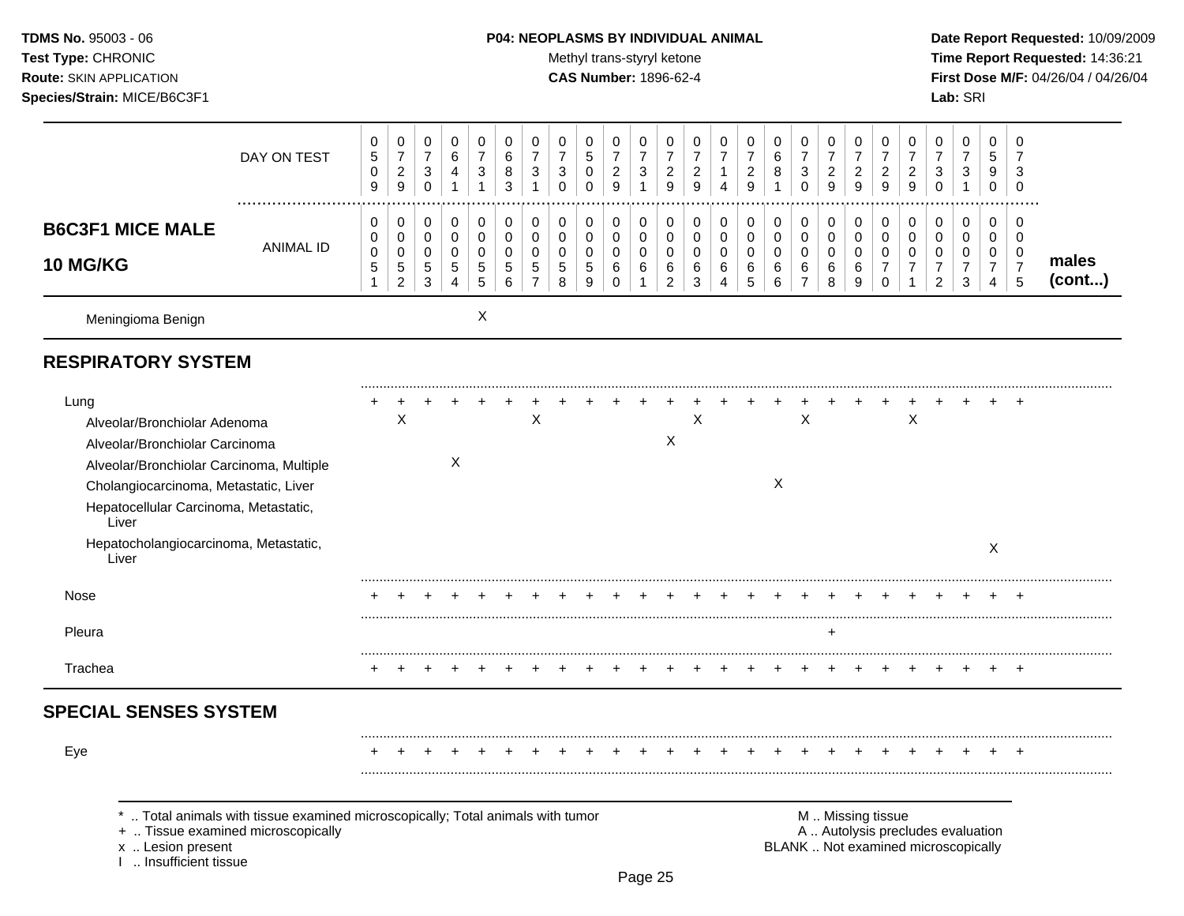**TDMS No.** 95003 - 06
**Test Type:** CHRONIC
**Route:** SKIN APPLICATION
**Species/Strain:** MICE/B6C3F1

**P04: NEOPLASMS BY INDIVIDUAL ANIMAL**
Methyl trans-styryl ketone
**CAS Number:** 1896-62-4

**Date Report Requested:** 10/09/2009
**Time Report Requested:** 14:36:21
**First Dose M/F:** 04/26/04 / 04/26/04
**Lab:** SRI

**B6C3F1 MICE MALE 10 MG/KG** — males (cont...)

| | | | | | | | | | | | | | | | | | | | | | | | | | |
|---|---|---|---|---|---|---|---|---|---|---|---|---|---|---|---|---|---|---|---|---|---|---|---|---|---|
| DAY ON TEST | 0509 | 0729 | 0730 | 0641 | 0731 | 0683 | 0731 | 0730 | 0500 | 0729 | 0731 | 0729 | 0729 | 0714 | 0729 | 0681 | 0730 | 0729 | 0729 | 0729 | 0729 | 0730 | 0731 | 0590 | 0730 |
| ANIMAL ID | 0051 | 0052 | 0053 | 0054 | 0055 | 0056 | 0057 | 0058 | 0059 | 0060 | 0061 | 0062 | 0063 | 0064 | 0065 | 0066 | 0067 | 0068 | 0069 | 0070 | 0071 | 0072 | 0073 | 0074 | 0075 |
| Meningioma Benign | | | | | X | | | | | | | | | | | | | | | | | | | | |
| **RESPIRATORY SYSTEM** | | | | | | | | | | | | | | | | | | | | | | | | | |
| Lung | + | + | + | + | + | + | + | + | + | + | + | + | + | + | + | + | + | + | + | + | + | + | + | + | + |
| Alveolar/Bronchiolar Adenoma | | X | | | | | X | | | | | | X | | | | X | | | | X | | | | |
| Alveolar/Bronchiolar Carcinoma | | | | | | | | | | | | X | | | | | | | | | | | | | |
| Alveolar/Bronchiolar Carcinoma, Multiple | | | | X | | | | | | | | | | | | | | | | | | | | | |
| Cholangiocarcinoma, Metastatic, Liver | | | | | | | | | | | | | | | | X | | | | | | | | | |
| Hepatocellular Carcinoma, Metastatic, Liver | | | | | | | | | | | | | | | | | | | | | | | | | |
| Hepatocholangiocarcinoma, Metastatic, Liver | | | | | | | | | | | | | | | | | | | | | | | | X | |
| Nose | + | + | + | + | + | + | + | + | + | + | + | + | + | + | + | + | + | + | + | + | + | + | + | + | + |
| Pleura | | | | | | | | | | | | | | | | | | + | | | | | | | |
| Trachea | + | + | + | + | + | + | + | + | + | + | + | + | + | + | + | + | + | + | + | + | + | + | + | + | + |
| **SPECIAL SENSES SYSTEM** | | | | | | | | | | | | | | | | | | | | | | | | | |
| Eye | + | + | + | + | + | + | + | + | + | + | + | + | + | + | + | + | + | + | + | + | + | + | + | + | + |

\* .. Total animals with tissue examined microscopically; Total animals with tumor
\+ .. Tissue examined microscopically
x .. Lesion present
I .. Insufficient tissue

M .. Missing tissue
A .. Autolysis precludes evaluation
BLANK .. Not examined microscopically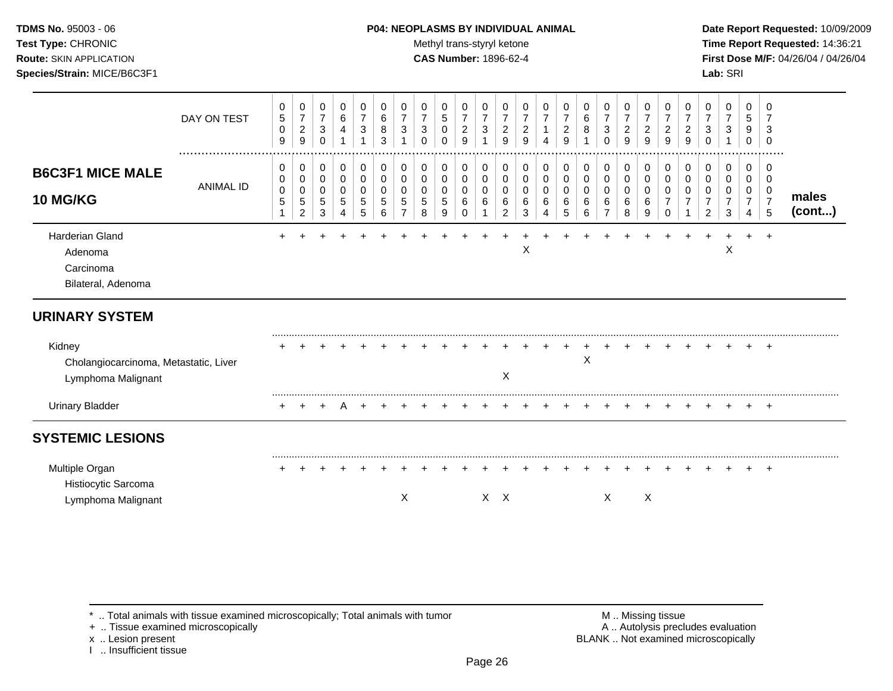**TDMS No.** 95003 - 06
**Test Type:** CHRONIC
**Route:** SKIN APPLICATION
**Species/Strain:** MICE/B6C3F1

**P04: NEOPLASMS BY INDIVIDUAL ANIMAL**
Methyl trans-styryl ketone
**CAS Number:** 1896-62-4

**Date Report Requested:** 10/09/2009
**Time Report Requested:** 14:36:21
**First Dose M/F:** 04/26/04 / 04/26/04
**Lab:** SRI

## B6C3F1 MICE MALE 10 MG/KG

| | DAY ON TEST | 0509 | 0729 | 0730 | 0641 | 0731 | 0683 | 0731 | 0730 | 0500 | 0729 | 0731 | 0729 | 0729 | 0714 | 0729 | 0681 | 0730 | 0729 | 0729 | 0729 | 0729 | 0730 | 0731 | 0590 | 0730 | |
|---|---|---|---|---|---|---|---|---|---|---|---|---|---|---|---|---|---|---|---|---|---|---|---|---|---|---|---|
| | ANIMAL ID | 0000551 | 0000552 | 0000553 | 0000554 | 0000555 | 0000556 | 0000557 | 0000558 | 0000559 | 0000660 | 0000661 | 0000662 | 0000663 | 0000664 | 0000665 | 0000666 | 0000667 | 0000668 | 0000669 | 0000770 | 0000771 | 0000772 | 0000773 | 0000774 | 0000775 | males (cont...) |
| Harderian Gland | | + | + | + | + | + | + | + | + | + | + | + | + | + | + | + | + | + | + | + | + | + | + | + | + | + | |
| Adenoma | | | | | | | | | | | | | | X | | | | | | | | | | X | | | |
| Carcinoma | | | | | | | | | | | | | | | | | | | | | | | | | | | |
| Bilateral, Adenoma | | | | | | | | | | | | | | | | | | | | | | | | | | | |
| **URINARY SYSTEM** | | | | | | | | | | | | | | | | | | | | | | | | | | | |
| Kidney | | + | + | + | + | + | + | + | + | + | + | + | + | + | + | + | + | + | + | + | + | + | + | + | + | + | |
| Cholangiocarcinoma, Metastatic, Liver | | | | | | | | | | | | | | | | | X | | | | | | | | | | |
| Lymphoma Malignant | | | | | | | | | | | | | X | | | | | | | | | | | | | | |
| Urinary Bladder | | + | + | + | A | + | + | + | + | + | + | + | + | + | + | + | + | + | + | + | + | + | + | + | + | + | |
| **SYSTEMIC LESIONS** | | | | | | | | | | | | | | | | | | | | | | | | | | | |
| Multiple Organ | | + | + | + | + | + | + | + | + | + | + | + | + | + | + | + | + | + | + | + | + | + | + | + | + | + | |
| Histiocytic Sarcoma | | | | | | | | | | | | | | | | | | | | | | | | | | | |
| Lymphoma Malignant | | | | | | | | X | | | | X | X | | | | | X | | X | | | | | | | |

\* .. Total animals with tissue examined microscopically; Total animals with tumor
\+ .. Tissue examined microscopically
x .. Lesion present
I .. Insufficient tissue

M .. Missing tissue
A .. Autolysis precludes evaluation
BLANK .. Not examined microscopically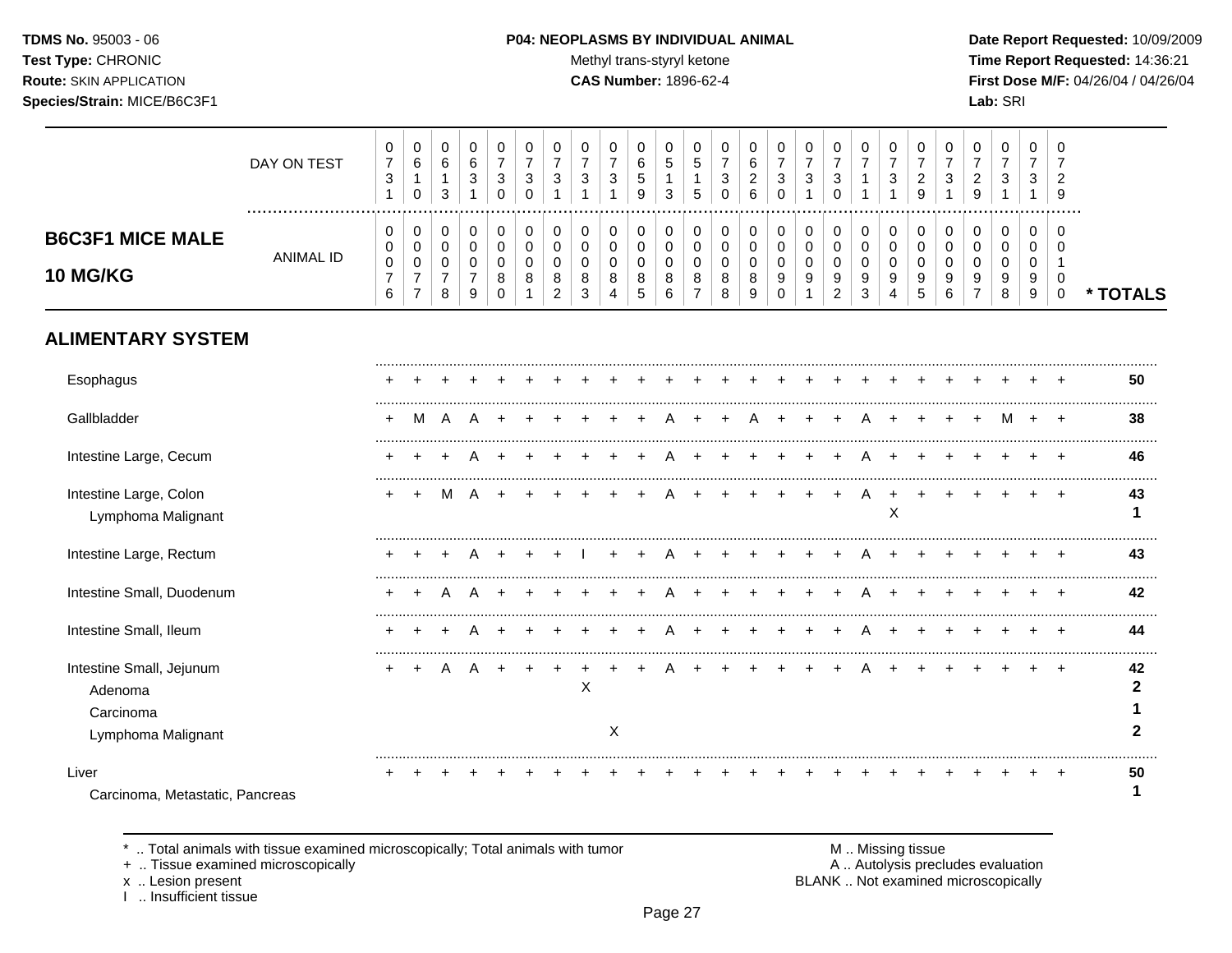**TDMS No.** 95003 - 06
**Test Type:** CHRONIC
**Route:** SKIN APPLICATION
**Species/Strain:** MICE/B6C3F1

**P04: NEOPLASMS BY INDIVIDUAL ANIMAL**
Methyl trans-styryl ketone
**CAS Number:** 1896-62-4

**Date Report Requested:** 10/09/2009
**Time Report Requested:** 14:36:21
**First Dose M/F:** 04/26/04 / 04/26/04
**Lab:** SRI

## B6C3F1 MICE MALE 10 MG/KG

| DAY ON TEST | 0731 | 0610 | 0613 | 0631 | 0730 | 0730 | 0731 | 0731 | 0731 | 0659 | 0513 | 0515 | 0730 | 0626 | 0730 | 0731 | 0730 | 0711 | 0731 | 0729 | 0731 | 0729 | 0731 | 0731 | 0729 | |
|---|---|---|---|---|---|---|---|---|---|---|---|---|---|---|---|---|---|---|---|---|---|---|---|---|---|---|
| **ANIMAL ID** | 0076 | 0077 | 0078 | 0079 | 0080 | 0081 | 0082 | 0083 | 0084 | 0085 | 0086 | 0087 | 0088 | 0089 | 0090 | 0091 | 0092 | 0093 | 0094 | 0095 | 0096 | 0097 | 0098 | 0099 | 0100 | *** TOTALS** |
| **ALIMENTARY SYSTEM** | | | | | | | | | | | | | | | | | | | | | | | | | | |
| Esophagus | + | + | + | + | + | + | + | + | + | + | + | + | + | + | + | + | + | + | + | + | + | + | + | + | + | 50 |
| Gallbladder | + | M | A | A | + | + | + | + | + | + | A | + | + | A | + | + | + | A | + | + | + | + | M | + | + | 38 |
| Intestine Large, Cecum | + | + | + | A | + | + | + | + | + | + | A | + | + | + | + | + | + | A | + | + | + | + | + | + | + | 46 |
| Intestine Large, Colon | + | + | M | A | + | + | + | + | + | + | A | + | + | + | + | + | + | A | + | + | + | + | + | + | + | 43 |
| Lymphoma Malignant | | | | | | | | | | | | | | | | | | | X | | | | | | | 1 |
| Intestine Large, Rectum | + | + | + | A | + | + | + | I | + | + | A | + | + | + | + | + | + | A | + | + | + | + | + | + | + | 43 |
| Intestine Small, Duodenum | + | + | A | A | + | + | + | + | + | + | A | + | + | + | + | + | + | A | + | + | + | + | + | + | + | 42 |
| Intestine Small, Ileum | + | + | + | A | + | + | + | + | + | + | A | + | + | + | + | + | + | A | + | + | + | + | + | + | + | 44 |
| Intestine Small, Jejunum | + | + | A | A | + | + | + | + | + | + | A | + | + | + | + | + | + | A | + | + | + | + | + | + | + | 42 |
| Adenoma | | | | | | | | X | | | | | | | | | | | | | | | | | | 2 |
| Carcinoma | | | | | | | | | | | | | | | | | | | | | | | | | | 1 |
| Lymphoma Malignant | | | | | | | | | X | | | | | | | | | | | | | | | | | 2 |
| Liver | + | + | + | + | + | + | + | + | + | + | + | + | + | + | + | + | + | + | + | + | + | + | + | + | + | 50 |
| Carcinoma, Metastatic, Pancreas | | | | | | | | | | | | | | | | | | | | | | | | | | 1 |

\* .. Total animals with tissue examined microscopically; Total animals with tumor
\+ .. Tissue examined microscopically
x .. Lesion present
I .. Insufficient tissue

M .. Missing tissue
A .. Autolysis precludes evaluation
BLANK .. Not examined microscopically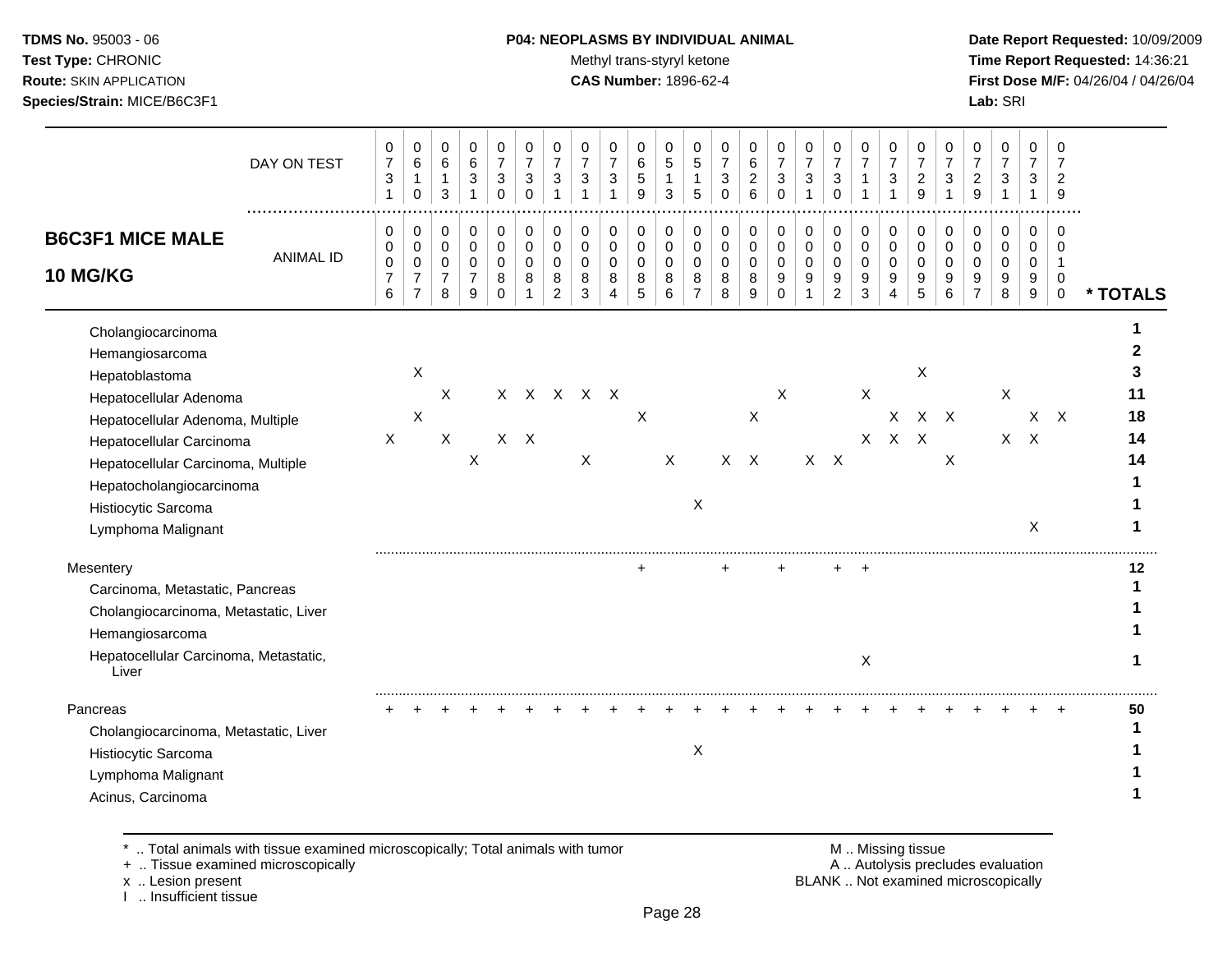**TDMS No.** 95003 - 06
**Test Type:** CHRONIC
**Route:** SKIN APPLICATION
**Species/Strain:** MICE/B6C3F1

**P04: NEOPLASMS BY INDIVIDUAL ANIMAL**
Methyl trans-styryl ketone
**CAS Number:** 1896-62-4

**Date Report Requested:** 10/09/2009
**Time Report Requested:** 14:36:21
**First Dose M/F:** 04/26/04 / 04/26/04
**Lab:** SRI

## B6C3F1 MICE MALE 10 MG/KG

| DAY ON TEST | 0731 | 0610 | 0613 | 0631 | 0730 | 0730 | 0731 | 0731 | 0731 | 0659 | 0513 | 0515 | 0730 | 0626 | 0730 | 0731 | 0730 | 0711 | 0731 | 0729 | 0731 | 0729 | 0731 | 0731 | 0729 | |
|---|---|---|---|---|---|---|---|---|---|---|---|---|---|---|---|---|---|---|---|---|---|---|---|---|---|---|
| **ANIMAL ID** | 0076 | 0077 | 0078 | 0079 | 0080 | 0081 | 0082 | 0083 | 0084 | 0085 | 0086 | 0087 | 0088 | 0089 | 0090 | 0091 | 0092 | 0093 | 0094 | 0095 | 0096 | 0097 | 0098 | 0099 | 0100 | *** TOTALS** |
| Cholangiocarcinoma | | | | | | | | | | | | | | | | | | | | | | | | | | 1 |
| Hemangiosarcoma | | | | | | | | | | | | | | | | | | | | | | | | | | 2 |
| Hepatoblastoma | | X | | | | | | | | | | | | | | | | | | X | | | | | | 3 |
| Hepatocellular Adenoma | | | X | | X | X | X | X | X | | | | | | X | | | X | | | | | X | | | 11 |
| Hepatocellular Adenoma, Multiple | | X | | | | | | | | X | | | | X | | | | | X | X | X | | | X | X | 18 |
| Hepatocellular Carcinoma | X | | X | | X | X | | | | | | | | | | | | X | X | X | | | X | X | | 14 |
| Hepatocellular Carcinoma, Multiple | | | | X | | | | X | | | X | | X | X | | X | X | | | | X | | | | | 14 |
| Hepatocholangiocarcinoma | | | | | | | | | | | | | | | | | | | | | | | | | | 1 |
| Histiocytic Sarcoma | | | | | | | | | | | | X | | | | | | | | | | | | | | 1 |
| Lymphoma Malignant | | | | | | | | | | | | | | | | | | | | | | | | X | | 1 |
| Mesentery | | | | | | | | | | + | | | + | | + | | + | + | | | | | | | | 12 |
| Carcinoma, Metastatic, Pancreas | | | | | | | | | | | | | | | | | | | | | | | | | | 1 |
| Cholangiocarcinoma, Metastatic, Liver | | | | | | | | | | | | | | | | | | | | | | | | | | 1 |
| Hemangiosarcoma | | | | | | | | | | | | | | | | | | | | | | | | | | 1 |
| Hepatocellular Carcinoma, Metastatic, Liver | | | | | | | | | | | | | | | | | | X | | | | | | | | 1 |
| Pancreas | + | + | + | + | + | + | + | + | + | + | + | + | + | + | + | + | + | + | + | + | + | + | + | + | + | 50 |
| Cholangiocarcinoma, Metastatic, Liver | | | | | | | | | | | | | | | | | | | | | | | | | | 1 |
| Histiocytic Sarcoma | | | | | | | | | | | | X | | | | | | | | | | | | | | 1 |
| Lymphoma Malignant | | | | | | | | | | | | | | | | | | | | | | | | | | 1 |
| Acinus, Carcinoma | | | | | | | | | | | | | | | | | | | | | | | | | | 1 |

\* .. Total animals with tissue examined microscopically; Total animals with tumor
\+ .. Tissue examined microscopically
x .. Lesion present
I .. Insufficient tissue

M .. Missing tissue
A .. Autolysis precludes evaluation
BLANK .. Not examined microscopically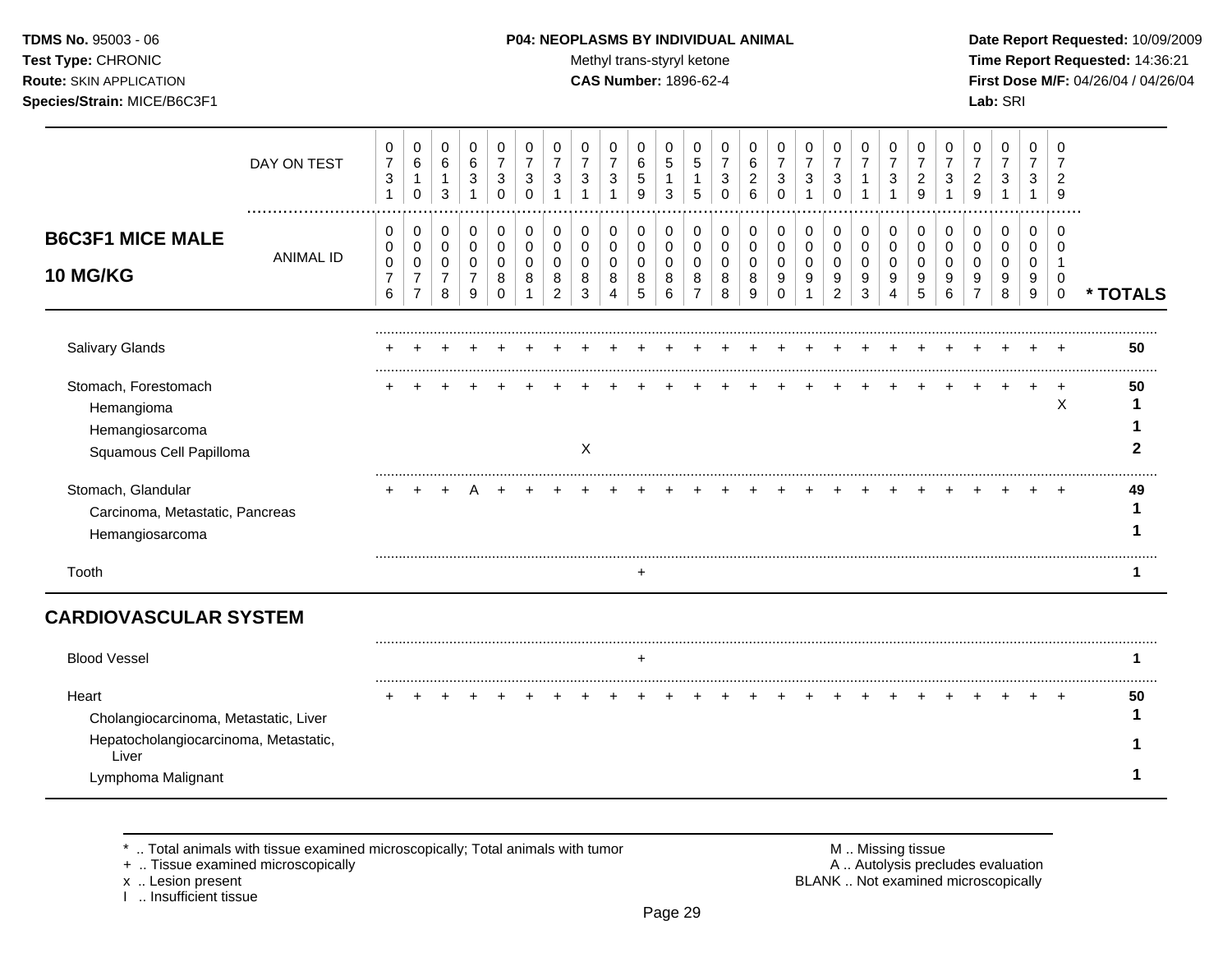**P04: NEOPLASMS BY INDIVIDUAL ANIMAL**

Methyl trans-styryl ketone

**CAS Number:** 1896-62-4

**TDMS No.** 95003 - 06
**Test Type:** CHRONIC
**Route:** SKIN APPLICATION
**Species/Strain:** MICE/B6C3F1

**Date Report Requested:** 10/09/2009
**Time Report Requested:** 14:36:21
**First Dose M/F:** 04/26/04 / 04/26/04
**Lab:** SRI

## B6C3F1 MICE MALE 10 MG/KG

| DAY ON TEST | 0731 | 0610 | 0613 | 0631 | 0730 | 0730 | 0731 | 0731 | 0731 | 0659 | 0513 | 0515 | 0730 | 0626 | 0730 | 0731 | 0730 | 0711 | 0731 | 0729 | 0731 | 0729 | 0731 | 0731 | 0729 | |
|---|---|---|---|---|---|---|---|---|---|---|---|---|---|---|---|---|---|---|---|---|---|---|---|---|---|---|
| **ANIMAL ID** | 0076 | 0077 | 0078 | 0079 | 0080 | 0081 | 0082 | 0083 | 0084 | 0085 | 0086 | 0087 | 0088 | 0089 | 0090 | 0091 | 0092 | 0093 | 0094 | 0095 | 0096 | 0097 | 0098 | 0099 | 0100 | *** TOTALS** |
| Salivary Glands | + | + | + | + | + | + | + | + | + | + | + | + | + | + | + | + | + | + | + | + | + | + | + | + | + | 50 |
| Stomach, Forestomach | + | + | + | + | + | + | + | + | + | + | + | + | + | + | + | + | + | + | + | + | + | + | + | + | + | 50 |
| Hemangioma | | | | | | | | | | | | | | | | | | | | | | | | | X | 1 |
| Hemangiosarcoma | | | | | | | | | | | | | | | | | | | | | | | | | | 1 |
| Squamous Cell Papilloma | | | | | | | | X | | | | | | | | | | | | | | | | | | 2 |
| Stomach, Glandular | + | + | + | A | + | + | + | + | + | + | + | + | + | + | + | + | + | + | + | + | + | + | + | + | + | 49 |
| Carcinoma, Metastatic, Pancreas | | | | | | | | | | | | | | | | | | | | | | | | | | 1 |
| Hemangiosarcoma | | | | | | | | | | | | | | | | | | | | | | | | | | 1 |
| Tooth | | | | | | | | | | + | | | | | | | | | | | | | | | | 1 |

## CARDIOVASCULAR SYSTEM

| | 0076 | 0077 | 0078 | 0079 | 0080 | 0081 | 0082 | 0083 | 0084 | 0085 | 0086 | 0087 | 0088 | 0089 | 0090 | 0091 | 0092 | 0093 | 0094 | 0095 | 0096 | 0097 | 0098 | 0099 | 0100 | *** TOTALS** |
|---|---|---|---|---|---|---|---|---|---|---|---|---|---|---|---|---|---|---|---|---|---|---|---|---|---|---|
| Blood Vessel | | | | | | | | | | + | | | | | | | | | | | | | | | | 1 |
| Heart | + | + | + | + | + | + | + | + | + | + | + | + | + | + | + | + | + | + | + | + | + | + | + | + | + | 50 |
| Cholangiocarcinoma, Metastatic, Liver | | | | | | | | | | | | | | | | | | | | | | | | | | 1 |
| Hepatocholangiocarcinoma, Metastatic, Liver | | | | | | | | | | | | | | | | | | | | | | | | | | 1 |
| Lymphoma Malignant | | | | | | | | | | | | | | | | | | | | | | | | | | 1 |

\* .. Total animals with tissue examined microscopically; Total animals with tumor
\+ .. Tissue examined microscopically
x .. Lesion present
I .. Insufficient tissue

M .. Missing tissue
A .. Autolysis precludes evaluation
BLANK .. Not examined microscopically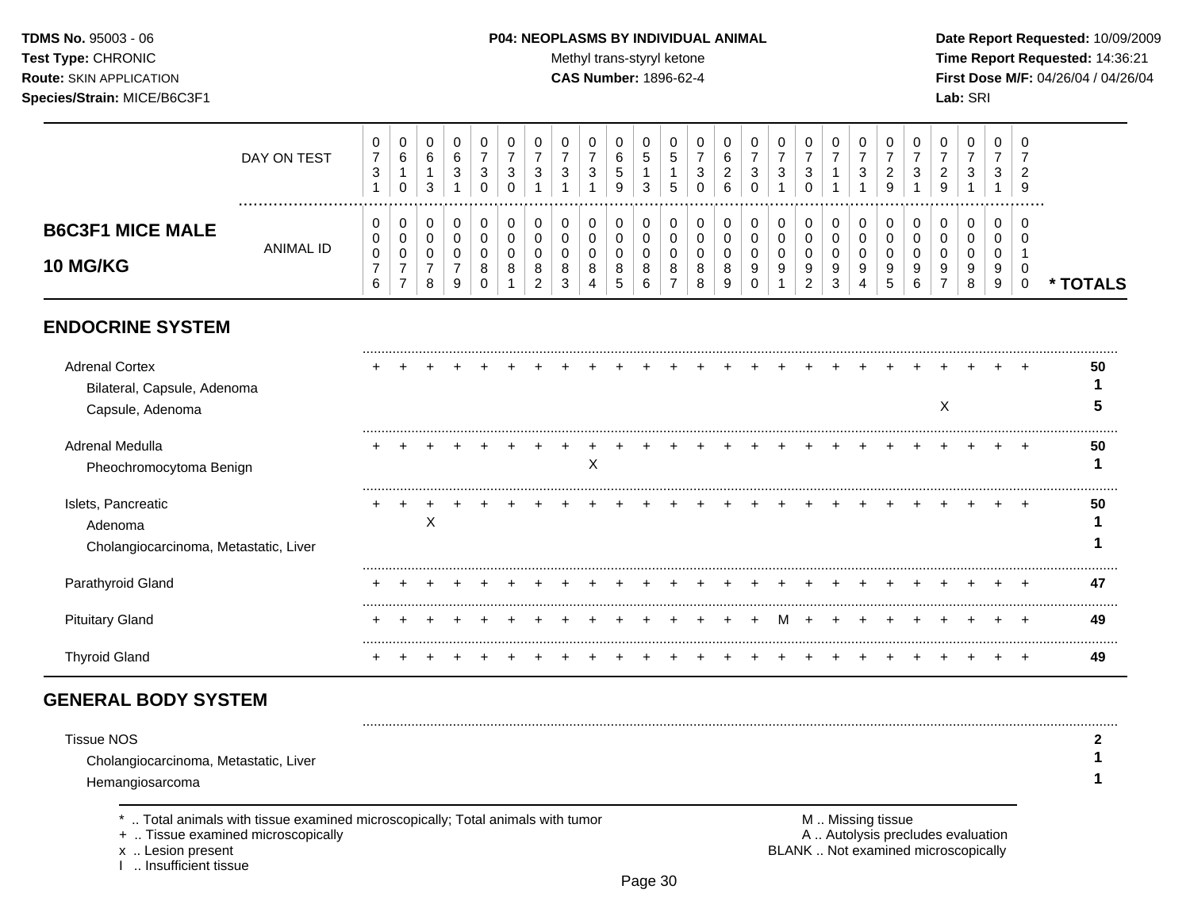TDMS No. 95003 - 06
Test Type: CHRONIC
Route: SKIN APPLICATION
Species/Strain: MICE/B6C3F1

**P04: NEOPLASMS BY INDIVIDUAL ANIMAL**
Methyl trans-styryl ketone
**CAS Number:** 1896-62-4

Date Report Requested: 10/09/2009
Time Report Requested: 14:36:21
First Dose M/F: 04/26/04 / 04/26/04
Lab: SRI

## B6C3F1 MICE MALE 10 MG/KG

| DAY ON TEST | 0731 | 0610 | 0613 | 0631 | 0730 | 0730 | 0731 | 0731 | 0731 | 0659 | 0513 | 0515 | 0730 | 0626 | 0730 | 0731 | 0730 | 0711 | 0731 | 0729 | 0731 | 0729 | 0731 | 0731 | 0729 | |
|---|---|---|---|---|---|---|---|---|---|---|---|---|---|---|---|---|---|---|---|---|---|---|---|---|---|---|
| **ANIMAL ID** | 0000076 | 0000077 | 0000078 | 0000079 | 0000080 | 0000081 | 0000082 | 0000083 | 0000084 | 0000085 | 0000086 | 0000087 | 0000088 | 0000089 | 0000090 | 0000091 | 0000092 | 0000093 | 0000094 | 0000095 | 0000096 | 0000097 | 0000098 | 0000099 | 0000100 | *** TOTALS** |
| **ENDOCRINE SYSTEM** | | | | | | | | | | | | | | | | | | | | | | | | | | |
| Adrenal Cortex | + | + | + | + | + | + | + | + | + | + | + | + | + | + | + | + | + | + | + | + | + | + | + | + | + | 50 |
| Bilateral, Capsule, Adenoma | | | | | | | | | | | | | | | | | | | | | | | | | | 1 |
| Capsule, Adenoma | | | | | | | | | | | | | | | | | | | | | | X | | | | 5 |
| Adrenal Medulla | + | + | + | + | + | + | + | + | + | + | + | + | + | + | + | + | + | + | + | + | + | + | + | + | + | 50 |
| Pheochromocytoma Benign | | | | | | | | | X | | | | | | | | | | | | | | | | | 1 |
| Islets, Pancreatic | + | + | + | + | + | + | + | + | + | + | + | + | + | + | + | + | + | + | + | + | + | + | + | + | + | 50 |
| Adenoma | | | X | | | | | | | | | | | | | | | | | | | | | | | 1 |
| Cholangiocarcinoma, Metastatic, Liver | | | | | | | | | | | | | | | | | | | | | | | | | | 1 |
| Parathyroid Gland | + | + | + | + | + | + | + | + | + | + | + | + | + | + | + | + | + | + | + | + | + | + | + | + | + | 47 |
| Pituitary Gland | + | + | + | + | + | + | + | + | + | + | + | + | + | + | + | M | + | + | + | + | + | + | + | + | + | 49 |
| Thyroid Gland | + | + | + | + | + | + | + | + | + | + | + | + | + | + | + | + | + | + | + | + | + | + | + | + | + | 49 |
| **GENERAL BODY SYSTEM** | | | | | | | | | | | | | | | | | | | | | | | | | | |
| Tissue NOS | | | | | | | | | | | | | | | | | | | | | | | | | | 2 |
| Cholangiocarcinoma, Metastatic, Liver | | | | | | | | | | | | | | | | | | | | | | | | | | 1 |
| Hemangiosarcoma | | | | | | | | | | | | | | | | | | | | | | | | | | 1 |

\* .. Total animals with tissue examined microscopically; Total animals with tumor
\+ .. Tissue examined microscopically
x .. Lesion present
I .. Insufficient tissue

M .. Missing tissue
A .. Autolysis precludes evaluation
BLANK .. Not examined microscopically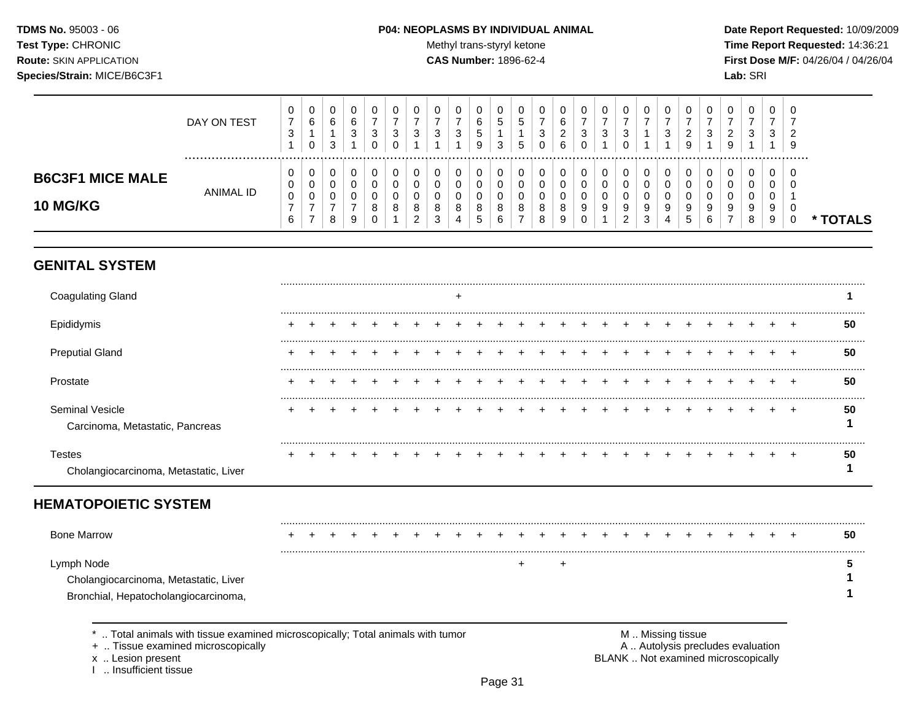| | DAY ON TEST | 0731 | 0610 | 0613 | 0631 | 0730 | 0730 | 0731 | 0731 | 0731 | 0659 | 0513 | 0515 | 0730 | 0626 | 0730 | 0731 | 0730 | 0711 | 0731 | 0729 | 0731 | 0729 | 0731 | 0731 | 0729 | |
|---|---|---|---|---|---|---|---|---|---|---|---|---|---|---|---|---|---|---|---|---|---|---|---|---|---|---|---|
| **B6C3F1 MICE MALE 10 MG/KG** | ANIMAL ID | 0076 | 0077 | 0078 | 0079 | 0080 | 0081 | 0082 | 0083 | 0084 | 0085 | 0086 | 0087 | 0088 | 0089 | 0090 | 0091 | 0092 | 0093 | 0094 | 0095 | 0096 | 0097 | 0098 | 0099 | 0100 | * TOTALS |
| **GENITAL SYSTEM** | | | | | | | | | | | | | | | | | | | | | | | | | | | |
| Coagulating Gland | | | | | | | | | | + | | | | | | | | | | | | | | | | | 1 |
| Epididymis | | + | + | + | + | + | + | + | + | + | + | + | + | + | + | + | + | + | + | + | + | + | + | + | + | + | 50 |
| Preputial Gland | | + | + | + | + | + | + | + | + | + | + | + | + | + | + | + | + | + | + | + | + | + | + | + | + | + | 50 |
| Prostate | | + | + | + | + | + | + | + | + | + | + | + | + | + | + | + | + | + | + | + | + | + | + | + | + | + | 50 |
| Seminal Vesicle | | + | + | + | + | + | + | + | + | + | + | + | + | + | + | + | + | + | + | + | + | + | + | + | + | + | 50 |
| Carcinoma, Metastatic, Pancreas | | | | | | | | | | | | | | | | | | | | | | | | | | | 1 |
| Testes | | + | + | + | + | + | + | + | + | + | + | + | + | + | + | + | + | + | + | + | + | + | + | + | + | + | 50 |
| Cholangiocarcinoma, Metastatic, Liver | | | | | | | | | | | | | | | | | | | | | | | | | | | 1 |
| **HEMATOPOIETIC SYSTEM** | | | | | | | | | | | | | | | | | | | | | | | | | | | |
| Bone Marrow | | + | + | + | + | + | + | + | + | + | + | + | + | + | + | + | + | + | + | + | + | + | + | + | + | + | 50 |
| Lymph Node | | | | | | | | | | | | | + | | + | | | | | | | | | | | | 5 |
| Cholangiocarcinoma, Metastatic, Liver | | | | | | | | | | | | | | | | | | | | | | | | | | | 1 |
| Bronchial, Hepatocholangiocarcinoma, | | | | | | | | | | | | | | | | | | | | | | | | | | | 1 |

\* .. Total animals with tissue examined microscopically; Total animals with tumor
\+ .. Tissue examined microscopically
x .. Lesion present
I .. Insufficient tissue

M .. Missing tissue
A .. Autolysis precludes evaluation
BLANK .. Not examined microscopically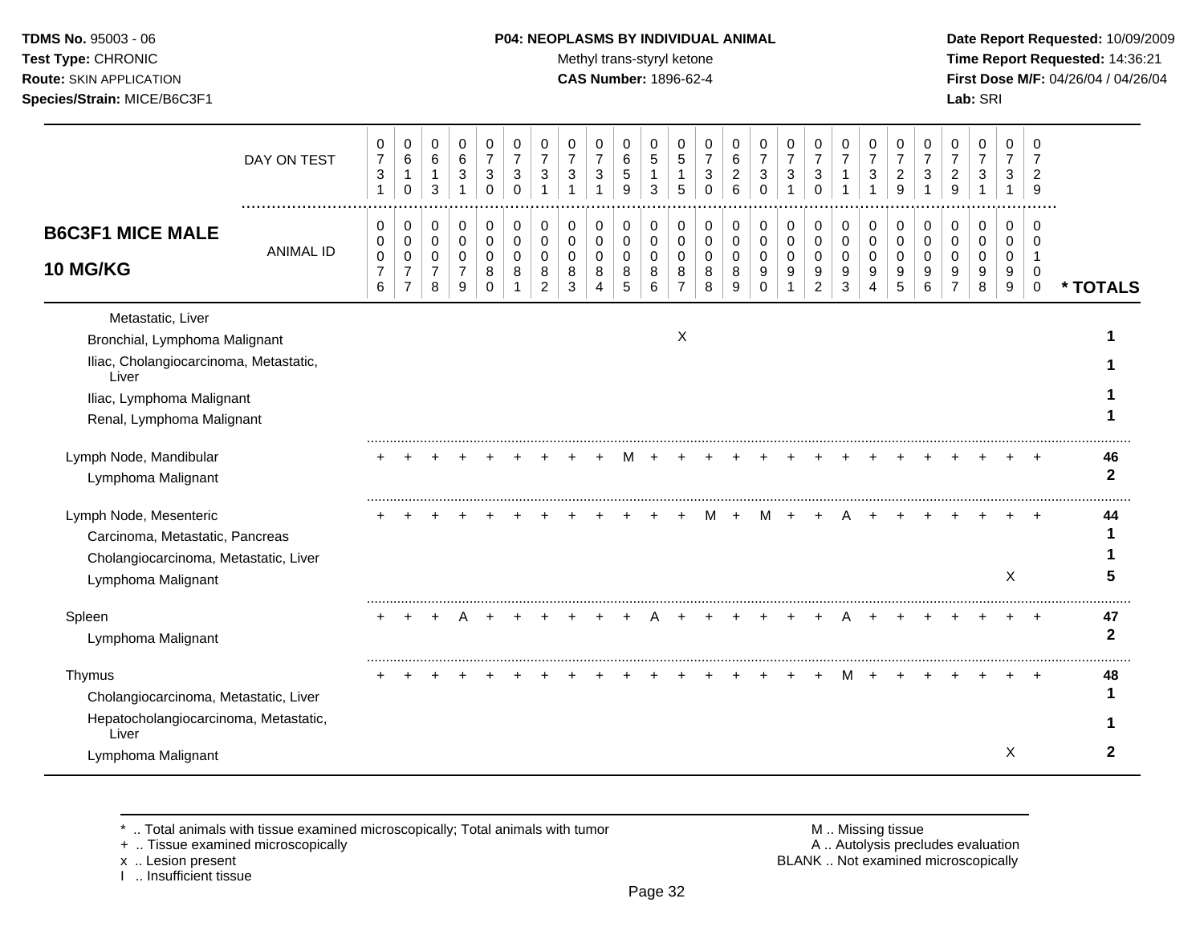## B6C3F1 MICE MALE 10 MG/KG

| DAY ON TEST | 731 | 610 | 613 | 631 | 730 | 730 | 731 | 731 | 731 | 659 | 513 | 515 | 730 | 626 | 730 | 731 | 730 | 711 | 731 | 729 | 731 | 729 | 731 | 731 | 729 | |
|---|---|---|---|---|---|---|---|---|---|---|---|---|---|---|---|---|---|---|---|---|---|---|---|---|---|---|
| **ANIMAL ID** | 0076 | 0077 | 0078 | 0079 | 0080 | 0081 | 0082 | 0083 | 0084 | 0085 | 0086 | 0087 | 0088 | 0089 | 0090 | 0091 | 0092 | 0093 | 0094 | 0095 | 0096 | 0097 | 0098 | 0099 | 0100 | *** TOTALS** |
| Metastatic, Liver | | | | | | | | | | | | | | | | | | | | | | | | | | |
| Bronchial, Lymphoma Malignant | | | | | | | | | | | | X | | | | | | | | | | | | | | 1 |
| Iliac, Cholangiocarcinoma, Metastatic, Liver | | | | | | | | | | | | | | | | | | | | | | | | | | 1 |
| Iliac, Lymphoma Malignant | | | | | | | | | | | | | | | | | | | | | | | | | | 1 |
| Renal, Lymphoma Malignant | | | | | | | | | | | | | | | | | | | | | | | | | | 1 |
| Lymph Node, Mandibular | + | + | + | + | + | + | + | + | + | M | + | + | + | + | + | + | + | + | + | + | + | + | + | + | + | 46 |
| Lymphoma Malignant | | | | | | | | | | | | | | | | | | | | | | | | | | 2 |
| Lymph Node, Mesenteric | + | + | + | + | + | + | + | + | + | + | + | + | M | + | M | + | + | A | + | + | + | + | + | + | + | 44 |
| Carcinoma, Metastatic, Pancreas | | | | | | | | | | | | | | | | | | | | | | | | | | 1 |
| Cholangiocarcinoma, Metastatic, Liver | | | | | | | | | | | | | | | | | | | | | | | | | | 1 |
| Lymphoma Malignant | | | | | | | | | | | | | | | | | | | | | | | | X | | 5 |
| Spleen | + | + | + | A | + | + | + | + | + | + | A | + | + | + | + | + | + | A | + | + | + | + | + | + | + | 47 |
| Lymphoma Malignant | | | | | | | | | | | | | | | | | | | | | | | | | | 2 |
| Thymus | + | + | + | + | + | + | + | + | + | + | + | + | + | + | + | + | + | M | + | + | + | + | + | + | + | 48 |
| Cholangiocarcinoma, Metastatic, Liver | | | | | | | | | | | | | | | | | | | | | | | | | | 1 |
| Hepatocholangiocarcinoma, Metastatic, Liver | | | | | | | | | | | | | | | | | | | | | | | | | | 1 |
| Lymphoma Malignant | | | | | | | | | | | | | | | | | | | | | | | | X | | 2 |

\* .. Total animals with tissue examined microscopically; Total animals with tumor
+ .. Tissue examined microscopically
x .. Lesion present
I .. Insufficient tissue

M .. Missing tissue
A .. Autolysis precludes evaluation
BLANK .. Not examined microscopically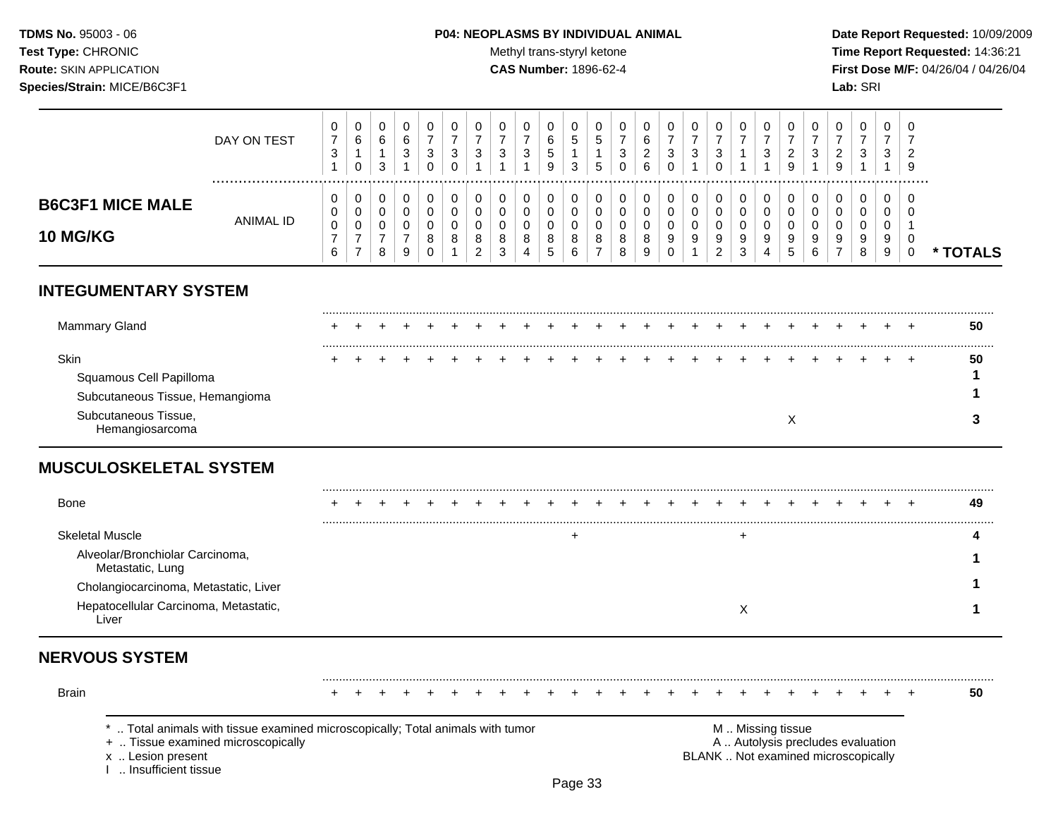TDMS No. 95003 - 06
Test Type: CHRONIC
Route: SKIN APPLICATION
Species/Strain: MICE/B6C3F1

**P04: NEOPLASMS BY INDIVIDUAL ANIMAL**
Methyl trans-styryl ketone
**CAS Number:** 1896-62-4

Date Report Requested: 10/09/2009
Time Report Requested: 14:36:21
First Dose M/F: 04/26/04 / 04/26/04
Lab: SRI

## B6C3F1 MICE MALE 10 MG/KG

| DAY ON TEST | 0731 | 0610 | 0613 | 0631 | 0730 | 0730 | 0731 | 0731 | 0731 | 0659 | 0513 | 0515 | 0730 | 0626 | 0730 | 0731 | 0730 | 0711 | 0731 | 0729 | 0731 | 0729 | 0731 | 0731 | 0729 | |
|---|---|---|---|---|---|---|---|---|---|---|---|---|---|---|---|---|---|---|---|---|---|---|---|---|---|---|
| **ANIMAL ID** | 00076 | 00077 | 00078 | 00079 | 00080 | 00081 | 00082 | 00083 | 00084 | 00085 | 00086 | 00087 | 00088 | 00089 | 00090 | 00091 | 00092 | 00093 | 00094 | 00095 | 00096 | 00097 | 00098 | 00099 | 00100 | *** TOTALS** |
| **INTEGUMENTARY SYSTEM** | | | | | | | | | | | | | | | | | | | | | | | | | | |
| Mammary Gland | + | + | + | + | + | + | + | + | + | + | + | + | + | + | + | + | + | + | + | + | + | + | + | + | + | 50 |
| Skin | + | + | + | + | + | + | + | + | + | + | + | + | + | + | + | + | + | + | + | + | + | + | + | + | + | 50 |
| Squamous Cell Papilloma | | | | | | | | | | | | | | | | | | | | | | | | | | 1 |
| Subcutaneous Tissue, Hemangioma | | | | | | | | | | | | | | | | | | | | | | | | | | 1 |
| Subcutaneous Tissue, Hemangiosarcoma | | | | | | | | | | | | | | | | | | | | X | | | | | | 3 |
| **MUSCULOSKELETAL SYSTEM** | | | | | | | | | | | | | | | | | | | | | | | | | | |
| Bone | + | + | + | + | + | + | + | + | + | + | + | + | + | + | + | + | + | + | + | + | + | + | + | + | + | 49 |
| Skeletal Muscle | | | | | | | | | | | + | | | | | | | + | | | | | | | | 4 |
| Alveolar/Bronchiolar Carcinoma, Metastatic, Lung | | | | | | | | | | | | | | | | | | | | | | | | | | 1 |
| Cholangiocarcinoma, Metastatic, Liver | | | | | | | | | | | | | | | | | | | | | | | | | | 1 |
| Hepatocellular Carcinoma, Metastatic, Liver | | | | | | | | | | | | | | | | | | X | | | | | | | | 1 |
| **NERVOUS SYSTEM** | | | | | | | | | | | | | | | | | | | | | | | | | | |
| Brain | + | + | + | + | + | + | + | + | + | + | + | + | + | + | + | + | + | + | + | + | + | + | + | + | + | 50 |

\* .. Total animals with tissue examined microscopically; Total animals with tumor
\+ .. Tissue examined microscopically
x .. Lesion present
I .. Insufficient tissue

M .. Missing tissue
A .. Autolysis precludes evaluation
BLANK .. Not examined microscopically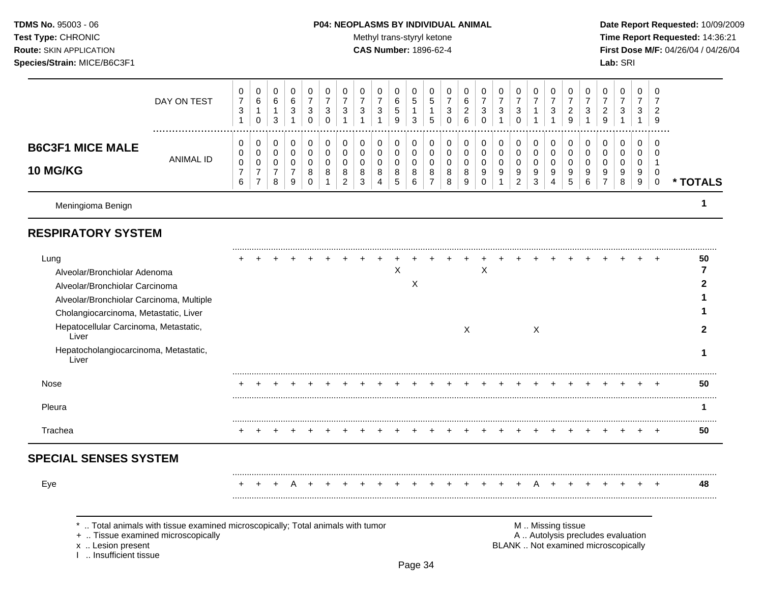**TDMS No.** 95003 - 06
**Test Type:** CHRONIC
**Route:** SKIN APPLICATION
**Species/Strain:** MICE/B6C3F1

**P04: NEOPLASMS BY INDIVIDUAL ANIMAL**
Methyl trans-styryl ketone
**CAS Number:** 1896-62-4

**Date Report Requested:** 10/09/2009
**Time Report Requested:** 14:36:21
**First Dose M/F:** 04/26/04 / 04/26/04
**Lab:** SRI

## B6C3F1 MICE MALE 10 MG/KG

| | 076 | 077 | 078 | 079 | 080 | 081 | 082 | 083 | 084 | 085 | 086 | 087 | 088 | 089 | 090 | 091 | 092 | 093 | 094 | 095 | 096 | 097 | 098 | 099 | 100 | * TOTALS |
|---|---|---|---|---|---|---|---|---|---|---|---|---|---|---|---|---|---|---|---|---|---|---|---|---|---|---|
| DAY ON TEST | 0731 | 0610 | 0613 | 0631 | 0730 | 0730 | 0731 | 0731 | 0731 | 0659 | 0513 | 0515 | 0730 | 0626 | 0730 | 0731 | 0730 | 0711 | 0731 | 0729 | 0731 | 0729 | 0731 | 0731 | 0729 | |
| Meningioma Benign | | | | | | | | | | | | | | | | | | | | | | | | | | 1 |
| **RESPIRATORY SYSTEM** | | | | | | | | | | | | | | | | | | | | | | | | | | |
| Lung | + | + | + | + | + | + | + | + | + | + | + | + | + | + | + | + | + | + | + | + | + | + | + | + | + | 50 |
| Alveolar/Bronchiolar Adenoma | | | | | | | | | | X | | | | | X | | | | | | | | | | | 7 |
| Alveolar/Bronchiolar Carcinoma | | | | | | | | | | | X | | | | | | | | | | | | | | | 2 |
| Alveolar/Bronchiolar Carcinoma, Multiple | | | | | | | | | | | | | | | | | | | | | | | | | | 1 |
| Cholangiocarcinoma, Metastatic, Liver | | | | | | | | | | | | | | | | | | | | | | | | | | 1 |
| Hepatocellular Carcinoma, Metastatic, Liver | | | | | | | | | | | | | | X | | | | X | | | | | | | | 2 |
| Hepatocholangiocarcinoma, Metastatic, Liver | | | | | | | | | | | | | | | | | | | | | | | | | | 1 |
| Nose | + | + | + | + | + | + | + | + | + | + | + | + | + | + | + | + | + | + | + | + | + | + | + | + | + | 50 |
| Pleura | | | | | | | | | | | | | | | | | | | | | | | | | | 1 |
| Trachea | + | + | + | + | + | + | + | + | + | + | + | + | + | + | + | + | + | + | + | + | + | + | + | + | + | 50 |
| **SPECIAL SENSES SYSTEM** | | | | | | | | | | | | | | | | | | | | | | | | | | |
| Eye | + | + | + | A | + | + | + | + | + | + | + | + | + | + | + | + | + | A | + | + | + | + | + | + | + | 48 |

\* .. Total animals with tissue examined microscopically; Total animals with tumor
\+ .. Tissue examined microscopically
x .. Lesion present
I .. Insufficient tissue

M .. Missing tissue
A .. Autolysis precludes evaluation
BLANK .. Not examined microscopically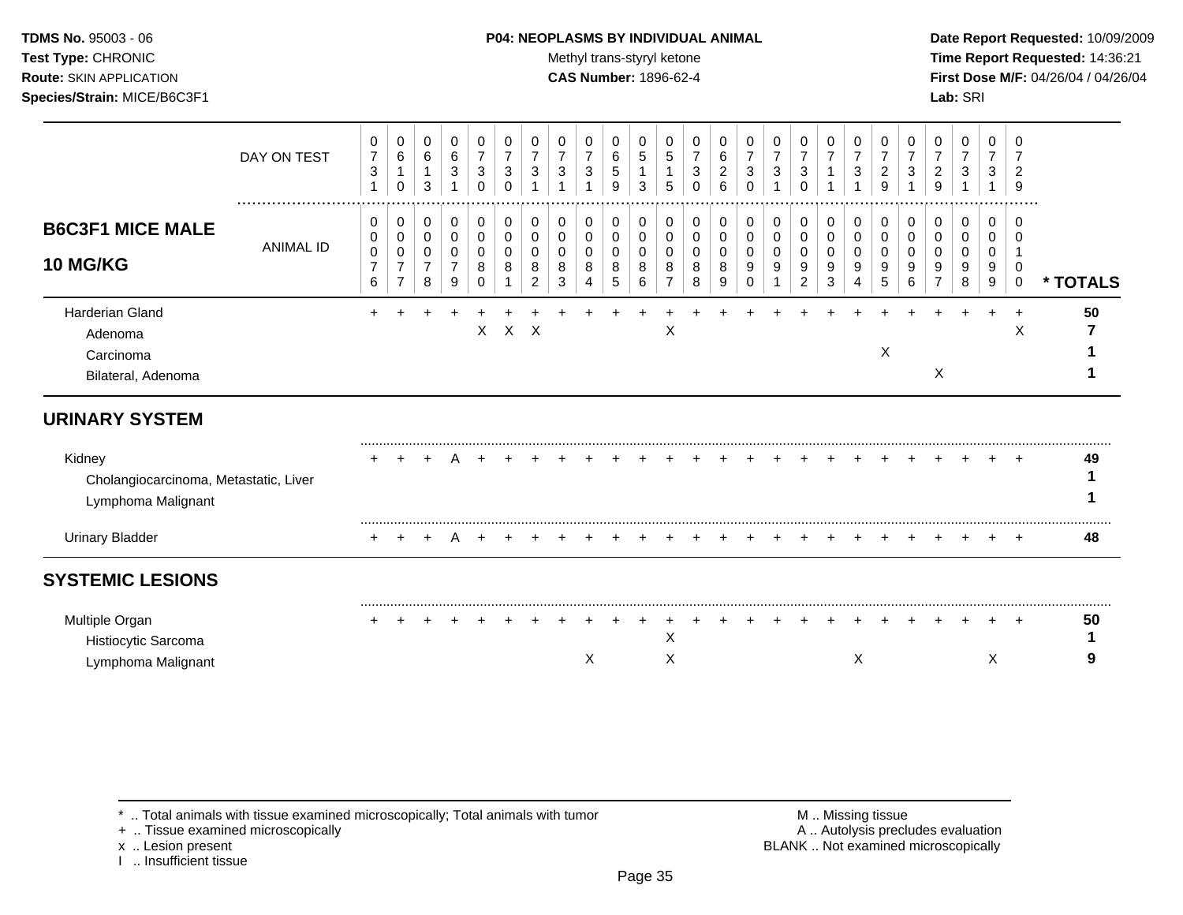**TDMS No.** 95003 - 06
**Test Type:** CHRONIC
**Route:** SKIN APPLICATION
**Species/Strain:** MICE/B6C3F1

**P04: NEOPLASMS BY INDIVIDUAL ANIMAL**
Methyl trans-styryl ketone
**CAS Number:** 1896-62-4

**Date Report Requested:** 10/09/2009
**Time Report Requested:** 14:36:21
**First Dose M/F:** 04/26/04 / 04/26/04
**Lab:** SRI

## B6C3F1 MICE MALE 10 MG/KG

| DAY ON TEST | 0731 | 0610 | 0613 | 0631 | 0730 | 0730 | 0731 | 0731 | 0731 | 0659 | 0513 | 0515 | 0730 | 0626 | 0730 | 0731 | 0730 | 0711 | 0731 | 0729 | 0731 | 0729 | 0731 | 0731 | 0729 | |
|---|---|---|---|---|---|---|---|---|---|---|---|---|---|---|---|---|---|---|---|---|---|---|---|---|---|---|
| **ANIMAL ID** | 0076 | 0077 | 0078 | 0079 | 0080 | 0081 | 0082 | 0083 | 0084 | 0085 | 0086 | 0087 | 0088 | 0089 | 0090 | 0091 | 0092 | 0093 | 0094 | 0095 | 0096 | 0097 | 0098 | 0099 | 0100 | **\* TOTALS** |
| Harderian Gland | + | + | + | + | + | + | + | + | + | + | + | + | + | + | + | + | + | + | + | + | + | + | + | + | + | **50** |
| Adenoma | | | | | X | X | X | | | | | X | | | | | | | | | | | | | X | **7** |
| Carcinoma | | | | | | | | | | | | | | | | | | | | X | | | | | | **1** |
| Bilateral, Adenoma | | | | | | | | | | | | | | | | | | | | | | X | | | | **1** |
| **URINARY SYSTEM** | | | | | | | | | | | | | | | | | | | | | | | | | | |
| Kidney | + | + | + | A | + | + | + | + | + | + | + | + | + | + | + | + | + | + | + | + | + | + | + | + | + | **49** |
| Cholangiocarcinoma, Metastatic, Liver | | | | | | | | | | | | | | | | | | | | | | | | | | **1** |
| Lymphoma Malignant | | | | | | | | | | | | | | | | | | | | | | | | | | **1** |
| Urinary Bladder | + | + | + | A | + | + | + | + | + | + | + | + | + | + | + | + | + | + | + | + | + | + | + | + | + | **48** |
| **SYSTEMIC LESIONS** | | | | | | | | | | | | | | | | | | | | | | | | | | |
| Multiple Organ | + | + | + | + | + | + | + | + | + | + | + | + | + | + | + | + | + | + | + | + | + | + | + | + | + | **50** |
| Histiocytic Sarcoma | | | | | | | | | | | | X | | | | | | | | | | | | | | **1** |
| Lymphoma Malignant | | | | | | | | | X | | | X | | | | | | | X | | | | | X | | **9** |

\* .. Total animals with tissue examined microscopically; Total animals with tumor
\+ .. Tissue examined microscopically
x .. Lesion present
I .. Insufficient tissue

M .. Missing tissue
A .. Autolysis precludes evaluation
BLANK .. Not examined microscopically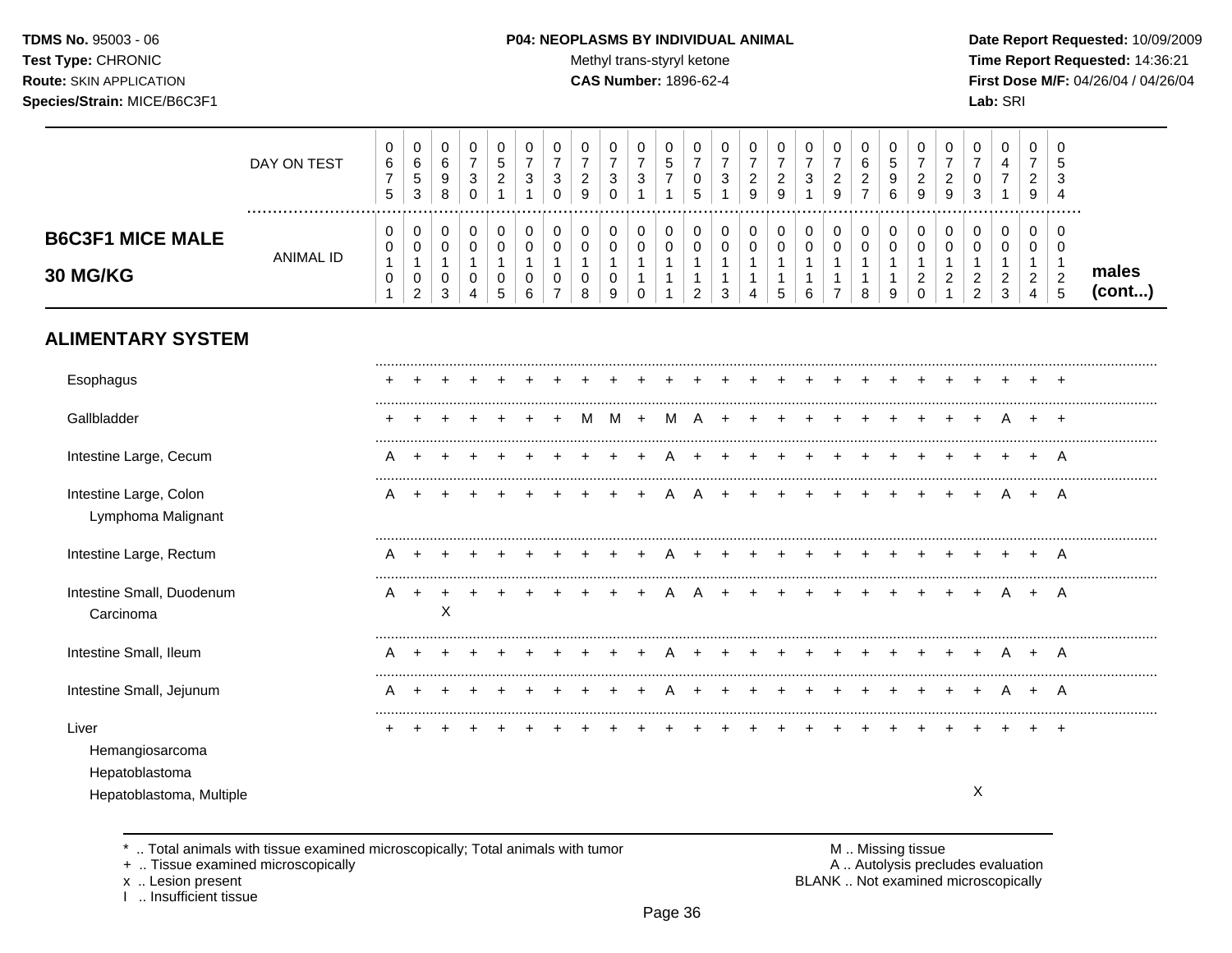**TDMS No.** 95003 - 06
**Test Type:** CHRONIC
**Route:** SKIN APPLICATION
**Species/Strain:** MICE/B6C3F1

**P04: NEOPLASMS BY INDIVIDUAL ANIMAL**
Methyl trans-styryl ketone
**CAS Number:** 1896-62-4

**Date Report Requested:** 10/09/2009
**Time Report Requested:** 14:36:21
**First Dose M/F:** 04/26/04 / 04/26/04
**Lab:** SRI

**B6C3F1 MICE MALE 30 MG/KG** — males (cont...)

| | | | | | | | | | | | | | | | | | | | | | | | | | |
|---|---|---|---|---|---|---|---|---|---|---|---|---|---|---|---|---|---|---|---|---|---|---|---|---|---|
| DAY ON TEST | 0675 | 0653 | 0698 | 0730 | 0521 | 0731 | 0730 | 0729 | 0730 | 0731 | 0571 | 0705 | 0731 | 0729 | 0729 | 0731 | 0729 | 0627 | 0596 | 0729 | 0729 | 0703 | 0471 | 0729 | 0534 |
| ANIMAL ID | 0010101 | 0010102 | 0010103 | 0010104 | 0010105 | 0010106 | 0010107 | 0010108 | 0010109 | 0010110 | 0010111 | 0010112 | 0010113 | 0010114 | 0010115 | 0010116 | 0010117 | 0010118 | 0010119 | 0010120 | 0010121 | 0010122 | 0010123 | 0010124 | 0010125 |
| **ALIMENTARY SYSTEM** | | | | | | | | | | | | | | | | | | | | | | | | | |
| Esophagus | + | + | + | + | + | + | + | + | + | + | + | + | + | + | + | + | + | + | + | + | + | + | + | + | + |
| Gallbladder | + | + | + | + | + | + | + | M | M | + | M | A | + | + | + | + | + | + | + | + | + | + | A | + | + |
| Intestine Large, Cecum | A | + | + | + | + | + | + | + | + | + | A | + | + | + | + | + | + | + | + | + | + | + | + | + | A |
| Intestine Large, Colon | A | + | + | + | + | + | + | + | + | + | A | A | + | + | + | + | + | + | + | + | + | + | A | + | A |
| Lymphoma Malignant | | | | | | | | | | | | | | | | | | | | | | | | | |
| Intestine Large, Rectum | A | + | + | + | + | + | + | + | + | + | A | + | + | + | + | + | + | + | + | + | + | + | + | + | A |
| Intestine Small, Duodenum | A | + | + | + | + | + | + | + | + | + | A | A | + | + | + | + | + | + | + | + | + | + | A | + | A |
| Carcinoma | | | X | | | | | | | | | | | | | | | | | | | | | | |
| Intestine Small, Ileum | A | + | + | + | + | + | + | + | + | + | A | + | + | + | + | + | + | + | + | + | + | + | A | + | A |
| Intestine Small, Jejunum | A | + | + | + | + | + | + | + | + | + | A | + | + | + | + | + | + | + | + | + | + | + | A | + | A |
| Liver | + | + | + | + | + | + | + | + | + | + | + | + | + | + | + | + | + | + | + | + | + | + | + | + | + |
| Hemangiosarcoma | | | | | | | | | | | | | | | | | | | | | | | | | |
| Hepatoblastoma | | | | | | | | | | | | | | | | | | | | | | | | | |
| Hepatoblastoma, Multiple | | | | | | | | | | | | | | | | | | | | | | X | | | |

\* .. Total animals with tissue examined microscopically; Total animals with tumor
\+ .. Tissue examined microscopically
x .. Lesion present
I .. Insufficient tissue

M .. Missing tissue
A .. Autolysis precludes evaluation
BLANK .. Not examined microscopically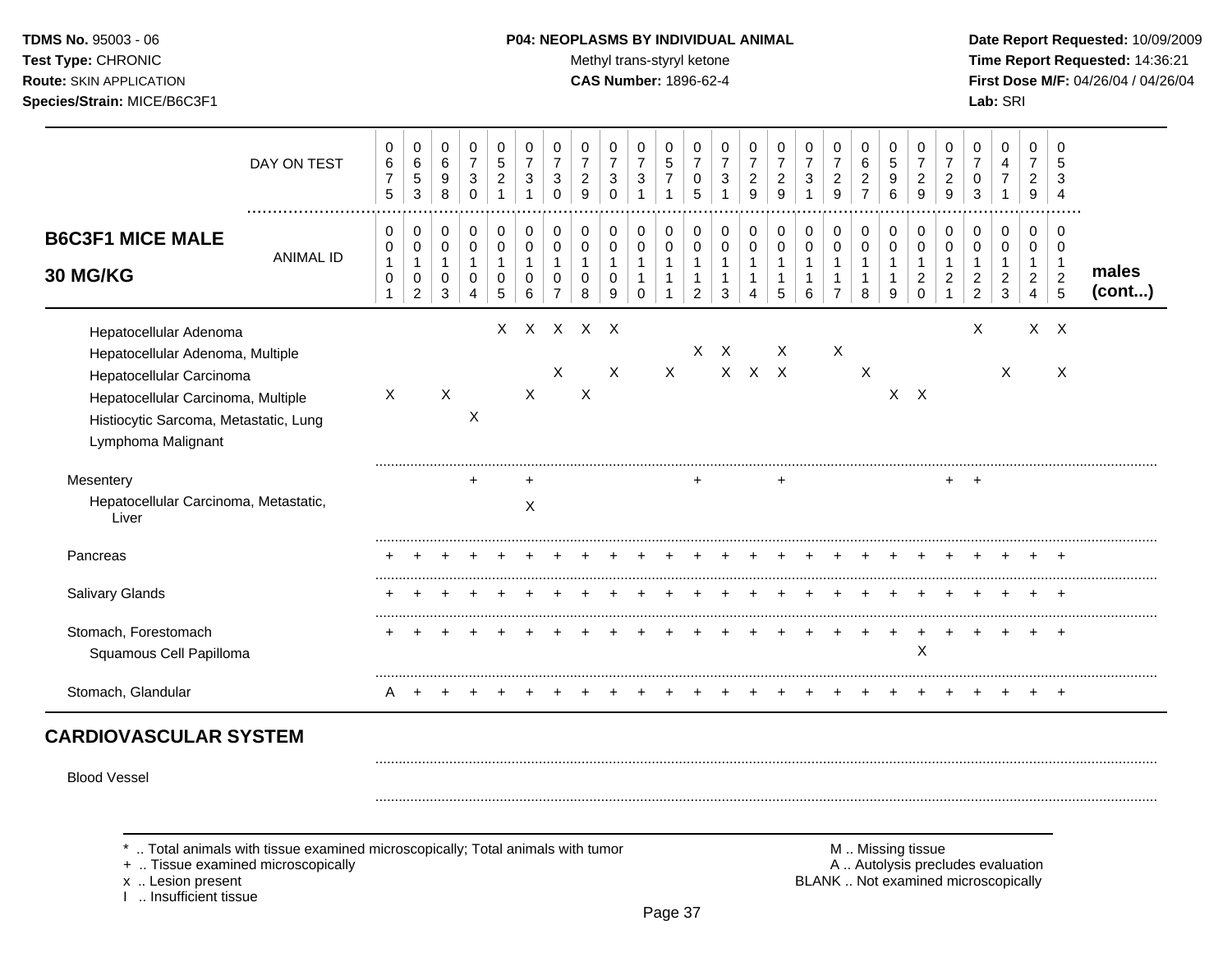**TDMS No.** 95003 - 06
**Test Type:** CHRONIC
**Route:** SKIN APPLICATION
**Species/Strain:** MICE/B6C3F1

**P04: NEOPLASMS BY INDIVIDUAL ANIMAL**
Methyl trans-styryl ketone
**CAS Number:** 1896-62-4

**Date Report Requested:** 10/09/2009
**Time Report Requested:** 14:36:21
**First Dose M/F:** 04/26/04 / 04/26/04
**Lab:** SRI

## B6C3F1 MICE MALE 30 MG/KG

| males (cont...) | | | | | | | | | | | | | | | | | | | | | | | | | |
|---|---|---|---|---|---|---|---|---|---|---|---|---|---|---|---|---|---|---|---|---|---|---|---|---|---|
| DAY ON TEST | 0675 | 0653 | 0698 | 0730 | 0521 | 0731 | 0730 | 0729 | 0730 | 0731 | 0571 | 0705 | 0731 | 0729 | 0729 | 0731 | 0729 | 0627 | 0596 | 0729 | 0729 | 0703 | 0471 | 0729 | 0534 |
| ANIMAL ID | 0101 | 0102 | 0103 | 0104 | 0105 | 0106 | 0107 | 0108 | 0109 | 0110 | 0111 | 0112 | 0113 | 0114 | 0115 | 0116 | 0117 | 0118 | 0119 | 0120 | 0121 | 0122 | 0123 | 0124 | 0125 |
| Hepatocellular Adenoma | | | | | X | X | X | X | X | | | | | | | | | | | | | X | | X | X |
| Hepatocellular Adenoma, Multiple | | | | | | | | | | | | X | X | | X | | X | | | | | | | | |
| Hepatocellular Carcinoma | | | | | | | X | | X | | X | | X | X | X | | | X | | | | | X | | X |
| Hepatocellular Carcinoma, Multiple | X | | X | | | X | | X | | | | | | | | | | | X | X | | | | | |
| Histiocytic Sarcoma, Metastatic, Lung | | | | X | | | | | | | | | | | | | | | | | | | | | |
| Lymphoma Malignant | | | | | | | | | | | | | | | | | | | | | | | | | |
| Mesentery | | | | + | | + | | | | | | + | | | + | | | | | | + | + | | | |
| Hepatocellular Carcinoma, Metastatic, Liver | | | | | | X | | | | | | | | | | | | | | | | | | | |
| Pancreas | + | + | + | + | + | + | + | + | + | + | + | + | + | + | + | + | + | + | + | + | + | + | + | + | + |
| Salivary Glands | + | + | + | + | + | + | + | + | + | + | + | + | + | + | + | + | + | + | + | + | + | + | + | + | + |
| Stomach, Forestomach | + | + | + | + | + | + | + | + | + | + | + | + | + | + | + | + | + | + | + | + | + | + | + | + | + |
| Squamous Cell Papilloma | | | | | | | | | | | | | | | | | | | | X | | | | | |
| Stomach, Glandular | A | + | + | + | + | + | + | + | + | + | + | + | + | + | + | + | + | + | + | + | + | + | + | + | + |

## CARDIOVASCULAR SYSTEM

| | | | | | | | | | | | | | | | | | | | | | | | | | |
|---|---|---|---|---|---|---|---|---|---|---|---|---|---|---|---|---|---|---|---|---|---|---|---|---|---|
| Blood Vessel | | | | | | | | | | | | | | | | | | | | | | | | | |

\* .. Total animals with tissue examined microscopically; Total animals with tumor
\+ .. Tissue examined microscopically
x .. Lesion present
I .. Insufficient tissue

M .. Missing tissue
A .. Autolysis precludes evaluation
BLANK .. Not examined microscopically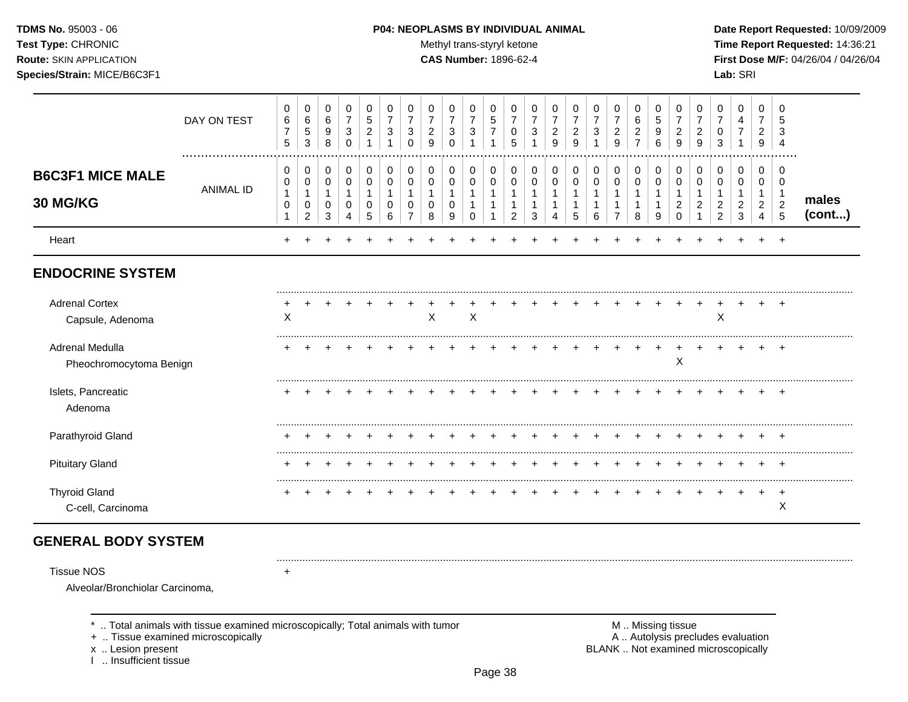**TDMS No.** 95003 - 06
**Test Type:** CHRONIC
**Route:** SKIN APPLICATION
**Species/Strain:** MICE/B6C3F1

**P04: NEOPLASMS BY INDIVIDUAL ANIMAL**
Methyl trans-styryl ketone
**CAS Number:** 1896-62-4

**Date Report Requested:** 10/09/2009
**Time Report Requested:** 14:36:21
**First Dose M/F:** 04/26/04 / 04/26/04
**Lab:** SRI

| | | | | | | | | | | | | | | | | | | | | | | | | | | |
|---|---|---|---|---|---|---|---|---|---|---|---|---|---|---|---|---|---|---|---|---|---|---|---|---|---|---|
| DAY ON TEST | 0675 | 0653 | 0698 | 0730 | 0521 | 0731 | 0730 | 0729 | 0730 | 0731 | 0571 | 0705 | 0731 | 0729 | 0729 | 0731 | 0729 | 0627 | 0596 | 0729 | 0729 | 0703 | 0471 | 0729 | 0534 | |
| **B6C3F1 MICE MALE 30 MG/KG** — ANIMAL ID | 00101 | 00102 | 00103 | 00104 | 00105 | 00106 | 00107 | 00108 | 00109 | 00110 | 00111 | 00112 | 00113 | 00114 | 00115 | 00116 | 00117 | 00118 | 00119 | 00120 | 00121 | 00122 | 00123 | 00124 | 00125 | **males (cont...)** |
| Heart | + | + | + | + | + | + | + | + | + | + | + | + | + | + | + | + | + | + | + | + | + | + | + | + | + | |
| **ENDOCRINE SYSTEM** | | | | | | | | | | | | | | | | | | | | | | | | | | |
| Adrenal Cortex | + | + | + | + | + | + | + | + | + | + | + | + | + | + | + | + | + | + | + | + | + | + | + | + | + | |
| Capsule, Adenoma | X | | | | | | | X | | X | | | | | | | | | | | | X | | | | |
| Adrenal Medulla | + | + | + | + | + | + | + | + | + | + | + | + | + | + | + | + | + | + | + | + | + | + | + | + | + | |
| Pheochromocytoma Benign | | | | | | | | | | | | | | | | | | | | X | | | | | | |
| Islets, Pancreatic | + | + | + | + | + | + | + | + | + | + | + | + | + | + | + | + | + | + | + | + | + | + | + | + | + | |
| Adenoma | | | | | | | | | | | | | | | | | | | | | | | | | | |
| Parathyroid Gland | + | + | + | + | + | + | + | + | + | + | + | + | + | + | + | + | + | + | + | + | + | + | + | + | + | |
| Pituitary Gland | + | + | + | + | + | + | + | + | + | + | + | + | + | + | + | + | + | + | + | + | + | + | + | + | + | |
| Thyroid Gland | + | + | + | + | + | + | + | + | + | + | + | + | + | + | + | + | + | + | + | + | + | + | + | + | + | |
| C-cell, Carcinoma | | | | | | | | | | | | | | | | | | | | | | | | | X | |
| **GENERAL BODY SYSTEM** | | | | | | | | | | | | | | | | | | | | | | | | | | |
| Tissue NOS | + | | | | | | | | | | | | | | | | | | | | | | | | | |
| Alveolar/Bronchiolar Carcinoma, | | | | | | | | | | | | | | | | | | | | | | | | | | |

\* .. Total animals with tissue examined microscopically; Total animals with tumor
\+ .. Tissue examined microscopically
x .. Lesion present
I .. Insufficient tissue

M .. Missing tissue
A .. Autolysis precludes evaluation
BLANK .. Not examined microscopically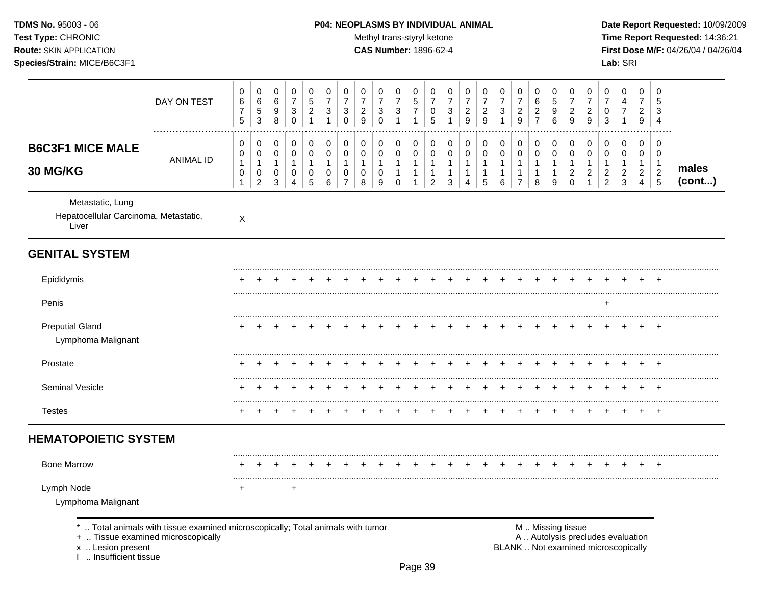**TDMS No.** 95003 - 06
**Test Type:** CHRONIC
**Route:** SKIN APPLICATION
**Species/Strain:** MICE/B6C3F1

**P04: NEOPLASMS BY INDIVIDUAL ANIMAL**
Methyl trans-styryl ketone
**CAS Number:** 1896-62-4

**Date Report Requested:** 10/09/2009
**Time Report Requested:** 14:36:21
**First Dose M/F:** 04/26/04 / 04/26/04
**Lab:** SRI

| DAY ON TEST | 0675 | 0653 | 0698 | 0730 | 0521 | 0731 | 0730 | 0729 | 0730 | 0731 | 0571 | 0705 | 0731 | 0729 | 0729 | 0731 | 0729 | 0627 | 0596 | 0729 | 0729 | 0703 | 0471 | 0729 | 0534 | |
|---|---|---|---|---|---|---|---|---|---|---|---|---|---|---|---|---|---|---|---|---|---|---|---|---|---|---|
| **B6C3F1 MICE MALE 30 MG/KG** ANIMAL ID | 00101 | 00102 | 00103 | 00104 | 00105 | 00106 | 00107 | 00108 | 00109 | 00110 | 00111 | 00112 | 00113 | 00114 | 00115 | 00116 | 00117 | 00118 | 00119 | 00120 | 00121 | 00122 | 00123 | 00124 | 00125 | **males (cont...)** |
| Metastatic, Lung | | | | | | | | | | | | | | | | | | | | | | | | | | |
| Hepatocellular Carcinoma, Metastatic, Liver | X | | | | | | | | | | | | | | | | | | | | | | | | | |
| **GENITAL SYSTEM** | | | | | | | | | | | | | | | | | | | | | | | | | | |
| Epididymis | + | + | + | + | + | + | + | + | + | + | + | + | + | + | + | + | + | + | + | + | + | + | + | + | + | |
| Penis | | | | | | | | | | | | | | | | | | | | | | + | | | | |
| Preputial Gland | + | + | + | + | + | + | + | + | + | + | + | + | + | + | + | + | + | + | + | + | + | + | + | + | + | |
| Lymphoma Malignant | | | | | | | | | | | | | | | | | | | | | | | | | | |
| Prostate | + | + | + | + | + | + | + | + | + | + | + | + | + | + | + | + | + | + | + | + | + | + | + | + | + | |
| Seminal Vesicle | + | + | + | + | + | + | + | + | + | + | + | + | + | + | + | + | + | + | + | + | + | + | + | + | + | |
| Testes | + | + | + | + | + | + | + | + | + | + | + | + | + | + | + | + | + | + | + | + | + | + | + | + | + | |
| **HEMATOPOIETIC SYSTEM** | | | | | | | | | | | | | | | | | | | | | | | | | | |
| Bone Marrow | + | + | + | + | + | + | + | + | + | + | + | + | + | + | + | + | + | + | + | + | + | + | + | + | + | |
| Lymph Node | + | | + | | | | | | | | | | | | | | | | | | | | | | | |
| Lymphoma Malignant | | | | | | | | | | | | | | | | | | | | | | | | | | |

\* .. Total animals with tissue examined microscopically; Total animals with tumor
\+ .. Tissue examined microscopically
x .. Lesion present
I .. Insufficient tissue

M .. Missing tissue
A .. Autolysis precludes evaluation
BLANK .. Not examined microscopically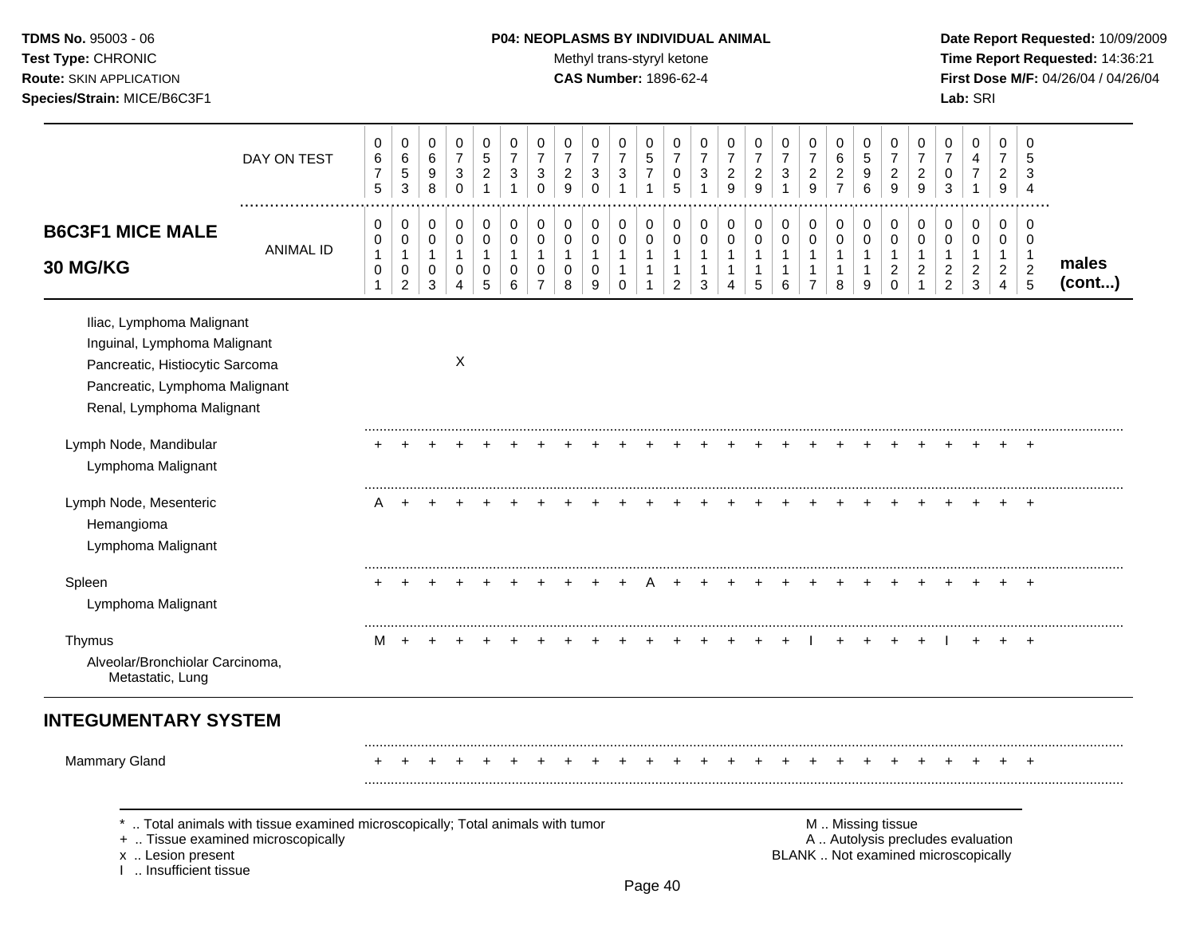TDMS No. 95003 - 06
Test Type: CHRONIC
Route: SKIN APPLICATION
Species/Strain: MICE/B6C3F1

**P04: NEOPLASMS BY INDIVIDUAL ANIMAL**
Methyl trans-styryl ketone
**CAS Number:** 1896-62-4

Date Report Requested: 10/09/2009
Time Report Requested: 14:36:21
First Dose M/F: 04/26/04 / 04/26/04
Lab: SRI

| DAY ON TEST | 0675 | 0653 | 0698 | 0730 | 0521 | 0731 | 0730 | 0729 | 0730 | 0731 | 0571 | 0705 | 0731 | 0729 | 0729 | 0731 | 0729 | 0627 | 0596 | 0729 | 0729 | 0703 | 0471 | 0729 | 0534 | |
|---|---|---|---|---|---|---|---|---|---|---|---|---|---|---|---|---|---|---|---|---|---|---|---|---|---|---|
| **B6C3F1 MICE MALE 30 MG/KG** — ANIMAL ID | 00101 | 00102 | 00103 | 00104 | 00105 | 00106 | 00107 | 00108 | 00109 | 00110 | 00111 | 00112 | 00113 | 00114 | 00115 | 00116 | 00117 | 00118 | 00119 | 00120 | 00121 | 00122 | 00123 | 00124 | 00125 | **males (cont...)** |
| Iliac, Lymphoma Malignant | | | | | | | | | | | | | | | | | | | | | | | | | | |
| Inguinal, Lymphoma Malignant | | | | | | | | | | | | | | | | | | | | | | | | | | |
| Pancreatic, Histiocytic Sarcoma | | | | X | | | | | | | | | | | | | | | | | | | | | | |
| Pancreatic, Lymphoma Malignant | | | | | | | | | | | | | | | | | | | | | | | | | | |
| Renal, Lymphoma Malignant | | | | | | | | | | | | | | | | | | | | | | | | | | |
| Lymph Node, Mandibular | + | + | + | + | + | + | + | + | + | + | + | + | + | + | + | + | + | + | + | + | + | + | + | + | + | |
| Lymphoma Malignant | | | | | | | | | | | | | | | | | | | | | | | | | | |
| Lymph Node, Mesenteric | A | + | + | + | + | + | + | + | + | + | + | + | + | + | + | + | + | + | + | + | + | + | + | + | + | |
| Hemangioma | | | | | | | | | | | | | | | | | | | | | | | | | | |
| Lymphoma Malignant | | | | | | | | | | | | | | | | | | | | | | | | | | |
| Spleen | + | + | + | + | + | + | + | + | + | + | A | + | + | + | + | + | + | + | + | + | + | + | + | + | + | |
| Lymphoma Malignant | | | | | | | | | | | | | | | | | | | | | | | | | | |
| Thymus | M | + | + | + | + | + | + | + | + | + | + | + | + | + | + | + | I | + | + | + | + | I | + | + | + | |
| Alveolar/Bronchiolar Carcinoma, Metastatic, Lung | | | | | | | | | | | | | | | | | | | | | | | | | | |
| **INTEGUMENTARY SYSTEM** | | | | | | | | | | | | | | | | | | | | | | | | | | |
| Mammary Gland | + | + | + | + | + | + | + | + | + | + | + | + | + | + | + | + | + | + | + | + | + | + | + | + | + | |

\* .. Total animals with tissue examined microscopically; Total animals with tumor
\+ .. Tissue examined microscopically
x .. Lesion present
I .. Insufficient tissue

M .. Missing tissue
A .. Autolysis precludes evaluation
BLANK .. Not examined microscopically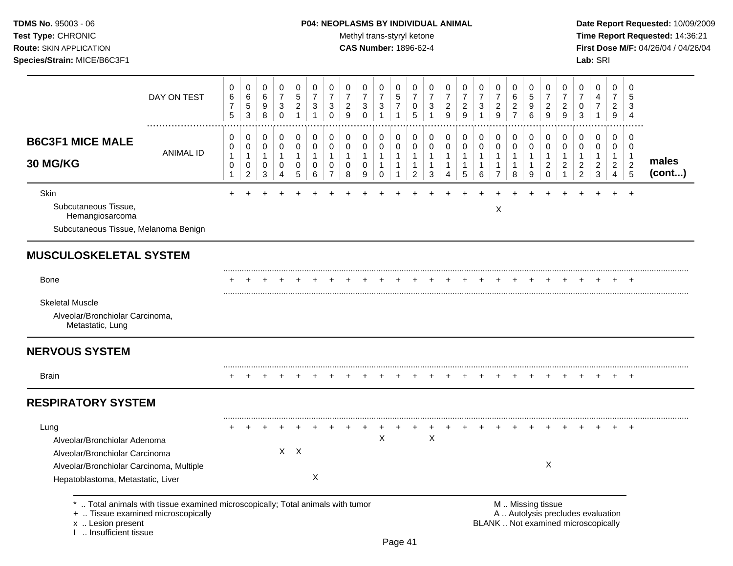**TDMS No.** 95003 - 06
**Test Type:** CHRONIC
**Route:** SKIN APPLICATION
**Species/Strain:** MICE/B6C3F1

**P04: NEOPLASMS BY INDIVIDUAL ANIMAL**
Methyl trans-styryl ketone
**CAS Number:** 1896-62-4

**Date Report Requested:** 10/09/2009
**Time Report Requested:** 14:36:21
**First Dose M/F:** 04/26/04 / 04/26/04
**Lab:** SRI

## B6C3F1 MICE MALE 30 MG/KG

| DAY ON TEST | 0675 | 0653 | 0698 | 0730 | 0521 | 0731 | 0730 | 0729 | 0730 | 0731 | 0571 | 0705 | 0731 | 0729 | 0729 | 0731 | 0729 | 0627 | 0596 | 0729 | 0729 | 0703 | 0471 | 0729 | 0534 | |
|---|---|---|---|---|---|---|---|---|---|---|---|---|---|---|---|---|---|---|---|---|---|---|---|---|---|---|
| **ANIMAL ID** | 00101 | 00102 | 00103 | 00104 | 00105 | 00106 | 00107 | 00108 | 00109 | 00110 | 00111 | 00112 | 00113 | 00114 | 00115 | 00116 | 00117 | 00118 | 00119 | 00120 | 00121 | 00122 | 00123 | 00124 | 00125 | **males (cont...)** |
| Skin | + | + | + | + | + | + | + | + | + | + | + | + | + | + | + | + | + | + | + | + | + | + | + | + | + | |
| Subcutaneous Tissue, Hemangiosarcoma | | | | | | | | | | | | | | | | | X | | | | | | | | | |
| Subcutaneous Tissue, Melanoma Benign | | | | | | | | | | | | | | | | | | | | | | | | | | |
| **MUSCULOSKELETAL SYSTEM** | | | | | | | | | | | | | | | | | | | | | | | | | | |
| Bone | + | + | + | + | + | + | + | + | + | + | + | + | + | + | + | + | + | + | + | + | + | + | + | + | + | |
| Skeletal Muscle | | | | | | | | | | | | | | | | | | | | | | | | | | |
| Alveolar/Bronchiolar Carcinoma, Metastatic, Lung | | | | | | | | | | | | | | | | | | | | | | | | | | |
| **NERVOUS SYSTEM** | | | | | | | | | | | | | | | | | | | | | | | | | | |
| Brain | + | + | + | + | + | + | + | + | + | + | + | + | + | + | + | + | + | + | + | + | + | + | + | + | + | |
| **RESPIRATORY SYSTEM** | | | | | | | | | | | | | | | | | | | | | | | | | | |
| Lung | + | + | + | + | + | + | + | + | + | + | + | + | + | + | + | + | + | + | + | + | + | + | + | + | + | |
| Alveolar/Bronchiolar Adenoma | | | | | | | | | | X | | | X | | | | | | | | | | | | | |
| Alveolar/Bronchiolar Carcinoma | | | | X | X | | | | | | | | | | | | | | | | | | | | | |
| Alveolar/Bronchiolar Carcinoma, Multiple | | | | | | | | | | | | | | | | | | | | X | | | | | | |
| Hepatoblastoma, Metastatic, Liver | | | | | | X | | | | | | | | | | | | | | | | | | | | |

* .. Total animals with tissue examined microscopically; Total animals with tumor
+ .. Tissue examined microscopically
x .. Lesion present
I .. Insufficient tissue

M .. Missing tissue
A .. Autolysis precludes evaluation
BLANK .. Not examined microscopically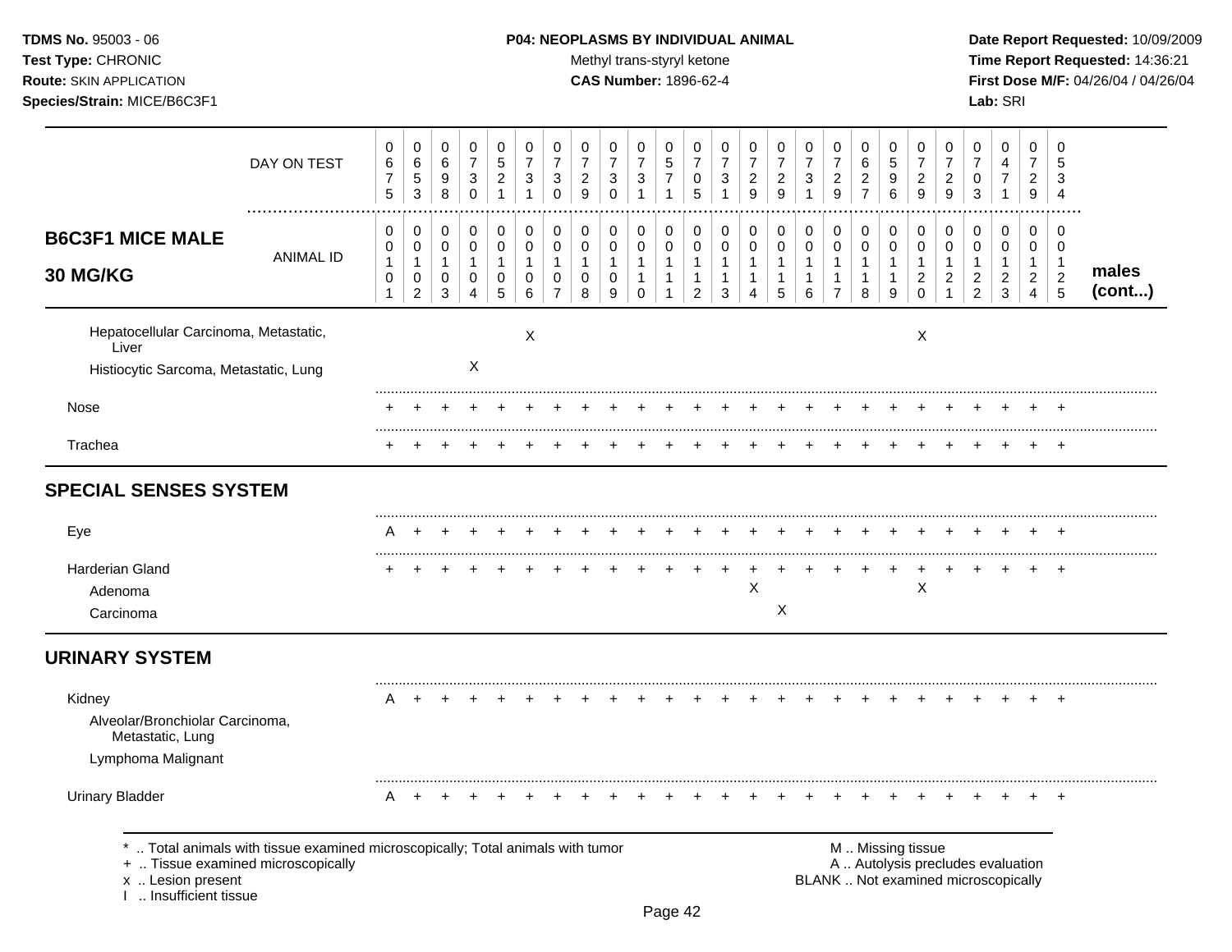**TDMS No.** 95003 - 06
**Test Type:** CHRONIC
**Route:** SKIN APPLICATION
**Species/Strain:** MICE/B6C3F1

**P04: NEOPLASMS BY INDIVIDUAL ANIMAL**
Methyl trans-styryl ketone
**CAS Number:** 1896-62-4

**Date Report Requested:** 10/09/2009
**Time Report Requested:** 14:36:21
**First Dose M/F:** 04/26/04 / 04/26/04
**Lab:** SRI

| | DAY ON TEST | 0675 | 0653 | 0698 | 0730 | 0521 | 0731 | 0730 | 0729 | 0730 | 0731 | 0571 | 0705 | 0731 | 0729 | 0729 | 0731 | 0729 | 0627 | 0596 | 0729 | 0729 | 0703 | 0471 | 0729 | 0534 | |
|---|---|---|---|---|---|---|---|---|---|---|---|---|---|---|---|---|---|---|---|---|---|---|---|---|---|---|---|
| **B6C3F1 MICE MALE 30 MG/KG** | ANIMAL ID | 00101 | 00102 | 00103 | 00104 | 00105 | 00106 | 00107 | 00108 | 00109 | 00110 | 00111 | 00112 | 00113 | 00114 | 00115 | 00116 | 00117 | 00118 | 00119 | 00120 | 00121 | 00122 | 00123 | 00124 | 00125 | **males (cont...)** |
| Hepatocellular Carcinoma, Metastatic, Liver | | | | | | | X | | | | | | | | | | | | | | X | | | | | | |
| Histiocytic Sarcoma, Metastatic, Lung | | | | | X | | | | | | | | | | | | | | | | | | | | | | |
| Nose | | + | + | + | + | + | + | + | + | + | + | + | + | + | + | + | + | + | + | + | + | + | + | + | + | + | |
| Trachea | | + | + | + | + | + | + | + | + | + | + | + | + | + | + | + | + | + | + | + | + | + | + | + | + | + | |
| **SPECIAL SENSES SYSTEM** | | | | | | | | | | | | | | | | | | | | | | | | | | | |
| Eye | | A | + | + | + | + | + | + | + | + | + | + | + | + | + | + | + | + | + | + | + | + | + | + | + | + | |
| Harderian Gland | | + | + | + | + | + | + | + | + | + | + | + | + | + | + | + | + | + | + | + | + | + | + | + | + | + | |
| Adenoma | | | | | | | | | | | | | | | X | | | | | | X | | | | | | |
| Carcinoma | | | | | | | | | | | | | | | | X | | | | | | | | | | | |
| **URINARY SYSTEM** | | | | | | | | | | | | | | | | | | | | | | | | | | | |
| Kidney | | A | + | + | + | + | + | + | + | + | + | + | + | + | + | + | + | + | + | + | + | + | + | + | + | + | |
| Alveolar/Bronchiolar Carcinoma, Metastatic, Lung | | | | | | | | | | | | | | | | | | | | | | | | | | | |
| Lymphoma Malignant | | | | | | | | | | | | | | | | | | | | | | | | | | | |
| Urinary Bladder | | A | + | + | + | + | + | + | + | + | + | + | + | + | + | + | + | + | + | + | + | + | + | + | + | + | |

\* .. Total animals with tissue examined microscopically; Total animals with tumor
\+ .. Tissue examined microscopically
x .. Lesion present
I .. Insufficient tissue

M .. Missing tissue
A .. Autolysis precludes evaluation
BLANK .. Not examined microscopically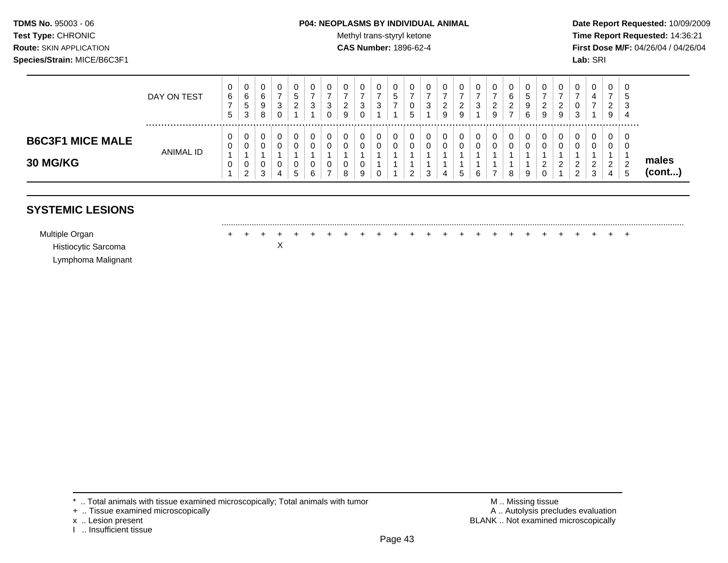**TDMS No.** 95003 - 06
**Test Type:** CHRONIC
**Route:** SKIN APPLICATION
**Species/Strain:** MICE/B6C3F1

**P04: NEOPLASMS BY INDIVIDUAL ANIMAL**
Methyl trans-styryl ketone
**CAS Number:** 1896-62-4

**Date Report Requested:** 10/09/2009
**Time Report Requested:** 14:36:21
**First Dose M/F:** 04/26/04 / 04/26/04
**Lab:** SRI

| B6C3F1 MICE MALE 30 MG/KG | | | | | | | | | | | | | | | | | | | | | | | | | | |
|---|---|---|---|---|---|---|---|---|---|---|---|---|---|---|---|---|---|---|---|---|---|---|---|---|---|---|
| DAY ON TEST | 0675 | 0653 | 0698 | 0730 | 0521 | 0731 | 0730 | 0729 | 0730 | 0731 | 0571 | 0705 | 0731 | 0729 | 0729 | 0731 | 0729 | 0627 | 0596 | 0729 | 0729 | 0703 | 0471 | 0729 | 0534 | |
| ANIMAL ID | 00101 | 00102 | 00103 | 00104 | 00105 | 00106 | 00107 | 00108 | 00109 | 00110 | 00111 | 00112 | 00113 | 00114 | 00115 | 00116 | 00117 | 00118 | 00119 | 00120 | 00121 | 00122 | 00123 | 00124 | 00125 | **males (cont...)** |
| **SYSTEMIC LESIONS** | | | | | | | | | | | | | | | | | | | | | | | | | | |
| Multiple Organ | + | + | + | + | + | + | + | + | + | + | + | + | + | + | + | + | + | + | + | + | + | + | + | + | + | |
| Histiocytic Sarcoma | | | | X | | | | | | | | | | | | | | | | | | | | | | |
| Lymphoma Malignant | | | | | | | | | | | | | | | | | | | | | | | | | | |

\* .. Total animals with tissue examined microscopically; Total animals with tumor
\+ .. Tissue examined microscopically
x .. Lesion present
I .. Insufficient tissue

M .. Missing tissue
A .. Autolysis precludes evaluation
BLANK .. Not examined microscopically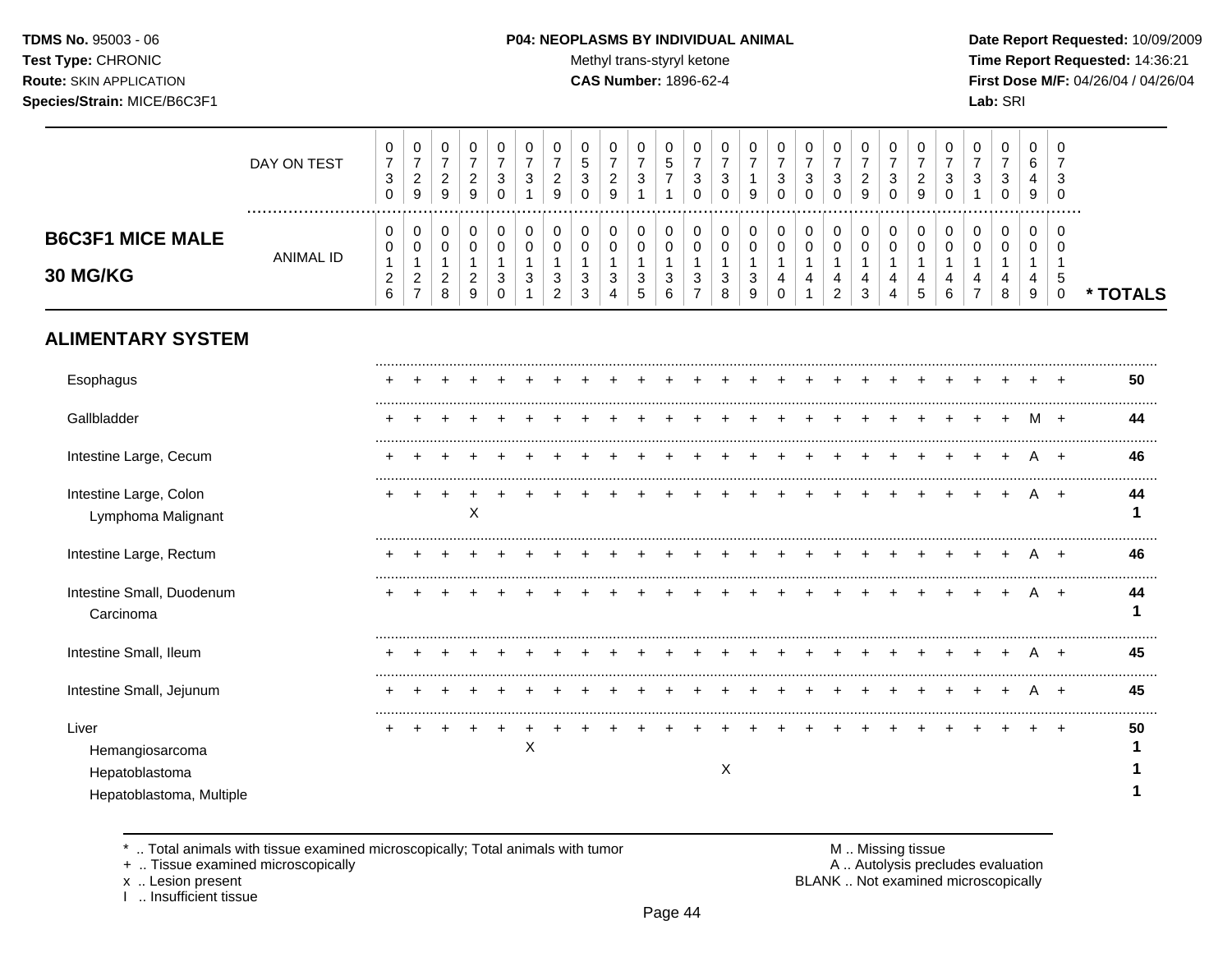**TDMS No.** 95003 - 06
**Test Type:** CHRONIC
**Route:** SKIN APPLICATION
**Species/Strain:** MICE/B6C3F1

**P04: NEOPLASMS BY INDIVIDUAL ANIMAL**
Methyl trans-styryl ketone
**CAS Number:** 1896-62-4

**Date Report Requested:** 10/09/2009
**Time Report Requested:** 14:36:21
**First Dose M/F:** 04/26/04 / 04/26/04
**Lab:** SRI

## B6C3F1 MICE MALE 30 MG/KG

| DAY ON TEST | 0730 | 0729 | 0729 | 0729 | 0730 | 0731 | 0729 | 0530 | 0729 | 0731 | 0571 | 0730 | 0730 | 0719 | 0730 | 0730 | 0730 | 0729 | 0730 | 0729 | 0730 | 0731 | 0730 | 0649 | 0730 | |
|---|---|---|---|---|---|---|---|---|---|---|---|---|---|---|---|---|---|---|---|---|---|---|---|---|---|---|
| **ANIMAL ID** | 0126 | 0127 | 0128 | 0129 | 0130 | 0131 | 0132 | 0133 | 0134 | 0135 | 0136 | 0137 | 0138 | 0139 | 0140 | 0141 | 0142 | 0143 | 0144 | 0145 | 0146 | 0147 | 0148 | 0149 | 0150 | *** TOTALS** |
| **ALIMENTARY SYSTEM** | | | | | | | | | | | | | | | | | | | | | | | | | | |
| Esophagus | + | + | + | + | + | + | + | + | + | + | + | + | + | + | + | + | + | + | + | + | + | + | + | + | + | **50** |
| Gallbladder | + | + | + | + | + | + | + | + | + | + | + | + | + | + | + | + | + | + | + | + | + | + | + | M | + | **44** |
| Intestine Large, Cecum | + | + | + | + | + | + | + | + | + | + | + | + | + | + | + | + | + | + | + | + | + | + | + | A | + | **46** |
| Intestine Large, Colon | + | + | + | + | + | + | + | + | + | + | + | + | + | + | + | + | + | + | + | + | + | + | + | A | + | **44** |
| Lymphoma Malignant | | | | X | | | | | | | | | | | | | | | | | | | | | | **1** |
| Intestine Large, Rectum | + | + | + | + | + | + | + | + | + | + | + | + | + | + | + | + | + | + | + | + | + | + | + | A | + | **46** |
| Intestine Small, Duodenum | + | + | + | + | + | + | + | + | + | + | + | + | + | + | + | + | + | + | + | + | + | + | + | A | + | **44** |
| Carcinoma | | | | | | | | | | | | | | | | | | | | | | | | | | **1** |
| Intestine Small, Ileum | + | + | + | + | + | + | + | + | + | + | + | + | + | + | + | + | + | + | + | + | + | + | + | A | + | **45** |
| Intestine Small, Jejunum | + | + | + | + | + | + | + | + | + | + | + | + | + | + | + | + | + | + | + | + | + | + | + | A | + | **45** |
| Liver | + | + | + | + | + | + | + | + | + | + | + | + | + | + | + | + | + | + | + | + | + | + | + | + | + | **50** |
| Hemangiosarcoma | | | | | | X | | | | | | | | | | | | | | | | | | | | **1** |
| Hepatoblastoma | | | | | | | | | | | | | X | | | | | | | | | | | | | **1** |
| Hepatoblastoma, Multiple | | | | | | | | | | | | | | | | | | | | | | | | | | **1** |

\* .. Total animals with tissue examined microscopically; Total animals with tumor
\+ .. Tissue examined microscopically
x .. Lesion present
I .. Insufficient tissue

M .. Missing tissue
A .. Autolysis precludes evaluation
BLANK .. Not examined microscopically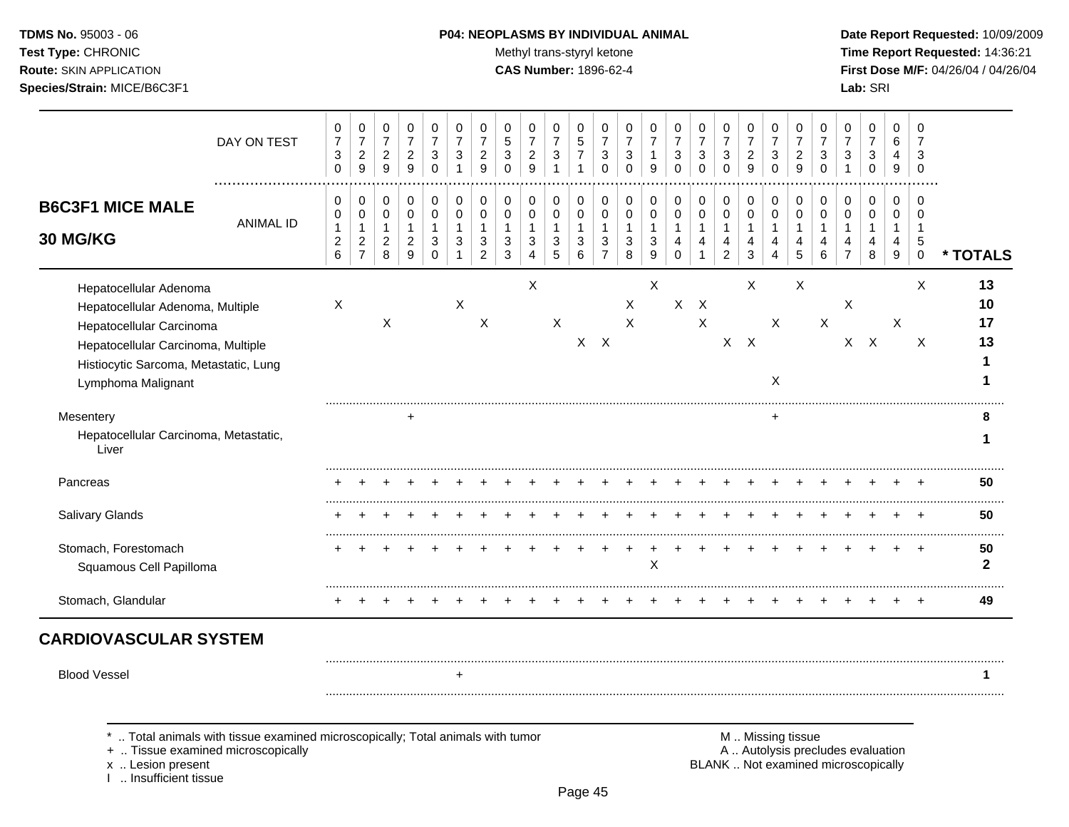**TDMS No.** 95003 - 06
**Test Type:** CHRONIC
**Route:** SKIN APPLICATION
**Species/Strain:** MICE/B6C3F1

**P04: NEOPLASMS BY INDIVIDUAL ANIMAL**
Methyl trans-styryl ketone
**CAS Number:** 1896-62-4

**Date Report Requested:** 10/09/2009
**Time Report Requested:** 14:36:21
**First Dose M/F:** 04/26/04 / 04/26/04
**Lab:** SRI

## B6C3F1 MICE MALE 30 MG/KG

| DAY ON TEST | 0730 | 0729 | 0729 | 0729 | 0730 | 0731 | 0729 | 0530 | 0729 | 0731 | 0571 | 0730 | 0730 | 0719 | 0730 | 0730 | 0730 | 0729 | 0730 | 0729 | 0730 | 0731 | 0730 | 0649 | 0730 | |
|---|---|---|---|---|---|---|---|---|---|---|---|---|---|---|---|---|---|---|---|---|---|---|---|---|---|---|
| **ANIMAL ID** | 0126 | 0127 | 0128 | 0129 | 0130 | 0131 | 0132 | 0133 | 0134 | 0135 | 0136 | 0137 | 0138 | 0139 | 0140 | 0141 | 0142 | 0143 | 0144 | 0145 | 0146 | 0147 | 0148 | 0149 | 0150 | *** TOTALS** |
| Hepatocellular Adenoma | | | | | | | | | X | | | | | X | | | | X | | X | | | | | X | **13** |
| Hepatocellular Adenoma, Multiple | X | | | | | X | | | | | | | X | | X | X | | | | | | X | | | | **10** |
| Hepatocellular Carcinoma | | | X | | | | X | | | X | | | X | | | X | | | X | | X | | | X | | **17** |
| Hepatocellular Carcinoma, Multiple | | | | | | | | | | | X | X | | | | | X | X | | | | X | X | | X | **13** |
| Histiocytic Sarcoma, Metastatic, Lung | | | | | | | | | | | | | | | | | | | | | | | | | | **1** |
| Lymphoma Malignant | | | | | | | | | | | | | | | | | | | X | | | | | | | **1** |
| Mesentery | | | | + | | | | | | | | | | | | | | | + | | | | | | | **8** |
| Hepatocellular Carcinoma, Metastatic, Liver | | | | | | | | | | | | | | | | | | | | | | | | | | **1** |
| Pancreas | + | + | + | + | + | + | + | + | + | + | + | + | + | + | + | + | + | + | + | + | + | + | + | + | + | **50** |
| Salivary Glands | + | + | + | + | + | + | + | + | + | + | + | + | + | + | + | + | + | + | + | + | + | + | + | + | + | **50** |
| Stomach, Forestomach | + | + | + | + | + | + | + | + | + | + | + | + | + | + | + | + | + | + | + | + | + | + | + | + | + | **50** |
| Squamous Cell Papilloma | | | | | | | | | | | | | | X | | | | | | | | | | | | **2** |
| Stomach, Glandular | + | + | + | + | + | + | + | + | + | + | + | + | + | + | + | + | + | + | + | + | + | + | + | + | + | **49** |
| **CARDIOVASCULAR SYSTEM** | | | | | | | | | | | | | | | | | | | | | | | | | | |
| Blood Vessel | | | | | | + | | | | | | | | | | | | | | | | | | | | **1** |

* .. Total animals with tissue examined microscopically; Total animals with tumor
+ .. Tissue examined microscopically
x .. Lesion present
I .. Insufficient tissue

M .. Missing tissue
A .. Autolysis precludes evaluation
BLANK .. Not examined microscopically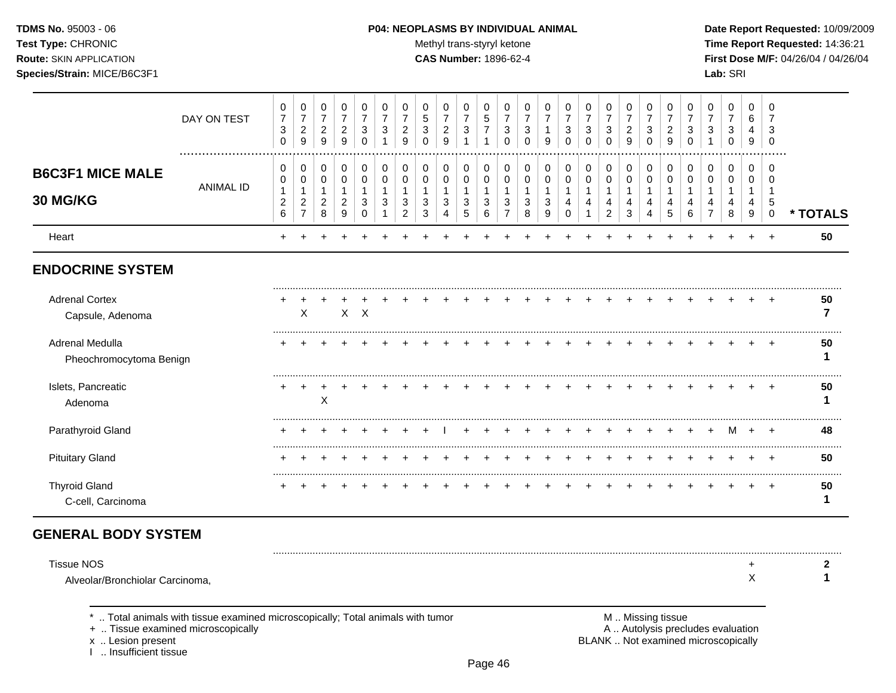TDMS No. 95003 - 06
Test Type: CHRONIC
Route: SKIN APPLICATION
Species/Strain: MICE/B6C3F1

P04: NEOPLASMS BY INDIVIDUAL ANIMAL
Methyl trans-styryl ketone
CAS Number: 1896-62-4

Date Report Requested: 10/09/2009
Time Report Requested: 14:36:21
First Dose M/F: 04/26/04 / 04/26/04
Lab: SRI

## B6C3F1 MICE MALE 30 MG/KG

| DAY ON TEST | 0730 | 0729 | 0729 | 0729 | 0730 | 0731 | 0729 | 0530 | 0729 | 0731 | 0571 | 0730 | 0730 | 0719 | 0730 | 0730 | 0730 | 0729 | 0730 | 0729 | 0730 | 0731 | 0730 | 0649 | 0730 | |
|---|---|---|---|---|---|---|---|---|---|---|---|---|---|---|---|---|---|---|---|---|---|---|---|---|---|---|
| **ANIMAL ID** | 00126 | 00127 | 00128 | 00129 | 00130 | 00131 | 00132 | 00133 | 00134 | 00135 | 00136 | 00137 | 00138 | 00139 | 00140 | 00141 | 00142 | 00143 | 00144 | 00145 | 00146 | 00147 | 00148 | 00149 | 00150 | **\* TOTALS** |
| Heart | + | + | + | + | + | + | + | + | + | + | + | + | + | + | + | + | + | + | + | + | + | + | + | + | + | **50** |
| **ENDOCRINE SYSTEM** | | | | | | | | | | | | | | | | | | | | | | | | | | |
| Adrenal Cortex | + | + | + | + | + | + | + | + | + | + | + | + | + | + | + | + | + | + | + | + | + | + | + | + | + | **50** |
| Capsule, Adenoma | | X | | X | X | | | | | | | | | | | | | | | | | | | | | **7** |
| Adrenal Medulla | + | + | + | + | + | + | + | + | + | + | + | + | + | + | + | + | + | + | + | + | + | + | + | + | + | **50** |
| Pheochromocytoma Benign | | | | | | | | | | | | | | | | | | | | | | | | | | **1** |
| Islets, Pancreatic | + | + | + | + | + | + | + | + | + | + | + | + | + | + | + | + | + | + | + | + | + | + | + | + | + | **50** |
| Adenoma | | | X | | | | | | | | | | | | | | | | | | | | | | | **1** |
| Parathyroid Gland | + | + | + | + | + | + | + | + | I | + | + | + | + | + | + | + | + | + | + | + | + | + | M | + | + | **48** |
| Pituitary Gland | + | + | + | + | + | + | + | + | + | + | + | + | + | + | + | + | + | + | + | + | + | + | + | + | + | **50** |
| Thyroid Gland | + | + | + | + | + | + | + | + | + | + | + | + | + | + | + | + | + | + | + | + | + | + | + | + | + | **50** |
| C-cell, Carcinoma | | | | | | | | | | | | | | | | | | | | | | | | | | **1** |
| **GENERAL BODY SYSTEM** | | | | | | | | | | | | | | | | | | | | | | | | | | |
| Tissue NOS | | | | | | | | | | | | | | | | | | | | | | | | + | | **2** |
| Alveolar/Bronchiolar Carcinoma, | | | | | | | | | | | | | | | | | | | | | | | | X | | **1** |

\* .. Total animals with tissue examined microscopically; Total animals with tumor
\+ .. Tissue examined microscopically
x .. Lesion present
I .. Insufficient tissue

M .. Missing tissue
A .. Autolysis precludes evaluation
BLANK .. Not examined microscopically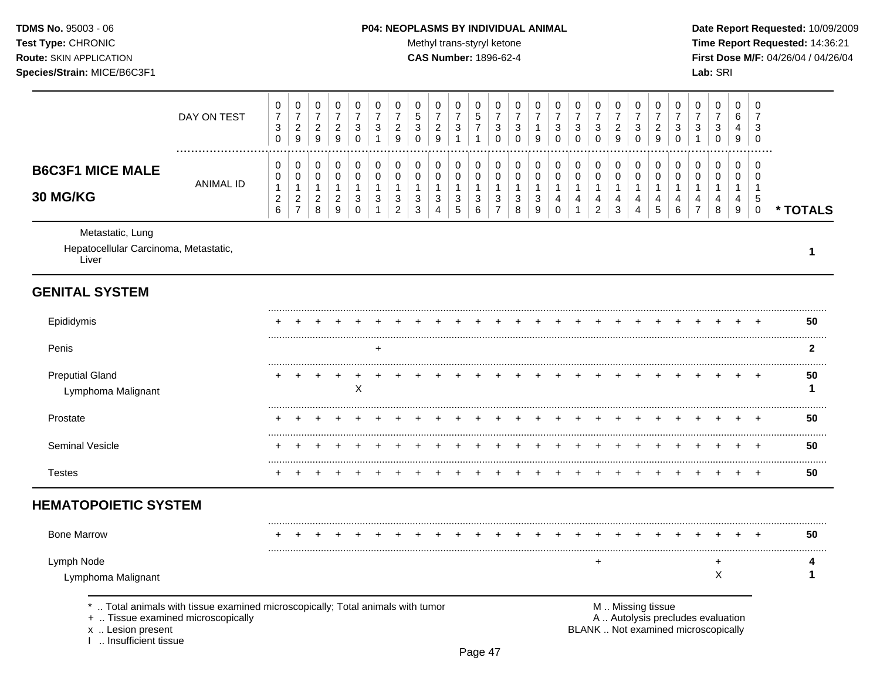**P04: NEOPLASMS BY INDIVIDUAL ANIMAL**

Methyl trans-styryl ketone

**CAS Number:** 1896-62-4

| | | | | | | | | | | | | | | | | | | | | | | | | | | |
|---|---|---|---|---|---|---|---|---|---|---|---|---|---|---|---|---|---|---|---|---|---|---|---|---|---|---|
| DAY ON TEST | 0730 | 0729 | 0729 | 0729 | 0730 | 0731 | 0729 | 0530 | 0729 | 0731 | 0571 | 0730 | 0730 | 0719 | 0730 | 0730 | 0730 | 0729 | 0730 | 0729 | 0730 | 0731 | 0730 | 0649 | 0730 | |
| **B6C3F1 MICE MALE 30 MG/KG** ANIMAL ID | 0126 | 0127 | 0128 | 0129 | 0130 | 0131 | 0132 | 0133 | 0134 | 0135 | 0136 | 0137 | 0138 | 0139 | 0140 | 0141 | 0142 | 0143 | 0144 | 0145 | 0146 | 0147 | 0148 | 0149 | 0150 | *** TOTALS** |
| Metastatic, Lung | | | | | | | | | | | | | | | | | | | | | | | | | | |
| Hepatocellular Carcinoma, Metastatic, Liver | | | | | | | | | | | | | | | | | | | | | | | | | | **1** |
| **GENITAL SYSTEM** | | | | | | | | | | | | | | | | | | | | | | | | | | |
| Epididymis | + | + | + | + | + | + | + | + | + | + | + | + | + | + | + | + | + | + | + | + | + | + | + | + | + | **50** |
| Penis | | | | | | + | | | | | | | | | | | | | | | | | | | | **2** |
| Preputial Gland | + | + | + | + | + | + | + | + | + | + | + | + | + | + | + | + | + | + | + | + | + | + | + | + | + | **50** |
| Lymphoma Malignant | | | | | X | | | | | | | | | | | | | | | | | | | | | **1** |
| Prostate | + | + | + | + | + | + | + | + | + | + | + | + | + | + | + | + | + | + | + | + | + | + | + | + | + | **50** |
| Seminal Vesicle | + | + | + | + | + | + | + | + | + | + | + | + | + | + | + | + | + | + | + | + | + | + | + | + | + | **50** |
| Testes | + | + | + | + | + | + | + | + | + | + | + | + | + | + | + | + | + | + | + | + | + | + | + | + | + | **50** |
| **HEMATOPOIETIC SYSTEM** | | | | | | | | | | | | | | | | | | | | | | | | | | |
| Bone Marrow | + | + | + | + | + | + | + | + | + | + | + | + | + | + | + | + | + | + | + | + | + | + | + | + | + | **50** |
| Lymph Node | | | | | | | | | | | | | | | | | + | | | | | | + | | | **4** |
| Lymphoma Malignant | | | | | | | | | | | | | | | | | | | | | | | X | | | **1** |

\* .. Total animals with tissue examined microscopically; Total animals with tumor
\+ .. Tissue examined microscopically
x .. Lesion present
I .. Insufficient tissue

M .. Missing tissue
A .. Autolysis precludes evaluation
BLANK .. Not examined microscopically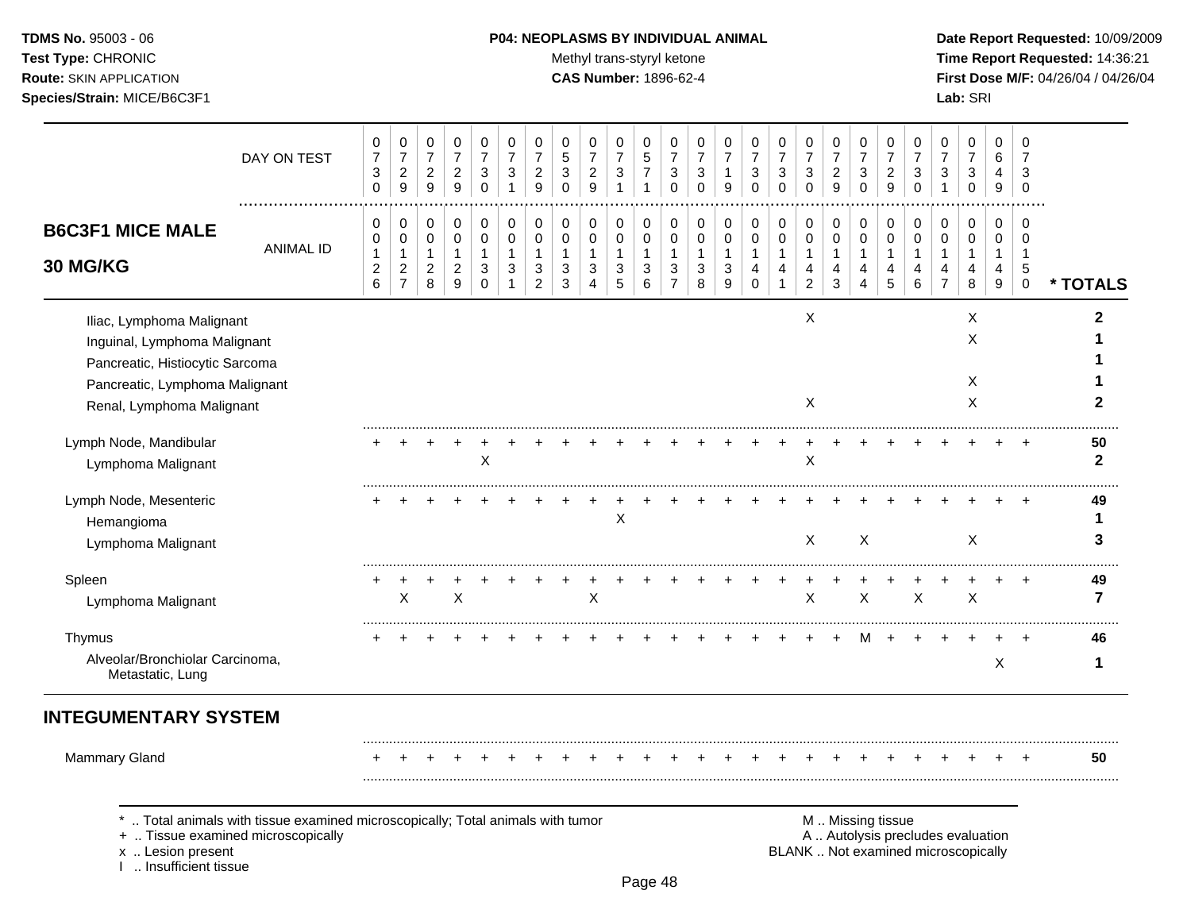**TDMS No.** 95003 - 06
**Test Type:** CHRONIC
**Route:** SKIN APPLICATION
**Species/Strain:** MICE/B6C3F1

**P04: NEOPLASMS BY INDIVIDUAL ANIMAL**
Methyl trans-styryl ketone
**CAS Number:** 1896-62-4

**Date Report Requested:** 10/09/2009
**Time Report Requested:** 14:36:21
**First Dose M/F:** 04/26/04 / 04/26/04
**Lab:** SRI

## B6C3F1 MICE MALE 30 MG/KG

| DAY ON TEST | 0730 | 0729 | 0729 | 0729 | 0730 | 0731 | 0729 | 0530 | 0729 | 0731 | 0571 | 0730 | 0730 | 0719 | 0730 | 0730 | 0730 | 0729 | 0730 | 0729 | 0730 | 0731 | 0730 | 0649 | 0730 | |
|---|---|---|---|---|---|---|---|---|---|---|---|---|---|---|---|---|---|---|---|---|---|---|---|---|---|---|
| **ANIMAL ID** | 0126 | 0127 | 0128 | 0129 | 0130 | 0131 | 0132 | 0133 | 0134 | 0135 | 0136 | 0137 | 0138 | 0139 | 0140 | 0141 | 0142 | 0143 | 0144 | 0145 | 0146 | 0147 | 0148 | 0149 | 0150 | *** TOTALS** |
| Iliac, Lymphoma Malignant | | | | | | | | | | | | | | | | | X | | | | | | X | | | 2 |
| Inguinal, Lymphoma Malignant | | | | | | | | | | | | | | | | | | | | | | | X | | | 1 |
| Pancreatic, Histiocytic Sarcoma | | | | | | | | | | | | | | | | | | | | | | | | | | 1 |
| Pancreatic, Lymphoma Malignant | | | | | | | | | | | | | | | | | | | | | | | X | | | 1 |
| Renal, Lymphoma Malignant | | | | | | | | | | | | | | | | | X | | | | | | X | | | 2 |
| Lymph Node, Mandibular | + | + | + | + | + | + | + | + | + | + | + | + | + | + | + | + | + | + | + | + | + | + | + | + | + | 50 |
| Lymphoma Malignant | | | | | X | | | | | | | | | | | | X | | | | | | | | | 2 |
| Lymph Node, Mesenteric | + | + | + | + | + | + | + | + | + | + | + | + | + | + | + | + | + | + | + | + | + | + | + | + | + | 49 |
| Hemangioma | | | | | | | | | | X | | | | | | | | | | | | | | | | 1 |
| Lymphoma Malignant | | | | | | | | | | | | | | | | | X | | X | | | | X | | | 3 |
| Spleen | + | + | + | + | + | + | + | + | + | + | + | + | + | + | + | + | + | + | + | + | + | + | + | + | + | 49 |
| Lymphoma Malignant | | X | | X | | | | | X | | | | | | | | X | | X | | X | | X | | | 7 |
| Thymus | + | + | + | + | + | + | + | + | + | + | + | + | + | + | + | + | + | + | M | + | + | + | + | + | + | 46 |
| Alveolar/Bronchiolar Carcinoma, Metastatic, Lung | | | | | | | | | | | | | | | | | | | | | | | | X | | 1 |

## INTEGUMENTARY SYSTEM

| | | | | | | | | | | | | | | | | | | | | | | | | | | |
|---|---|---|---|---|---|---|---|---|---|---|---|---|---|---|---|---|---|---|---|---|---|---|---|---|---|---|
| Mammary Gland | + | + | + | + | + | + | + | + | + | + | + | + | + | + | + | + | + | + | + | + | + | + | + | + | + | 50 |

\* .. Total animals with tissue examined microscopically; Total animals with tumor
\+ .. Tissue examined microscopically
x .. Lesion present
I .. Insufficient tissue

M .. Missing tissue
A .. Autolysis precludes evaluation
BLANK .. Not examined microscopically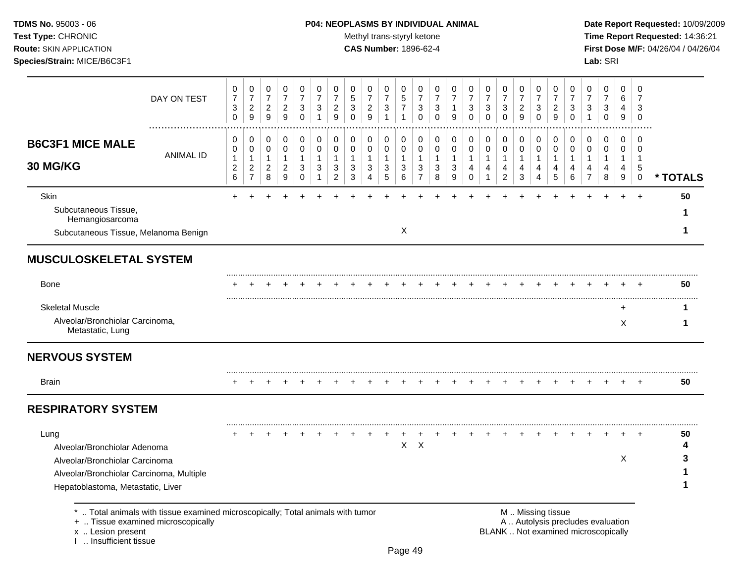**TDMS No.** 95003 - 06
**Test Type:** CHRONIC
**Route:** SKIN APPLICATION
**Species/Strain:** MICE/B6C3F1

**P04: NEOPLASMS BY INDIVIDUAL ANIMAL**
Methyl trans-styryl ketone
**CAS Number:** 1896-62-4

**Date Report Requested:** 10/09/2009
**Time Report Requested:** 14:36:21
**First Dose M/F:** 04/26/04 / 04/26/04
**Lab:** SRI

## B6C3F1 MICE MALE 30 MG/KG

| DAY ON TEST | 0730 | 0729 | 0729 | 0729 | 0730 | 0731 | 0729 | 0530 | 0729 | 0731 | 0571 | 0730 | 0730 | 0719 | 0730 | 0730 | 0730 | 0729 | 0730 | 0729 | 0730 | 0731 | 0730 | 0649 | 0730 | |
|---|---|---|---|---|---|---|---|---|---|---|---|---|---|---|---|---|---|---|---|---|---|---|---|---|---|---|
| **ANIMAL ID** | 00126 | 00127 | 00128 | 00129 | 00130 | 00131 | 00132 | 00133 | 00134 | 00135 | 00136 | 00137 | 00138 | 00139 | 00140 | 00141 | 00142 | 00143 | 00144 | 00145 | 00146 | 00147 | 00148 | 00149 | 00150 | *** TOTALS** |
| Skin | + | + | + | + | + | + | + | + | + | + | + | + | + | + | + | + | + | + | + | + | + | + | + | + | + | 50 |
| Subcutaneous Tissue, Hemangiosarcoma | | | | | | | | | | | | | | | | | | | | | | | | | | 1 |
| Subcutaneous Tissue, Melanoma Benign | | | | | | | | | | | X | | | | | | | | | | | | | | | 1 |
| **MUSCULOSKELETAL SYSTEM** | | | | | | | | | | | | | | | | | | | | | | | | | | |
| Bone | + | + | + | + | + | + | + | + | + | + | + | + | + | + | + | + | + | + | + | + | + | + | + | + | + | 50 |
| Skeletal Muscle | | | | | | | | | | | | | | | | | | | | | | | | + | | 1 |
| Alveolar/Bronchiolar Carcinoma, Metastatic, Lung | | | | | | | | | | | | | | | | | | | | | | | | X | | 1 |
| **NERVOUS SYSTEM** | | | | | | | | | | | | | | | | | | | | | | | | | | |
| Brain | + | + | + | + | + | + | + | + | + | + | + | + | + | + | + | + | + | + | + | + | + | + | + | + | + | 50 |
| **RESPIRATORY SYSTEM** | | | | | | | | | | | | | | | | | | | | | | | | | | |
| Lung | + | + | + | + | + | + | + | + | + | + | + | + | + | + | + | + | + | + | + | + | + | + | + | + | + | 50 |
| Alveolar/Bronchiolar Adenoma | | | | | | | | | | | X | X | | | | | | | | | | | | | | 4 |
| Alveolar/Bronchiolar Carcinoma | | | | | | | | | | | | | | | | | | | | | | | | X | | 3 |
| Alveolar/Bronchiolar Carcinoma, Multiple | | | | | | | | | | | | | | | | | | | | | | | | | | 1 |
| Hepatoblastoma, Metastatic, Liver | | | | | | | | | | | | | | | | | | | | | | | | | | 1 |

\* .. Total animals with tissue examined microscopically; Total animals with tumor
\+ .. Tissue examined microscopically
x .. Lesion present
I .. Insufficient tissue

M .. Missing tissue
A .. Autolysis precludes evaluation
BLANK .. Not examined microscopically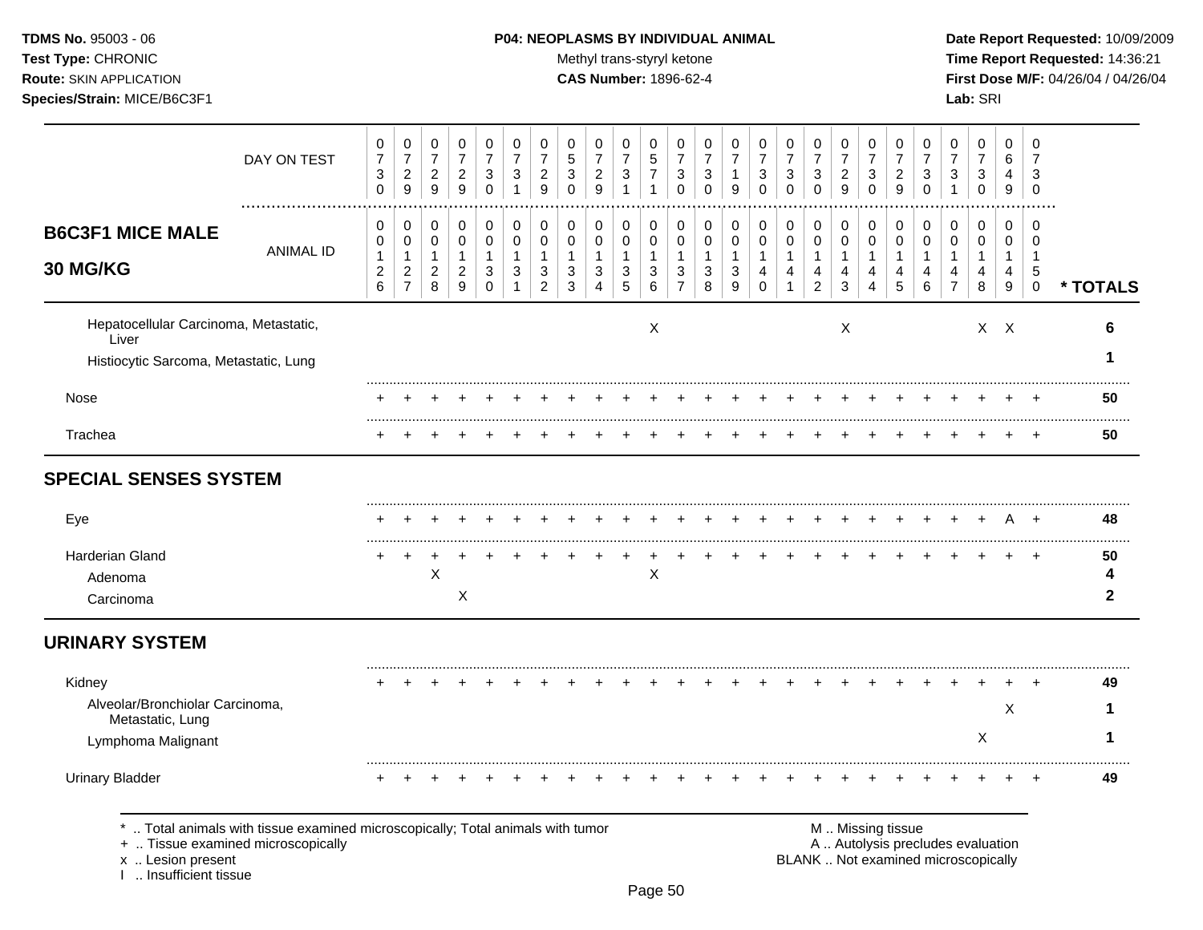| B6C3F1 MICE MALE 30 MG/KG | | | | | | | | | | | | | | | | | | | | | | | | | | |
|---|---|---|---|---|---|---|---|---|---|---|---|---|---|---|---|---|---|---|---|---|---|---|---|---|---|---|
| DAY ON TEST | 0730 | 0729 | 0729 | 0729 | 0730 | 0731 | 0729 | 0530 | 0729 | 0731 | 0571 | 0730 | 0730 | 0719 | 0730 | 0730 | 0730 | 0729 | 0730 | 0729 | 0730 | 0731 | 0730 | 0649 | 0730 | |
| ANIMAL ID | 00126 | 00127 | 00128 | 00129 | 00130 | 00131 | 00132 | 00133 | 00134 | 00135 | 00136 | 00137 | 00138 | 00139 | 00140 | 00141 | 00142 | 00143 | 00144 | 00145 | 00146 | 00147 | 00148 | 00149 | 00150 | * TOTALS |
| Hepatocellular Carcinoma, Metastatic, Liver | | | | | | | | | | | X | | | | | | | X | | | | | X | X | | 6 |
| Histiocytic Sarcoma, Metastatic, Lung | | | | | | | | | | | | | | | | | | | | | | | | | | 1 |
| Nose | + | + | + | + | + | + | + | + | + | + | + | + | + | + | + | + | + | + | + | + | + | + | + | + | + | 50 |
| Trachea | + | + | + | + | + | + | + | + | + | + | + | + | + | + | + | + | + | + | + | + | + | + | + | + | + | 50 |
| **SPECIAL SENSES SYSTEM** | | | | | | | | | | | | | | | | | | | | | | | | | | |
| Eye | + | + | + | + | + | + | + | + | + | + | + | + | + | + | + | + | + | + | + | + | + | + | + | A | + | 48 |
| Harderian Gland | + | + | + | + | + | + | + | + | + | + | + | + | + | + | + | + | + | + | + | + | + | + | + | + | + | 50 |
| Adenoma | | | X | | | | | | | | X | | | | | | | | | | | | | | | 4 |
| Carcinoma | | | | X | | | | | | | | | | | | | | | | | | | | | | 2 |
| **URINARY SYSTEM** | | | | | | | | | | | | | | | | | | | | | | | | | | |
| Kidney | + | + | + | + | + | + | + | + | + | + | + | + | + | + | + | + | + | + | + | + | + | + | + | + | + | 49 |
| Alveolar/Bronchiolar Carcinoma, Metastatic, Lung | | | | | | | | | | | | | | | | | | | | | | | | X | | 1 |
| Lymphoma Malignant | | | | | | | | | | | | | | | | | | | | | | | X | | | 1 |
| Urinary Bladder | + | + | + | + | + | + | + | + | + | + | + | + | + | + | + | + | + | + | + | + | + | + | + | + | + | 49 |

\* .. Total animals with tissue examined microscopically; Total animals with tumor
\+ .. Tissue examined microscopically
x .. Lesion present
I .. Insufficient tissue

M .. Missing tissue
A .. Autolysis precludes evaluation
BLANK .. Not examined microscopically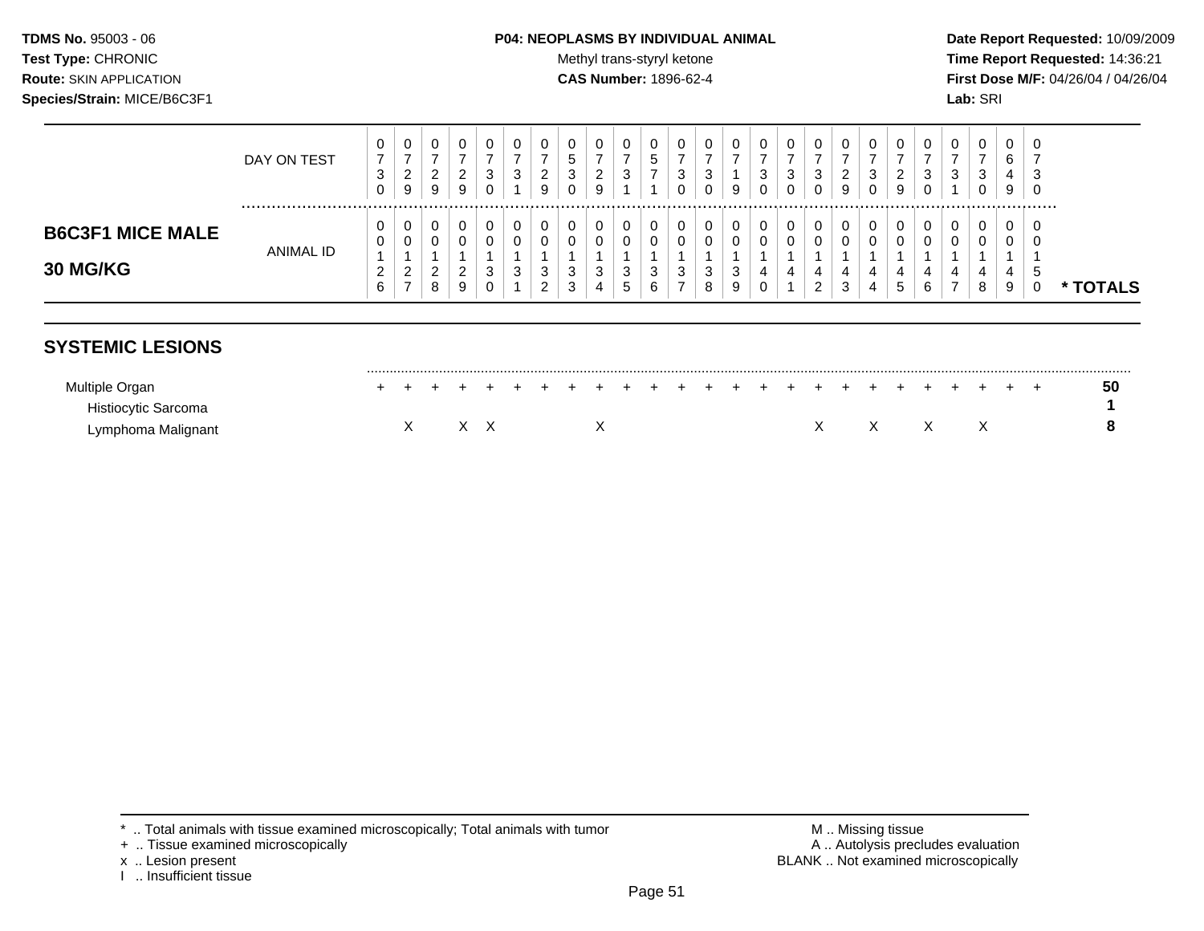**TDMS No.** 95003 - 06
**Test Type:** CHRONIC
**Route:** SKIN APPLICATION
**Species/Strain:** MICE/B6C3F1

**P04: NEOPLASMS BY INDIVIDUAL ANIMAL**
Methyl trans-styryl ketone
**CAS Number:** 1896-62-4

**Date Report Requested:** 10/09/2009
**Time Report Requested:** 14:36:21
**First Dose M/F:** 04/26/04 / 04/26/04
**Lab:** SRI

## B6C3F1 MICE MALE 30 MG/KG

| DAY ON TEST | 0730 | 0729 | 0729 | 0729 | 0730 | 0731 | 0729 | 0530 | 0729 | 0731 | 0571 | 0730 | 0730 | 0719 | 0730 | 0730 | 0730 | 0729 | 0730 | 0729 | 0730 | 0731 | 0730 | 0649 | 0730 | |
|---|---|---|---|---|---|---|---|---|---|---|---|---|---|---|---|---|---|---|---|---|---|---|---|---|---|---|
| **ANIMAL ID** | 00126 | 00127 | 00128 | 00129 | 00130 | 00131 | 00132 | 00133 | 00134 | 00135 | 00136 | 00137 | 00138 | 00139 | 00140 | 00141 | 00142 | 00143 | 00144 | 00145 | 00146 | 00147 | 00148 | 00149 | 00150 | **\* TOTALS** |

## SYSTEMIC LESIONS

| | | | | | | | | | | | | | | | | | | | | | | | | | | |
|---|---|---|---|---|---|---|---|---|---|---|---|---|---|---|---|---|---|---|---|---|---|---|---|---|---|---|
| Multiple Organ | + | + | + | + | + | + | + | + | + | + | + | + | + | + | + | + | + | + | + | + | + | + | + | + | + | **50** |
| Histiocytic Sarcoma | | | | | | | | | | | | | | | | | | | | | | | | | | **1** |
| Lymphoma Malignant | | X | | X | X | | | | X | | | | | | | | X | | X | | X | | X | | | **8** |

\* .. Total animals with tissue examined microscopically; Total animals with tumor
\+ .. Tissue examined microscopically
x .. Lesion present
I .. Insufficient tissue

M .. Missing tissue
A .. Autolysis precludes evaluation
BLANK .. Not examined microscopically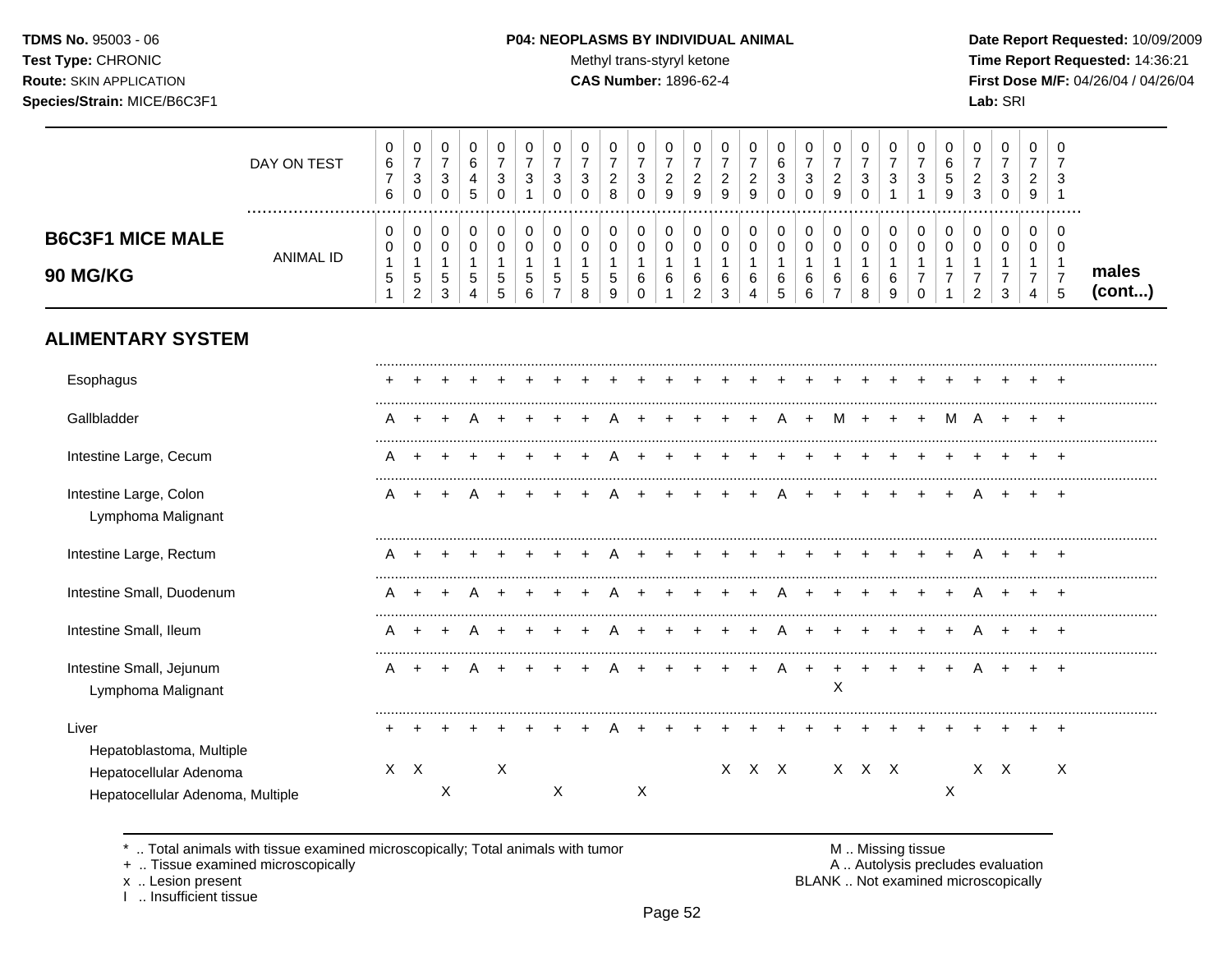**TDMS No.** 95003 - 06
**Test Type:** CHRONIC
**Route:** SKIN APPLICATION
**Species/Strain:** MICE/B6C3F1

**P04: NEOPLASMS BY INDIVIDUAL ANIMAL**
Methyl trans-styryl ketone
**CAS Number:** 1896-62-4

**Date Report Requested:** 10/09/2009
**Time Report Requested:** 14:36:21
**First Dose M/F:** 04/26/04 / 04/26/04
**Lab:** SRI

## B6C3F1 MICE MALE 90 MG/KG — males (cont...)

| DAY ON TEST | 0676 | 0730 | 0730 | 0645 | 0730 | 0731 | 0730 | 0730 | 0728 | 0730 | 0729 | 0729 | 0729 | 0729 | 0630 | 0730 | 0729 | 0730 | 0731 | 0731 | 0659 | 0723 | 0730 | 0729 | 0731 |
|---|---|---|---|---|---|---|---|---|---|---|---|---|---|---|---|---|---|---|---|---|---|---|---|---|---|
| **ANIMAL ID** | 00151 | 00152 | 00153 | 00154 | 00155 | 00156 | 00157 | 00158 | 00159 | 00160 | 00161 | 00162 | 00163 | 00164 | 00165 | 00166 | 00167 | 00168 | 00169 | 00170 | 00171 | 00172 | 00173 | 00174 | 00175 |
| **ALIMENTARY SYSTEM** | | | | | | | | | | | | | | | | | | | | | | | | | |
| Esophagus | + | + | + | + | + | + | + | + | + | + | + | + | + | + | + | + | + | + | + | + | + | + | + | + | + |
| Gallbladder | A | + | + | A | + | + | + | + | A | + | + | + | + | + | A | + | M | + | + | + | M | A | + | + | + |
| Intestine Large, Cecum | A | + | + | + | + | + | + | + | A | + | + | + | + | + | + | + | + | + | + | + | + | + | + | + | + |
| Intestine Large, Colon | A | + | + | A | + | + | + | + | A | + | + | + | + | + | A | + | + | + | + | + | + | A | + | + | + |
| Lymphoma Malignant | | | | | | | | | | | | | | | | | | | | | | | | | |
| Intestine Large, Rectum | A | + | + | + | + | + | + | + | A | + | + | + | + | + | + | + | + | + | + | + | + | A | + | + | + |
| Intestine Small, Duodenum | A | + | + | A | + | + | + | + | A | + | + | + | + | + | A | + | + | + | + | + | + | A | + | + | + |
| Intestine Small, Ileum | A | + | + | A | + | + | + | + | A | + | + | + | + | + | A | + | + | + | + | + | + | A | + | + | + |
| Intestine Small, Jejunum | A | + | + | A | + | + | + | + | A | + | + | + | + | + | A | + | + | + | + | + | + | A | + | + | + |
| Lymphoma Malignant | | | | | | | | | | | | | | | | | X | | | | | | | | |
| Liver | + | + | + | + | + | + | + | + | A | + | + | + | + | + | + | + | + | + | + | + | + | + | + | + | + |
| Hepatoblastoma, Multiple | | | | | | | | | | | | | | | | | | | | | | | | | |
| Hepatocellular Adenoma | X | X | | | X | | | | | | | | X | X | X | | X | X | X | | | X | X | | X |
| Hepatocellular Adenoma, Multiple | | | X | | | | X | | | X | | | | | | | | | | | X | | | | |

\* .. Total animals with tissue examined microscopically; Total animals with tumor
\+ .. Tissue examined microscopically
x .. Lesion present
I .. Insufficient tissue

M .. Missing tissue
A .. Autolysis precludes evaluation
BLANK .. Not examined microscopically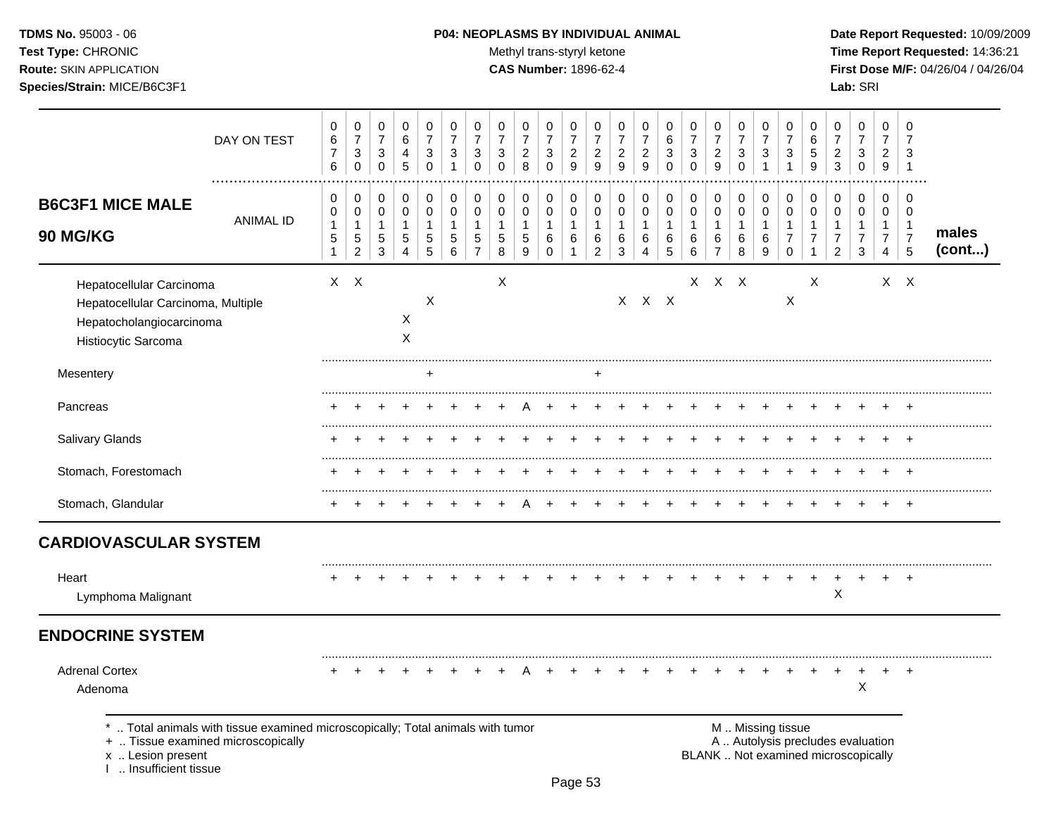## B6C3F1 MICE MALE 90 MG/KG

| | 151 | 152 | 153 | 154 | 155 | 156 | 157 | 158 | 159 | 160 | 161 | 162 | 163 | 164 | 165 | 166 | 167 | 168 | 169 | 170 | 171 | 172 | 173 | 174 | 175 | males (cont...) |
|---|---|---|---|---|---|---|---|---|---|---|---|---|---|---|---|---|---|---|---|---|---|---|---|---|---|---|
| DAY ON TEST | 676 | 730 | 730 | 645 | 730 | 731 | 730 | 730 | 728 | 730 | 729 | 729 | 729 | 729 | 630 | 730 | 729 | 730 | 731 | 731 | 659 | 723 | 730 | 729 | 731 | |
| ANIMAL ID | 0151 | 0152 | 0153 | 0154 | 0155 | 0156 | 0157 | 0158 | 0159 | 0160 | 0161 | 0162 | 0163 | 0164 | 0165 | 0166 | 0167 | 0168 | 0169 | 0170 | 0171 | 0172 | 0173 | 0174 | 0175 | |
| Hepatocellular Carcinoma | X | X | | | | | | X | | | | | | | | X | X | X | | | X | | | X | X | |
| Hepatocellular Carcinoma, Multiple | | | | | X | | | | | | | | X | X | X | | | | | X | | | | | | |
| Hepatocholangiocarcinoma | | | | X | | | | | | | | | | | | | | | | | | | | | | |
| Histiocytic Sarcoma | | | | X | | | | | | | | | | | | | | | | | | | | | | |
| Mesentery | | | | | + | | | | | | | + | | | | | | | | | | | | | | |
| Pancreas | + | + | + | + | + | + | + | + | A | + | + | + | + | + | + | + | + | + | + | + | + | + | + | + | + | |
| Salivary Glands | + | + | + | + | + | + | + | + | + | + | + | + | + | + | + | + | + | + | + | + | + | + | + | + | + | |
| Stomach, Forestomach | + | + | + | + | + | + | + | + | + | + | + | + | + | + | + | + | + | + | + | + | + | + | + | + | + | |
| Stomach, Glandular | + | + | + | + | + | + | + | + | A | + | + | + | + | + | + | + | + | + | + | + | + | + | + | + | + | |
| **CARDIOVASCULAR SYSTEM** | | | | | | | | | | | | | | | | | | | | | | | | | | |
| Heart | + | + | + | + | + | + | + | + | + | + | + | + | + | + | + | + | + | + | + | + | + | + | + | + | + | |
| Lymphoma Malignant | | | | | | | | | | | | | | | | | | | | | | X | | | | |
| **ENDOCRINE SYSTEM** | | | | | | | | | | | | | | | | | | | | | | | | | | |
| Adrenal Cortex | + | + | + | + | + | + | + | + | A | + | + | + | + | + | + | + | + | + | + | + | + | + | + | + | + | |
| Adenoma | | | | | | | | | | | | | | | | | | | | | | | X | | | |

\* .. Total animals with tissue examined microscopically; Total animals with tumor
\+ .. Tissue examined microscopically
x .. Lesion present
I .. Insufficient tissue

M .. Missing tissue
A .. Autolysis precludes evaluation
BLANK .. Not examined microscopically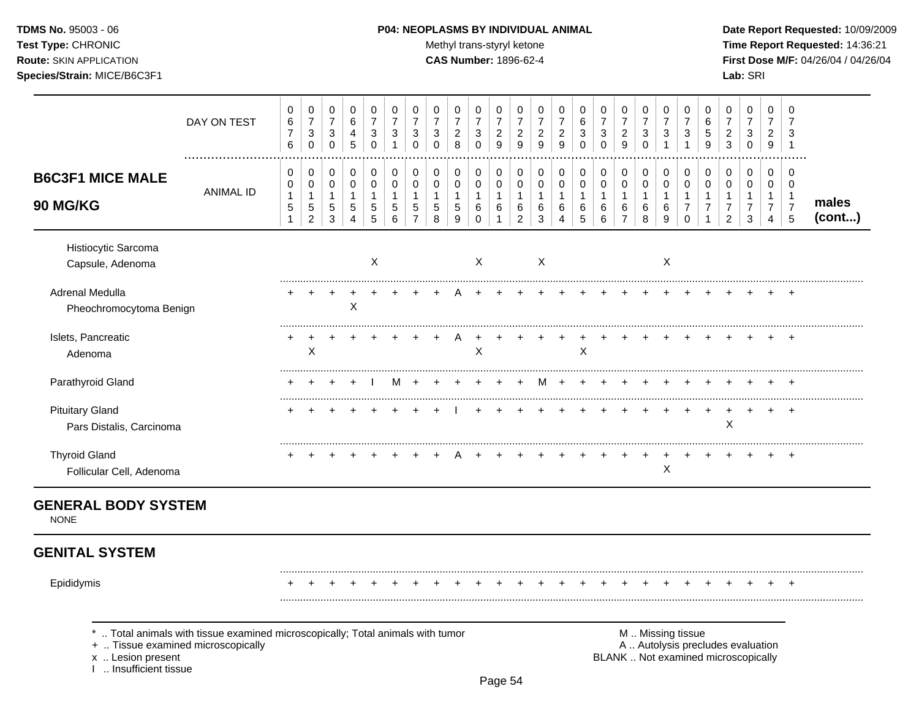**TDMS No.** 95003 - 06
**Test Type:** CHRONIC
**Route:** SKIN APPLICATION
**Species/Strain:** MICE/B6C3F1

**P04: NEOPLASMS BY INDIVIDUAL ANIMAL**
Methyl trans-styryl ketone
**CAS Number:** 1896-62-4

**Date Report Requested:** 10/09/2009
**Time Report Requested:** 14:36:21
**First Dose M/F:** 04/26/04 / 04/26/04
**Lab:** SRI

| B6C3F1 MICE MALE 90 MG/KG | | | | | | | | | | | | | | | | | | | | | | | | | | males (cont...) |
|---|---|---|---|---|---|---|---|---|---|---|---|---|---|---|---|---|---|---|---|---|---|---|---|---|---|---|
| DAY ON TEST | 0676 | 0730 | 0730 | 0645 | 0730 | 0731 | 0730 | 0730 | 0728 | 0730 | 0729 | 0729 | 0729 | 0729 | 0630 | 0730 | 0729 | 0730 | 0731 | 0731 | 0659 | 0723 | 0730 | 0729 | 0731 | |
| ANIMAL ID | 00151 | 00152 | 00153 | 00154 | 00155 | 00156 | 00157 | 00158 | 00159 | 00160 | 00161 | 00162 | 00163 | 00164 | 00165 | 00166 | 00167 | 00168 | 00169 | 00170 | 00171 | 00172 | 00173 | 00174 | 00175 | |
| Histiocytic Sarcoma | | | | | | | | | | | | | | | | | | | | | | | | | | |
| Capsule, Adenoma | | | | | X | | | | | X | | | X | | | | | | X | | | | | | | |
| Adrenal Medulla | + | + | + | + | + | + | + | + | A | + | + | + | + | + | + | + | + | + | + | + | + | + | + | + | + | |
| Pheochromocytoma Benign | | | | X | | | | | | | | | | | | | | | | | | | | | | |
| Islets, Pancreatic | + | + | + | + | + | + | + | + | A | + | + | + | + | + | + | + | + | + | + | + | + | + | + | + | + | |
| Adenoma | | X | | | | | | | | X | | | | | X | | | | | | | | | | | |
| Parathyroid Gland | + | + | + | + | I | M | + | + | + | + | + | + | M | + | + | + | + | + | + | + | + | + | + | + | + | |
| Pituitary Gland | + | + | + | + | + | + | + | + | I | + | + | + | + | + | + | + | + | + | + | + | + | + | + | + | + | |
| Pars Distalis, Carcinoma | | | | | | | | | | | | | | | | | | | | | | X | | | | |
| Thyroid Gland | + | + | + | + | + | + | + | + | A | + | + | + | + | + | + | + | + | + | + | + | + | + | + | + | + | |
| Follicular Cell, Adenoma | | | | | | | | | | | | | | | | | | | X | | | | | | | |

## GENERAL BODY SYSTEM

NONE

## GENITAL SYSTEM

| | | | | | | | | | | | | | | | | | | | | | | | | | |
|---|---|---|---|---|---|---|---|---|---|---|---|---|---|---|---|---|---|---|---|---|---|---|---|---|---|
| Epididymis | + | + | + | + | + | + | + | + | + | + | + | + | + | + | + | + | + | + | + | + | + | + | + | + | + |

\* .. Total animals with tissue examined microscopically; Total animals with tumor
\+ .. Tissue examined microscopically
x .. Lesion present
I .. Insufficient tissue

M .. Missing tissue
A .. Autolysis precludes evaluation
BLANK .. Not examined microscopically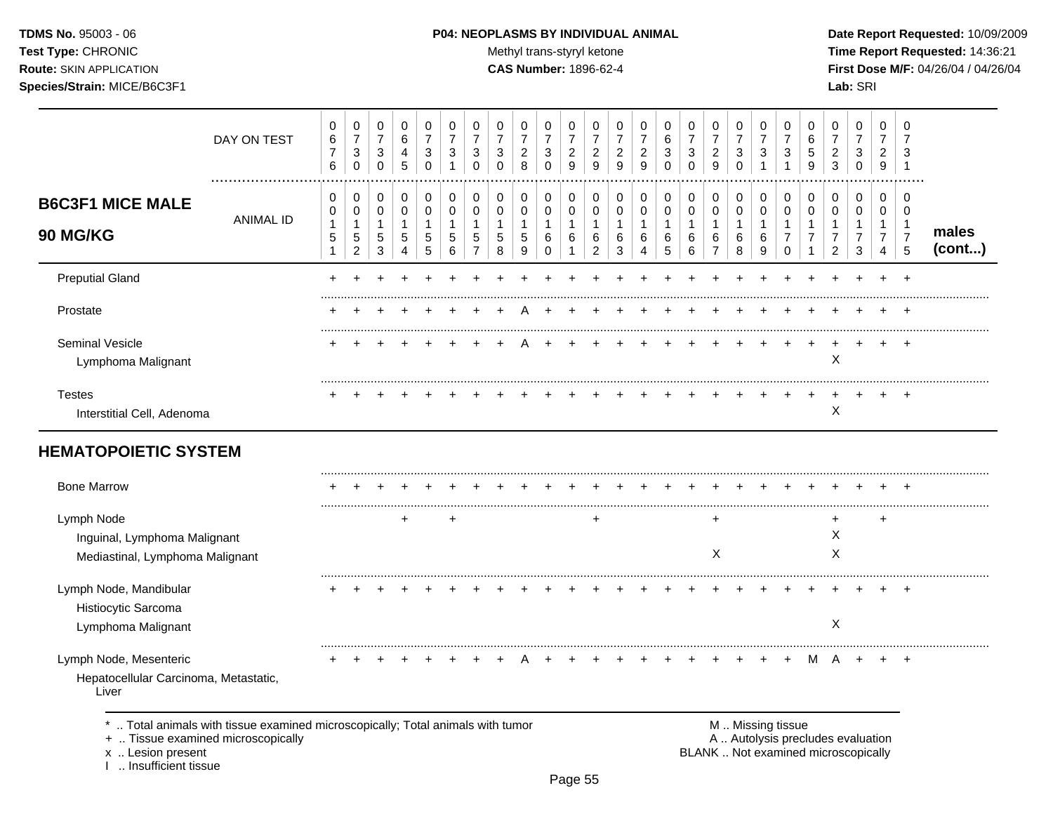**TDMS No.** 95003 - 06
**Test Type:** CHRONIC
**Route:** SKIN APPLICATION
**Species/Strain:** MICE/B6C3F1

**P04: NEOPLASMS BY INDIVIDUAL ANIMAL**
Methyl trans-styryl ketone
**CAS Number:** 1896-62-4

**Date Report Requested:** 10/09/2009
**Time Report Requested:** 14:36:21
**First Dose M/F:** 04/26/04 / 04/26/04
**Lab:** SRI

| B6C3F1 MICE MALE 90 MG/KG | | | | | | | | | | | | | | | | | | | | | | | | | | |
|---|---|---|---|---|---|---|---|---|---|---|---|---|---|---|---|---|---|---|---|---|---|---|---|---|---|---|
| DAY ON TEST | 0676 | 0730 | 0730 | 0645 | 0730 | 0731 | 0730 | 0730 | 0728 | 0730 | 0729 | 0729 | 0729 | 0729 | 0630 | 0730 | 0729 | 0730 | 0731 | 0731 | 0659 | 0723 | 0730 | 0729 | 0731 | |
| ANIMAL ID | 00151 | 00152 | 00153 | 00154 | 00155 | 00156 | 00157 | 00158 | 00159 | 00160 | 00161 | 00162 | 00163 | 00164 | 00165 | 00166 | 00167 | 00168 | 00169 | 00170 | 00171 | 00172 | 00173 | 00174 | 00175 | males (cont...) |
| Preputial Gland | + | + | + | + | + | + | + | + | + | + | + | + | + | + | + | + | + | + | + | + | + | + | + | + | + | |
| Prostate | + | + | + | + | + | + | + | + | A | + | + | + | + | + | + | + | + | + | + | + | + | + | + | + | + | |
| Seminal Vesicle | + | + | + | + | + | + | + | + | A | + | + | + | + | + | + | + | + | + | + | + | + | + | + | + | + | |
| Lymphoma Malignant | | | | | | | | | | | | | | | | | | | | | | X | | | | |
| Testes | + | + | + | + | + | + | + | + | + | + | + | + | + | + | + | + | + | + | + | + | + | + | + | + | + | |
| Interstitial Cell, Adenoma | | | | | | | | | | | | | | | | | | | | | | X | | | | |
| **HEMATOPOIETIC SYSTEM** | | | | | | | | | | | | | | | | | | | | | | | | | | |
| Bone Marrow | + | + | + | + | + | + | + | + | + | + | + | + | + | + | + | + | + | + | + | + | + | + | + | + | + | |
| Lymph Node | | | | + | | + | | | | | | + | | | | | + | | | | | + | | + | | |
| Inguinal, Lymphoma Malignant | | | | | | | | | | | | | | | | | | | | | | X | | | | |
| Mediastinal, Lymphoma Malignant | | | | | | | | | | | | | | | | | X | | | | | X | | | | |
| Lymph Node, Mandibular | + | + | + | + | + | + | + | + | + | + | + | + | + | + | + | + | + | + | + | + | + | + | + | + | + | |
| Histiocytic Sarcoma | | | | | | | | | | | | | | | | | | | | | | | | | | |
| Lymphoma Malignant | | | | | | | | | | | | | | | | | | | | | | X | | | | |
| Lymph Node, Mesenteric | + | + | + | + | + | + | + | + | A | + | + | + | + | + | + | + | + | + | + | + | M | A | + | + | + | |
| Hepatocellular Carcinoma, Metastatic, Liver | | | | | | | | | | | | | | | | | | | | | | | | | | |

\* .. Total animals with tissue examined microscopically; Total animals with tumor
\+ .. Tissue examined microscopically
x .. Lesion present
I .. Insufficient tissue

M .. Missing tissue
A .. Autolysis precludes evaluation
BLANK .. Not examined microscopically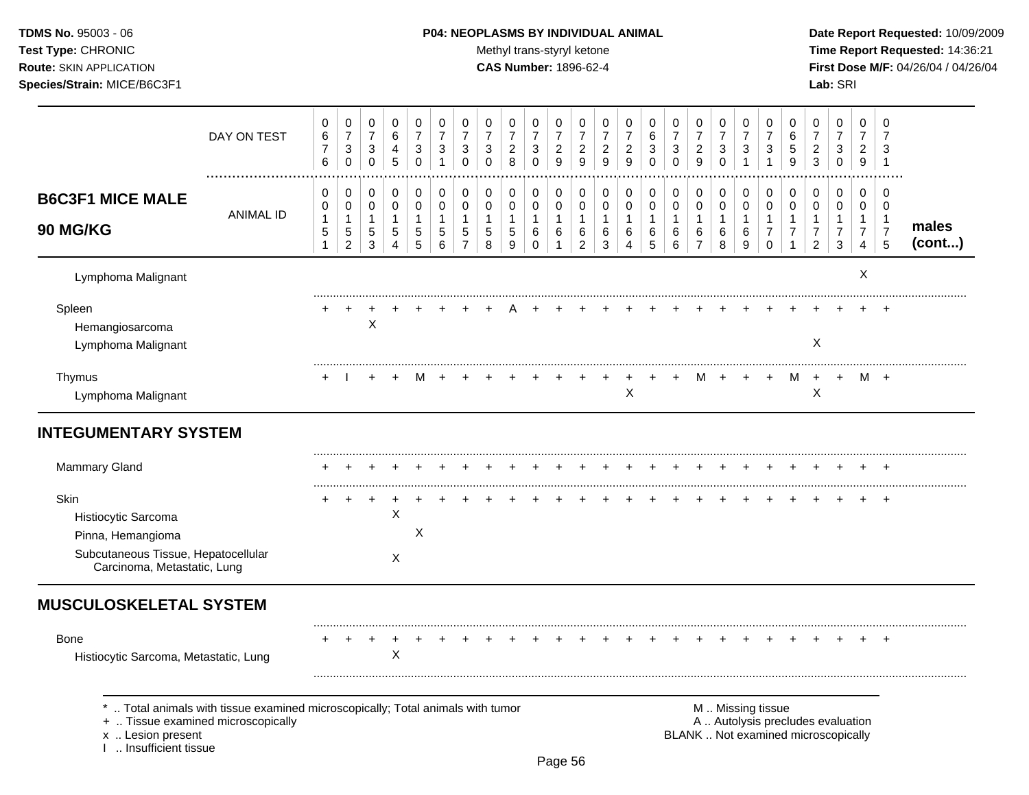**TDMS No.** 95003 - 06
**Test Type:** CHRONIC
**Route:** SKIN APPLICATION
**Species/Strain:** MICE/B6C3F1

**P04: NEOPLASMS BY INDIVIDUAL ANIMAL**
Methyl trans-styryl ketone
**CAS Number:** 1896-62-4

**Date Report Requested:** 10/09/2009
**Time Report Requested:** 14:36:21
**First Dose M/F:** 04/26/04 / 04/26/04
**Lab:** SRI

| | | | | | | | | | | | | | | | | | | | | | | | | | | |
|---|---|---|---|---|---|---|---|---|---|---|---|---|---|---|---|---|---|---|---|---|---|---|---|---|---|---|
| DAY ON TEST | 0676 | 0730 | 0730 | 0645 | 0730 | 0731 | 0730 | 0730 | 0728 | 0730 | 0729 | 0729 | 0729 | 0729 | 0630 | 0730 | 0729 | 0730 | 0731 | 0731 | 0659 | 0723 | 0730 | 0729 | 0731 | |
| **B6C3F1 MICE MALE 90 MG/KG** ANIMAL ID | 00151 | 00152 | 00153 | 00154 | 00155 | 00156 | 00157 | 00158 | 00159 | 00160 | 00161 | 00162 | 00163 | 00164 | 00165 | 00166 | 00167 | 00168 | 00169 | 00170 | 00171 | 00172 | 00173 | 00174 | 00175 | **males (cont...)** |
| Lymphoma Malignant | | | | | | | | | | | | | | | | | | | | | | | | X | | |
| Spleen | + | + | + | + | + | + | + | + | A | + | + | + | + | + | + | + | + | + | + | + | + | + | + | + | + | |
| Hemangiosarcoma | | | X | | | | | | | | | | | | | | | | | | | | | | | |
| Lymphoma Malignant | | | | | | | | | | | | | | | | | | | | | | X | | | | |
| Thymus | + | I | + | + | M | + | + | + | + | + | + | + | + | + | + | + | M | + | + | + | M | + | + | M | + | |
| Lymphoma Malignant | | | | | | | | | | | | | | X | | | | | | | | X | | | | |
| **INTEGUMENTARY SYSTEM** | | | | | | | | | | | | | | | | | | | | | | | | | | |
| Mammary Gland | + | + | + | + | + | + | + | + | + | + | + | + | + | + | + | + | + | + | + | + | + | + | + | + | + | |
| Skin | + | + | + | + | + | + | + | + | + | + | + | + | + | + | + | + | + | + | + | + | + | + | + | + | + | |
| Histiocytic Sarcoma | | | | X | | | | | | | | | | | | | | | | | | | | | | |
| Pinna, Hemangioma | | | | | X | | | | | | | | | | | | | | | | | | | | | |
| Subcutaneous Tissue, Hepatocellular Carcinoma, Metastatic, Lung | | | | X | | | | | | | | | | | | | | | | | | | | | | |
| **MUSCULOSKELETAL SYSTEM** | | | | | | | | | | | | | | | | | | | | | | | | | | |
| Bone | + | + | + | + | + | + | + | + | + | + | + | + | + | + | + | + | + | + | + | + | + | + | + | + | + | |
| Histiocytic Sarcoma, Metastatic, Lung | | | | X | | | | | | | | | | | | | | | | | | | | | | |

\* .. Total animals with tissue examined microscopically; Total animals with tumor
\+ .. Tissue examined microscopically
x .. Lesion present
I .. Insufficient tissue

M .. Missing tissue
A .. Autolysis precludes evaluation
BLANK .. Not examined microscopically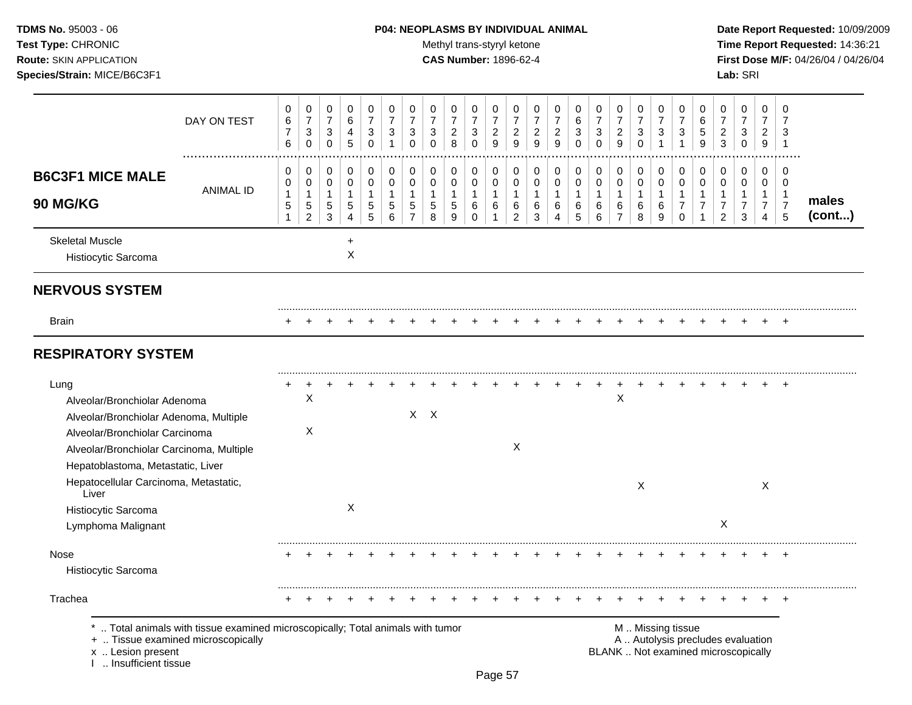TDMS No. 95003 - 06
Test Type: CHRONIC
Route: SKIN APPLICATION
Species/Strain: MICE/B6C3F1

**P04: NEOPLASMS BY INDIVIDUAL ANIMAL**
Methyl trans-styryl ketone
**CAS Number:** 1896-62-4

Date Report Requested: 10/09/2009
Time Report Requested: 14:36:21
First Dose M/F: 04/26/04 / 04/26/04
Lab: SRI

## B6C3F1 MICE MALE 90 MG/KG

| | 1 | 2 | 3 | 4 | 5 | 6 | 7 | 8 | 9 | 10 | 11 | 12 | 13 | 14 | 15 | 16 | 17 | 18 | 19 | 20 | 21 | 22 | 23 | 24 | 25 | |
|---|---|---|---|---|---|---|---|---|---|---|---|---|---|---|---|---|---|---|---|---|---|---|---|---|---|---|
| DAY ON TEST | 0676 | 0730 | 0730 | 0645 | 0730 | 0731 | 0730 | 0730 | 0728 | 0730 | 0729 | 0729 | 0729 | 0729 | 0630 | 0730 | 0729 | 0730 | 0731 | 0731 | 0659 | 0723 | 0730 | 0729 | 0731 | |
| ANIMAL ID | 00151 | 00152 | 00153 | 00154 | 00155 | 00156 | 00157 | 00158 | 00159 | 00160 | 00161 | 00162 | 00163 | 00164 | 00165 | 00166 | 00167 | 00168 | 00169 | 00170 | 00171 | 00172 | 00173 | 00174 | 00175 | males (cont...) |
| Skeletal Muscle | | | | + | | | | | | | | | | | | | | | | | | | | | | |
| Histiocytic Sarcoma | | | | X | | | | | | | | | | | | | | | | | | | | | | |
| **NERVOUS SYSTEM** | | | | | | | | | | | | | | | | | | | | | | | | | | |
| Brain | + | + | + | + | + | + | + | + | + | + | + | + | + | + | + | + | + | + | + | + | + | + | + | + | + | |
| **RESPIRATORY SYSTEM** | | | | | | | | | | | | | | | | | | | | | | | | | | |
| Lung | + | + | + | + | + | + | + | + | + | + | + | + | + | + | + | + | + | + | + | + | + | + | + | + | + | |
| Alveolar/Bronchiolar Adenoma | | X | | | | | | | | | | | | | | | X | | | | | | | | | |
| Alveolar/Bronchiolar Adenoma, Multiple | | | | | | | X | X | | | | | | | | | | | | | | | | | | |
| Alveolar/Bronchiolar Carcinoma | | X | | | | | | | | | | | | | | | | | | | | | | | | |
| Alveolar/Bronchiolar Carcinoma, Multiple | | | | | | | | | | | | X | | | | | | | | | | | | | | |
| Hepatoblastoma, Metastatic, Liver | | | | | | | | | | | | | | | | | | | | | | | | | | |
| Hepatocellular Carcinoma, Metastatic, Liver | | | | | | | | | | | | | | | | | | X | | | | | | X | | |
| Histiocytic Sarcoma | | | | X | | | | | | | | | | | | | | | | | | | | | | |
| Lymphoma Malignant | | | | | | | | | | | | | | | | | | | | | | X | | | | |
| Nose | + | + | + | + | + | + | + | + | + | + | + | + | + | + | + | + | + | + | + | + | + | + | + | + | + | |
| Histiocytic Sarcoma | | | | | | | | | | | | | | | | | | | | | | | | | | |
| Trachea | + | + | + | + | + | + | + | + | + | + | + | + | + | + | + | + | + | + | + | + | + | + | + | + | + | |

\* .. Total animals with tissue examined microscopically; Total animals with tumor
\+ .. Tissue examined microscopically
x .. Lesion present
I .. Insufficient tissue

M .. Missing tissue
A .. Autolysis precludes evaluation
BLANK .. Not examined microscopically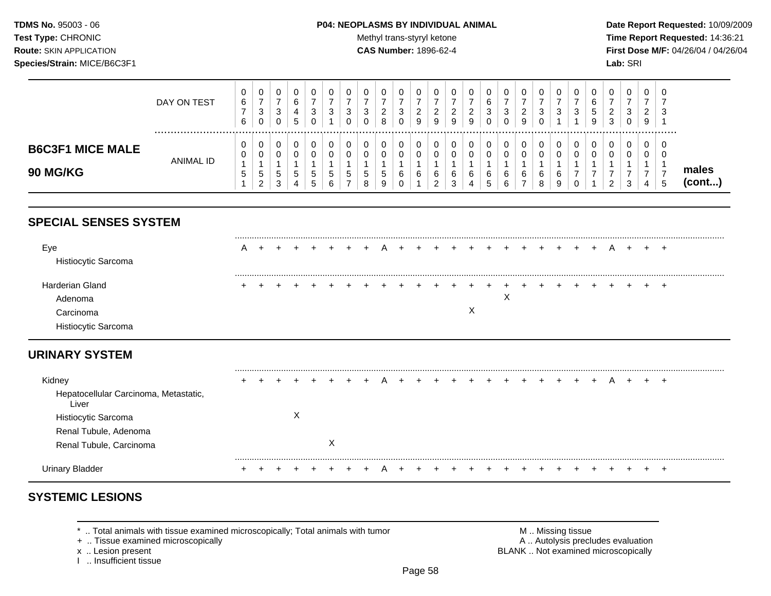**TDMS No.** 95003 - 06
**Test Type:** CHRONIC
**Route:** SKIN APPLICATION
**Species/Strain:** MICE/B6C3F1

**P04: NEOPLASMS BY INDIVIDUAL ANIMAL**
Methyl trans-styryl ketone
**CAS Number:** 1896-62-4

**Date Report Requested:** 10/09/2009
**Time Report Requested:** 14:36:21
**First Dose M/F:** 04/26/04 / 04/26/04
**Lab:** SRI

## B6C3F1 MICE MALE 90 MG/KG

| DAY ON TEST | 0676 | 0730 | 0730 | 0645 | 0730 | 0731 | 0730 | 0730 | 0728 | 0730 | 0729 | 0729 | 0729 | 0729 | 0630 | 0730 | 0729 | 0730 | 0731 | 0731 | 0659 | 0723 | 0730 | 0729 | 0731 | |
|---|---|---|---|---|---|---|---|---|---|---|---|---|---|---|---|---|---|---|---|---|---|---|---|---|---|---|
| ANIMAL ID | 00151 | 00152 | 00153 | 00154 | 00155 | 00156 | 00157 | 00158 | 00159 | 00160 | 00161 | 00162 | 00163 | 00164 | 00165 | 00166 | 00167 | 00168 | 00169 | 00170 | 00171 | 00172 | 00173 | 00174 | 00175 | **males (cont...)** |
| **SPECIAL SENSES SYSTEM** | | | | | | | | | | | | | | | | | | | | | | | | | | |
| Eye | A | + | + | + | + | + | + | + | A | + | + | + | + | + | + | + | + | + | + | + | + | A | + | + | + | |
| Histiocytic Sarcoma | | | | | | | | | | | | | | | | | | | | | | | | | | |
| Harderian Gland | + | + | + | + | + | + | + | + | + | + | + | + | + | + | + | + | + | + | + | + | + | + | + | + | + | |
| Adenoma | | | | | | | | | | | | | | | | X | | | | | | | | | | |
| Carcinoma | | | | | | | | | | | | | | X | | | | | | | | | | | | |
| Histiocytic Sarcoma | | | | | | | | | | | | | | | | | | | | | | | | | | |
| **URINARY SYSTEM** | | | | | | | | | | | | | | | | | | | | | | | | | | |
| Kidney | + | + | + | + | + | + | + | + | A | + | + | + | + | + | + | + | + | + | + | + | + | A | + | + | + | |
| Hepatocellular Carcinoma, Metastatic, Liver | | | | | | | | | | | | | | | | | | | | | | | | | | |
| Histiocytic Sarcoma | | | | X | | | | | | | | | | | | | | | | | | | | | | |
| Renal Tubule, Adenoma | | | | | | | | | | | | | | | | | | | | | | | | | | |
| Renal Tubule, Carcinoma | | | | | | X | | | | | | | | | | | | | | | | | | | | |
| Urinary Bladder | + | + | + | + | + | + | + | + | A | + | + | + | + | + | + | + | + | + | + | + | + | + | + | + | + | |

## SYSTEMIC LESIONS

\* .. Total animals with tissue examined microscopically; Total animals with tumor
\+ .. Tissue examined microscopically
x .. Lesion present
I .. Insufficient tissue

M .. Missing tissue
A .. Autolysis precludes evaluation
BLANK .. Not examined microscopically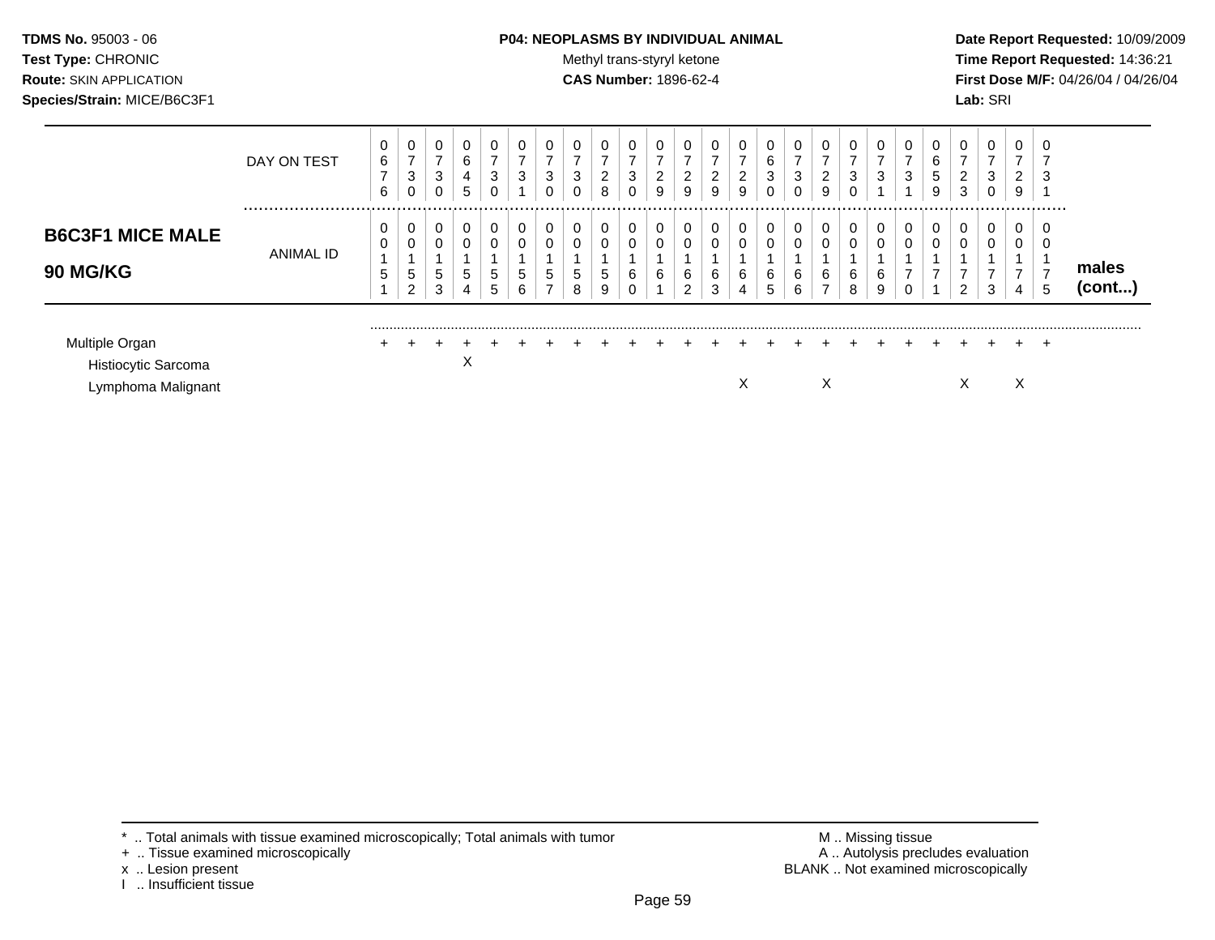**TDMS No.** 95003 - 06
**Test Type:** CHRONIC
**Route:** SKIN APPLICATION
**Species/Strain:** MICE/B6C3F1

**P04: NEOPLASMS BY INDIVIDUAL ANIMAL**
Methyl trans-styryl ketone
**CAS Number:** 1896-62-4

**Date Report Requested:** 10/09/2009
**Time Report Requested:** 14:36:21
**First Dose M/F:** 04/26/04 / 04/26/04
**Lab:** SRI

| | DAY ON TEST | 0676 | 0730 | 0730 | 0645 | 0730 | 0731 | 0730 | 0730 | 0728 | 0730 | 0729 | 0729 | 0729 | 0729 | 0630 | 0730 | 0729 | 0730 | 0731 | 0731 | 0659 | 0723 | 0730 | 0729 | 0731 | |
|---|---|---|---|---|---|---|---|---|---|---|---|---|---|---|---|---|---|---|---|---|---|---|---|---|---|---|---|
| **B6C3F1 MICE MALE 90 MG/KG** | ANIMAL ID | 00151 | 00152 | 00153 | 00154 | 00155 | 00156 | 00157 | 00158 | 00159 | 00160 | 00161 | 00162 | 00163 | 00164 | 00165 | 00166 | 00167 | 00168 | 00169 | 00170 | 00171 | 00172 | 00173 | 00174 | 00175 | **males (cont...)** |
| Multiple Organ | | + | + | + | + | + | + | + | + | + | + | + | + | + | + | + | + | + | + | + | + | + | + | + | + | + | |
| Histiocytic Sarcoma | | | | | X | | | | | | | | | | | | | | | | | | | | | | |
| Lymphoma Malignant | | | | | | | | | | | | | | | X | | | X | | | | | X | | X | | |

\* .. Total animals with tissue examined microscopically; Total animals with tumor
\+ .. Tissue examined microscopically
x .. Lesion present
I .. Insufficient tissue

M .. Missing tissue
A .. Autolysis precludes evaluation
BLANK .. Not examined microscopically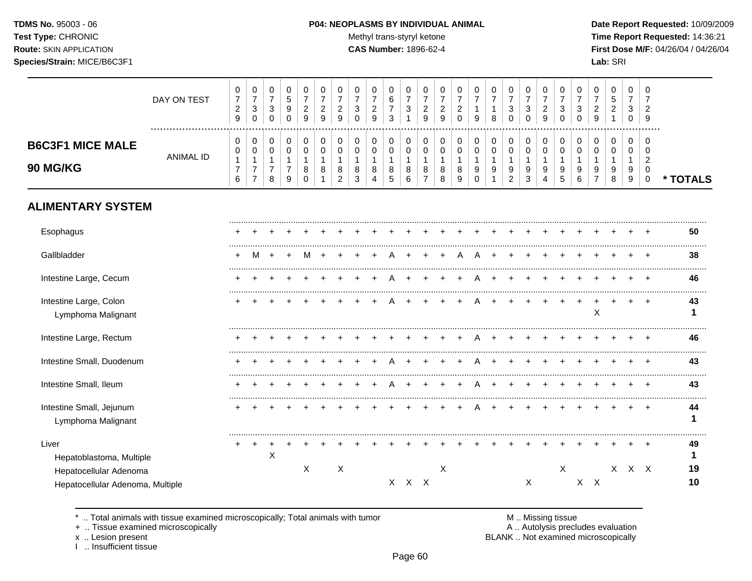## B6C3F1 MICE MALE 90 MG/KG

| | 1 | 2 | 3 | 4 | 5 | 6 | 7 | 8 | 9 | 10 | 11 | 12 | 13 | 14 | 15 | 16 | 17 | 18 | 19 | 20 | 21 | 22 | 23 | 24 | 25 | * TOTALS |
|---|---|---|---|---|---|---|---|---|---|---|---|---|---|---|---|---|---|---|---|---|---|---|---|---|---|---|
| DAY ON TEST | 0729 | 0730 | 0730 | 0590 | 0729 | 0729 | 0729 | 0730 | 0729 | 0673 | 0731 | 0729 | 0729 | 0720 | 0719 | 0718 | 0730 | 0730 | 0729 | 0730 | 0730 | 0729 | 0521 | 0730 | 0729 | |
| ANIMAL ID | 00176 | 00177 | 00178 | 00179 | 00180 | 00181 | 00182 | 00183 | 00184 | 00185 | 00186 | 00187 | 00188 | 00189 | 00190 | 00191 | 00192 | 00193 | 00194 | 00195 | 00196 | 00197 | 00198 | 00199 | 00200 | |
| **ALIMENTARY SYSTEM** | | | | | | | | | | | | | | | | | | | | | | | | | | |
| Esophagus | + | + | + | + | + | + | + | + | + | + | + | + | + | + | + | + | + | + | + | + | + | + | + | + | + | **50** |
| Gallbladder | + | M | + | + | M | + | + | + | + | A | + | + | + | A | A | + | + | + | + | + | + | + | + | + | + | **38** |
| Intestine Large, Cecum | + | + | + | + | + | + | + | + | + | A | + | + | + | + | A | + | + | + | + | + | + | + | + | + | + | **46** |
| Intestine Large, Colon | + | + | + | + | + | + | + | + | + | A | + | + | + | + | A | + | + | + | + | + | + | + | + | + | + | **43** |
| Lymphoma Malignant | | | | | | | | | | | | | | | | | | | | | | X | | | | **1** |
| Intestine Large, Rectum | + | + | + | + | + | + | + | + | + | + | + | + | + | + | A | + | + | + | + | + | + | + | + | + | + | **46** |
| Intestine Small, Duodenum | + | + | + | + | + | + | + | + | + | A | + | + | + | + | A | + | + | + | + | + | + | + | + | + | + | **43** |
| Intestine Small, Ileum | + | + | + | + | + | + | + | + | + | A | + | + | + | + | A | + | + | + | + | + | + | + | + | + | + | **43** |
| Intestine Small, Jejunum | + | + | + | + | + | + | + | + | + | + | + | + | + | + | A | + | + | + | + | + | + | + | + | + | + | **44** |
| Lymphoma Malignant | | | | | | | | | | | | | | | | | | | | | | | | | | **1** |
| Liver | + | + | + | + | + | + | + | + | + | + | + | + | + | + | + | + | + | + | + | + | + | + | + | + | + | **49** |
| Hepatoblastoma, Multiple | | | X | | | | | | | | | | | | | | | | | | | | | | | **1** |
| Hepatocellular Adenoma | | | | | X | | X | | | | | | X | | | | | | | X | | | X | X | X | **19** |
| Hepatocellular Adenoma, Multiple | | | | | | | | | | X | X | X | | | | | | X | | | X | X | | | | **10** |

\* .. Total animals with tissue examined microscopically; Total animals with tumor
\+ .. Tissue examined microscopically
x .. Lesion present
I .. Insufficient tissue
M .. Missing tissue
A .. Autolysis precludes evaluation
BLANK .. Not examined microscopically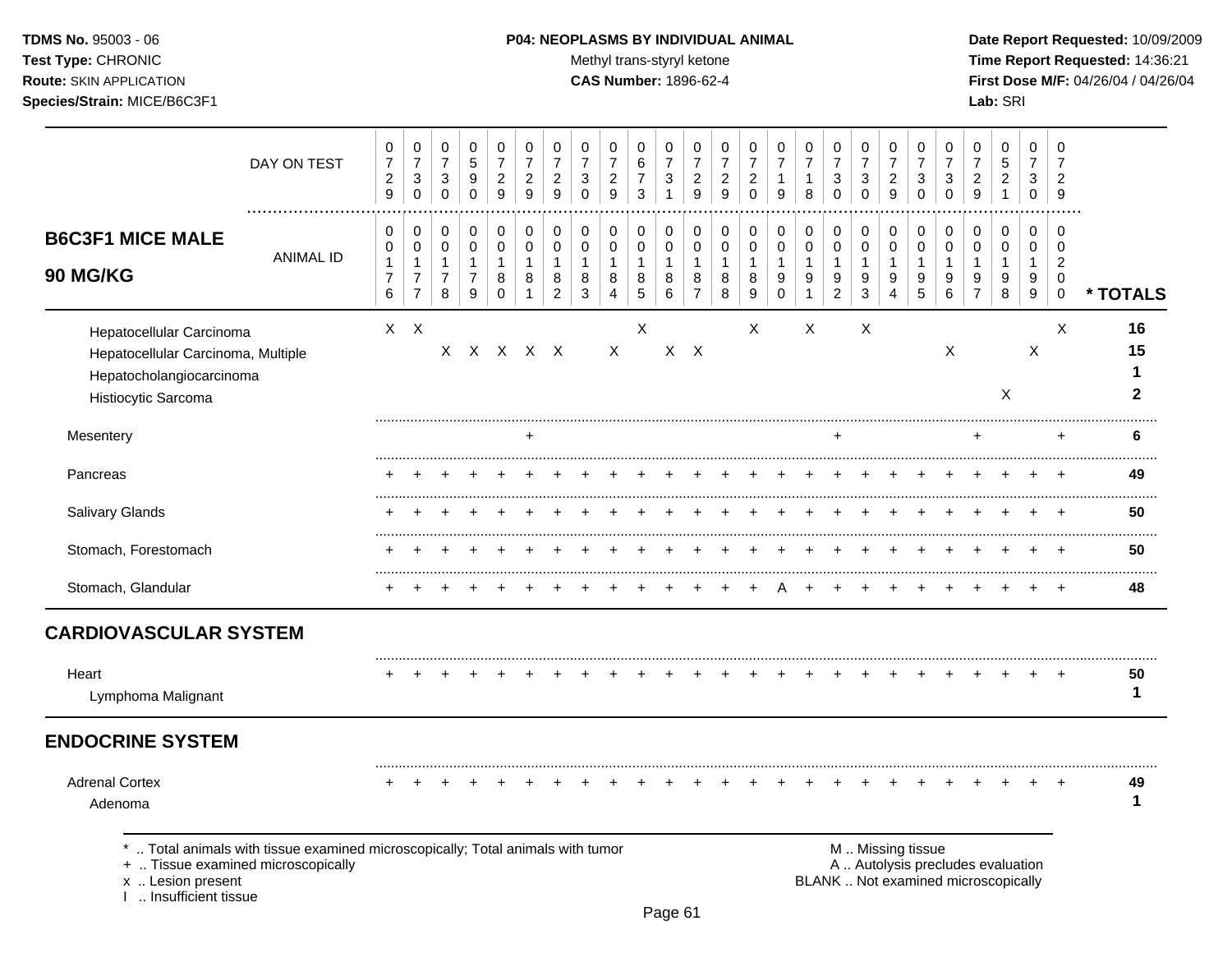**TDMS No.** 95003 - 06
**Test Type:** CHRONIC
**Route:** SKIN APPLICATION
**Species/Strain:** MICE/B6C3F1

**P04: NEOPLASMS BY INDIVIDUAL ANIMAL**
Methyl trans-styryl ketone
**CAS Number:** 1896-62-4

**Date Report Requested:** 10/09/2009
**Time Report Requested:** 14:36:21
**First Dose M/F:** 04/26/04 / 04/26/04
**Lab:** SRI

## B6C3F1 MICE MALE 90 MG/KG

| | | | | | | | | | | | | | | | | | | | | | | | | | | |
|---|---|---|---|---|---|---|---|---|---|---|---|---|---|---|---|---|---|---|---|---|---|---|---|---|---|---|
| DAY ON TEST | 0729 | 0730 | 0730 | 0590 | 0729 | 0729 | 0729 | 0730 | 0729 | 0673 | 0731 | 0729 | 0729 | 0720 | 0719 | 0718 | 0730 | 0730 | 0729 | 0730 | 0730 | 0729 | 0521 | 0730 | 0729 | |
| ANIMAL ID | 0176 | 0177 | 0178 | 0179 | 0180 | 0181 | 0182 | 0183 | 0184 | 0185 | 0186 | 0187 | 0188 | 0189 | 0190 | 0191 | 0192 | 0193 | 0194 | 0195 | 0196 | 0197 | 0198 | 0199 | 0200 | * TOTALS |
| Hepatocellular Carcinoma | X | X | | | | | | | | X | | | | X | | X | | X | | | | | | | X | 16 |
| Hepatocellular Carcinoma, Multiple | | | X | X | X | X | X | | X | | X | X | | | | | | | | | X | | | X | | 15 |
| Hepatocholangiocarcinoma | | | | | | | | | | | | | | | | | | | | | | | | | | 1 |
| Histiocytic Sarcoma | | | | | | | | | | | | | | | | | | | | | | | X | | | 2 |
| Mesentery | | | | | | + | | | | | | | | | | | + | | | | | + | | | + | 6 |
| Pancreas | + | + | + | + | + | + | + | + | + | + | + | + | + | + | + | + | + | + | + | + | + | + | + | + | + | 49 |
| Salivary Glands | + | + | + | + | + | + | + | + | + | + | + | + | + | + | + | + | + | + | + | + | + | + | + | + | + | 50 |
| Stomach, Forestomach | + | + | + | + | + | + | + | + | + | + | + | + | + | + | + | + | + | + | + | + | + | + | + | + | + | 50 |
| Stomach, Glandular | + | + | + | + | + | + | + | + | + | + | + | + | + | + | A | + | + | + | + | + | + | + | + | + | + | 48 |
| **CARDIOVASCULAR SYSTEM** | | | | | | | | | | | | | | | | | | | | | | | | | | |
| Heart | + | + | + | + | + | + | + | + | + | + | + | + | + | + | + | + | + | + | + | + | + | + | + | + | + | 50 |
| Lymphoma Malignant | | | | | | | | | | | | | | | | | | | | | | | | | | 1 |
| **ENDOCRINE SYSTEM** | | | | | | | | | | | | | | | | | | | | | | | | | | |
| Adrenal Cortex | + | + | + | + | + | + | + | + | + | + | + | + | + | + | + | + | + | + | + | + | + | + | + | + | + | 49 |
| Adenoma | | | | | | | | | | | | | | | | | | | | | | | | | | 1 |

\* .. Total animals with tissue examined microscopically; Total animals with tumor
\+ .. Tissue examined microscopically
x .. Lesion present
I .. Insufficient tissue

M .. Missing tissue
A .. Autolysis precludes evaluation
BLANK .. Not examined microscopically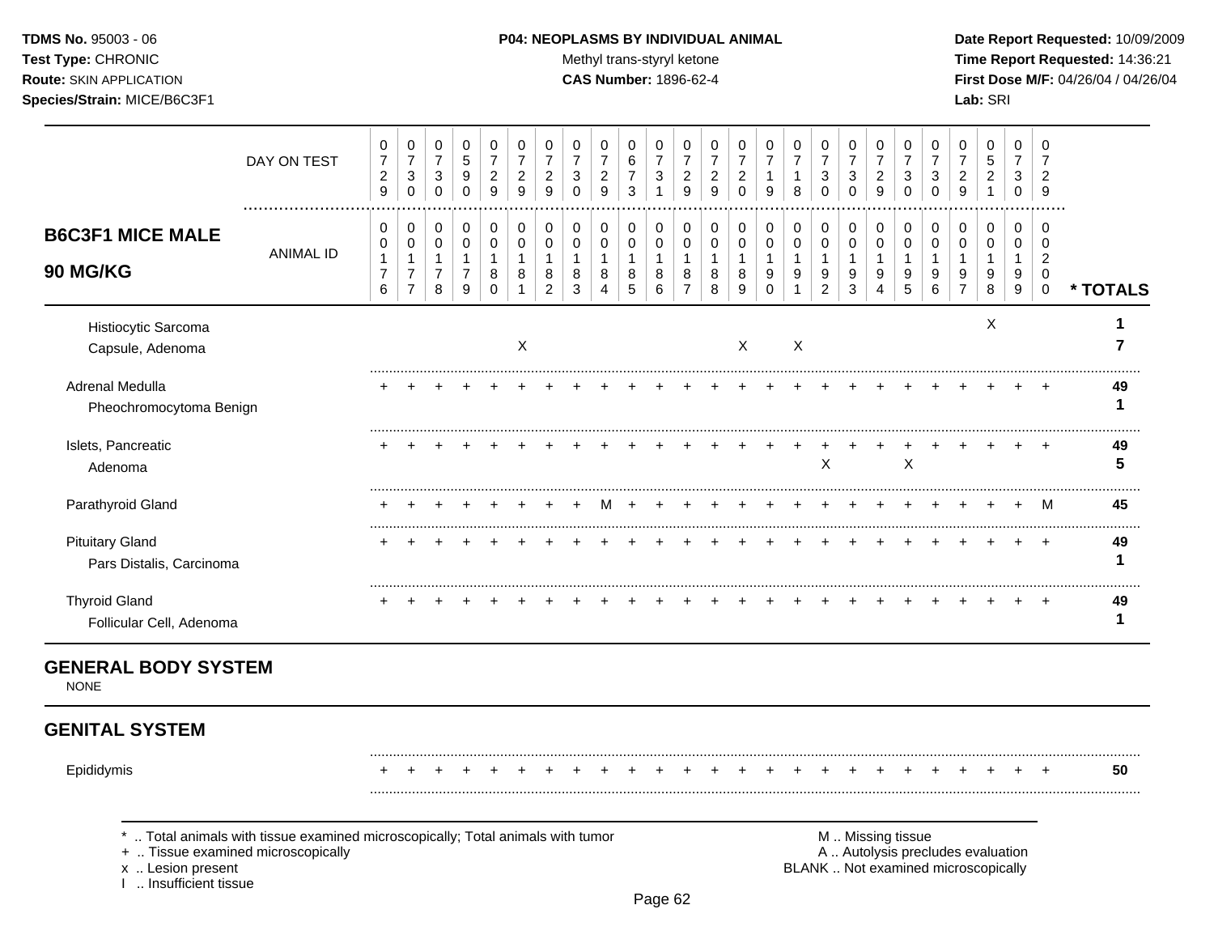**TDMS No.** 95003 - 06
**Test Type:** CHRONIC
**Route:** SKIN APPLICATION
**Species/Strain:** MICE/B6C3F1

**P04: NEOPLASMS BY INDIVIDUAL ANIMAL**
Methyl trans-styryl ketone
**CAS Number:** 1896-62-4

**Date Report Requested:** 10/09/2009
**Time Report Requested:** 14:36:21
**First Dose M/F:** 04/26/04 / 04/26/04
**Lab:** SRI

| DAY ON TEST | 0729 | 0730 | 0730 | 0590 | 0729 | 0729 | 0729 | 0730 | 0729 | 0673 | 0731 | 0729 | 0729 | 0720 | 0719 | 0718 | 0730 | 0730 | 0729 | 0730 | 0730 | 0729 | 0521 | 0730 | 0729 | |
|---|---|---|---|---|---|---|---|---|---|---|---|---|---|---|---|---|---|---|---|---|---|---|---|---|---|---|
| **B6C3F1 MICE MALE 90 MG/KG** — ANIMAL ID | 00176 | 00177 | 00178 | 00179 | 00180 | 00181 | 00182 | 00183 | 00184 | 00185 | 00186 | 00187 | 00188 | 00189 | 00190 | 00191 | 00192 | 00193 | 00194 | 00195 | 00196 | 00197 | 00198 | 00199 | 00200 | *** TOTALS** |
| Histiocytic Sarcoma | | | | | | | | | | | | | | | | | | | | | | | X | | | **1** |
| Capsule, Adenoma | | | | | | X | | | | | | | | X | | X | | | | | | | | | | **7** |
| Adrenal Medulla | + | + | + | + | + | + | + | + | + | + | + | + | + | + | + | + | + | + | + | + | + | + | + | + | + | **49** |
| Pheochromocytoma Benign | | | | | | | | | | | | | | | | | | | | | | | | | | **1** |
| Islets, Pancreatic | + | + | + | + | + | + | + | + | + | + | + | + | + | + | + | + | + | + | + | + | + | + | + | + | + | **49** |
| Adenoma | | | | | | | | | | | | | | | | | X | | | X | | | | | | **5** |
| Parathyroid Gland | + | + | + | + | + | + | + | + | M | + | + | + | + | + | + | + | + | + | + | + | + | + | + | + | M | **45** |
| Pituitary Gland | + | + | + | + | + | + | + | + | + | + | + | + | + | + | + | + | + | + | + | + | + | + | + | + | + | **49** |
| Pars Distalis, Carcinoma | | | | | | | | | | | | | | | | | | | | | | | | | | **1** |
| Thyroid Gland | + | + | + | + | + | + | + | + | + | + | + | + | + | + | + | + | + | + | + | + | + | + | + | + | + | **49** |
| Follicular Cell, Adenoma | | | | | | | | | | | | | | | | | | | | | | | | | | **1** |

## GENERAL BODY SYSTEM

NONE

## GENITAL SYSTEM

| | | | | | | | | | | | | | | | | | | | | | | | | | | |
|---|---|---|---|---|---|---|---|---|---|---|---|---|---|---|---|---|---|---|---|---|---|---|---|---|---|---|
| Epididymis | + | + | + | + | + | + | + | + | + | + | + | + | + | + | + | + | + | + | + | + | + | + | + | + | + | **50** |

\* .. Total animals with tissue examined microscopically; Total animals with tumor
\+ .. Tissue examined microscopically
x .. Lesion present
I .. Insufficient tissue

M .. Missing tissue
A .. Autolysis precludes evaluation
BLANK .. Not examined microscopically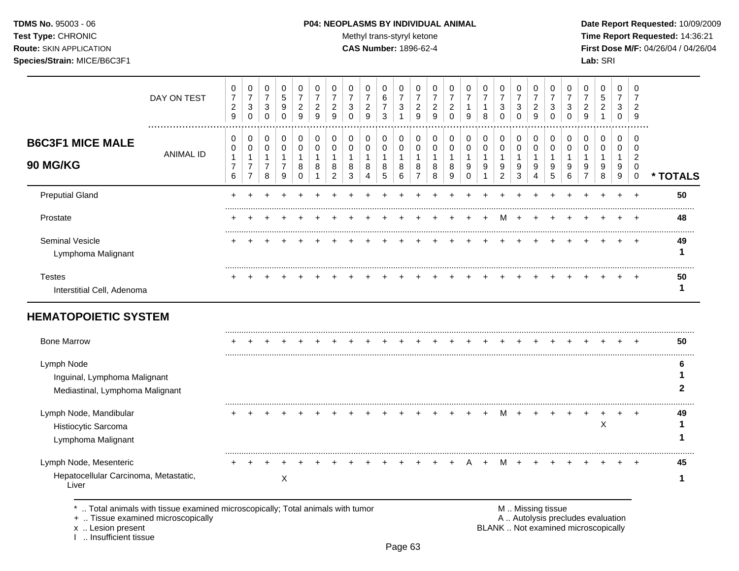**TDMS No.** 95003 - 06
**Test Type:** CHRONIC
**Route:** SKIN APPLICATION
**Species/Strain:** MICE/B6C3F1

**P04: NEOPLASMS BY INDIVIDUAL ANIMAL**
Methyl trans-styryl ketone
**CAS Number:** 1896-62-4

**Date Report Requested:** 10/09/2009
**Time Report Requested:** 14:36:21
**First Dose M/F:** 04/26/04 / 04/26/04
**Lab:** SRI

## B6C3F1 MICE MALE 90 MG/KG

| DAY ON TEST | 0729 | 0730 | 0730 | 0590 | 0729 | 0729 | 0729 | 0730 | 0729 | 0673 | 0731 | 0729 | 0729 | 0720 | 0719 | 0718 | 0730 | 0730 | 0729 | 0730 | 0730 | 0729 | 0521 | 0730 | 0729 | |
|---|---|---|---|---|---|---|---|---|---|---|---|---|---|---|---|---|---|---|---|---|---|---|---|---|---|---|
| **ANIMAL ID** | 00176 | 00177 | 00178 | 00179 | 00180 | 00181 | 00182 | 00183 | 00184 | 00185 | 00186 | 00187 | 00188 | 00189 | 00190 | 00191 | 00192 | 00193 | 00194 | 00195 | 00196 | 00197 | 00198 | 00199 | 00200 | *** TOTALS** |
| Preputial Gland | + | + | + | + | + | + | + | + | + | + | + | + | + | + | + | + | + | + | + | + | + | + | + | + | + | 50 |
| Prostate | + | + | + | + | + | + | + | + | + | + | + | + | + | + | + | + | M | + | + | + | + | + | + | + | + | 48 |
| Seminal Vesicle | + | + | + | + | + | + | + | + | + | + | + | + | + | + | + | + | + | + | + | + | + | + | + | + | + | 49 |
| Lymphoma Malignant | | | | | | | | | | | | | | | | | | | | | | | | | | 1 |
| Testes | + | + | + | + | + | + | + | + | + | + | + | + | + | + | + | + | + | + | + | + | + | + | + | + | + | 50 |
| Interstitial Cell, Adenoma | | | | | | | | | | | | | | | | | | | | | | | | | | 1 |

## HEMATOPOIETIC SYSTEM

| ANIMAL ID | 00176 | 00177 | 00178 | 00179 | 00180 | 00181 | 00182 | 00183 | 00184 | 00185 | 00186 | 00187 | 00188 | 00189 | 00190 | 00191 | 00192 | 00193 | 00194 | 00195 | 00196 | 00197 | 00198 | 00199 | 00200 | *** TOTALS** |
|---|---|---|---|---|---|---|---|---|---|---|---|---|---|---|---|---|---|---|---|---|---|---|---|---|---|---|
| Bone Marrow | + | + | + | + | + | + | + | + | + | + | + | + | + | + | + | + | + | + | + | + | + | + | + | + | + | 50 |
| Lymph Node | | | | | | | | | | | | | | | | | | | | | | | | | | 6 |
| Inguinal, Lymphoma Malignant | | | | | | | | | | | | | | | | | | | | | | | | | | 1 |
| Mediastinal, Lymphoma Malignant | | | | | | | | | | | | | | | | | | | | | | | | | | 2 |
| Lymph Node, Mandibular | + | + | + | + | + | + | + | + | + | + | + | + | + | + | + | + | M | + | + | + | + | + | + | + | + | 49 |
| Histiocytic Sarcoma | | | | | | | | | | | | | | | | | | | | | | | X | | | 1 |
| Lymphoma Malignant | | | | | | | | | | | | | | | | | | | | | | | | | | 1 |
| Lymph Node, Mesenteric | + | + | + | + | + | + | + | + | + | + | + | + | + | + | A | + | M | + | + | + | + | + | + | + | + | 45 |
| Hepatocellular Carcinoma, Metastatic, Liver | | | | X | | | | | | | | | | | | | | | | | | | | | | 1 |

\* .. Total animals with tissue examined microscopically; Total animals with tumor
\+ .. Tissue examined microscopically
x .. Lesion present
I .. Insufficient tissue

M .. Missing tissue
A .. Autolysis precludes evaluation
BLANK .. Not examined microscopically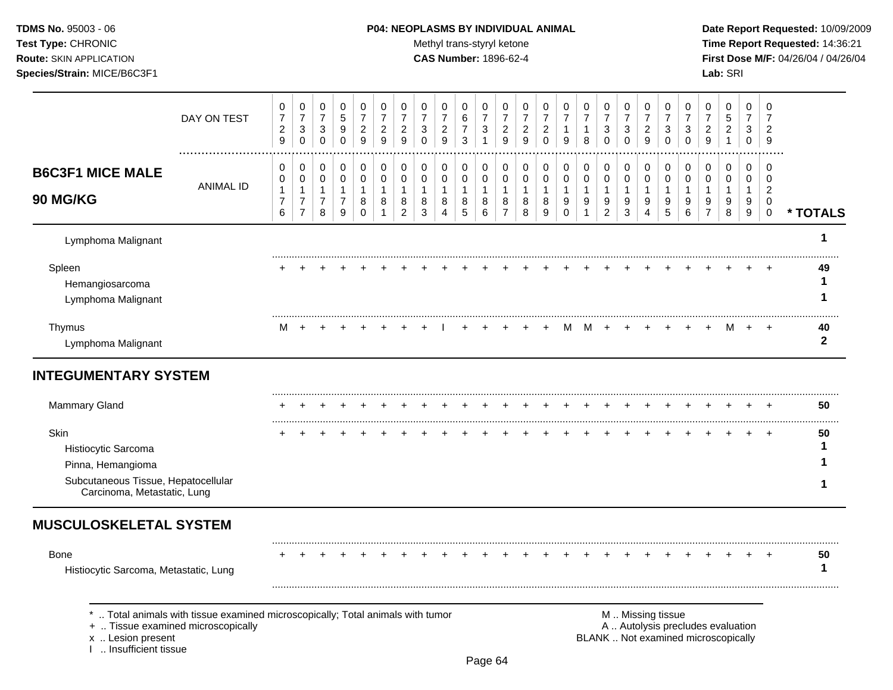**TDMS No.** 95003 - 06
**Test Type:** CHRONIC
**Route:** SKIN APPLICATION
**Species/Strain:** MICE/B6C3F1

**P04: NEOPLASMS BY INDIVIDUAL ANIMAL**
Methyl trans-styryl ketone
**CAS Number:** 1896-62-4

**Date Report Requested:** 10/09/2009
**Time Report Requested:** 14:36:21
**First Dose M/F:** 04/26/04 / 04/26/04
**Lab:** SRI

| DAY ON TEST | 0729 | 0730 | 0730 | 0590 | 0729 | 0729 | 0729 | 0730 | 0729 | 0673 | 0731 | 0729 | 0729 | 0720 | 0719 | 0718 | 0730 | 0730 | 0729 | 0730 | 0730 | 0729 | 0521 | 0730 | 0729 | |
|---|---|---|---|---|---|---|---|---|---|---|---|---|---|---|---|---|---|---|---|---|---|---|---|---|---|---|
| **B6C3F1 MICE MALE 90 MG/KG** ANIMAL ID | 00176 | 00177 | 00178 | 00179 | 00180 | 00181 | 00182 | 00183 | 00184 | 00185 | 00186 | 00187 | 00188 | 00189 | 00190 | 00191 | 00192 | 00193 | 00194 | 00195 | 00196 | 00197 | 00198 | 00199 | 00200 | *** TOTALS** |
| Lymphoma Malignant | | | | | | | | | | | | | | | | | | | | | | | | | | 1 |
| Spleen | + | + | + | + | + | + | + | + | + | + | + | + | + | + | + | + | + | + | + | + | + | + | + | + | + | 49 |
| Hemangiosarcoma | | | | | | | | | | | | | | | | | | | | | | | | | | 1 |
| Lymphoma Malignant | | | | | | | | | | | | | | | | | | | | | | | | | | 1 |
| Thymus | M | + | + | + | + | + | + | + | I | + | + | + | + | + | M | M | + | + | + | + | + | + | M | + | + | 40 |
| Lymphoma Malignant | | | | | | | | | | | | | | | | | | | | | | | | | | 2 |
| **INTEGUMENTARY SYSTEM** | | | | | | | | | | | | | | | | | | | | | | | | | | |
| Mammary Gland | + | + | + | + | + | + | + | + | + | + | + | + | + | + | + | + | + | + | + | + | + | + | + | + | + | 50 |
| Skin | + | + | + | + | + | + | + | + | + | + | + | + | + | + | + | + | + | + | + | + | + | + | + | + | + | 50 |
| Histiocytic Sarcoma | | | | | | | | | | | | | | | | | | | | | | | | | | 1 |
| Pinna, Hemangioma | | | | | | | | | | | | | | | | | | | | | | | | | | 1 |
| Subcutaneous Tissue, Hepatocellular Carcinoma, Metastatic, Lung | | | | | | | | | | | | | | | | | | | | | | | | | | 1 |
| **MUSCULOSKELETAL SYSTEM** | | | | | | | | | | | | | | | | | | | | | | | | | | |
| Bone | + | + | + | + | + | + | + | + | + | + | + | + | + | + | + | + | + | + | + | + | + | + | + | + | + | 50 |
| Histiocytic Sarcoma, Metastatic, Lung | | | | | | | | | | | | | | | | | | | | | | | | | | 1 |

\* .. Total animals with tissue examined microscopically; Total animals with tumor
\+ .. Tissue examined microscopically
x .. Lesion present
I .. Insufficient tissue

M .. Missing tissue
A .. Autolysis precludes evaluation
BLANK .. Not examined microscopically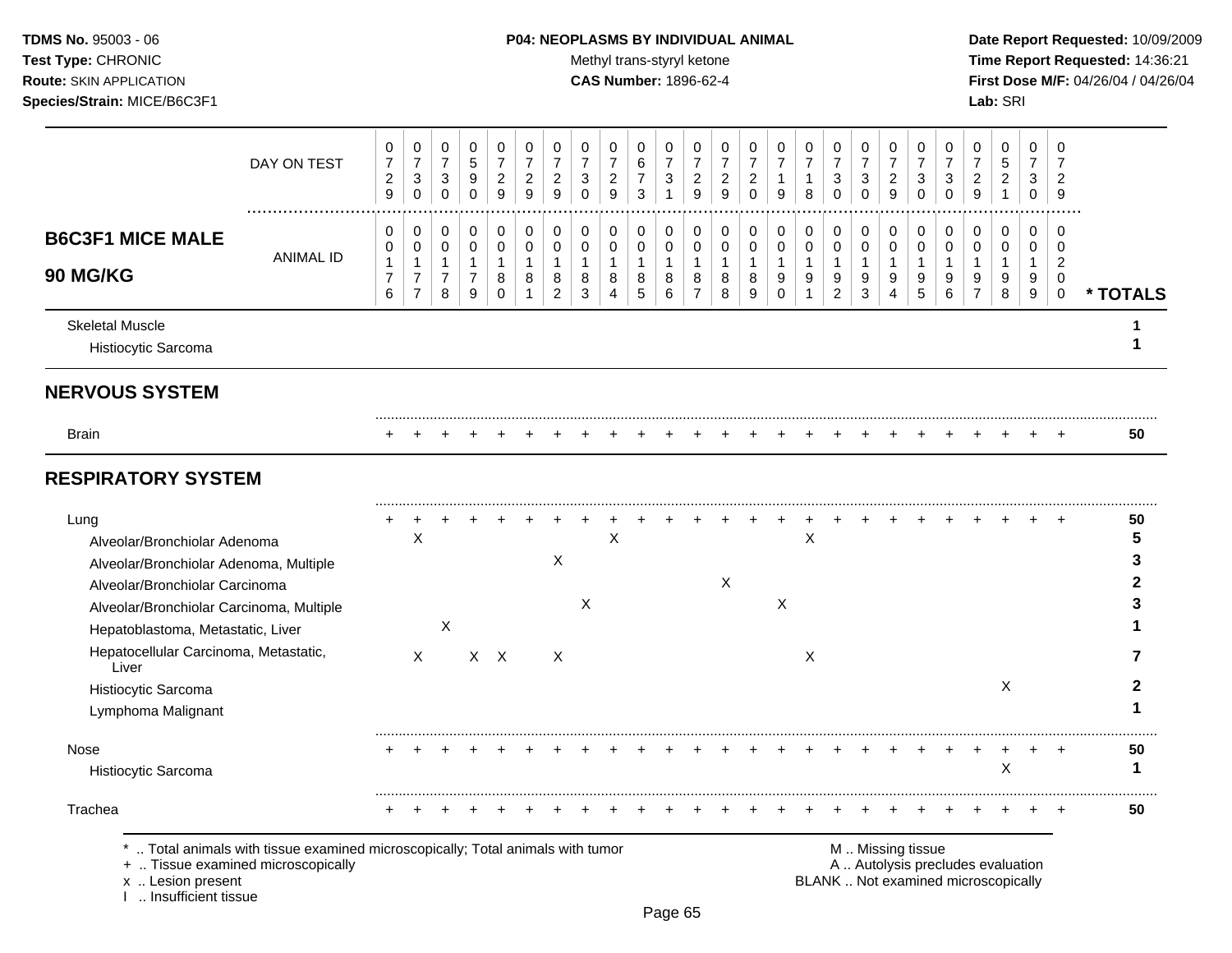**TDMS No.** 95003 - 06
**Test Type:** CHRONIC
**Route:** SKIN APPLICATION
**Species/Strain:** MICE/B6C3F1

**P04: NEOPLASMS BY INDIVIDUAL ANIMAL**
Methyl trans-styryl ketone
**CAS Number:** 1896-62-4

**Date Report Requested:** 10/09/2009
**Time Report Requested:** 14:36:21
**First Dose M/F:** 04/26/04 / 04/26/04
**Lab:** SRI

## B6C3F1 MICE MALE 90 MG/KG

| DAY ON TEST | 0729 | 0730 | 0730 | 0590 | 0729 | 0729 | 0729 | 0730 | 0729 | 0673 | 0731 | 0729 | 0729 | 0720 | 0719 | 0718 | 0730 | 0730 | 0729 | 0730 | 0730 | 0729 | 0521 | 0730 | 0729 | |
|---|---|---|---|---|---|---|---|---|---|---|---|---|---|---|---|---|---|---|---|---|---|---|---|---|---|---|
| **ANIMAL ID** | 0176 | 0177 | 0178 | 0179 | 0180 | 0181 | 0182 | 0183 | 0184 | 0185 | 0186 | 0187 | 0188 | 0189 | 0190 | 0191 | 0192 | 0193 | 0194 | 0195 | 0196 | 0197 | 0198 | 0199 | 0200 | *** TOTALS** |
| Skeletal Muscle | | | | | | | | | | | | | | | | | | | | | | | | | | **1** |
| Histiocytic Sarcoma | | | | | | | | | | | | | | | | | | | | | | | | | | **1** |
| **NERVOUS SYSTEM** | | | | | | | | | | | | | | | | | | | | | | | | | | |
| Brain | + | + | + | + | + | + | + | + | + | + | + | + | + | + | + | + | + | + | + | + | + | + | + | + | + | **50** |
| **RESPIRATORY SYSTEM** | | | | | | | | | | | | | | | | | | | | | | | | | | |
| Lung | + | + | + | + | + | + | + | + | + | + | + | + | + | + | + | + | + | + | + | + | + | + | + | + | + | **50** |
| Alveolar/Bronchiolar Adenoma | | X | | | | | | | X | | | | | | | X | | | | | | | | | | **5** |
| Alveolar/Bronchiolar Adenoma, Multiple | | | | | | | X | | | | | | | | | | | | | | | | | | | **3** |
| Alveolar/Bronchiolar Carcinoma | | | | | | | | | | | | | X | | | | | | | | | | | | | **2** |
| Alveolar/Bronchiolar Carcinoma, Multiple | | | | | | | | X | | | | | | | X | | | | | | | | | | | **3** |
| Hepatoblastoma, Metastatic, Liver | | | X | | | | | | | | | | | | | | | | | | | | | | | **1** |
| Hepatocellular Carcinoma, Metastatic, Liver | | X | | X | X | | X | | | | | | | | | X | | | | | | | | | | **7** |
| Histiocytic Sarcoma | | | | | | | | | | | | | | | | | | | | | | | X | | | **2** |
| Lymphoma Malignant | | | | | | | | | | | | | | | | | | | | | | | | | | **1** |
| Nose | + | + | + | + | + | + | + | + | + | + | + | + | + | + | + | + | + | + | + | + | + | + | + | + | + | **50** |
| Histiocytic Sarcoma | | | | | | | | | | | | | | | | | | | | | | | X | | | **1** |
| Trachea | + | + | + | + | + | + | + | + | + | + | + | + | + | + | + | + | + | + | + | + | + | + | + | + | + | **50** |

\* .. Total animals with tissue examined microscopically; Total animals with tumor
\+ .. Tissue examined microscopically
x .. Lesion present
I .. Insufficient tissue

M .. Missing tissue
A .. Autolysis precludes evaluation
BLANK .. Not examined microscopically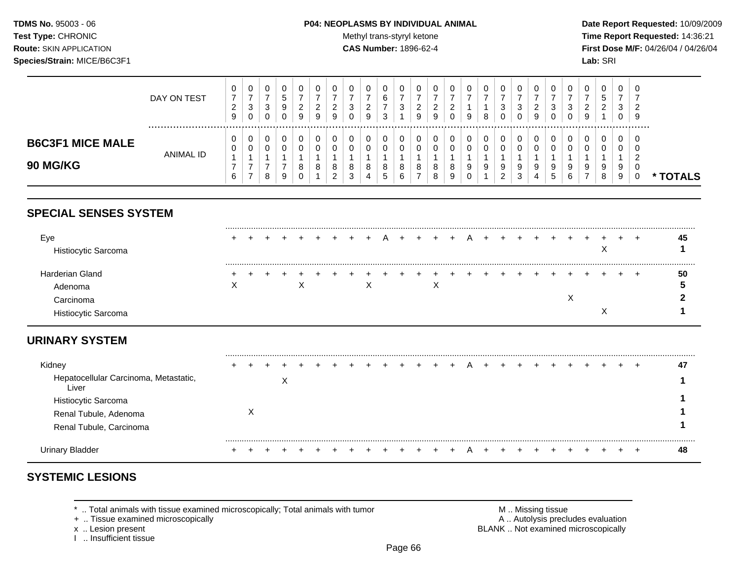**TDMS No.** 95003 - 06
**Test Type:** CHRONIC
**Route:** SKIN APPLICATION
**Species/Strain:** MICE/B6C3F1

**P04: NEOPLASMS BY INDIVIDUAL ANIMAL**
Methyl trans-styryl ketone
**CAS Number:** 1896-62-4

**Date Report Requested:** 10/09/2009
**Time Report Requested:** 14:36:21
**First Dose M/F:** 04/26/04 / 04/26/04
**Lab:** SRI

## B6C3F1 MICE MALE 90 MG/KG

| | | | | | | | | | | | | | | | | | | | | | | | | | | |
|---|---|---|---|---|---|---|---|---|---|---|---|---|---|---|---|---|---|---|---|---|---|---|---|---|---|---|
| DAY ON TEST | 0729 | 0730 | 0730 | 0590 | 0729 | 0729 | 0729 | 0730 | 0729 | 0673 | 0731 | 0729 | 0729 | 0720 | 0719 | 0718 | 0730 | 0730 | 0729 | 0730 | 0730 | 0729 | 0521 | 0730 | 0729 | |
| ANIMAL ID | 0176 | 0177 | 0178 | 0179 | 0180 | 0181 | 0182 | 0183 | 0184 | 0185 | 0186 | 0187 | 0188 | 0189 | 0190 | 0191 | 0192 | 0193 | 0194 | 0195 | 0196 | 0197 | 0198 | 0199 | 0200 | * TOTALS |
| **SPECIAL SENSES SYSTEM** | | | | | | | | | | | | | | | | | | | | | | | | | | |
| Eye | + | + | + | + | + | + | + | + | + | A | + | + | + | + | A | + | + | + | + | + | + | + | + | + | + | 45 |
| Histiocytic Sarcoma | | | | | | | | | | | | | | | | | | | | | | | X | | | 1 |
| Harderian Gland | + | + | + | + | + | + | + | + | + | + | + | + | + | + | + | + | + | + | + | + | + | + | + | + | + | 50 |
| Adenoma | X | | | | X | | | | X | | | | X | | | | | | | | | | | | | 5 |
| Carcinoma | | | | | | | | | | | | | | | | | | | | | X | | | | | 2 |
| Histiocytic Sarcoma | | | | | | | | | | | | | | | | | | | | | | | X | | | 1 |
| **URINARY SYSTEM** | | | | | | | | | | | | | | | | | | | | | | | | | | |
| Kidney | + | + | + | + | + | + | + | + | + | + | + | + | + | + | A | + | + | + | + | + | + | + | + | + | + | 47 |
| Hepatocellular Carcinoma, Metastatic, Liver | | | | X | | | | | | | | | | | | | | | | | | | | | | 1 |
| Histiocytic Sarcoma | | | | | | | | | | | | | | | | | | | | | | | | | | 1 |
| Renal Tubule, Adenoma | | X | | | | | | | | | | | | | | | | | | | | | | | | 1 |
| Renal Tubule, Carcinoma | | | | | | | | | | | | | | | | | | | | | | | | | | 1 |
| Urinary Bladder | + | + | + | + | + | + | + | + | + | + | + | + | + | + | A | + | + | + | + | + | + | + | + | + | + | 48 |

## SYSTEMIC LESIONS

\* .. Total animals with tissue examined microscopically; Total animals with tumor
\+ .. Tissue examined microscopically
x .. Lesion present
I .. Insufficient tissue

M .. Missing tissue
A .. Autolysis precludes evaluation
BLANK .. Not examined microscopically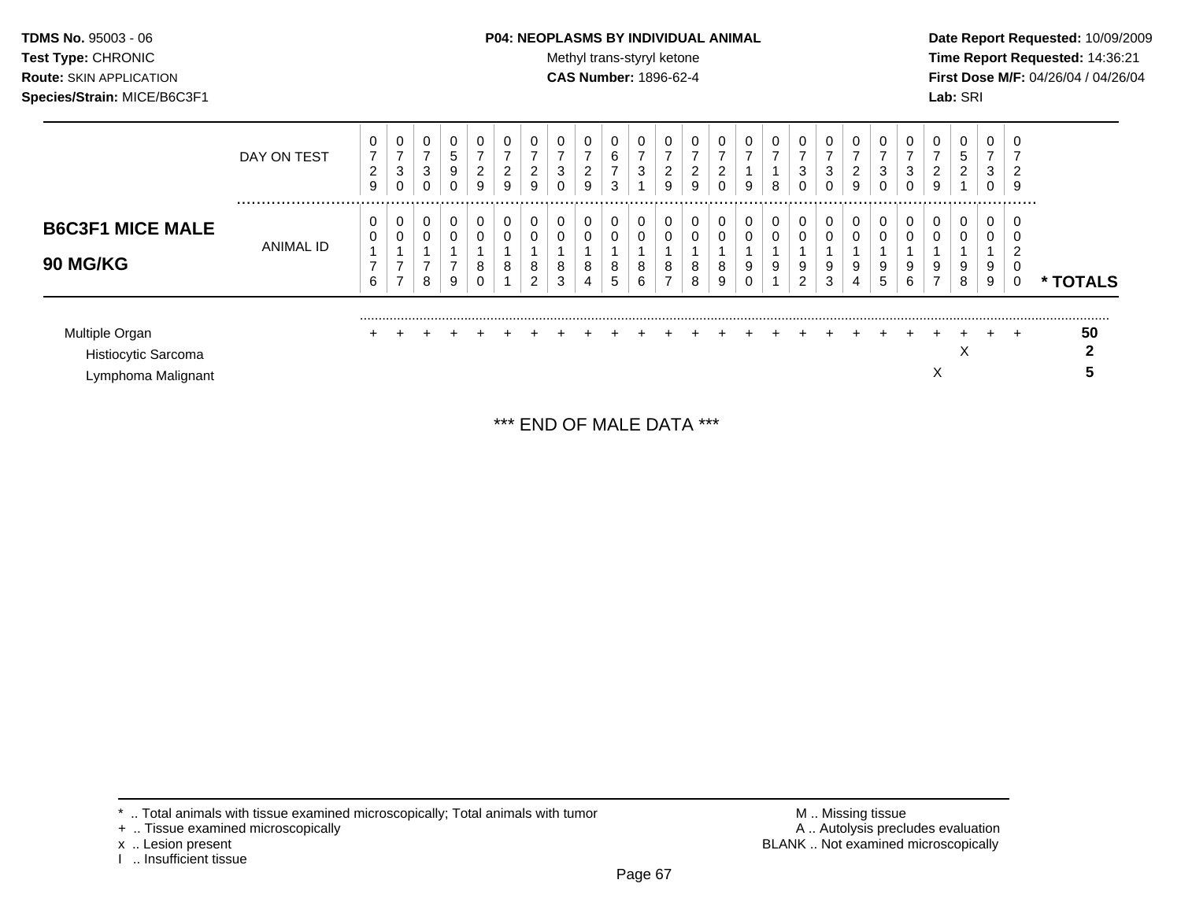**TDMS No.** 95003 - 06
**Test Type:** CHRONIC
**Route:** SKIN APPLICATION
**Species/Strain:** MICE/B6C3F1

**P04: NEOPLASMS BY INDIVIDUAL ANIMAL**
Methyl trans-styryl ketone
**CAS Number:** 1896-62-4

**Date Report Requested:** 10/09/2009
**Time Report Requested:** 14:36:21
**First Dose M/F:** 04/26/04 / 04/26/04
**Lab:** SRI

**B6C3F1 MICE MALE 90 MG/KG**

| DAY ON TEST | 0729 | 0730 | 0730 | 0590 | 0729 | 0729 | 0729 | 0730 | 0729 | 0673 | 0731 | 0729 | 0729 | 0720 | 0719 | 0718 | 0730 | 0730 | 0729 | 0730 | 0730 | 0729 | 0521 | 0730 | 0729 | |
|---|---|---|---|---|---|---|---|---|---|---|---|---|---|---|---|---|---|---|---|---|---|---|---|---|---|---|
| ANIMAL ID | 00176 | 00177 | 00178 | 00179 | 00180 | 00181 | 00182 | 00183 | 00184 | 00185 | 00186 | 00187 | 00188 | 00189 | 00190 | 00191 | 00192 | 00193 | 00194 | 00195 | 00196 | 00197 | 00198 | 00199 | 00200 | * TOTALS |
| Multiple Organ | + | + | + | + | + | + | + | + | + | + | + | + | + | + | + | + | + | + | + | + | + | + | + | + | + | **50** |
| Histiocytic Sarcoma | | | | | | | | | | | | | | | | | | | | | | | X | | | **2** |
| Lymphoma Malignant | | | | | | | | | | | | | | | | | | | | | | X | | | | **5** |

*** END OF MALE DATA ***

\* .. Total animals with tissue examined microscopically; Total animals with tumor
\+ .. Tissue examined microscopically
x .. Lesion present
I .. Insufficient tissue

M .. Missing tissue
A .. Autolysis precludes evaluation
BLANK .. Not examined microscopically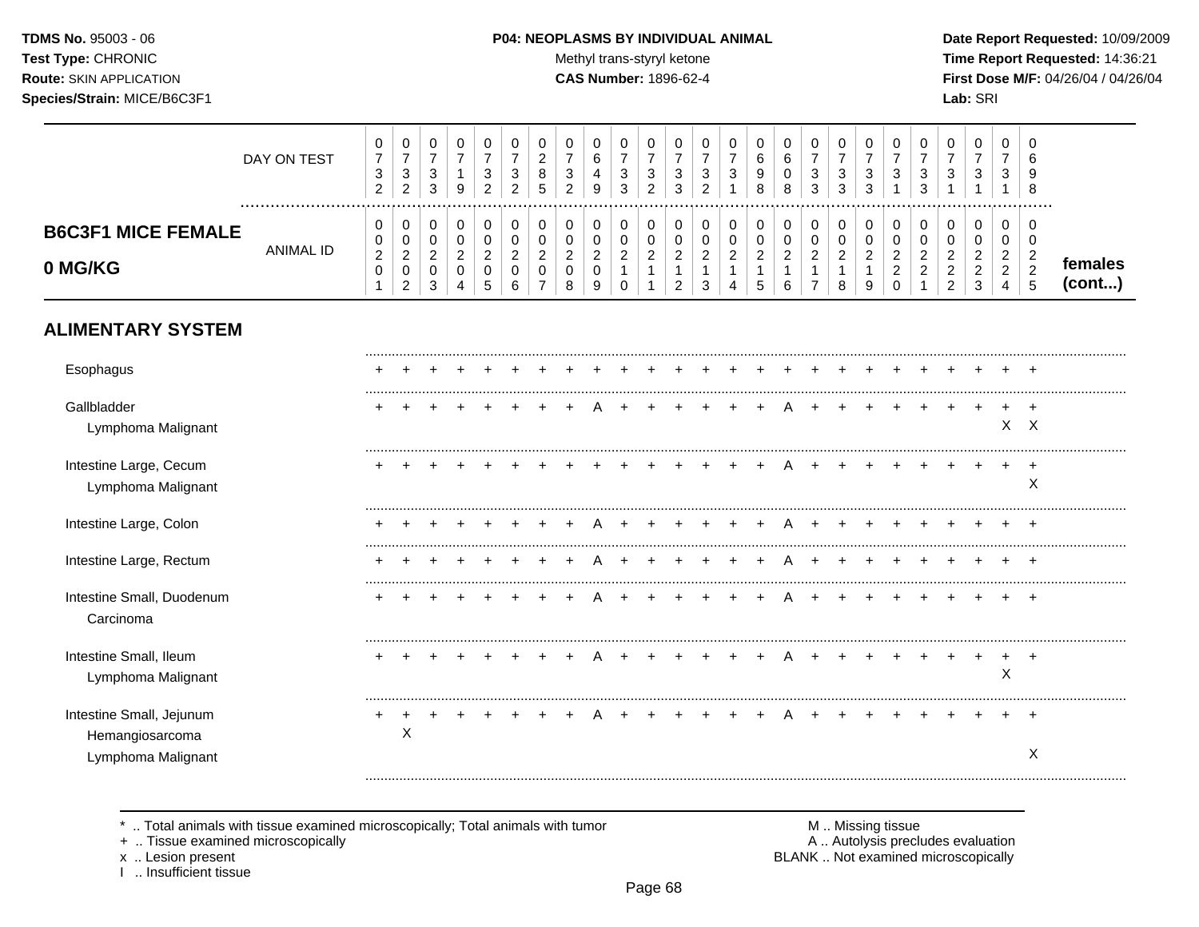**TDMS No.** 95003 - 06
**Test Type:** CHRONIC
**Route:** SKIN APPLICATION
**Species/Strain:** MICE/B6C3F1

**P04: NEOPLASMS BY INDIVIDUAL ANIMAL**
Methyl trans-styryl ketone
**CAS Number:** 1896-62-4

**Date Report Requested:** 10/09/2009
**Time Report Requested:** 14:36:21
**First Dose M/F:** 04/26/04 / 04/26/04
**Lab:** SRI

| DAY ON TEST | 0732 | 0732 | 0733 | 0719 | 0732 | 0732 | 0285 | 0732 | 0649 | 0733 | 0732 | 0733 | 0732 | 0731 | 0698 | 0608 | 0733 | 0733 | 0733 | 0731 | 0733 | 0731 | 0731 | 0731 | 0698 | |
|---|---|---|---|---|---|---|---|---|---|---|---|---|---|---|---|---|---|---|---|---|---|---|---|---|---|---|
| **B6C3F1 MICE FEMALE 0 MG/KG** — ANIMAL ID | 00201 | 00202 | 00203 | 00204 | 00205 | 00206 | 00207 | 00208 | 00209 | 00210 | 00211 | 00212 | 00213 | 00214 | 00215 | 00216 | 00217 | 00218 | 00219 | 00220 | 00221 | 00222 | 00223 | 00224 | 00225 | **females (cont...)** |
| **ALIMENTARY SYSTEM** | | | | | | | | | | | | | | | | | | | | | | | | | | |
| Esophagus | + | + | + | + | + | + | + | + | + | + | + | + | + | + | + | + | + | + | + | + | + | + | + | + | + | |
| Gallbladder | + | + | + | + | + | + | + | + | A | + | + | + | + | + | + | A | + | + | + | + | + | + | + | + | + | |
| Lymphoma Malignant | | | | | | | | | | | | | | | | | | | | | | | | X | X | |
| Intestine Large, Cecum | + | + | + | + | + | + | + | + | + | + | + | + | + | + | + | A | + | + | + | + | + | + | + | + | + | |
| Lymphoma Malignant | | | | | | | | | | | | | | | | | | | | | | | | | X | |
| Intestine Large, Colon | + | + | + | + | + | + | + | + | A | + | + | + | + | + | + | A | + | + | + | + | + | + | + | + | + | |
| Intestine Large, Rectum | + | + | + | + | + | + | + | + | A | + | + | + | + | + | + | A | + | + | + | + | + | + | + | + | + | |
| Intestine Small, Duodenum | + | + | + | + | + | + | + | + | A | + | + | + | + | + | + | A | + | + | + | + | + | + | + | + | + | |
| Carcinoma | | | | | | | | | | | | | | | | | | | | | | | | | | |
| Intestine Small, Ileum | + | + | + | + | + | + | + | + | A | + | + | + | + | + | + | A | + | + | + | + | + | + | + | + | + | |
| Lymphoma Malignant | | | | | | | | | | | | | | | | | | | | | | | | X | | |
| Intestine Small, Jejunum | + | + | + | + | + | + | + | + | A | + | + | + | + | + | + | A | + | + | + | + | + | + | + | + | + | |
| Hemangiosarcoma | | X | | | | | | | | | | | | | | | | | | | | | | | | |
| Lymphoma Malignant | | | | | | | | | | | | | | | | | | | | | | | | | X | |

\* .. Total animals with tissue examined microscopically; Total animals with tumor
\+ .. Tissue examined microscopically
x .. Lesion present
I .. Insufficient tissue

M .. Missing tissue
A .. Autolysis precludes evaluation
BLANK .. Not examined microscopically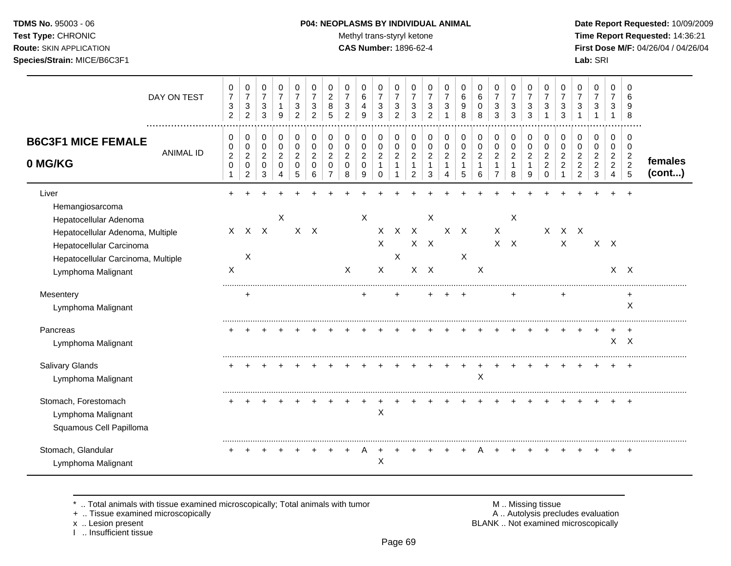**TDMS No.** 95003 - 06
**Test Type:** CHRONIC
**Route:** SKIN APPLICATION
**Species/Strain:** MICE/B6C3F1

**P04: NEOPLASMS BY INDIVIDUAL ANIMAL**
Methyl trans-styryl ketone
**CAS Number:** 1896-62-4

**Date Report Requested:** 10/09/2009
**Time Report Requested:** 14:36:21
**First Dose M/F:** 04/26/04 / 04/26/04
**Lab:** SRI

## B6C3F1 MICE FEMALE 0 MG/KG — females (cont...)

| DAY ON TEST | 0732 | 0732 | 0733 | 0719 | 0732 | 0732 | 0285 | 0732 | 0649 | 0733 | 0732 | 0733 | 0732 | 0731 | 0698 | 0608 | 0733 | 0733 | 0733 | 0731 | 0733 | 0731 | 0731 | 0731 | 0698 |
|---|---|---|---|---|---|---|---|---|---|---|---|---|---|---|---|---|---|---|---|---|---|---|---|---|---|
| **ANIMAL ID** | 0020 1 | 0020 2 | 0020 3 | 0020 4 | 0020 5 | 0020 6 | 0020 7 | 0020 8 | 0020 9 | 0021 0 | 0021 1 | 0021 2 | 0021 3 | 0021 4 | 0021 5 | 0021 6 | 0021 7 | 0021 8 | 0021 9 | 0022 0 | 0022 1 | 0022 2 | 0022 3 | 0022 4 | 0022 5 |
| Liver | + | + | + | + | + | + | + | + | + | + | + | + | + | + | + | + | + | + | + | + | + | + | + | + | + |
| Hemangiosarcoma | | | | | | | | | | | | | | | | | | | | | | | | | |
| Hepatocellular Adenoma | | | | X | | | | | X | | | | X | | | | | X | | | | | | | |
| Hepatocellular Adenoma, Multiple | X | X | X | | X | X | | | | X | X | X | | X | X | | X | | | X | X | X | | | |
| Hepatocellular Carcinoma | | | | | | | | | | X | | X | X | | | | X | X | | | X | | X | X | |
| Hepatocellular Carcinoma, Multiple | | X | | | | | | | | | X | | | | X | | | | | | | | | | |
| Lymphoma Malignant | X | | | | | | | X | | X | | X | X | | | X | | | | | | | | X | X |
| Mesentery | | + | | | | | | | + | | + | | + | + | + | | | + | | | + | | | | + |
| Lymphoma Malignant | | | | | | | | | | | | | | | | | | | | | | | | | X |
| Pancreas | + | + | + | + | + | + | + | + | + | + | + | + | + | + | + | + | + | + | + | + | + | + | + | + | + |
| Lymphoma Malignant | | | | | | | | | | | | | | | | | | | | | | | | X | X |
| Salivary Glands | + | + | + | + | + | + | + | + | + | + | + | + | + | + | + | + | + | + | + | + | + | + | + | + | + |
| Lymphoma Malignant | | | | | | | | | | | | | | | | X | | | | | | | | | |
| Stomach, Forestomach | + | + | + | + | + | + | + | + | + | + | + | + | + | + | + | + | + | + | + | + | + | + | + | + | + |
| Lymphoma Malignant | | | | | | | | | | X | | | | | | | | | | | | | | | |
| Squamous Cell Papilloma | | | | | | | | | | | | | | | | | | | | | | | | | |
| Stomach, Glandular | + | + | + | + | + | + | + | + | A | + | + | + | + | + | + | A | + | + | + | + | + | + | + | + | + |
| Lymphoma Malignant | | | | | | | | | | X | | | | | | | | | | | | | | | |

\* .. Total animals with tissue examined microscopically; Total animals with tumor
\+ .. Tissue examined microscopically
x .. Lesion present
I .. Insufficient tissue

M .. Missing tissue
A .. Autolysis precludes evaluation
BLANK .. Not examined microscopically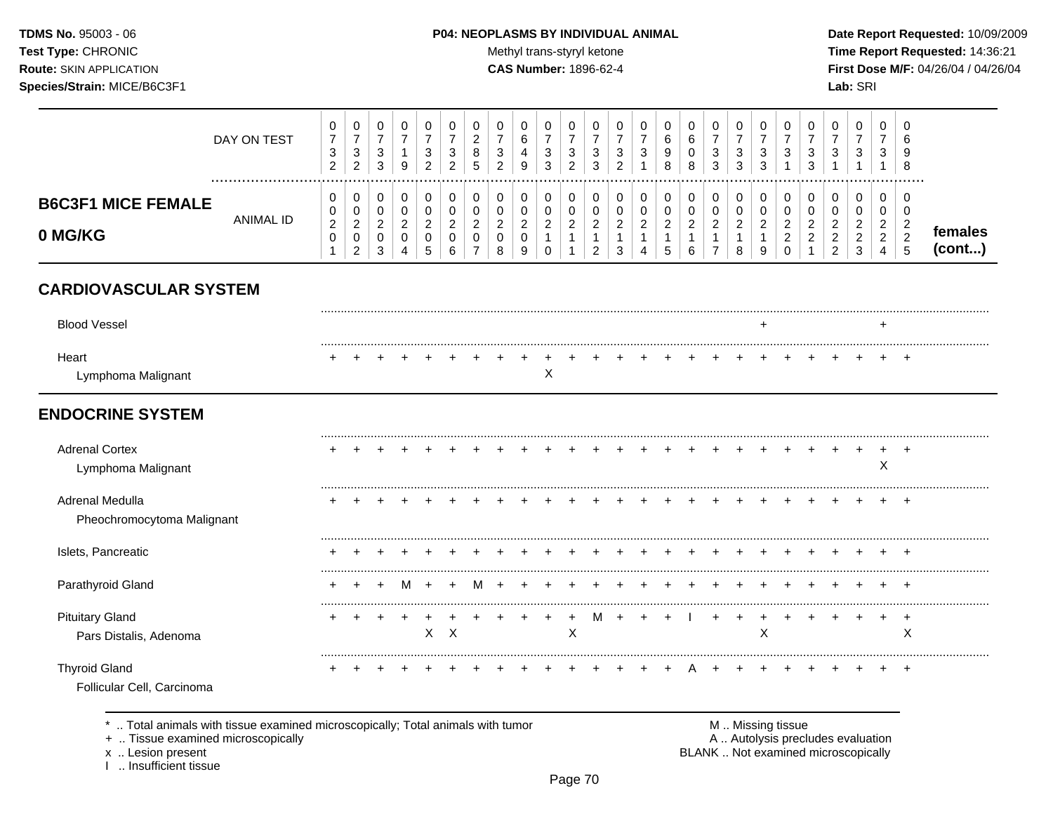**TDMS No.** 95003 - 06
**Test Type:** CHRONIC
**Route:** SKIN APPLICATION
**Species/Strain:** MICE/B6C3F1

**P04: NEOPLASMS BY INDIVIDUAL ANIMAL**
Methyl trans-styryl ketone
**CAS Number:** 1896-62-4

**Date Report Requested:** 10/09/2009
**Time Report Requested:** 14:36:21
**First Dose M/F:** 04/26/04 / 04/26/04
**Lab:** SRI

## B6C3F1 MICE FEMALE 0 MG/KG

| DAY ON TEST | 0732 | 0732 | 0733 | 0719 | 0732 | 0732 | 0285 | 0732 | 0649 | 0733 | 0732 | 0733 | 0732 | 0731 | 0698 | 0608 | 0733 | 0733 | 0733 | 0731 | 0733 | 0731 | 0731 | 0731 | 0698 | |
|---|---|---|---|---|---|---|---|---|---|---|---|---|---|---|---|---|---|---|---|---|---|---|---|---|---|---|
| **ANIMAL ID** | 0201 | 0202 | 0203 | 0204 | 0205 | 0206 | 0207 | 0208 | 0209 | 0210 | 0211 | 0212 | 0213 | 0214 | 0215 | 0216 | 0217 | 0218 | 0219 | 0220 | 0221 | 0222 | 0223 | 0224 | 0225 | **females (cont...)** |
| **CARDIOVASCULAR SYSTEM** | | | | | | | | | | | | | | | | | | | | | | | | | | |
| Blood Vessel | | | | | | | | | | | | | | | | | | | + | | | | | + | | |
| Heart | + | + | + | + | + | + | + | + | + | + | + | + | + | + | + | + | + | + | + | + | + | + | + | + | + | |
| Lymphoma Malignant | | | | | | | | | | X | | | | | | | | | | | | | | | | |
| **ENDOCRINE SYSTEM** | | | | | | | | | | | | | | | | | | | | | | | | | | |
| Adrenal Cortex | + | + | + | + | + | + | + | + | + | + | + | + | + | + | + | + | + | + | + | + | + | + | + | + | + | |
| Lymphoma Malignant | | | | | | | | | | | | | | | | | | | | | | | | X | | |
| Adrenal Medulla | + | + | + | + | + | + | + | + | + | + | + | + | + | + | + | + | + | + | + | + | + | + | + | + | + | |
| Pheochromocytoma Malignant | | | | | | | | | | | | | | | | | | | | | | | | | | |
| Islets, Pancreatic | + | + | + | + | + | + | + | + | + | + | + | + | + | + | + | + | + | + | + | + | + | + | + | + | + | |
| Parathyroid Gland | + | + | + | M | + | + | M | + | + | + | + | + | + | + | + | + | + | + | + | + | + | + | + | + | + | |
| Pituitary Gland | + | + | + | + | + | + | + | + | + | + | + | M | + | + | + | I | + | + | + | + | + | + | + | + | + | |
| Pars Distalis, Adenoma | | | | | X | X | | | | | X | | | | | | | | X | | | | | | X | |
| Thyroid Gland | + | + | + | + | + | + | + | + | + | + | + | + | + | + | + | A | + | + | + | + | + | + | + | + | + | |
| Follicular Cell, Carcinoma | | | | | | | | | | | | | | | | | | | | | | | | | | |

\* .. Total animals with tissue examined microscopically; Total animals with tumor
+ .. Tissue examined microscopically
x .. Lesion present
I .. Insufficient tissue

M .. Missing tissue
A .. Autolysis precludes evaluation
BLANK .. Not examined microscopically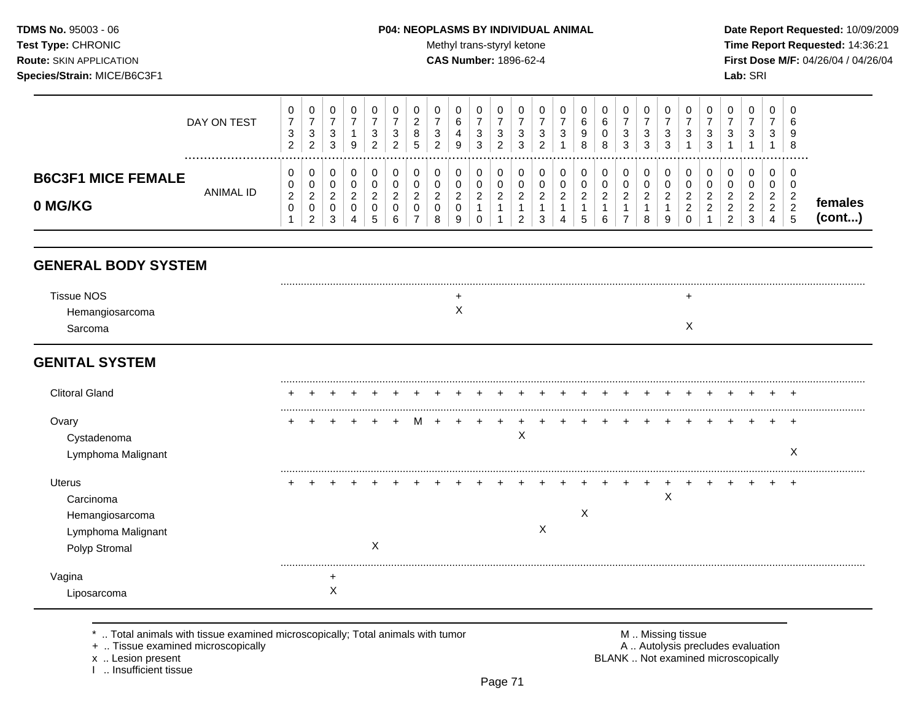**TDMS No.** 95003 - 06
**Test Type:** CHRONIC
**Route:** SKIN APPLICATION
**Species/Strain:** MICE/B6C3F1

**P04: NEOPLASMS BY INDIVIDUAL ANIMAL**
Methyl trans-styryl ketone
**CAS Number:** 1896-62-4

**Date Report Requested:** 10/09/2009
**Time Report Requested:** 14:36:21
**First Dose M/F:** 04/26/04 / 04/26/04
**Lab:** SRI

## B6C3F1 MICE FEMALE 0 MG/KG

| | 1 | 2 | 3 | 4 | 5 | 6 | 7 | 8 | 9 | 10 | 11 | 12 | 13 | 14 | 15 | 16 | 17 | 18 | 19 | 20 | 21 | 22 | 23 | 24 | 25 | |
|---|---|---|---|---|---|---|---|---|---|---|---|---|---|---|---|---|---|---|---|---|---|---|---|---|---|---|
| DAY ON TEST | 0732 | 0732 | 0733 | 0719 | 0732 | 0732 | 0285 | 0732 | 0649 | 0733 | 0732 | 0733 | 0732 | 0731 | 0698 | 0608 | 0733 | 0733 | 0733 | 0731 | 0733 | 0731 | 0731 | 0731 | 0698 | |
| ANIMAL ID | 0020 1 | 0020 2 | 0020 3 | 0020 4 | 0020 5 | 0020 6 | 0020 7 | 0020 8 | 0020 9 | 0021 0 | 0021 1 | 0021 2 | 0021 3 | 0021 4 | 0021 5 | 0021 6 | 0021 7 | 0021 8 | 0021 9 | 0022 0 | 0022 1 | 0022 2 | 0022 3 | 0022 4 | 0022 5 | **females (cont...)** |
| **GENERAL BODY SYSTEM** | | | | | | | | | | | | | | | | | | | | | | | | | | |
| Tissue NOS | | | | | | | | | + | | | | | | | | | | | + | | | | | | |
| Hemangiosarcoma | | | | | | | | | X | | | | | | | | | | | | | | | | | |
| Sarcoma | | | | | | | | | | | | | | | | | | | | X | | | | | | |
| **GENITAL SYSTEM** | | | | | | | | | | | | | | | | | | | | | | | | | | |
| Clitoral Gland | + | + | + | + | + | + | + | + | + | + | + | + | + | + | + | + | + | + | + | + | + | + | + | + | + | |
| Ovary | + | + | + | + | + | + | M | + | + | + | + | + | + | + | + | + | + | + | + | + | + | + | + | + | + | |
| Cystadenoma | | | | | | | | | | | | X | | | | | | | | | | | | | | |
| Lymphoma Malignant | | | | | | | | | | | | | | | | | | | | | | | | | X | |
| Uterus | + | + | + | + | + | + | + | + | + | + | + | + | + | + | + | + | + | + | + | + | + | + | + | + | + | |
| Carcinoma | | | | | | | | | | | | | | | | | | | X | | | | | | | |
| Hemangiosarcoma | | | | | | | | | | | | | | | X | | | | | | | | | | | |
| Lymphoma Malignant | | | | | | | | | | | | | X | | | | | | | | | | | | | |
| Polyp Stromal | | | | | X | | | | | | | | | | | | | | | | | | | | | |
| Vagina | | | + | | | | | | | | | | | | | | | | | | | | | | | |
| Liposarcoma | | | X | | | | | | | | | | | | | | | | | | | | | | | |

\* .. Total animals with tissue examined microscopically; Total animals with tumor
\+ .. Tissue examined microscopically
x .. Lesion present
I .. Insufficient tissue

M .. Missing tissue
A .. Autolysis precludes evaluation
BLANK .. Not examined microscopically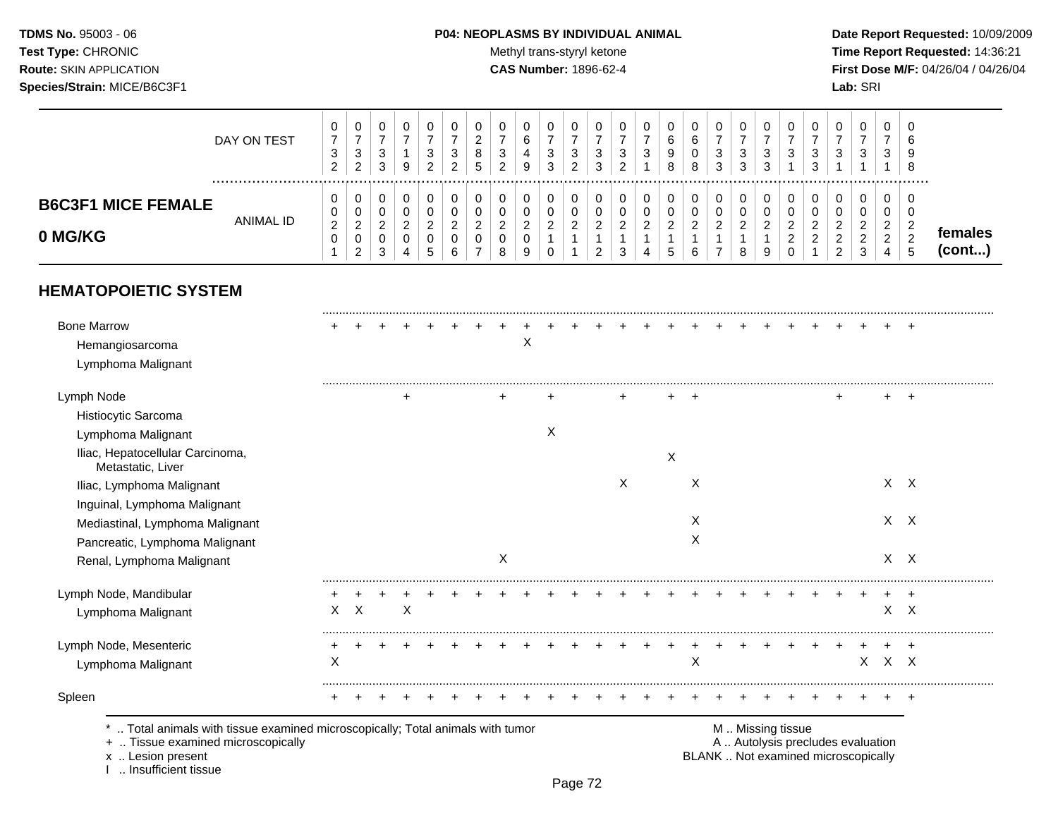**TDMS No.** 95003 - 06
**Test Type:** CHRONIC
**Route:** SKIN APPLICATION
**Species/Strain:** MICE/B6C3F1

**P04: NEOPLASMS BY INDIVIDUAL ANIMAL**
Methyl trans-styryl ketone
**CAS Number:** 1896-62-4

**Date Report Requested:** 10/09/2009
**Time Report Requested:** 14:36:21
**First Dose M/F:** 04/26/04 / 04/26/04
**Lab:** SRI

## B6C3F1 MICE FEMALE 0 MG/KG

| | | | | | | | | | | | | | | | | | | | | | | | | | |
|---|---|---|---|---|---|---|---|---|---|---|---|---|---|---|---|---|---|---|---|---|---|---|---|---|---|
| DAY ON TEST | 0732 | 0732 | 0733 | 0719 | 0732 | 0732 | 0285 | 0732 | 0649 | 0733 | 0732 | 0733 | 0732 | 0731 | 0698 | 0608 | 0733 | 0733 | 0733 | 0731 | 0733 | 0731 | 0731 | 0731 | 0698 |
| ANIMAL ID | 0020 1 | 0020 2 | 0020 3 | 0020 4 | 0020 5 | 0020 6 | 0020 7 | 0020 8 | 0020 9 | 0021 0 | 0021 1 | 0021 2 | 0021 3 | 0021 4 | 0021 5 | 0021 6 | 0021 7 | 0021 8 | 0021 9 | 0022 0 | 0022 1 | 0022 2 | 0022 3 | 0022 4 | 0022 5 |
| **HEMATOPOIETIC SYSTEM** | | | | | | | | | | | | | | | | | | | | | | | | | |
| Bone Marrow | + | + | + | + | + | + | + | + | + | + | + | + | + | + | + | + | + | + | + | + | + | + | + | + | + |
| Hemangiosarcoma | | | | | | | | | X | | | | | | | | | | | | | | | | |
| Lymphoma Malignant | | | | | | | | | | | | | | | | | | | | | | | | | |
| Lymph Node | | | | + | | | | + | | + | | | + | | + | + | | | | | | + | | + | + |
| Histiocytic Sarcoma | | | | | | | | | | | | | | | | | | | | | | | | | |
| Lymphoma Malignant | | | | | | | | | | X | | | | | | | | | | | | | | | |
| Iliac, Hepatocellular Carcinoma, Metastatic, Liver | | | | | | | | | | | | | | | X | | | | | | | | | | |
| Iliac, Lymphoma Malignant | | | | | | | | | | | | | X | | | X | | | | | | | | X | X |
| Inguinal, Lymphoma Malignant | | | | | | | | | | | | | | | | | | | | | | | | | |
| Mediastinal, Lymphoma Malignant | | | | | | | | | | | | | | | | X | | | | | | | | X | X |
| Pancreatic, Lymphoma Malignant | | | | | | | | | | | | | | | | X | | | | | | | | | |
| Renal, Lymphoma Malignant | | | | | | | | X | | | | | | | | | | | | | | | | X | X |
| Lymph Node, Mandibular | + | + | + | + | + | + | + | + | + | + | + | + | + | + | + | + | + | + | + | + | + | + | + | + | + |
| Lymphoma Malignant | X | X | | X | | | | | | | | | | | | | | | | | | | | X | X |
| Lymph Node, Mesenteric | + | + | + | + | + | + | + | + | + | + | + | + | + | + | + | + | + | + | + | + | + | + | + | + | + |
| Lymphoma Malignant | X | | | | | | | | | | | | | | | X | | | | | | | X | X | X |
| Spleen | + | + | + | + | + | + | + | + | + | + | + | + | + | + | + | + | + | + | + | + | + | + | + | + | + |

females (cont...)

\* .. Total animals with tissue examined microscopically; Total animals with tumor
\+ .. Tissue examined microscopically
x .. Lesion present
I .. Insufficient tissue

M .. Missing tissue
A .. Autolysis precludes evaluation
BLANK .. Not examined microscopically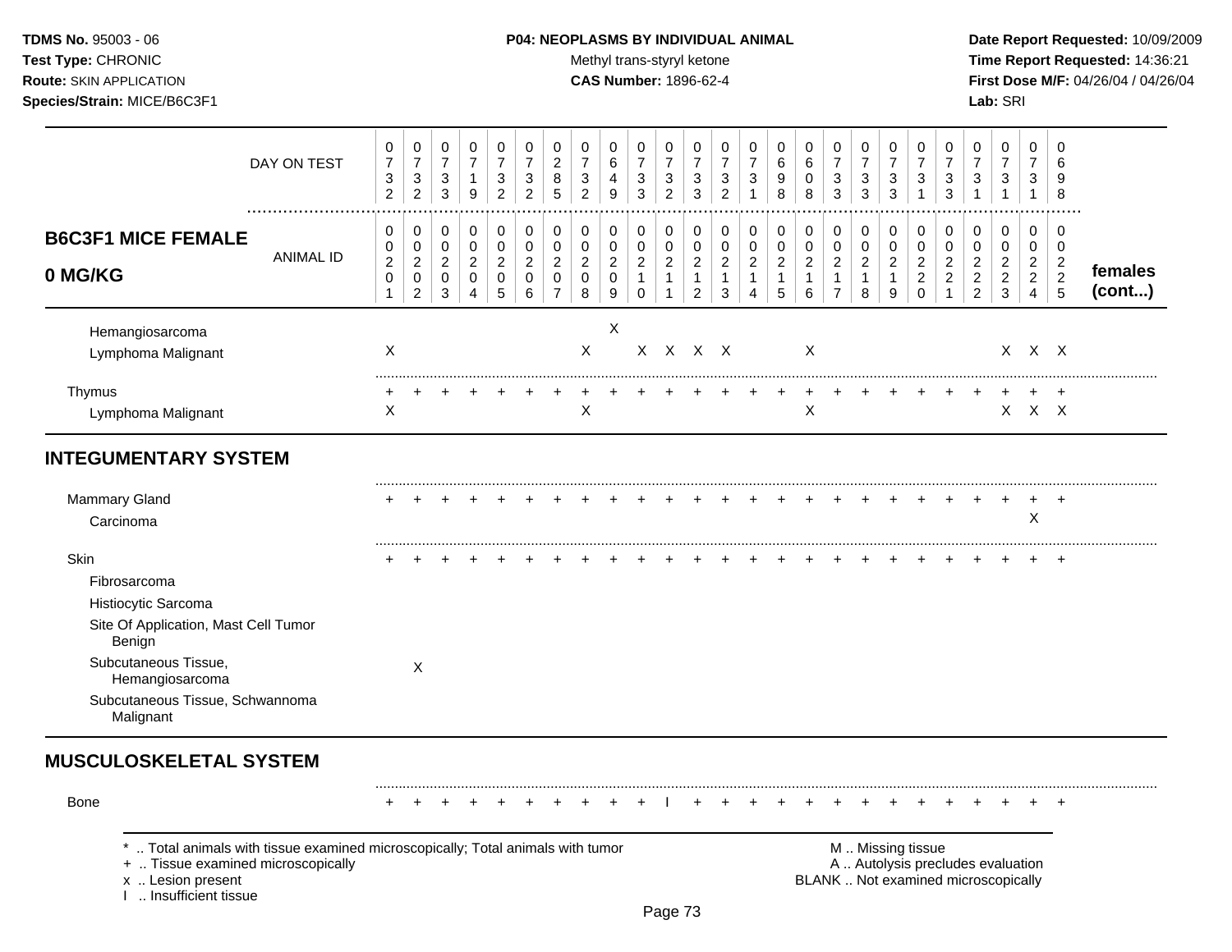**TDMS No.** 95003 - 06
**Test Type:** CHRONIC
**Route:** SKIN APPLICATION
**Species/Strain:** MICE/B6C3F1

**P04: NEOPLASMS BY INDIVIDUAL ANIMAL**
Methyl trans-styryl ketone
**CAS Number:** 1896-62-4

**Date Report Requested:** 10/09/2009
**Time Report Requested:** 14:36:21
**First Dose M/F:** 04/26/04 / 04/26/04
**Lab:** SRI

| DAY ON TEST | 0732 | 0732 | 0733 | 0719 | 0732 | 0732 | 0285 | 0732 | 0649 | 0733 | 0732 | 0733 | 0732 | 0731 | 0698 | 0608 | 0733 | 0733 | 0733 | 0731 | 0733 | 0731 | 0731 | 0731 | 0698 | |
|---|---|---|---|---|---|---|---|---|---|---|---|---|---|---|---|---|---|---|---|---|---|---|---|---|---|---|
| **B6C3F1 MICE FEMALE 0 MG/KG** — ANIMAL ID | 00201 | 00202 | 00203 | 00204 | 00205 | 00206 | 00207 | 00208 | 00209 | 00210 | 00211 | 00212 | 00213 | 00214 | 00215 | 00216 | 00217 | 00218 | 00219 | 00220 | 00221 | 00222 | 00223 | 00224 | 00225 | **females (cont...)** |
| Hemangiosarcoma | | | | | | | | | X | | | | | | | | | | | | | | | | | |
| Lymphoma Malignant | X | | | | | | | X | | X | X | X | X | | | X | | | | | | | X | X | X | |
| Thymus | + | + | + | + | + | + | + | + | + | + | + | + | + | + | + | + | + | + | + | + | + | + | + | + | + | |
| Lymphoma Malignant | X | | | | | | | X | | | | | | | | X | | | | | | | X | X | X | |
| **INTEGUMENTARY SYSTEM** | | | | | | | | | | | | | | | | | | | | | | | | | | |
| Mammary Gland | + | + | + | + | + | + | + | + | + | + | + | + | + | + | + | + | + | + | + | + | + | + | + | + | + | |
| Carcinoma | | | | | | | | | | | | | | | | | | | | | | | | X | | |
| Skin | + | + | + | + | + | + | + | + | + | + | + | + | + | + | + | + | + | + | + | + | + | + | + | + | + | |
| Fibrosarcoma | | | | | | | | | | | | | | | | | | | | | | | | | | |
| Histiocytic Sarcoma | | | | | | | | | | | | | | | | | | | | | | | | | | |
| Site Of Application, Mast Cell Tumor Benign | | | | | | | | | | | | | | | | | | | | | | | | | | |
| Subcutaneous Tissue, Hemangiosarcoma | | X | | | | | | | | | | | | | | | | | | | | | | | | |
| Subcutaneous Tissue, Schwannoma Malignant | | | | | | | | | | | | | | | | | | | | | | | | | | |
| **MUSCULOSKELETAL SYSTEM** | | | | | | | | | | | | | | | | | | | | | | | | | | |
| Bone | + | + | + | + | + | + | + | + | + | + | I | + | + | + | + | + | + | + | + | + | + | + | + | + | + | |

\* .. Total animals with tissue examined microscopically; Total animals with tumor
\+ .. Tissue examined microscopically
x .. Lesion present
I .. Insufficient tissue

M .. Missing tissue
A .. Autolysis precludes evaluation
BLANK .. Not examined microscopically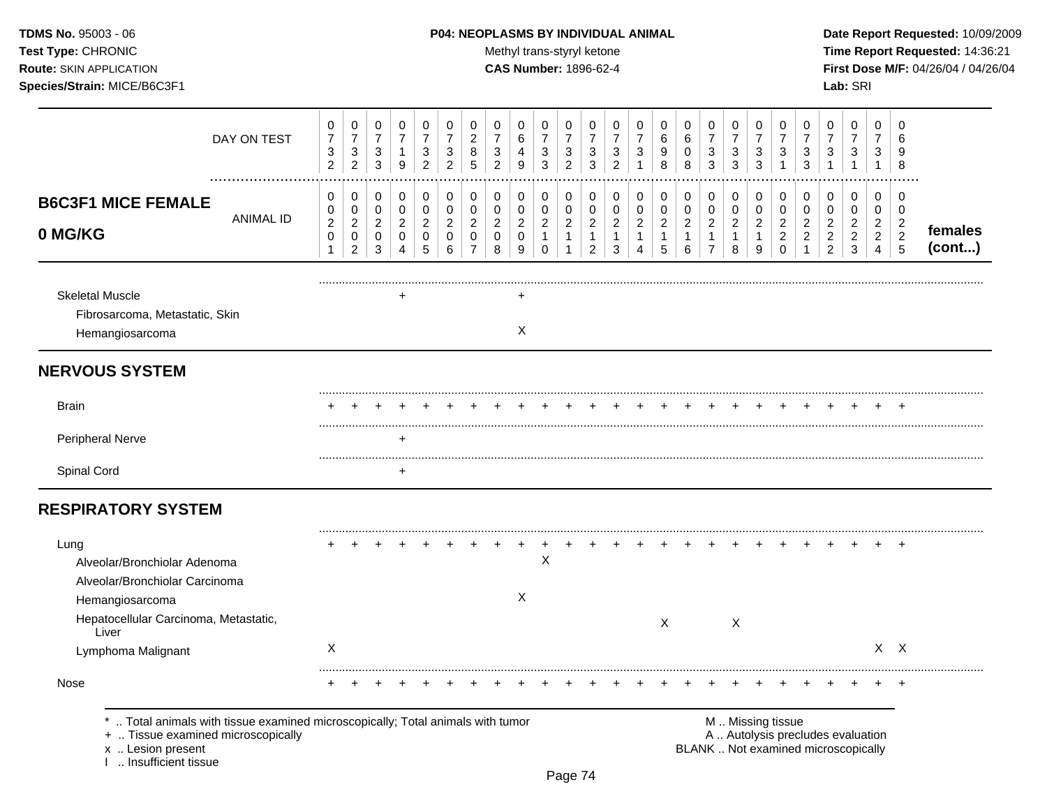**TDMS No.** 95003 - 06
**Test Type:** CHRONIC
**Route:** SKIN APPLICATION
**Species/Strain:** MICE/B6C3F1

**P04: NEOPLASMS BY INDIVIDUAL ANIMAL**
Methyl trans-styryl ketone
**CAS Number:** 1896-62-4

**Date Report Requested:** 10/09/2009
**Time Report Requested:** 14:36:21
**First Dose M/F:** 04/26/04 / 04/26/04
**Lab:** SRI

## B6C3F1 MICE FEMALE 0 MG/KG

| DAY ON TEST | 0732 | 0732 | 0733 | 0719 | 0732 | 0732 | 0285 | 0732 | 0649 | 0733 | 0732 | 0733 | 0732 | 0731 | 0698 | 0608 | 0733 | 0733 | 0733 | 0731 | 0733 | 0731 | 0731 | 0731 | 0698 | |
|---|---|---|---|---|---|---|---|---|---|---|---|---|---|---|---|---|---|---|---|---|---|---|---|---|---|---|
| ANIMAL ID | 00201 | 00202 | 00203 | 00204 | 00205 | 00206 | 00207 | 00208 | 00209 | 00210 | 00211 | 00212 | 00213 | 00214 | 00215 | 00216 | 00217 | 00218 | 00219 | 00220 | 00221 | 00222 | 00223 | 00224 | 00225 | females (cont...) |
| Skeletal Muscle | | | | + | | | | | + | | | | | | | | | | | | | | | | | |
| Fibrosarcoma, Metastatic, Skin | | | | | | | | | | | | | | | | | | | | | | | | | | |
| Hemangiosarcoma | | | | | | | | | X | | | | | | | | | | | | | | | | | |
| **NERVOUS SYSTEM** | | | | | | | | | | | | | | | | | | | | | | | | | | |
| Brain | + | + | + | + | + | + | + | + | + | + | + | + | + | + | + | + | + | + | + | + | + | + | + | + | + | |
| Peripheral Nerve | | | | + | | | | | | | | | | | | | | | | | | | | | | |
| Spinal Cord | | | | + | | | | | | | | | | | | | | | | | | | | | | |
| **RESPIRATORY SYSTEM** | | | | | | | | | | | | | | | | | | | | | | | | | | |
| Lung | + | + | + | + | + | + | + | + | + | + | + | + | + | + | + | + | + | + | + | + | + | + | + | + | + | |
| Alveolar/Bronchiolar Adenoma | | | | | | | | | | X | | | | | | | | | | | | | | | | |
| Alveolar/Bronchiolar Carcinoma | | | | | | | | | | | | | | | | | | | | | | | | | | |
| Hemangiosarcoma | | | | | | | | | X | | | | | | | | | | | | | | | | | |
| Hepatocellular Carcinoma, Metastatic, Liver | | | | | | | | | | | | | | | X | | | X | | | | | | | | |
| Lymphoma Malignant | X | | | | | | | | | | | | | | | | | | | | | | | X | X | |
| Nose | + | + | + | + | + | + | + | + | + | + | + | + | + | + | + | + | + | + | + | + | + | + | + | + | + | |

\* .. Total animals with tissue examined microscopically; Total animals with tumor
\+ .. Tissue examined microscopically
x .. Lesion present
I .. Insufficient tissue

M .. Missing tissue
A .. Autolysis precludes evaluation
BLANK .. Not examined microscopically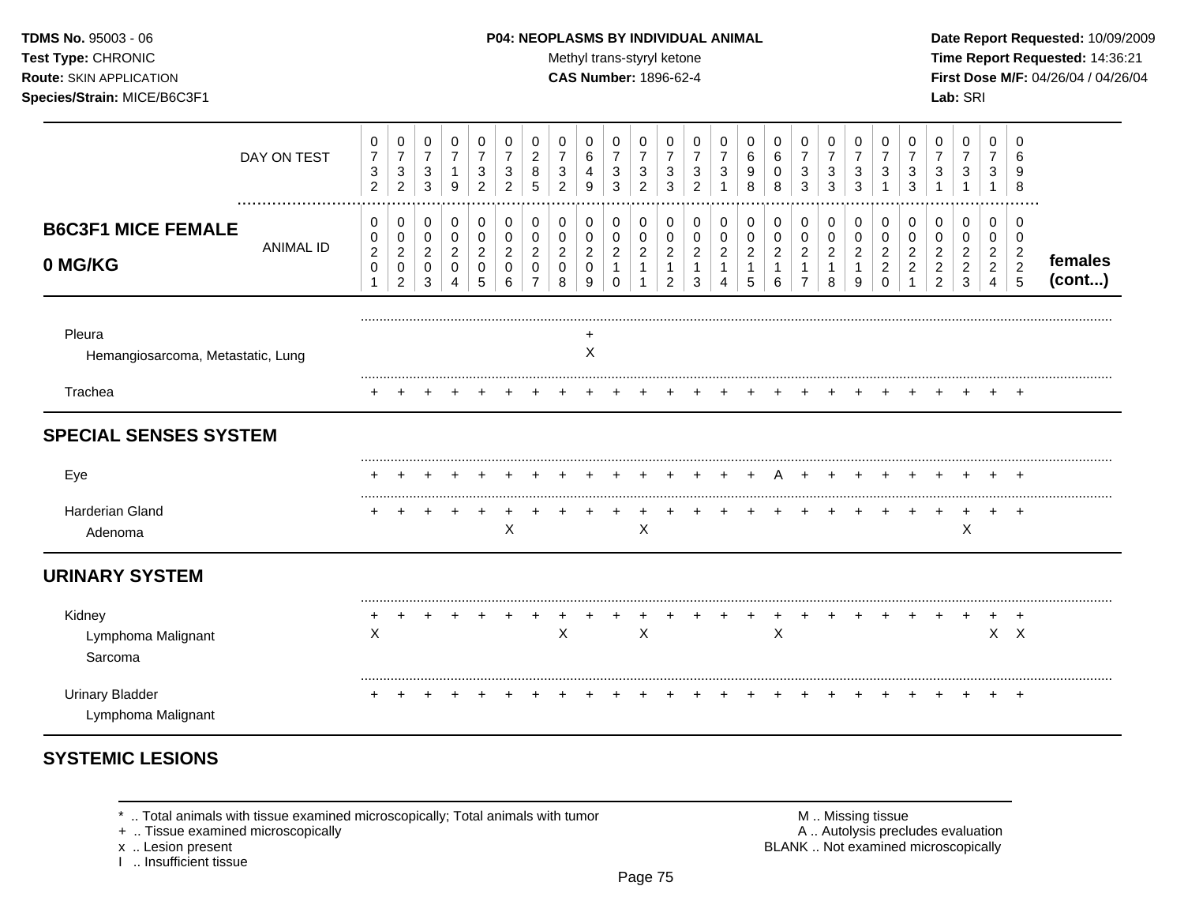**TDMS No.** 95003 - 06
**Test Type:** CHRONIC
**Route:** SKIN APPLICATION
**Species/Strain:** MICE/B6C3F1

**P04: NEOPLASMS BY INDIVIDUAL ANIMAL**
Methyl trans-styryl ketone
**CAS Number:** 1896-62-4

**Date Report Requested:** 10/09/2009
**Time Report Requested:** 14:36:21
**First Dose M/F:** 04/26/04 / 04/26/04
**Lab:** SRI

## B6C3F1 MICE FEMALE 0 MG/KG

| DAY ON TEST | 0732 | 0732 | 0733 | 0719 | 0732 | 0732 | 0285 | 0732 | 0649 | 0733 | 0732 | 0733 | 0732 | 0731 | 0698 | 0608 | 0733 | 0733 | 0733 | 0731 | 0733 | 0731 | 0731 | 0731 | 0698 | |
|---|---|---|---|---|---|---|---|---|---|---|---|---|---|---|---|---|---|---|---|---|---|---|---|---|---|---|
| **ANIMAL ID** | 00201 | 00202 | 00203 | 00204 | 00205 | 00206 | 00207 | 00208 | 00209 | 00210 | 00211 | 00212 | 00213 | 00214 | 00215 | 00216 | 00217 | 00218 | 00219 | 00220 | 00221 | 00222 | 00223 | 00224 | 00225 | **females (cont...)** |
| Pleura | | | | | | | | | + | | | | | | | | | | | | | | | | | |
| Hemangiosarcoma, Metastatic, Lung | | | | | | | | | X | | | | | | | | | | | | | | | | | |
| Trachea | + | + | + | + | + | + | + | + | + | + | + | + | + | + | + | + | + | + | + | + | + | + | + | + | + | |
| **SPECIAL SENSES SYSTEM** | | | | | | | | | | | | | | | | | | | | | | | | | | |
| Eye | + | + | + | + | + | + | + | + | + | + | + | + | + | + | + | A | + | + | + | + | + | + | + | + | + | |
| Harderian Gland | + | + | + | + | + | + | + | + | + | + | + | + | + | + | + | + | + | + | + | + | + | + | + | + | + | |
| Adenoma | | | | | | X | | | | | X | | | | | | | | | | | | X | | | |
| **URINARY SYSTEM** | | | | | | | | | | | | | | | | | | | | | | | | | | |
| Kidney | + | + | + | + | + | + | + | + | + | + | + | + | + | + | + | + | + | + | + | + | + | + | + | + | + | |
| Lymphoma Malignant | X | | | | | | | X | | | X | | | | | X | | | | | | | | X | X | |
| Sarcoma | | | | | | | | | | | | | | | | | | | | | | | | | | |
| Urinary Bladder | + | + | + | + | + | + | + | + | + | + | + | + | + | + | + | + | + | + | + | + | + | + | + | + | + | |
| Lymphoma Malignant | | | | | | | | | | | | | | | | | | | | | | | | | | |

## SYSTEMIC LESIONS

\* .. Total animals with tissue examined microscopically; Total animals with tumor
\+ .. Tissue examined microscopically
x .. Lesion present
I .. Insufficient tissue

M .. Missing tissue
A .. Autolysis precludes evaluation
BLANK .. Not examined microscopically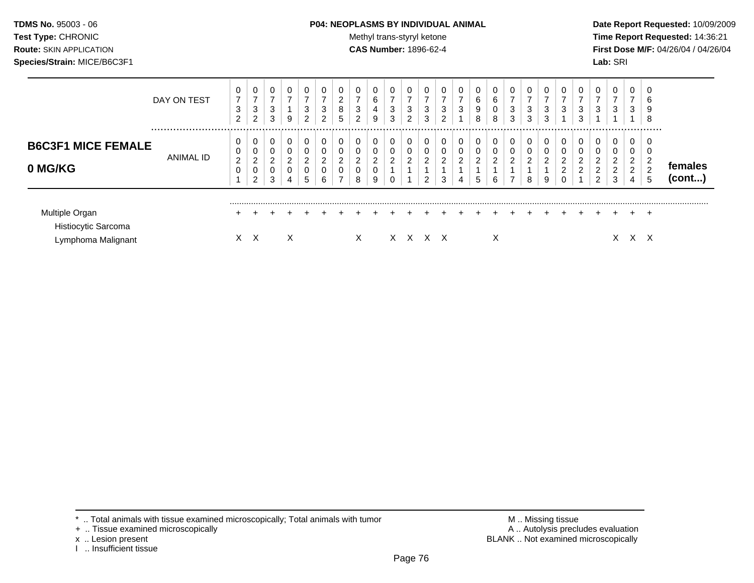**TDMS No.** 95003 - 06
**Test Type:** CHRONIC
**Route:** SKIN APPLICATION
**Species/Strain:** MICE/B6C3F1

**P04: NEOPLASMS BY INDIVIDUAL ANIMAL**
Methyl trans-styryl ketone
**CAS Number:** 1896-62-4

**Date Report Requested:** 10/09/2009
**Time Report Requested:** 14:36:21
**First Dose M/F:** 04/26/04 / 04/26/04
**Lab:** SRI

**B6C3F1 MICE FEMALE**
**0 MG/KG**
**females (cont...)**

| DAY ON TEST | 0732 | 0732 | 0733 | 0719 | 0732 | 0732 | 0285 | 0732 | 0649 | 0733 | 0732 | 0733 | 0732 | 0731 | 0698 | 0608 | 0733 | 0733 | 0733 | 0731 | 0733 | 0731 | 0731 | 0731 | 0698 |
|---|---|---|---|---|---|---|---|---|---|---|---|---|---|---|---|---|---|---|---|---|---|---|---|---|---|
| ANIMAL ID | 00201 | 00202 | 00203 | 00204 | 00205 | 00206 | 00207 | 00208 | 00209 | 00210 | 00211 | 00212 | 00213 | 00214 | 00215 | 00216 | 00217 | 00218 | 00219 | 00220 | 00221 | 00222 | 00223 | 00224 | 00225 |
| Multiple Organ | + | + | + | + | + | + | + | + | + | + | + | + | + | + | + | + | + | + | + | + | + | + | + | + | + |
| Histiocytic Sarcoma | | | | | | | | | | | | | | | | | | | | | | | | | |
| Lymphoma Malignant | X | X | | X | | | | X | | X | X | X | X | | | X | | | | | | | X | X | X |

\* .. Total animals with tissue examined microscopically; Total animals with tumor
+ .. Tissue examined microscopically
x .. Lesion present
I .. Insufficient tissue

M .. Missing tissue
A .. Autolysis precludes evaluation
BLANK .. Not examined microscopically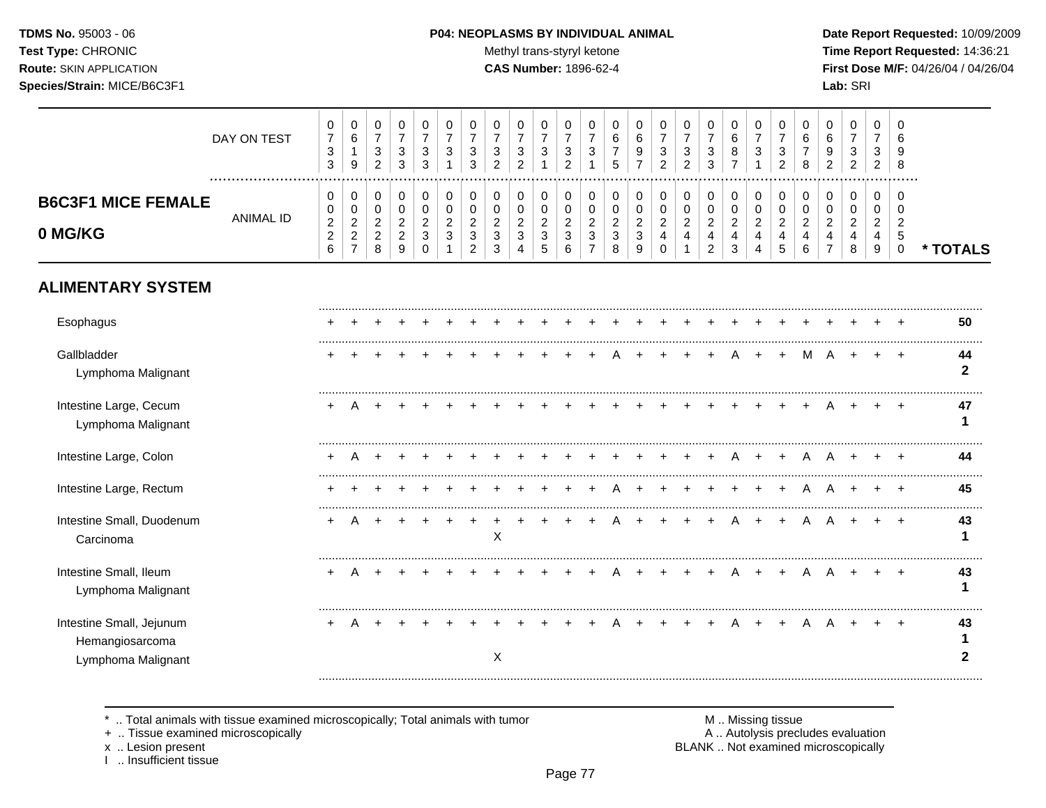**TDMS No.** 95003 - 06
**Test Type:** CHRONIC
**Route:** SKIN APPLICATION
**Species/Strain:** MICE/B6C3F1

**P04: NEOPLASMS BY INDIVIDUAL ANIMAL**
Methyl trans-styryl ketone
**CAS Number:** 1896-62-4

**Date Report Requested:** 10/09/2009
**Time Report Requested:** 14:36:21
**First Dose M/F:** 04/26/04 / 04/26/04
**Lab:** SRI

## B6C3F1 MICE FEMALE 0 MG/KG

| DAY ON TEST | 0733 | 0619 | 0732 | 0733 | 0733 | 0731 | 0733 | 0732 | 0732 | 0731 | 0732 | 0731 | 0675 | 0697 | 0732 | 0732 | 0733 | 0687 | 0731 | 0732 | 0678 | 0692 | 0732 | 0732 | 0698 | |
|---|---|---|---|---|---|---|---|---|---|---|---|---|---|---|---|---|---|---|---|---|---|---|---|---|---|---|
| **ANIMAL ID** | 0226 | 0227 | 0228 | 0229 | 0230 | 0231 | 0232 | 0233 | 0234 | 0235 | 0236 | 0237 | 0238 | 0239 | 0240 | 0241 | 0242 | 0243 | 0244 | 0245 | 0246 | 0247 | 0248 | 0249 | 0250 | *** TOTALS** |
| **ALIMENTARY SYSTEM** | | | | | | | | | | | | | | | | | | | | | | | | | | |
| Esophagus | + | + | + | + | + | + | + | + | + | + | + | + | + | + | + | + | + | + | + | + | + | + | + | + | + | **50** |
| Gallbladder | + | + | + | + | + | + | + | + | + | + | + | + | A | + | + | + | + | A | + | + | M | A | + | + | + | **44** |
| Lymphoma Malignant | | | | | | | | | | | | | | | | | | | | | | | | | | **2** |
| Intestine Large, Cecum | + | A | + | + | + | + | + | + | + | + | + | + | + | + | + | + | + | + | + | + | + | A | + | + | + | **47** |
| Lymphoma Malignant | | | | | | | | | | | | | | | | | | | | | | | | | | **1** |
| Intestine Large, Colon | + | A | + | + | + | + | + | + | + | + | + | + | + | + | + | + | + | A | + | + | A | A | + | + | + | **44** |
| Intestine Large, Rectum | + | + | + | + | + | + | + | + | + | + | + | + | A | + | + | + | + | + | + | + | A | A | + | + | + | **45** |
| Intestine Small, Duodenum | + | A | + | + | + | + | + | + | + | + | + | + | A | + | + | + | + | A | + | + | A | A | + | + | + | **43** |
| Carcinoma | | | | | | | | X | | | | | | | | | | | | | | | | | | **1** |
| Intestine Small, Ileum | + | A | + | + | + | + | + | + | + | + | + | + | A | + | + | + | + | A | + | + | A | A | + | + | + | **43** |
| Lymphoma Malignant | | | | | | | | | | | | | | | | | | | | | | | | | | **1** |
| Intestine Small, Jejunum | + | A | + | + | + | + | + | + | + | + | + | + | A | + | + | + | + | A | + | + | A | A | + | + | + | **43** |
| Hemangiosarcoma | | | | | | | | | | | | | | | | | | | | | | | | | | **1** |
| Lymphoma Malignant | | | | | | | | X | | | | | | | | | | | | | | | | | | **2** |

\* .. Total animals with tissue examined microscopically; Total animals with tumor
\+ .. Tissue examined microscopically
x .. Lesion present
I .. Insufficient tissue

M .. Missing tissue
A .. Autolysis precludes evaluation
BLANK .. Not examined microscopically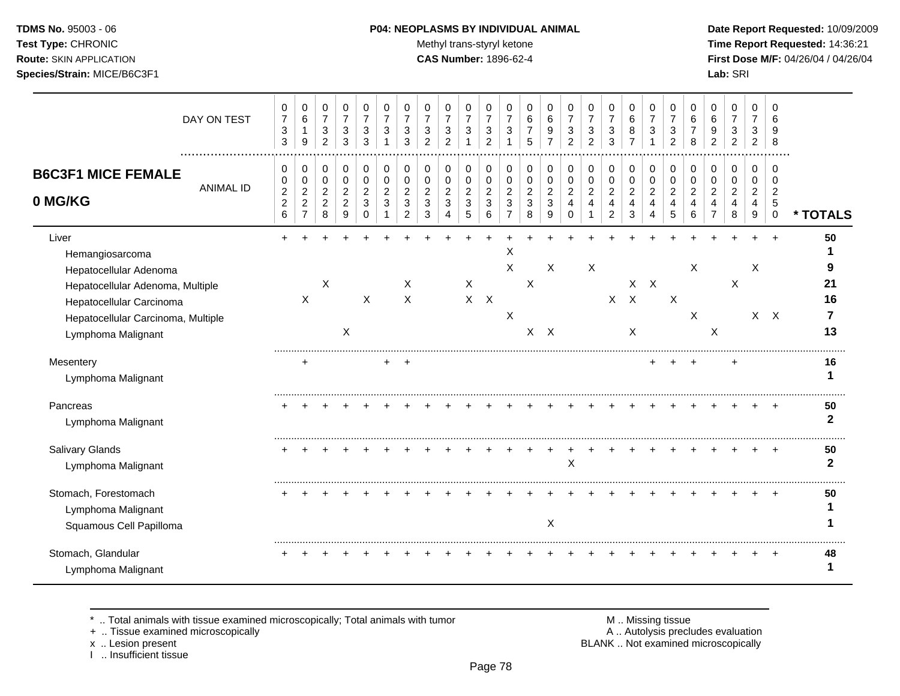**TDMS No.** 95003 - 06
**Test Type:** CHRONIC
**Route:** SKIN APPLICATION
**Species/Strain:** MICE/B6C3F1

**P04: NEOPLASMS BY INDIVIDUAL ANIMAL**
Methyl trans-styryl ketone
**CAS Number:** 1896-62-4

**Date Report Requested:** 10/09/2009
**Time Report Requested:** 14:36:21
**First Dose M/F:** 04/26/04 / 04/26/04
**Lab:** SRI

## B6C3F1 MICE FEMALE 0 MG/KG

| DAY ON TEST | 0733 | 0619 | 0732 | 0733 | 0733 | 0731 | 0733 | 0732 | 0732 | 0731 | 0732 | 0731 | 0675 | 0697 | 0732 | 0732 | 0733 | 0687 | 0731 | 0732 | 0678 | 0692 | 0732 | 0732 | 0698 | |
|---|---|---|---|---|---|---|---|---|---|---|---|---|---|---|---|---|---|---|---|---|---|---|---|---|---|---|
| **ANIMAL ID** | 0226 | 0227 | 0228 | 0229 | 0230 | 0231 | 0232 | 0233 | 0234 | 0235 | 0236 | 0237 | 0238 | 0239 | 0240 | 0241 | 0242 | 0243 | 0244 | 0245 | 0246 | 0247 | 0248 | 0249 | 0250 | *** TOTALS** |
| Liver | + | + | + | + | + | + | + | + | + | + | + | + | + | + | + | + | + | + | + | + | + | + | + | + | + | **50** |
| Hemangiosarcoma | | | | | | | | | | | | X | | | | | | | | | | | | | | **1** |
| Hepatocellular Adenoma | | | | | | | | | | | | X | | X | | X | | | | | X | | | X | | **9** |
| Hepatocellular Adenoma, Multiple | | | X | | | | X | | | X | | | X | | | | | X | X | | | | X | | | **21** |
| Hepatocellular Carcinoma | | X | | | X | | X | | | X | X | | | | | | X | X | | X | | | | | | **16** |
| Hepatocellular Carcinoma, Multiple | | | | | | | | | | | | X | | | | | | | | | X | | | X | X | **7** |
| Lymphoma Malignant | | | | X | | | | | | | | | X | X | | | | X | | | | X | | | | **13** |
| Mesentery | | + | | | | + | + | | | | | | | | | | | | + | + | + | | + | | | **16** |
| Lymphoma Malignant | | | | | | | | | | | | | | | | | | | | | | | | | | **1** |
| Pancreas | + | + | + | + | + | + | + | + | + | + | + | + | + | + | + | + | + | + | + | + | + | + | + | + | + | **50** |
| Lymphoma Malignant | | | | | | | | | | | | | | | | | | | | | | | | | | **2** |
| Salivary Glands | + | + | + | + | + | + | + | + | + | + | + | + | + | + | + | + | + | + | + | + | + | + | + | + | + | **50** |
| Lymphoma Malignant | | | | | | | | | | | | | | | X | | | | | | | | | | | **2** |
| Stomach, Forestomach | + | + | + | + | + | + | + | + | + | + | + | + | + | + | + | + | + | + | + | + | + | + | + | + | + | **50** |
| Lymphoma Malignant | | | | | | | | | | | | | | | | | | | | | | | | | | **1** |
| Squamous Cell Papilloma | | | | | | | | | | | | | | X | | | | | | | | | | | | **1** |
| Stomach, Glandular | + | + | + | + | + | + | + | + | + | + | + | + | + | + | + | + | + | + | + | + | + | + | + | + | + | **48** |
| Lymphoma Malignant | | | | | | | | | | | | | | | | | | | | | | | | | | **1** |

\* .. Total animals with tissue examined microscopically; Total animals with tumor
\+ .. Tissue examined microscopically
x .. Lesion present
I .. Insufficient tissue

M .. Missing tissue
A .. Autolysis precludes evaluation
BLANK .. Not examined microscopically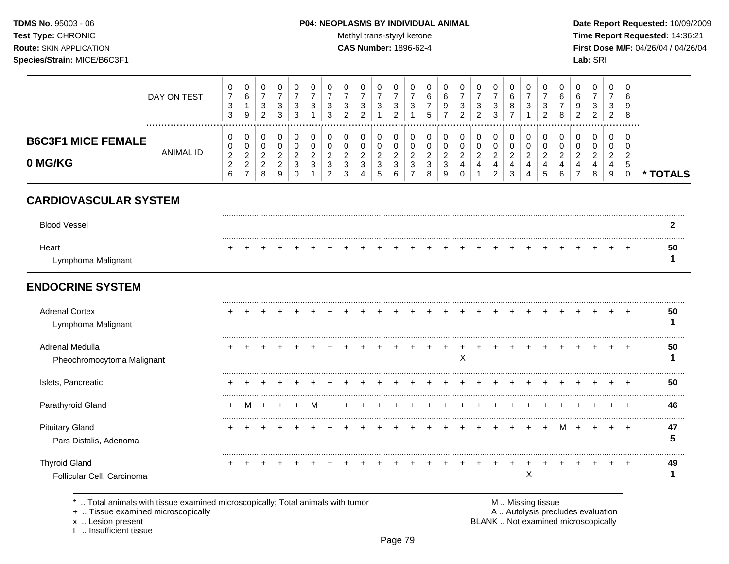TDMS No. 95003 - 06
Test Type: CHRONIC
Route: SKIN APPLICATION
Species/Strain: MICE/B6C3F1

**P04: NEOPLASMS BY INDIVIDUAL ANIMAL**
Methyl trans-styryl ketone
**CAS Number:** 1896-62-4

Date Report Requested: 10/09/2009
Time Report Requested: 14:36:21
First Dose M/F: 04/26/04 / 04/26/04
Lab: SRI

| | | | | | | | | | | | | | | | | | | | | | | | | | | |
|---|---|---|---|---|---|---|---|---|---|---|---|---|---|---|---|---|---|---|---|---|---|---|---|---|---|---|
| DAY ON TEST | 0733 | 0619 | 0732 | 0733 | 0733 | 0731 | 0733 | 0732 | 0732 | 0731 | 0732 | 0731 | 0675 | 0697 | 0732 | 0732 | 0733 | 0687 | 0731 | 0732 | 0678 | 0692 | 0732 | 0732 | 0698 | |
| **B6C3F1 MICE FEMALE 0 MG/KG** — ANIMAL ID | 0226 | 0227 | 0228 | 0229 | 0230 | 0231 | 0232 | 0233 | 0234 | 0235 | 0236 | 0237 | 0238 | 0239 | 0240 | 0241 | 0242 | 0243 | 0244 | 0245 | 0246 | 0247 | 0248 | 0249 | 0250 | *** TOTALS** |
| **CARDIOVASCULAR SYSTEM** | | | | | | | | | | | | | | | | | | | | | | | | | | |
| Blood Vessel | | | | | | | | | | | | | | | | | | | | | | | | | | 2 |
| Heart | + | + | + | + | + | + | + | + | + | + | + | + | + | + | + | + | + | + | + | + | + | + | + | + | + | 50 |
| Lymphoma Malignant | | | | | | | | | | | | | | | | | | | | | | | | | | 1 |
| **ENDOCRINE SYSTEM** | | | | | | | | | | | | | | | | | | | | | | | | | | |
| Adrenal Cortex | + | + | + | + | + | + | + | + | + | + | + | + | + | + | + | + | + | + | + | + | + | + | + | + | + | 50 |
| Lymphoma Malignant | | | | | | | | | | | | | | | | | | | | | | | | | | 1 |
| Adrenal Medulla | + | + | + | + | + | + | + | + | + | + | + | + | + | + | + | + | + | + | + | + | + | + | + | + | + | 50 |
| Pheochromocytoma Malignant | | | | | | | | | | | | | | | X | | | | | | | | | | | 1 |
| Islets, Pancreatic | + | + | + | + | + | + | + | + | + | + | + | + | + | + | + | + | + | + | + | + | + | + | + | + | + | 50 |
| Parathyroid Gland | + | M | + | + | + | M | + | + | + | + | + | + | + | + | + | + | + | + | + | + | + | + | + | + | + | 46 |
| Pituitary Gland | + | + | + | + | + | + | + | + | + | + | + | + | + | + | + | + | + | + | + | + | M | + | + | + | + | 47 |
| Pars Distalis, Adenoma | | | | | | | | | | | | | | | | | | | | | | | | | | 5 |
| Thyroid Gland | + | + | + | + | + | + | + | + | + | + | + | + | + | + | + | + | + | + | + | + | + | + | + | + | + | 49 |
| Follicular Cell, Carcinoma | | | | | | | | | | | | | | | | | | | X | | | | | | | 1 |

\* .. Total animals with tissue examined microscopically; Total animals with tumor
\+ .. Tissue examined microscopically
x .. Lesion present
I .. Insufficient tissue

M .. Missing tissue
A .. Autolysis precludes evaluation
BLANK .. Not examined microscopically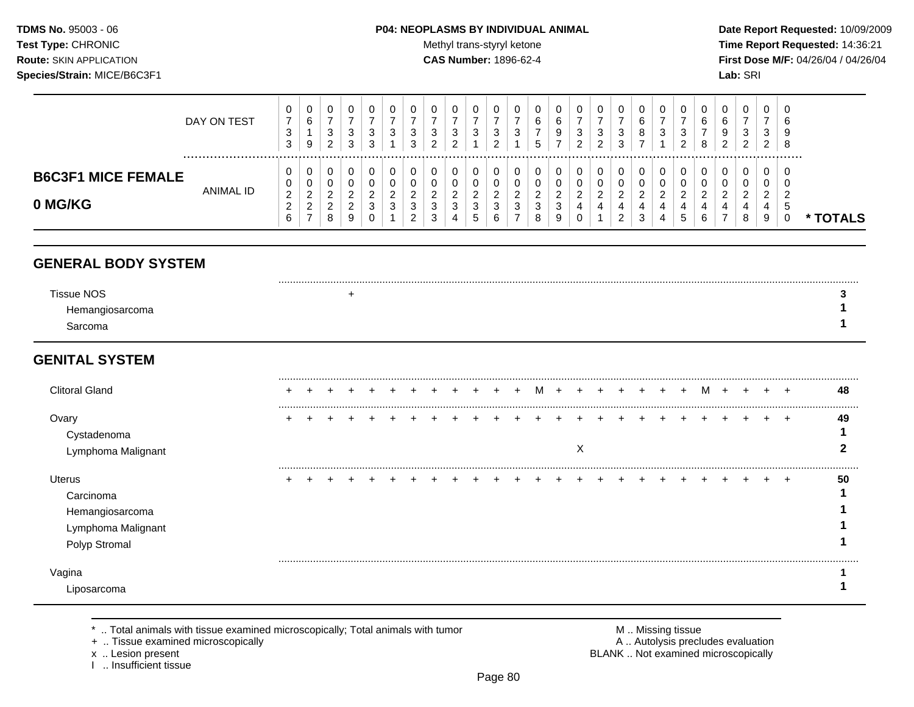**TDMS No.** 95003 - 06
**Test Type:** CHRONIC
**Route:** SKIN APPLICATION
**Species/Strain:** MICE/B6C3F1

**P04: NEOPLASMS BY INDIVIDUAL ANIMAL**
Methyl trans-styryl ketone
**CAS Number:** 1896-62-4

**Date Report Requested:** 10/09/2009
**Time Report Requested:** 14:36:21
**First Dose M/F:** 04/26/04 / 04/26/04
**Lab:** SRI

## B6C3F1 MICE FEMALE 0 MG/KG

| DAY ON TEST | 0733 | 0619 | 0732 | 0733 | 0733 | 0731 | 0733 | 0732 | 0732 | 0731 | 0732 | 0731 | 0675 | 0697 | 0732 | 0732 | 0733 | 0687 | 0731 | 0732 | 0678 | 0692 | 0732 | 0732 | 0698 | |
|---|---|---|---|---|---|---|---|---|---|---|---|---|---|---|---|---|---|---|---|---|---|---|---|---|---|---|
| **ANIMAL ID** | 00226 | 00227 | 00228 | 00229 | 00230 | 00231 | 00232 | 00233 | 00234 | 00235 | 00236 | 00237 | 00238 | 00239 | 00240 | 00241 | 00242 | 00243 | 00244 | 00245 | 00246 | 00247 | 00248 | 00249 | 00250 | *** TOTALS** |
| **GENERAL BODY SYSTEM** | | | | | | | | | | | | | | | | | | | | | | | | | | |
| Tissue NOS | | | | + | | | | | | | | | | | | | | | | | | | | | | **3** |
| Hemangiosarcoma | | | | | | | | | | | | | | | | | | | | | | | | | | **1** |
| Sarcoma | | | | | | | | | | | | | | | | | | | | | | | | | | **1** |
| **GENITAL SYSTEM** | | | | | | | | | | | | | | | | | | | | | | | | | | |
| Clitoral Gland | + | + | + | + | + | + | + | + | + | + | + | + | M | + | + | + | + | + | + | + | M | + | + | + | + | **48** |
| Ovary | + | + | + | + | + | + | + | + | + | + | + | + | + | + | + | + | + | + | + | + | + | + | + | + | + | **49** |
| Cystadenoma | | | | | | | | | | | | | | | | | | | | | | | | | | **1** |
| Lymphoma Malignant | | | | | | | | | | | | | | | X | | | | | | | | | | | **2** |
| Uterus | + | + | + | + | + | + | + | + | + | + | + | + | + | + | + | + | + | + | + | + | + | + | + | + | + | **50** |
| Carcinoma | | | | | | | | | | | | | | | | | | | | | | | | | | **1** |
| Hemangiosarcoma | | | | | | | | | | | | | | | | | | | | | | | | | | **1** |
| Lymphoma Malignant | | | | | | | | | | | | | | | | | | | | | | | | | | **1** |
| Polyp Stromal | | | | | | | | | | | | | | | | | | | | | | | | | | **1** |
| Vagina | | | | | | | | | | | | | | | | | | | | | | | | | | **1** |
| Liposarcoma | | | | | | | | | | | | | | | | | | | | | | | | | | **1** |

\* .. Total animals with tissue examined microscopically; Total animals with tumor
\+ .. Tissue examined microscopically
x .. Lesion present
I .. Insufficient tissue

M .. Missing tissue
A .. Autolysis precludes evaluation
BLANK .. Not examined microscopically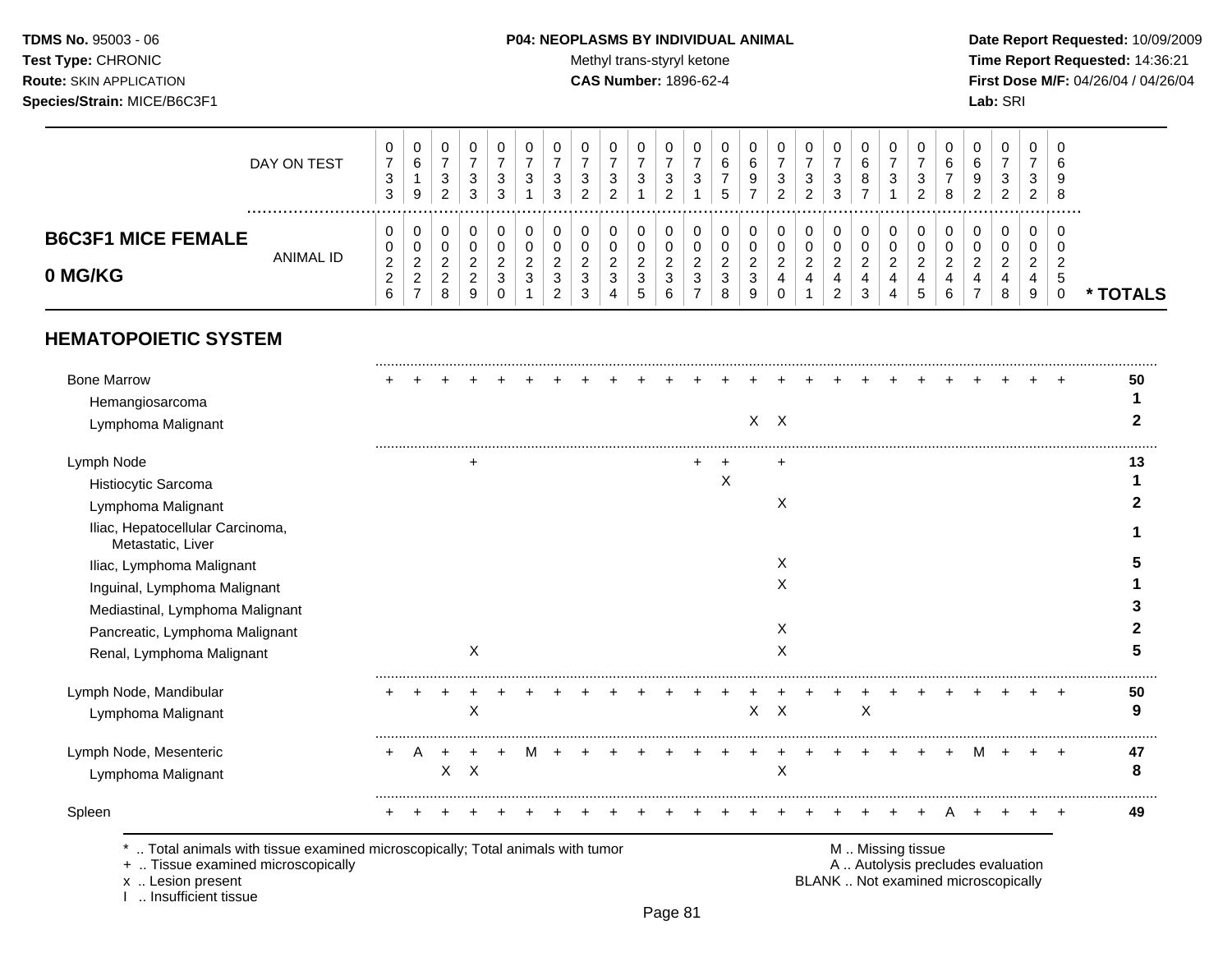**TDMS No.** 95003 - 06
**Test Type:** CHRONIC
**Route:** SKIN APPLICATION
**Species/Strain:** MICE/B6C3F1

**P04: NEOPLASMS BY INDIVIDUAL ANIMAL**
Methyl trans-styryl ketone
**CAS Number:** 1896-62-4

**Date Report Requested:** 10/09/2009
**Time Report Requested:** 14:36:21
**First Dose M/F:** 04/26/04 / 04/26/04
**Lab:** SRI

## B6C3F1 MICE FEMALE 0 MG/KG

| DAY ON TEST | 0733 | 0619 | 0732 | 0733 | 0733 | 0731 | 0733 | 0732 | 0732 | 0731 | 0732 | 0731 | 0675 | 0697 | 0732 | 0732 | 0733 | 0687 | 0731 | 0732 | 0678 | 0692 | 0732 | 0732 | 0698 | |
|---|---|---|---|---|---|---|---|---|---|---|---|---|---|---|---|---|---|---|---|---|---|---|---|---|---|---|
| **ANIMAL ID** | 0226 | 0227 | 0228 | 0229 | 0230 | 0231 | 0232 | 0233 | 0234 | 0235 | 0236 | 0237 | 0238 | 0239 | 0240 | 0241 | 0242 | 0243 | 0244 | 0245 | 0246 | 0247 | 0248 | 0249 | 0250 | *** TOTALS** |
| **HEMATOPOIETIC SYSTEM** | | | | | | | | | | | | | | | | | | | | | | | | | | |
| Bone Marrow | + | + | + | + | + | + | + | + | + | + | + | + | + | + | + | + | + | + | + | + | + | + | + | + | + | **50** |
| Hemangiosarcoma | | | | | | | | | | | | | | | | | | | | | | | | | | **1** |
| Lymphoma Malignant | | | | | | | | | | | | | | X | X | | | | | | | | | | | **2** |
| Lymph Node | | | | + | | | | | | | | + | + | | + | | | | | | | | | | | **13** |
| Histiocytic Sarcoma | | | | | | | | | | | | | X | | | | | | | | | | | | | **1** |
| Lymphoma Malignant | | | | | | | | | | | | | | | X | | | | | | | | | | | **2** |
| Iliac, Hepatocellular Carcinoma, Metastatic, Liver | | | | | | | | | | | | | | | | | | | | | | | | | | **1** |
| Iliac, Lymphoma Malignant | | | | | | | | | | | | | | | X | | | | | | | | | | | **5** |
| Inguinal, Lymphoma Malignant | | | | | | | | | | | | | | | X | | | | | | | | | | | **1** |
| Mediastinal, Lymphoma Malignant | | | | | | | | | | | | | | | | | | | | | | | | | | **3** |
| Pancreatic, Lymphoma Malignant | | | | | | | | | | | | | | | X | | | | | | | | | | | **2** |
| Renal, Lymphoma Malignant | | | | X | | | | | | | | | | | X | | | | | | | | | | | **5** |
| Lymph Node, Mandibular | + | + | + | + | + | + | + | + | + | + | + | + | + | + | + | + | + | + | + | + | + | + | + | + | + | **50** |
| Lymphoma Malignant | | | | X | | | | | | | | | | X | X | | | X | | | | | | | | **9** |
| Lymph Node, Mesenteric | + | A | + | + | + | M | + | + | + | + | + | + | + | + | + | + | + | + | + | + | + | M | + | + | + | **47** |
| Lymphoma Malignant | | | X | X | | | | | | | | | | | X | | | | | | | | | | | **8** |
| Spleen | + | + | + | + | + | + | + | + | + | + | + | + | + | + | + | + | + | + | + | + | A | + | + | + | + | **49** |

\* .. Total animals with tissue examined microscopically; Total animals with tumor
\+ .. Tissue examined microscopically
x .. Lesion present
I .. Insufficient tissue

M .. Missing tissue
A .. Autolysis precludes evaluation
BLANK .. Not examined microscopically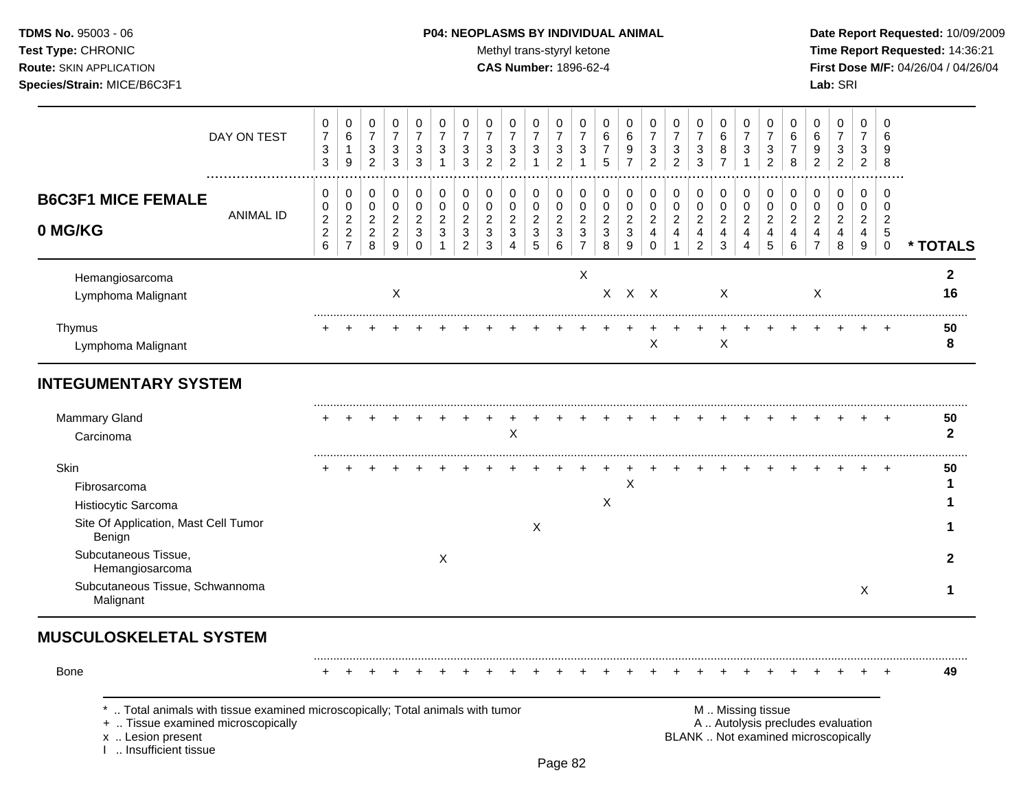**TDMS No.** 95003 - 06
**Test Type:** CHRONIC
**Route:** SKIN APPLICATION
**Species/Strain:** MICE/B6C3F1

**P04: NEOPLASMS BY INDIVIDUAL ANIMAL**
Methyl trans-styryl ketone
**CAS Number:** 1896-62-4

**Date Report Requested:** 10/09/2009
**Time Report Requested:** 14:36:21
**First Dose M/F:** 04/26/04 / 04/26/04
**Lab:** SRI

## B6C3F1 MICE FEMALE 0 MG/KG

| DAY ON TEST | 0733 | 0619 | 0732 | 0733 | 0733 | 0731 | 0733 | 0732 | 0732 | 0731 | 0732 | 0731 | 0675 | 0697 | 0732 | 0732 | 0733 | 0687 | 0731 | 0732 | 0678 | 0692 | 0732 | 0732 | 0698 | |
|---|---|---|---|---|---|---|---|---|---|---|---|---|---|---|---|---|---|---|---|---|---|---|---|---|---|---|
| **ANIMAL ID** | 0226 | 0227 | 0228 | 0229 | 0230 | 0231 | 0232 | 0233 | 0234 | 0235 | 0236 | 0237 | 0238 | 0239 | 0240 | 0241 | 0242 | 0243 | 0244 | 0245 | 0246 | 0247 | 0248 | 0249 | 0250 | *** TOTALS** |
| Hemangiosarcoma | | | | | | | | | | | | X | | | | | | | | | | | | | | **2** |
| Lymphoma Malignant | | | | X | | | | | | | | | X | X | X | | | X | | | | X | | | | **16** |
| Thymus | + | + | + | + | + | + | + | + | + | + | + | + | + | + | + | + | + | + | + | + | + | + | + | + | + | **50** |
| Lymphoma Malignant | | | | | | | | | | | | | | | X | | | X | | | | | | | | **8** |
| **INTEGUMENTARY SYSTEM** | | | | | | | | | | | | | | | | | | | | | | | | | | |
| Mammary Gland | + | + | + | + | + | + | + | + | + | + | + | + | + | + | + | + | + | + | + | + | + | + | + | + | + | **50** |
| Carcinoma | | | | | | | | | X | | | | | | | | | | | | | | | | | **2** |
| Skin | + | + | + | + | + | + | + | + | + | + | + | + | + | + | + | + | + | + | + | + | + | + | + | + | + | **50** |
| Fibrosarcoma | | | | | | | | | | | | | | X | | | | | | | | | | | | **1** |
| Histiocytic Sarcoma | | | | | | | | | | | | | X | | | | | | | | | | | | | **1** |
| Site Of Application, Mast Cell Tumor Benign | | | | | | | | | | X | | | | | | | | | | | | | | | | **1** |
| Subcutaneous Tissue, Hemangiosarcoma | | | | | | X | | | | | | | | | | | | | | | | | | | | **2** |
| Subcutaneous Tissue, Schwannoma Malignant | | | | | | | | | | | | | | | | | | | | | | | | X | | **1** |
| **MUSCULOSKELETAL SYSTEM** | | | | | | | | | | | | | | | | | | | | | | | | | | |
| Bone | + | + | + | + | + | + | + | + | + | + | + | + | + | + | + | + | + | + | + | + | + | + | + | + | + | **49** |

\* .. Total animals with tissue examined microscopically; Total animals with tumor
\+ .. Tissue examined microscopically
x .. Lesion present
I .. Insufficient tissue

M .. Missing tissue
A .. Autolysis precludes evaluation
BLANK .. Not examined microscopically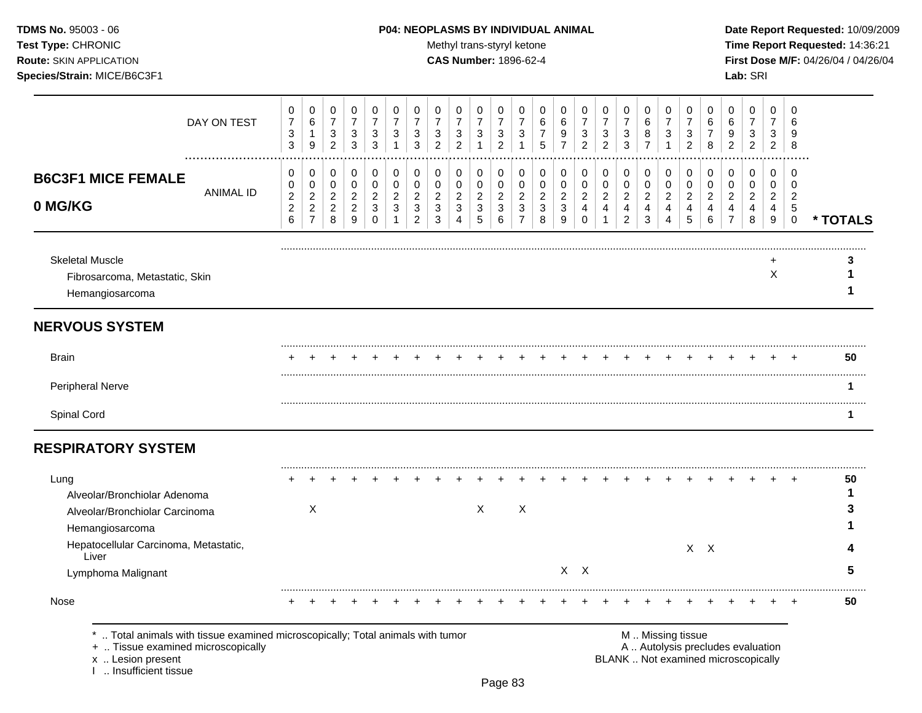## P04: NEOPLASMS BY INDIVIDUAL ANIMAL

Methyl trans-styryl ketone

**CAS Number:** 1896-62-4

**B6C3F1 MICE FEMALE**
**0 MG/KG**

| DAY ON TEST | 0733 | 0619 | 0732 | 0733 | 0733 | 0731 | 0733 | 0732 | 0732 | 0731 | 0732 | 0731 | 0675 | 0697 | 0732 | 0732 | 0733 | 0687 | 0731 | 0732 | 0678 | 0692 | 0732 | 0732 | 0698 | |
|---|---|---|---|---|---|---|---|---|---|---|---|---|---|---|---|---|---|---|---|---|---|---|---|---|---|---|
| **ANIMAL ID** | 0226 | 0227 | 0228 | 0229 | 0230 | 0231 | 0232 | 0233 | 0234 | 0235 | 0236 | 0237 | 0238 | 0239 | 0240 | 0241 | 0242 | 0243 | 0244 | 0245 | 0246 | 0247 | 0248 | 0249 | 0250 | **\* TOTALS** |
| Skeletal Muscle | | | | | | | | | | | | | | | | | | | | | | | | + | | **3** |
| Fibrosarcoma, Metastatic, Skin | | | | | | | | | | | | | | | | | | | | | | | | X | | **1** |
| Hemangiosarcoma | | | | | | | | | | | | | | | | | | | | | | | | | | **1** |
| **NERVOUS SYSTEM** | | | | | | | | | | | | | | | | | | | | | | | | | | |
| Brain | + | + | + | + | + | + | + | + | + | + | + | + | + | + | + | + | + | + | + | + | + | + | + | + | + | **50** |
| Peripheral Nerve | | | | | | | | | | | | | | | | | | | | | | | | | | **1** |
| Spinal Cord | | | | | | | | | | | | | | | | | | | | | | | | | | **1** |
| **RESPIRATORY SYSTEM** | | | | | | | | | | | | | | | | | | | | | | | | | | |
| Lung | + | + | + | + | + | + | + | + | + | + | + | + | + | + | + | + | + | + | + | + | + | + | + | + | + | **50** |
| Alveolar/Bronchiolar Adenoma | | | | | | | | | | | | | | | | | | | | | | | | | | **1** |
| Alveolar/Bronchiolar Carcinoma | | X | | | | | | | | X | | X | | | | | | | | | | | | | | **3** |
| Hemangiosarcoma | | | | | | | | | | | | | | | | | | | | | | | | | | **1** |
| Hepatocellular Carcinoma, Metastatic, Liver | | | | | | | | | | | | | | | | | | | | X | X | | | | | **4** |
| Lymphoma Malignant | | | | | | | | | | | | | | X | X | | | | | | | | | | | **5** |
| Nose | + | + | + | + | + | + | + | + | + | + | + | + | + | + | + | + | + | + | + | + | + | + | + | + | + | **50** |

\* .. Total animals with tissue examined microscopically; Total animals with tumor
+ .. Tissue examined microscopically
x .. Lesion present
I .. Insufficient tissue

M .. Missing tissue
A .. Autolysis precludes evaluation
BLANK .. Not examined microscopically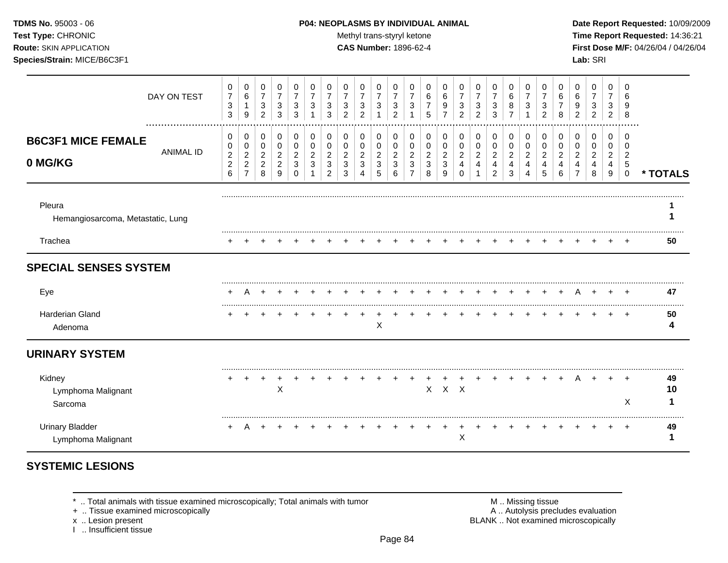**TDMS No.** 95003 - 06
**Test Type:** CHRONIC
**Route:** SKIN APPLICATION
**Species/Strain:** MICE/B6C3F1

**P04: NEOPLASMS BY INDIVIDUAL ANIMAL**
Methyl trans-styryl ketone
**CAS Number:** 1896-62-4

**Date Report Requested:** 10/09/2009
**Time Report Requested:** 14:36:21
**First Dose M/F:** 04/26/04 / 04/26/04
**Lab:** SRI

## B6C3F1 MICE FEMALE 0 MG/KG

| DAY ON TEST | 0733 | 0619 | 0732 | 0733 | 0733 | 0731 | 0733 | 0732 | 0732 | 0731 | 0732 | 0731 | 0675 | 0697 | 0732 | 0732 | 0733 | 0687 | 0731 | 0732 | 0678 | 0692 | 0732 | 0732 | 0698 | |
|---|---|---|---|---|---|---|---|---|---|---|---|---|---|---|---|---|---|---|---|---|---|---|---|---|---|---|
| **ANIMAL ID** | 00226 | 00227 | 00228 | 00229 | 00230 | 00231 | 00232 | 00233 | 00234 | 00235 | 00236 | 00237 | 00238 | 00239 | 00240 | 00241 | 00242 | 00243 | 00244 | 00245 | 00246 | 00247 | 00248 | 00249 | 00250 | *** TOTALS** |
| Pleura | | | | | | | | | | | | | | | | | | | | | | | | | | **1** |
| Hemangiosarcoma, Metastatic, Lung | | | | | | | | | | | | | | | | | | | | | | | | | | **1** |
| Trachea | + | + | + | + | + | + | + | + | + | + | + | + | + | + | + | + | + | + | + | + | + | + | + | + | + | **50** |
| **SPECIAL SENSES SYSTEM** | | | | | | | | | | | | | | | | | | | | | | | | | | |
| Eye | + | A | + | + | + | + | + | + | + | + | + | + | + | + | + | + | + | + | + | + | + | A | + | + | + | **47** |
| Harderian Gland | + | + | + | + | + | + | + | + | + | + | + | + | + | + | + | + | + | + | + | + | + | + | + | + | + | **50** |
| Adenoma | | | | | | | | | | X | | | | | | | | | | | | | | | | **4** |
| **URINARY SYSTEM** | | | | | | | | | | | | | | | | | | | | | | | | | | |
| Kidney | + | + | + | + | + | + | + | + | + | + | + | + | + | + | + | + | + | + | + | + | + | A | + | + | + | **49** |
| Lymphoma Malignant | | | | X | | | | | | | | | X | X | X | | | | | | | | | | | **10** |
| Sarcoma | | | | | | | | | | | | | | | | | | | | | | | | | X | **1** |
| Urinary Bladder | + | A | + | + | + | + | + | + | + | + | + | + | + | + | + | + | + | + | + | + | + | + | + | + | + | **49** |
| Lymphoma Malignant | | | | | | | | | | | | | | | X | | | | | | | | | | | **1** |

## SYSTEMIC LESIONS

\* .. Total animals with tissue examined microscopically; Total animals with tumor
\+ .. Tissue examined microscopically
x .. Lesion present
I .. Insufficient tissue

M .. Missing tissue
A .. Autolysis precludes evaluation
BLANK .. Not examined microscopically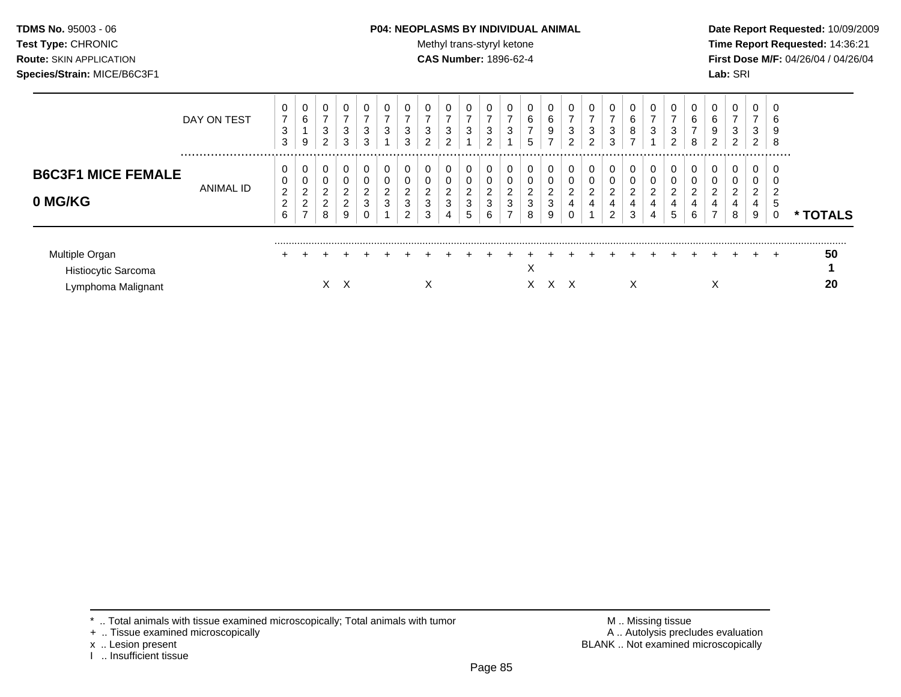**TDMS No.** 95003 - 06
**Test Type:** CHRONIC
**Route:** SKIN APPLICATION
**Species/Strain:** MICE/B6C3F1

**P04: NEOPLASMS BY INDIVIDUAL ANIMAL**
Methyl trans-styryl ketone
**CAS Number:** 1896-62-4

**Date Report Requested:** 10/09/2009
**Time Report Requested:** 14:36:21
**First Dose M/F:** 04/26/04 / 04/26/04
**Lab:** SRI

**B6C3F1 MICE FEMALE**
**0 MG/KG**

| DAY ON TEST | 0733 | 0619 | 0732 | 0733 | 0733 | 0731 | 0733 | 0732 | 0732 | 0731 | 0732 | 0731 | 0675 | 0697 | 0732 | 0732 | 0733 | 0687 | 0731 | 0732 | 0678 | 0692 | 0732 | 0732 | 0698 | |
|---|---|---|---|---|---|---|---|---|---|---|---|---|---|---|---|---|---|---|---|---|---|---|---|---|---|---|
| **ANIMAL ID** | 00226 | 00227 | 00228 | 00229 | 00230 | 00231 | 00232 | 00233 | 00234 | 00235 | 00236 | 00237 | 00238 | 00239 | 00240 | 00241 | 00242 | 00243 | 00244 | 00245 | 00246 | 00247 | 00248 | 00249 | 00250 | **\* TOTALS** |
| Multiple Organ | + | + | + | + | + | + | + | + | + | + | + | + | + | + | + | + | + | + | + | + | + | + | + | + | + | **50** |
| Histiocytic Sarcoma | | | | | | | | | | | | | X | | | | | | | | | | | | | **1** |
| Lymphoma Malignant | | | X | X | | | | X | | | | | X | X | X | | | X | | | | X | | | | **20** |

\* .. Total animals with tissue examined microscopically; Total animals with tumor
\+ .. Tissue examined microscopically
x .. Lesion present
I .. Insufficient tissue

M .. Missing tissue
A .. Autolysis precludes evaluation
BLANK .. Not examined microscopically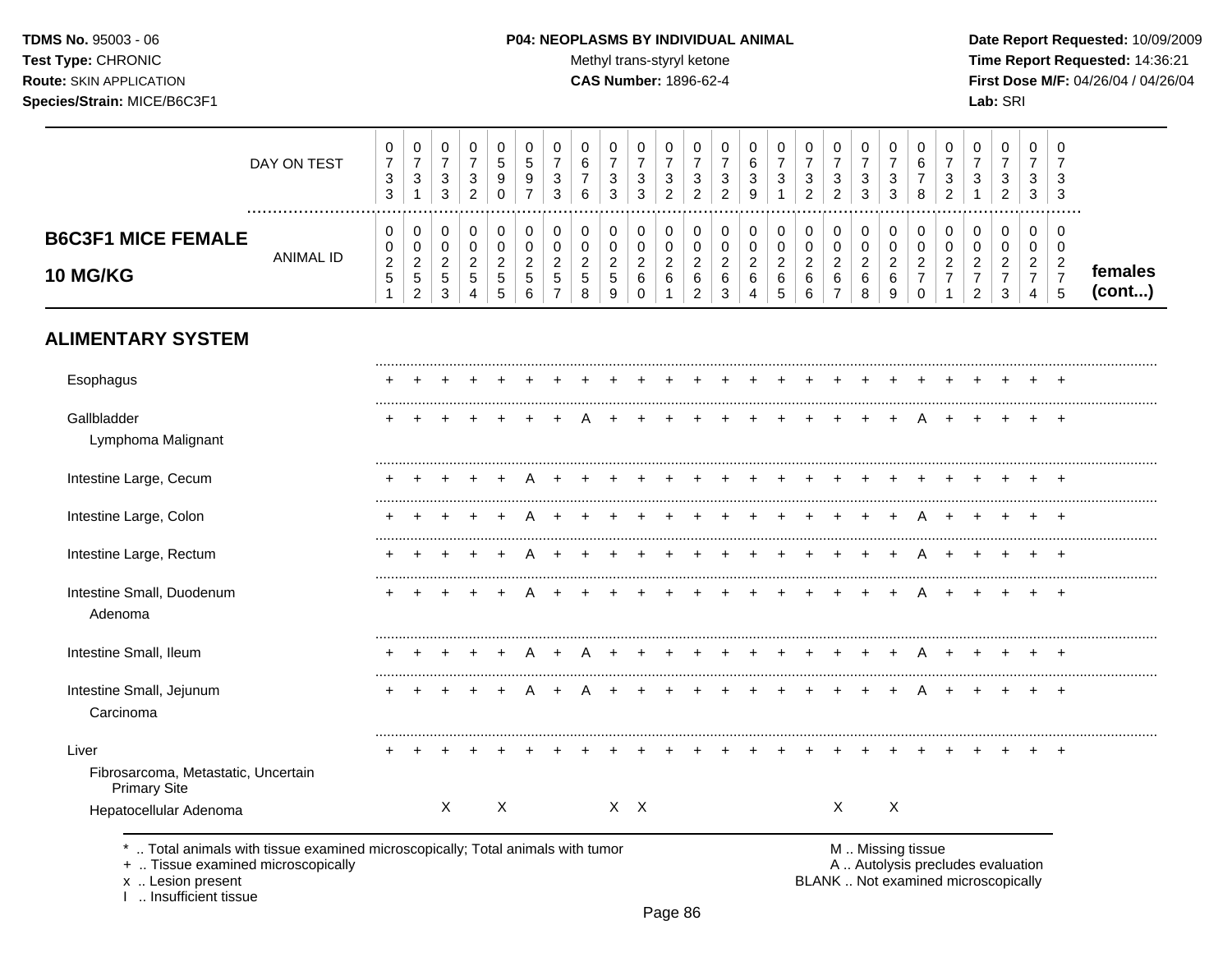**TDMS No.** 95003 - 06
**Test Type:** CHRONIC
**Route:** SKIN APPLICATION
**Species/Strain:** MICE/B6C3F1

**P04: NEOPLASMS BY INDIVIDUAL ANIMAL**
Methyl trans-styryl ketone
**CAS Number:** 1896-62-4

**Date Report Requested:** 10/09/2009
**Time Report Requested:** 14:36:21
**First Dose M/F:** 04/26/04 / 04/26/04
**Lab:** SRI

## B6C3F1 MICE FEMALE 10 MG/KG

| DAY ON TEST | 0733 | 0731 | 0733 | 0732 | 0590 | 0597 | 0733 | 0676 | 0733 | 0733 | 0732 | 0732 | 0732 | 0639 | 0731 | 0732 | 0732 | 0733 | 0733 | 0678 | 0732 | 0731 | 0732 | 0733 | 0733 | |
|---|---|---|---|---|---|---|---|---|---|---|---|---|---|---|---|---|---|---|---|---|---|---|---|---|---|---|
| **ANIMAL ID** | 00251 | 00252 | 00253 | 00254 | 00255 | 00256 | 00257 | 00258 | 00259 | 00260 | 00261 | 00262 | 00263 | 00264 | 00265 | 00266 | 00267 | 00268 | 00269 | 00270 | 00271 | 00272 | 00273 | 00274 | 00275 | **females (cont...)** |
| **ALIMENTARY SYSTEM** | | | | | | | | | | | | | | | | | | | | | | | | | | |
| Esophagus | + | + | + | + | + | + | + | + | + | + | + | + | + | + | + | + | + | + | + | + | + | + | + | + | + | |
| Gallbladder | + | + | + | + | + | + | + | A | + | + | + | + | + | + | + | + | + | + | + | A | + | + | + | + | + | |
| Lymphoma Malignant | | | | | | | | | | | | | | | | | | | | | | | | | | |
| Intestine Large, Cecum | + | + | + | + | + | A | + | + | + | + | + | + | + | + | + | + | + | + | + | + | + | + | + | + | + | |
| Intestine Large, Colon | + | + | + | + | + | A | + | + | + | + | + | + | + | + | + | + | + | + | + | A | + | + | + | + | + | |
| Intestine Large, Rectum | + | + | + | + | + | A | + | + | + | + | + | + | + | + | + | + | + | + | + | A | + | + | + | + | + | |
| Intestine Small, Duodenum | + | + | + | + | + | A | + | + | + | + | + | + | + | + | + | + | + | + | + | A | + | + | + | + | + | |
| Adenoma | | | | | | | | | | | | | | | | | | | | | | | | | | |
| Intestine Small, Ileum | + | + | + | + | + | A | + | A | + | + | + | + | + | + | + | + | + | + | + | A | + | + | + | + | + | |
| Intestine Small, Jejunum | + | + | + | + | + | A | + | A | + | + | + | + | + | + | + | + | + | + | + | A | + | + | + | + | + | |
| Carcinoma | | | | | | | | | | | | | | | | | | | | | | | | | | |
| Liver | + | + | + | + | + | + | + | + | + | + | + | + | + | + | + | + | + | + | + | + | + | + | + | + | + | |
| Fibrosarcoma, Metastatic, Uncertain Primary Site | | | | | | | | | | | | | | | | | | | | | | | | | | |
| Hepatocellular Adenoma | | | X | | X | | | | X | X | | | | | | | X | | X | | | | | | | |

\* .. Total animals with tissue examined microscopically; Total animals with tumor
\+ .. Tissue examined microscopically
x .. Lesion present
I .. Insufficient tissue

M .. Missing tissue
A .. Autolysis precludes evaluation
BLANK .. Not examined microscopically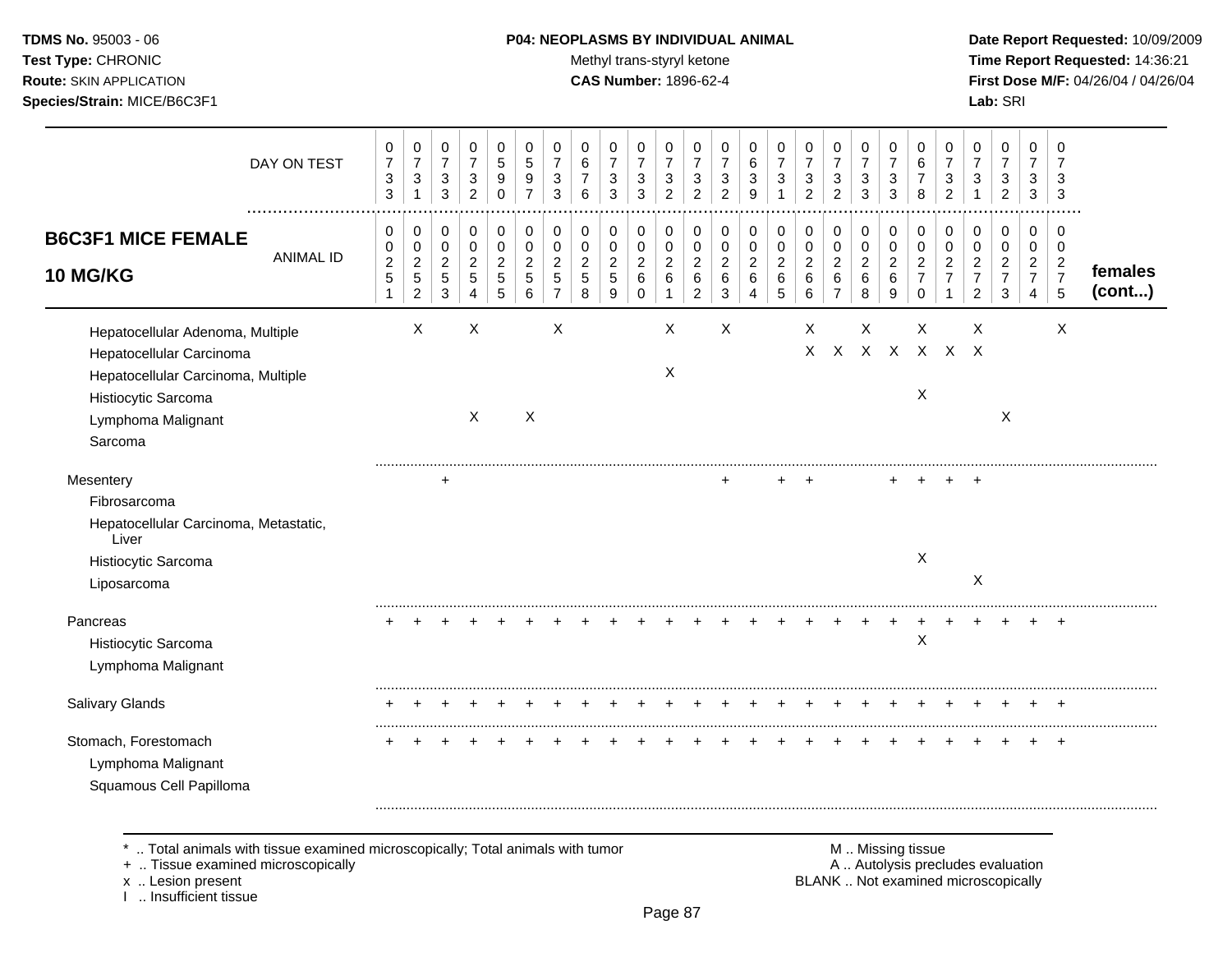**TDMS No.** 95003 - 06
**Test Type:** CHRONIC
**Route:** SKIN APPLICATION
**Species/Strain:** MICE/B6C3F1

**P04: NEOPLASMS BY INDIVIDUAL ANIMAL**
Methyl trans-styryl ketone
**CAS Number:** 1896-62-4

**Date Report Requested:** 10/09/2009
**Time Report Requested:** 14:36:21
**First Dose M/F:** 04/26/04 / 04/26/04
**Lab:** SRI

| DAY ON TEST | 0733 | 0731 | 0733 | 0732 | 0590 | 0597 | 0733 | 0676 | 0733 | 0733 | 0732 | 0732 | 0732 | 0639 | 0731 | 0732 | 0732 | 0733 | 0733 | 0678 | 0732 | 0731 | 0732 | 0733 | 0733 | |
|---|---|---|---|---|---|---|---|---|---|---|---|---|---|---|---|---|---|---|---|---|---|---|---|---|---|---|
| **B6C3F1 MICE FEMALE 10 MG/KG** — ANIMAL ID | 00251 | 00252 | 00253 | 00254 | 00255 | 00256 | 00257 | 00258 | 00259 | 00260 | 00261 | 00262 | 00263 | 00264 | 00265 | 00266 | 00267 | 00268 | 00269 | 00270 | 00271 | 00272 | 00273 | 00274 | 00275 | **females (cont...)** |
| Hepatocellular Adenoma, Multiple | | X | | X | | | X | | | | X | | X | | | X | | X | | X | | X | | | X | |
| Hepatocellular Carcinoma | | | | | | | | | | | | | | | | X | X | X | X | X | X | X | | | | |
| Hepatocellular Carcinoma, Multiple | | | | | | | | | | | X | | | | | | | | | | | | | | | |
| Histiocytic Sarcoma | | | | | | | | | | | | | | | | | | | | X | | | | | | |
| Lymphoma Malignant | | | | X | | X | | | | | | | | | | | | | | | | | X | | | |
| Sarcoma | | | | | | | | | | | | | | | | | | | | | | | | | | |
| Mesentery | | | + | | | | | | | | | | + | | + | + | | | + | + | + | + | | | | |
| Fibrosarcoma | | | | | | | | | | | | | | | | | | | | | | | | | | |
| Hepatocellular Carcinoma, Metastatic, Liver | | | | | | | | | | | | | | | | | | | | | | | | | | |
| Histiocytic Sarcoma | | | | | | | | | | | | | | | | | | | | X | | | | | | |
| Liposarcoma | | | | | | | | | | | | | | | | | | | | | | X | | | | |
| Pancreas | + | + | + | + | + | + | + | + | + | + | + | + | + | + | + | + | + | + | + | + | + | + | + | + | + | |
| Histiocytic Sarcoma | | | | | | | | | | | | | | | | | | | | X | | | | | | |
| Lymphoma Malignant | | | | | | | | | | | | | | | | | | | | | | | | | | |
| Salivary Glands | + | + | + | + | + | + | + | + | + | + | + | + | + | + | + | + | + | + | + | + | + | + | + | + | + | |
| Stomach, Forestomach | + | + | + | + | + | + | + | + | + | + | + | + | + | + | + | + | + | + | + | + | + | + | + | + | + | |
| Lymphoma Malignant | | | | | | | | | | | | | | | | | | | | | | | | | | |
| Squamous Cell Papilloma | | | | | | | | | | | | | | | | | | | | | | | | | | |

\* .. Total animals with tissue examined microscopically; Total animals with tumor
+ .. Tissue examined microscopically
x .. Lesion present
I .. Insufficient tissue

M .. Missing tissue
A .. Autolysis precludes evaluation
BLANK .. Not examined microscopically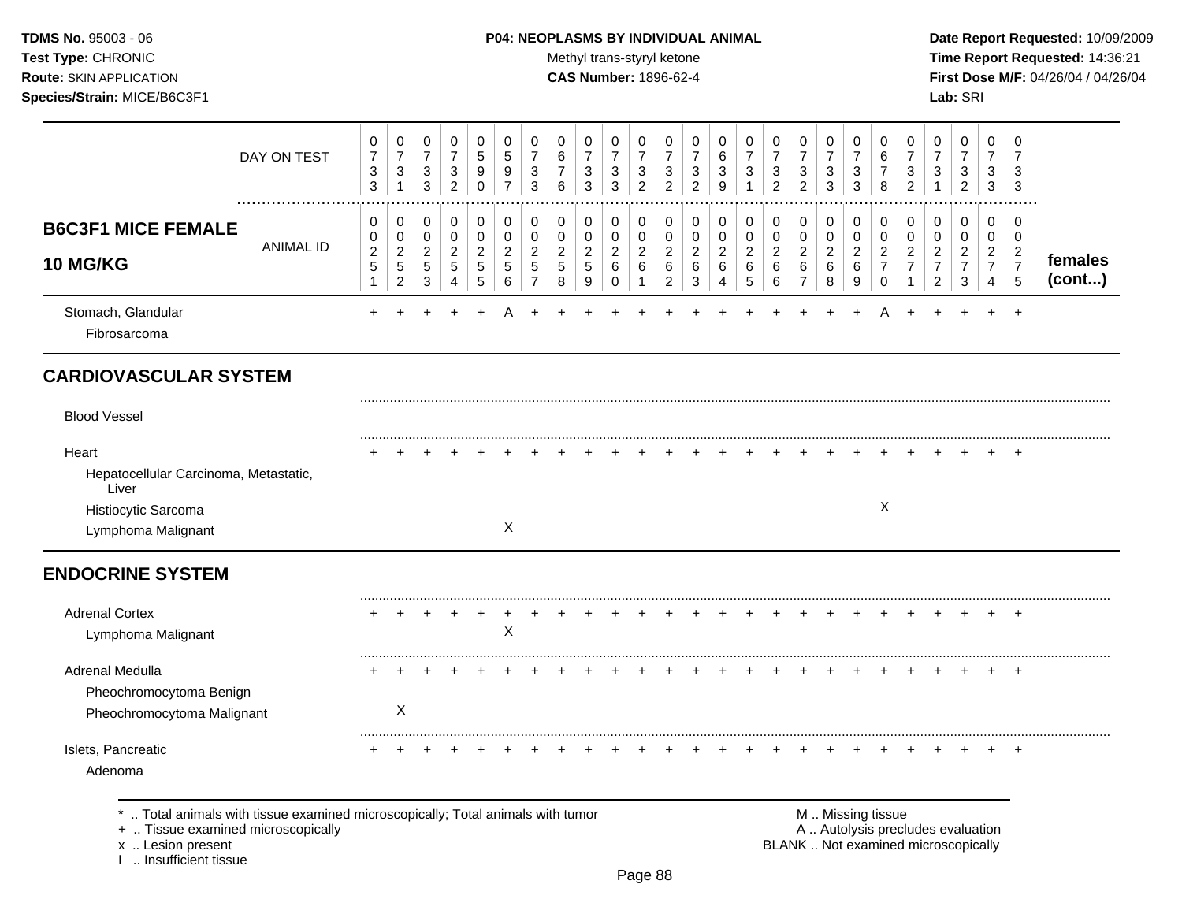**TDMS No.** 95003 - 06
**Test Type:** CHRONIC
**Route:** SKIN APPLICATION
**Species/Strain:** MICE/B6C3F1

**P04: NEOPLASMS BY INDIVIDUAL ANIMAL**
Methyl trans-styryl ketone
**CAS Number:** 1896-62-4

**Date Report Requested:** 10/09/2009
**Time Report Requested:** 14:36:21
**First Dose M/F:** 04/26/04 / 04/26/04
**Lab:** SRI

| B6C3F1 MICE FEMALE 10 MG/KG | 0251 | 0252 | 0253 | 0254 | 0255 | 0256 | 0257 | 0258 | 0259 | 0260 | 0261 | 0262 | 0263 | 0264 | 0265 | 0266 | 0267 | 0268 | 0269 | 0270 | 0271 | 0272 | 0273 | 0274 | 0275 | females (cont...) |
|---|---|---|---|---|---|---|---|---|---|---|---|---|---|---|---|---|---|---|---|---|---|---|---|---|---|---|
| DAY ON TEST | 0733 | 0731 | 0733 | 0732 | 0590 | 0597 | 0733 | 0676 | 0733 | 0733 | 0732 | 0732 | 0732 | 0639 | 0731 | 0732 | 0732 | 0733 | 0733 | 0678 | 0732 | 0731 | 0732 | 0733 | 0733 | |
| Stomach, Glandular | + | + | + | + | + | A | + | + | + | + | + | + | + | + | + | + | + | + | + | A | + | + | + | + | + | |
| Fibrosarcoma | | | | | | | | | | | | | | | | | | | | | | | | | | |
| **CARDIOVASCULAR SYSTEM** | | | | | | | | | | | | | | | | | | | | | | | | | | |
| Blood Vessel | | | | | | | | | | | | | | | | | | | | | | | | | | |
| Heart | + | + | + | + | + | + | + | + | + | + | + | + | + | + | + | + | + | + | + | + | + | + | + | + | + | |
| Hepatocellular Carcinoma, Metastatic, Liver | | | | | | | | | | | | | | | | | | | | | | | | | | |
| Histiocytic Sarcoma | | | | | | | | | | | | | | | | | | | | X | | | | | | |
| Lymphoma Malignant | | | | | | X | | | | | | | | | | | | | | | | | | | | |
| **ENDOCRINE SYSTEM** | | | | | | | | | | | | | | | | | | | | | | | | | | |
| Adrenal Cortex | + | + | + | + | + | + | + | + | + | + | + | + | + | + | + | + | + | + | + | + | + | + | + | + | + | |
| Lymphoma Malignant | | | | | | X | | | | | | | | | | | | | | | | | | | | |
| Adrenal Medulla | + | + | + | + | + | + | + | + | + | + | + | + | + | + | + | + | + | + | + | + | + | + | + | + | + | |
| Pheochromocytoma Benign | | | | | | | | | | | | | | | | | | | | | | | | | | |
| Pheochromocytoma Malignant | | X | | | | | | | | | | | | | | | | | | | | | | | | |
| Islets, Pancreatic | + | + | + | + | + | + | + | + | + | + | + | + | + | + | + | + | + | + | + | + | + | + | + | + | + | |
| Adenoma | | | | | | | | | | | | | | | | | | | | | | | | | | |

\* .. Total animals with tissue examined microscopically; Total animals with tumor
\+ .. Tissue examined microscopically
x .. Lesion present
I .. Insufficient tissue

M .. Missing tissue
A .. Autolysis precludes evaluation
BLANK .. Not examined microscopically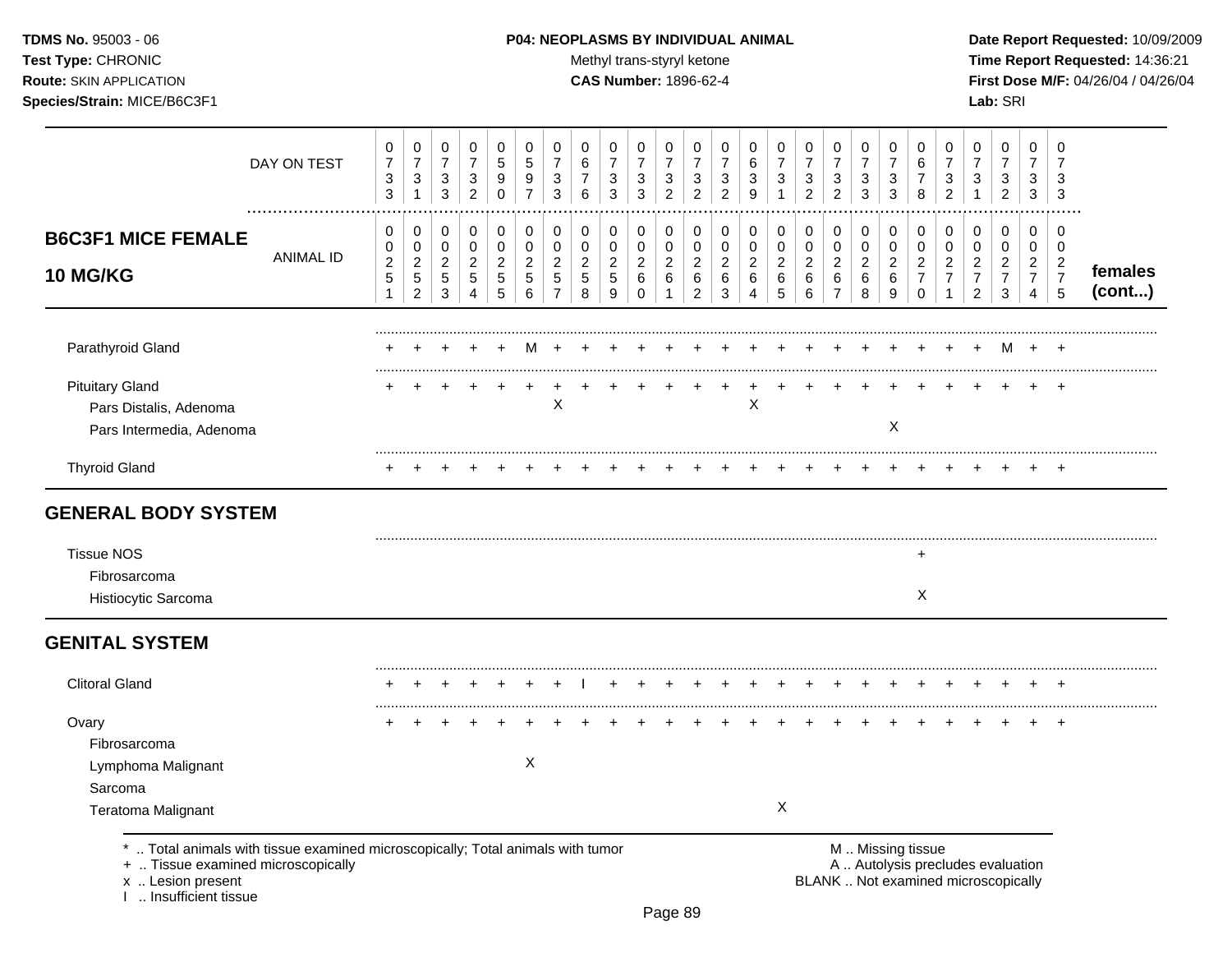**TDMS No.** 95003 - 06
**Test Type:** CHRONIC
**Route:** SKIN APPLICATION
**Species/Strain:** MICE/B6C3F1

**P04: NEOPLASMS BY INDIVIDUAL ANIMAL**
Methyl trans-styryl ketone
**CAS Number:** 1896-62-4

**Date Report Requested:** 10/09/2009
**Time Report Requested:** 14:36:21
**First Dose M/F:** 04/26/04 / 04/26/04
**Lab:** SRI

| **B6C3F1 MICE FEMALE 10 MG/KG** | | | | | | | | | | | | | | | | | | | | | | | | | | |
|---|---|---|---|---|---|---|---|---|---|---|---|---|---|---|---|---|---|---|---|---|---|---|---|---|---|---|
| DAY ON TEST | 0733 | 0731 | 0733 | 0732 | 0590 | 0597 | 0733 | 0676 | 0733 | 0733 | 0732 | 0732 | 0732 | 0639 | 0731 | 0732 | 0732 | 0733 | 0733 | 0678 | 0732 | 0731 | 0732 | 0733 | 0733 | |
| ANIMAL ID | 0025 1 | 0025 2 | 0025 3 | 0025 4 | 0025 5 | 0025 6 | 0025 7 | 0025 8 | 0025 9 | 0026 0 | 0026 1 | 0026 2 | 0026 3 | 0026 4 | 0026 5 | 0026 6 | 0026 7 | 0026 8 | 0026 9 | 0027 0 | 0027 1 | 0027 2 | 0027 3 | 0027 4 | 0027 5 | **females (cont...)** |
| Parathyroid Gland | + | + | + | + | + | M | + | + | + | + | + | + | + | + | + | + | + | + | + | + | + | + | M | + | + | |
| Pituitary Gland | + | + | + | + | + | + | + | + | + | + | + | + | + | + | + | + | + | + | + | + | + | + | + | + | + | |
| Pars Distalis, Adenoma | | | | | | | X | | | | | | | X | | | | | | | | | | | | |
| Pars Intermedia, Adenoma | | | | | | | | | | | | | | | | | | | X | | | | | | | |
| Thyroid Gland | + | + | + | + | + | + | + | + | + | + | + | + | + | + | + | + | + | + | + | + | + | + | + | + | + | |
| **GENERAL BODY SYSTEM** | | | | | | | | | | | | | | | | | | | | | | | | | | |
| Tissue NOS | | | | | | | | | | | | | | | | | | | | + | | | | | | |
| Fibrosarcoma | | | | | | | | | | | | | | | | | | | | | | | | | | |
| Histiocytic Sarcoma | | | | | | | | | | | | | | | | | | | | X | | | | | | |
| **GENITAL SYSTEM** | | | | | | | | | | | | | | | | | | | | | | | | | | |
| Clitoral Gland | + | + | + | + | + | + | + | I | + | + | + | + | + | + | + | + | + | + | + | + | + | + | + | + | + | |
| Ovary | + | + | + | + | + | + | + | + | + | + | + | + | + | + | + | + | + | + | + | + | + | + | + | + | + | |
| Fibrosarcoma | | | | | | | | | | | | | | | | | | | | | | | | | | |
| Lymphoma Malignant | | | | | | X | | | | | | | | | | | | | | | | | | | | |
| Sarcoma | | | | | | | | | | | | | | | | | | | | | | | | | | |
| Teratoma Malignant | | | | | | | | | | | | | | | X | | | | | | | | | | | |

\* .. Total animals with tissue examined microscopically; Total animals with tumor
\+ .. Tissue examined microscopically
x .. Lesion present
I .. Insufficient tissue

M .. Missing tissue
A .. Autolysis precludes evaluation
BLANK .. Not examined microscopically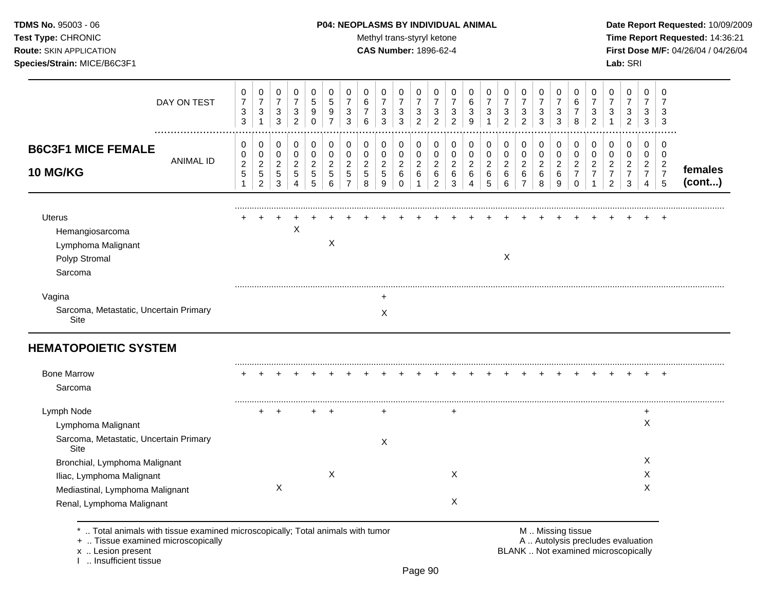**TDMS No.** 95003 - 06
**Test Type:** CHRONIC
**Route:** SKIN APPLICATION
**Species/Strain:** MICE/B6C3F1

**P04: NEOPLASMS BY INDIVIDUAL ANIMAL**
Methyl trans-styryl ketone
**CAS Number:** 1896-62-4

**Date Report Requested:** 10/09/2009
**Time Report Requested:** 14:36:21
**First Dose M/F:** 04/26/04 / 04/26/04
**Lab:** SRI

## B6C3F1 MICE FEMALE 10 MG/KG

| | 1 | 2 | 3 | 4 | 5 | 6 | 7 | 8 | 9 | 10 | 11 | 12 | 13 | 14 | 15 | 16 | 17 | 18 | 19 | 20 | 21 | 22 | 23 | 24 | 25 | |
|---|---|---|---|---|---|---|---|---|---|---|---|---|---|---|---|---|---|---|---|---|---|---|---|---|---|---|
| DAY ON TEST | 0733 | 0731 | 0733 | 0732 | 0590 | 0597 | 0733 | 0676 | 0733 | 0733 | 0732 | 0732 | 0732 | 0639 | 0731 | 0732 | 0732 | 0733 | 0733 | 0678 | 0732 | 0731 | 0732 | 0733 | 0733 | |
| ANIMAL ID | 00251 | 00252 | 00253 | 00254 | 00255 | 00256 | 00257 | 00258 | 00259 | 00260 | 00261 | 00262 | 00263 | 00264 | 00265 | 00266 | 00267 | 00268 | 00269 | 00270 | 00271 | 00272 | 00273 | 00274 | 00275 | **females (cont...)** |
| Uterus | + | + | + | + | + | + | + | + | + | + | + | + | + | + | + | + | + | + | + | + | + | + | + | + | + | |
| Hemangiosarcoma | | | | X | | | | | | | | | | | | | | | | | | | | | | |
| Lymphoma Malignant | | | | | | X | | | | | | | | | | | | | | | | | | | | |
| Polyp Stromal | | | | | | | | | | | | | | | | X | | | | | | | | | | |
| Sarcoma | | | | | | | | | | | | | | | | | | | | | | | | | | |
| Vagina | | | | | | | | | + | | | | | | | | | | | | | | | | | |
| Sarcoma, Metastatic, Uncertain Primary Site | | | | | | | | | X | | | | | | | | | | | | | | | | | |

## HEMATOPOIETIC SYSTEM

| | 1 | 2 | 3 | 4 | 5 | 6 | 7 | 8 | 9 | 10 | 11 | 12 | 13 | 14 | 15 | 16 | 17 | 18 | 19 | 20 | 21 | 22 | 23 | 24 | 25 |
|---|---|---|---|---|---|---|---|---|---|---|---|---|---|---|---|---|---|---|---|---|---|---|---|---|---|
| Bone Marrow | + | + | + | + | + | + | + | + | + | + | + | + | + | + | + | + | + | + | + | + | + | + | + | + | + |
| Sarcoma | | | | | | | | | | | | | | | | | | | | | | | | | |
| Lymph Node | | + | + | | + | + | | | + | | | | + | | | | | | | | | | | + | |
| Lymphoma Malignant | | | | | | | | | | | | | | | | | | | | | | | | X | |
| Sarcoma, Metastatic, Uncertain Primary Site | | | | | | | | | X | | | | | | | | | | | | | | | | |
| Bronchial, Lymphoma Malignant | | | | | | | | | | | | | | | | | | | | | | | | X | |
| Iliac, Lymphoma Malignant | | | | | | X | | | | | | | X | | | | | | | | | | | X | |
| Mediastinal, Lymphoma Malignant | | | X | | | | | | | | | | | | | | | | | | | | | X | |
| Renal, Lymphoma Malignant | | | | | | | | | | | | | X | | | | | | | | | | | | |

\* .. Total animals with tissue examined microscopically; Total animals with tumor
\+ .. Tissue examined microscopically
x .. Lesion present
I .. Insufficient tissue

M .. Missing tissue
A .. Autolysis precludes evaluation
BLANK .. Not examined microscopically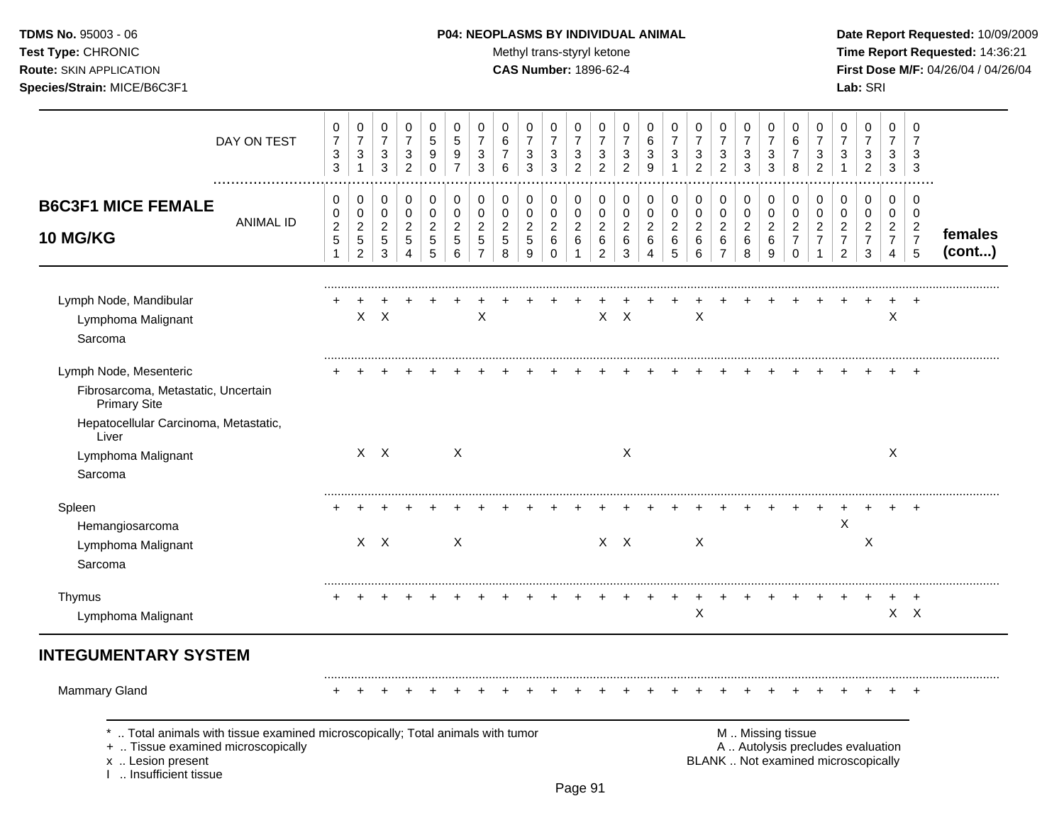**TDMS No.** 95003 - 06
**Test Type:** CHRONIC
**Route:** SKIN APPLICATION
**Species/Strain:** MICE/B6C3F1

**P04: NEOPLASMS BY INDIVIDUAL ANIMAL**
Methyl trans-styryl ketone
**CAS Number:** 1896-62-4

**Date Report Requested:** 10/09/2009
**Time Report Requested:** 14:36:21
**First Dose M/F:** 04/26/04 / 04/26/04
**Lab:** SRI

## B6C3F1 MICE FEMALE 10 MG/KG

| | 1 | 2 | 3 | 4 | 5 | 6 | 7 | 8 | 9 | 10 | 11 | 12 | 13 | 14 | 15 | 16 | 17 | 18 | 19 | 20 | 21 | 22 | 23 | 24 | 25 | |
|---|---|---|---|---|---|---|---|---|---|---|---|---|---|---|---|---|---|---|---|---|---|---|---|---|---|---|
| DAY ON TEST | 0733 | 0731 | 0733 | 0732 | 0590 | 0597 | 0733 | 0676 | 0733 | 0733 | 0732 | 0732 | 0732 | 0639 | 0731 | 0732 | 0732 | 0733 | 0733 | 0678 | 0732 | 0731 | 0732 | 0733 | 0733 | |
| ANIMAL ID | 00251 | 00252 | 00253 | 00254 | 00255 | 00256 | 00257 | 00258 | 00259 | 00260 | 00261 | 00262 | 00263 | 00264 | 00265 | 00266 | 00267 | 00268 | 00269 | 00270 | 00271 | 00272 | 00273 | 00274 | 00275 | **females (cont...)** |
| Lymph Node, Mandibular | + | + | + | + | + | + | + | + | + | + | + | + | + | + | + | + | + | + | + | + | + | + | + | + | + | |
| Lymphoma Malignant | | X | X | | | | X | | | | | X | X | | | X | | | | | | | | X | | |
| Sarcoma | | | | | | | | | | | | | | | | | | | | | | | | | | |
| Lymph Node, Mesenteric | + | + | + | + | + | + | + | + | + | + | + | + | + | + | + | + | + | + | + | + | + | + | + | + | + | |
| Fibrosarcoma, Metastatic, Uncertain Primary Site | | | | | | | | | | | | | | | | | | | | | | | | | | |
| Hepatocellular Carcinoma, Metastatic, Liver | | | | | | | | | | | | | | | | | | | | | | | | | | |
| Lymphoma Malignant | | X | X | | | X | | | | | | | X | | | | | | | | | | | X | | |
| Sarcoma | | | | | | | | | | | | | | | | | | | | | | | | | | |
| Spleen | + | + | + | + | + | + | + | + | + | + | + | + | + | + | + | + | + | + | + | + | + | + | + | + | + | |
| Hemangiosarcoma | | | | | | | | | | | | | | | | | | | | | | X | | | | |
| Lymphoma Malignant | | X | X | | | X | | | | | | X | X | | | X | | | | | | | X | | | |
| Sarcoma | | | | | | | | | | | | | | | | | | | | | | | | | | |
| Thymus | + | + | + | + | + | + | + | + | + | + | + | + | + | + | + | + | + | + | + | + | + | + | + | + | + | |
| Lymphoma Malignant | | | | | | | | | | | | | | | | X | | | | | | | | X | X | |

## INTEGUMENTARY SYSTEM

| | 1 | 2 | 3 | 4 | 5 | 6 | 7 | 8 | 9 | 10 | 11 | 12 | 13 | 14 | 15 | 16 | 17 | 18 | 19 | 20 | 21 | 22 | 23 | 24 | 25 |
|---|---|---|---|---|---|---|---|---|---|---|---|---|---|---|---|---|---|---|---|---|---|---|---|---|---|
| Mammary Gland | + | + | + | + | + | + | + | + | + | + | + | + | + | + | + | + | + | + | + | + | + | + | + | + | + |

\* .. Total animals with tissue examined microscopically; Total animals with tumor
\+ .. Tissue examined microscopically
x .. Lesion present
I .. Insufficient tissue

M .. Missing tissue
A .. Autolysis precludes evaluation
BLANK .. Not examined microscopically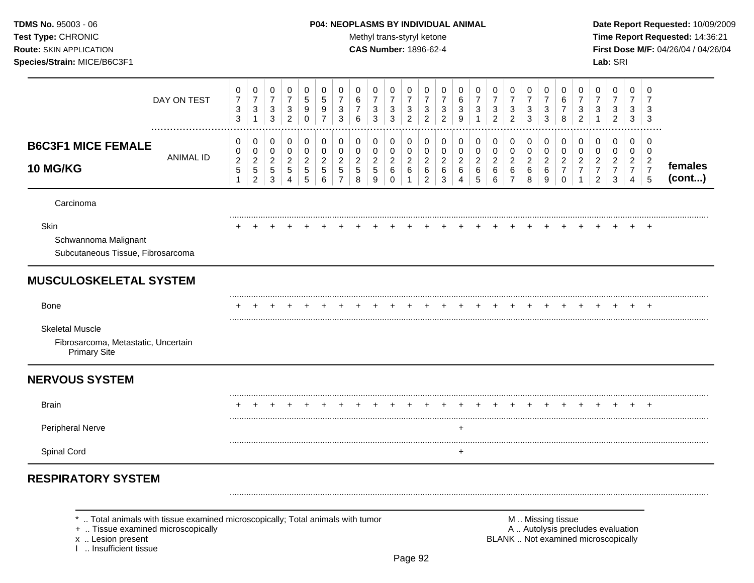**TDMS No.** 95003 - 06
**Test Type:** CHRONIC
**Route:** SKIN APPLICATION
**Species/Strain:** MICE/B6C3F1

**P04: NEOPLASMS BY INDIVIDUAL ANIMAL**
Methyl trans-styryl ketone
**CAS Number:** 1896-62-4

**Date Report Requested:** 10/09/2009
**Time Report Requested:** 14:36:21
**First Dose M/F:** 04/26/04 / 04/26/04
**Lab:** SRI

| | DAY ON TEST | 0733 | 0731 | 0733 | 0732 | 0590 | 0597 | 0733 | 0676 | 0733 | 0733 | 0732 | 0732 | 0732 | 0639 | 0731 | 0732 | 0732 | 0733 | 0733 | 0678 | 0732 | 0731 | 0732 | 0733 | 0733 | |
|---|---|---|---|---|---|---|---|---|---|---|---|---|---|---|---|---|---|---|---|---|---|---|---|---|---|---|---|
| **B6C3F1 MICE FEMALE 10 MG/KG** | ANIMAL ID | 00251 | 00252 | 00253 | 00254 | 00255 | 00256 | 00257 | 00258 | 00259 | 00260 | 00261 | 00262 | 00263 | 00264 | 00265 | 00266 | 00267 | 00268 | 00269 | 00270 | 00271 | 00272 | 00273 | 00274 | 00275 | **females (cont...)** |
| Carcinoma | | | | | | | | | | | | | | | | | | | | | | | | | | | |
| Skin | | + | + | + | + | + | + | + | + | + | + | + | + | + | + | + | + | + | + | + | + | + | + | + | + | + | |
| Schwannoma Malignant | | | | | | | | | | | | | | | | | | | | | | | | | | | |
| Subcutaneous Tissue, Fibrosarcoma | | | | | | | | | | | | | | | | | | | | | | | | | | | |
| **MUSCULOSKELETAL SYSTEM** | | | | | | | | | | | | | | | | | | | | | | | | | | | |
| Bone | | + | + | + | + | + | + | + | + | + | + | + | + | + | + | + | + | + | + | + | + | + | + | + | + | + | |
| Skeletal Muscle | | | | | | | | | | | | | | | | | | | | | | | | | | | |
| Fibrosarcoma, Metastatic, Uncertain Primary Site | | | | | | | | | | | | | | | | | | | | | | | | | | | |
| **NERVOUS SYSTEM** | | | | | | | | | | | | | | | | | | | | | | | | | | | |
| Brain | | + | + | + | + | + | + | + | + | + | + | + | + | + | + | + | + | + | + | + | + | + | + | + | + | + | |
| Peripheral Nerve | | | | | | | | | | | | | | | + | | | | | | | | | | | | |
| Spinal Cord | | | | | | | | | | | | | | | + | | | | | | | | | | | | |
| **RESPIRATORY SYSTEM** | | | | | | | | | | | | | | | | | | | | | | | | | | | |

\* .. Total animals with tissue examined microscopically; Total animals with tumor
\+ .. Tissue examined microscopically
x .. Lesion present
I .. Insufficient tissue

M .. Missing tissue
A .. Autolysis precludes evaluation
BLANK .. Not examined microscopically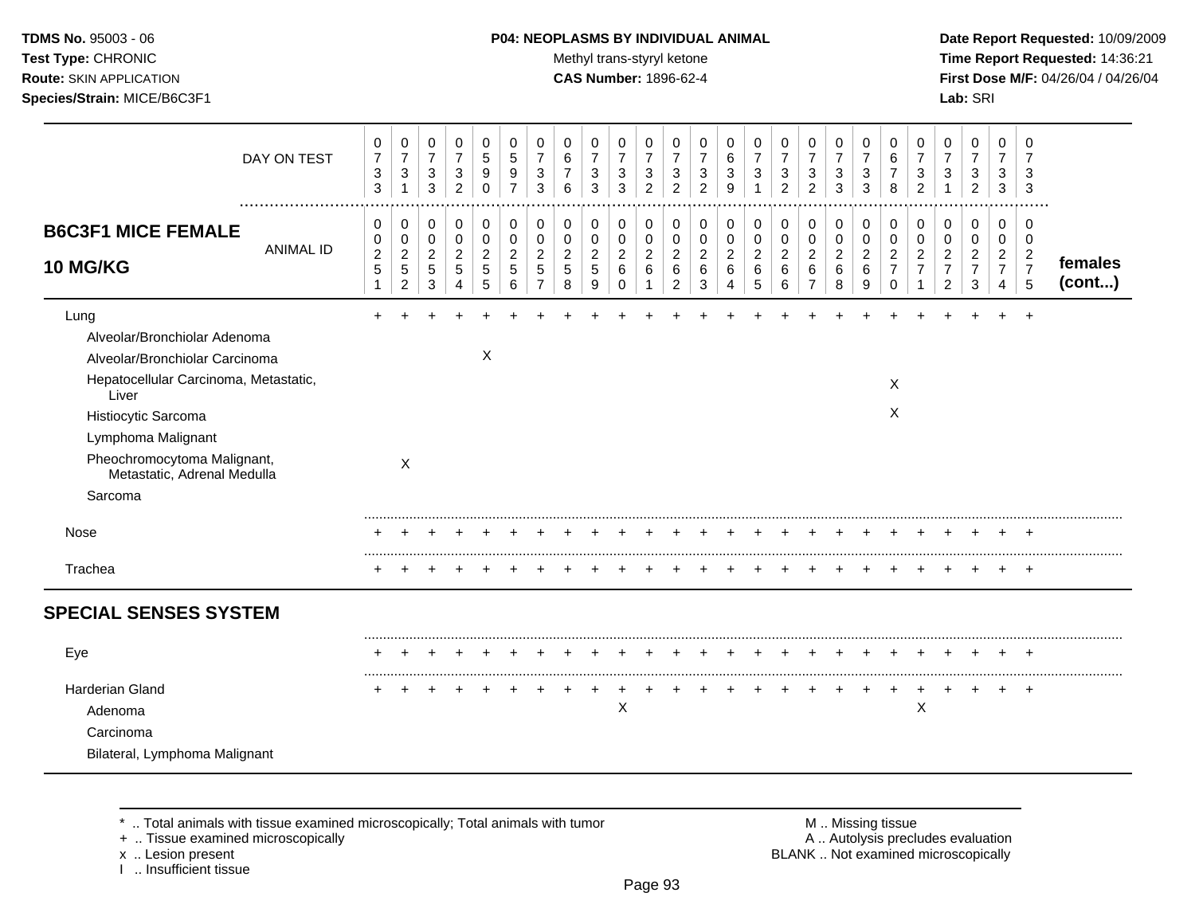| B6C3F1 MICE FEMALE 10 MG/KG | 0251 | 0252 | 0253 | 0254 | 0255 | 0256 | 0257 | 0258 | 0259 | 0260 | 0261 | 0262 | 0263 | 0264 | 0265 | 0266 | 0267 | 0268 | 0269 | 0270 | 0271 | 0272 | 0273 | 0274 | 0275 | females (cont...) |
|---|---|---|---|---|---|---|---|---|---|---|---|---|---|---|---|---|---|---|---|---|---|---|---|---|---|---|
| DAY ON TEST | 0733 | 0731 | 0733 | 0732 | 0590 | 0597 | 0733 | 0676 | 0733 | 0733 | 0732 | 0732 | 0732 | 0639 | 0731 | 0732 | 0732 | 0733 | 0733 | 0678 | 0732 | 0731 | 0732 | 0733 | 0733 | |
| Lung | + | + | + | + | + | + | + | + | + | + | + | + | + | + | + | + | + | + | + | + | + | + | + | + | + | |
| Alveolar/Bronchiolar Adenoma | | | | | | | | | | | | | | | | | | | | | | | | | | |
| Alveolar/Bronchiolar Carcinoma | | | | | X | | | | | | | | | | | | | | | | | | | | | |
| Hepatocellular Carcinoma, Metastatic, Liver | | | | | | | | | | | | | | | | | | | | X | | | | | | |
| Histiocytic Sarcoma | | | | | | | | | | | | | | | | | | | | X | | | | | | |
| Lymphoma Malignant | | | | | | | | | | | | | | | | | | | | | | | | | | |
| Pheochromocytoma Malignant, Metastatic, Adrenal Medulla | | X | | | | | | | | | | | | | | | | | | | | | | | | |
| Sarcoma | | | | | | | | | | | | | | | | | | | | | | | | | | |
| Nose | + | + | + | + | + | + | + | + | + | + | + | + | + | + | + | + | + | + | + | + | + | + | + | + | + | |
| Trachea | + | + | + | + | + | + | + | + | + | + | + | + | + | + | + | + | + | + | + | + | + | + | + | + | + | |
| **SPECIAL SENSES SYSTEM** | | | | | | | | | | | | | | | | | | | | | | | | | | |
| Eye | + | + | + | + | + | + | + | + | + | + | + | + | + | + | + | + | + | + | + | + | + | + | + | + | + | |
| Harderian Gland | + | + | + | + | + | + | + | + | + | + | + | + | + | + | + | + | + | + | + | + | + | + | + | + | + | |
| Adenoma | | | | | | | | | | X | | | | | | | | | | | X | | | | | |
| Carcinoma | | | | | | | | | | | | | | | | | | | | | | | | | | |
| Bilateral, Lymphoma Malignant | | | | | | | | | | | | | | | | | | | | | | | | | | |

* .. Total animals with tissue examined microscopically; Total animals with tumor
+ .. Tissue examined microscopically
x .. Lesion present
I .. Insufficient tissue

M .. Missing tissue
A .. Autolysis precludes evaluation
BLANK .. Not examined microscopically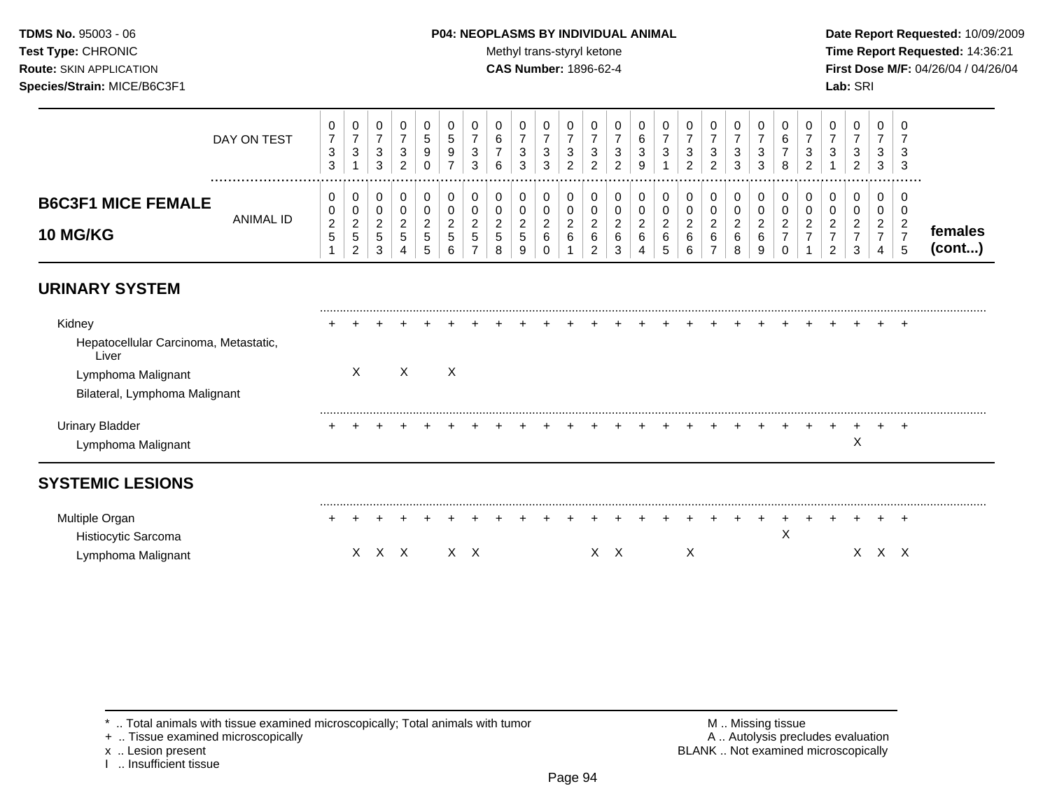| B6C3F1 MICE FEMALE 10 MG/KG | 0251 | 0252 | 0253 | 0254 | 0255 | 0256 | 0257 | 0258 | 0259 | 0260 | 0261 | 0262 | 0263 | 0264 | 0265 | 0266 | 0267 | 0268 | 0269 | 0270 | 0271 | 0272 | 0273 | 0274 | 0275 | females (cont...) |
|---|---|---|---|---|---|---|---|---|---|---|---|---|---|---|---|---|---|---|---|---|---|---|---|---|---|---|
| DAY ON TEST | 0733 | 0731 | 0733 | 0732 | 0590 | 0597 | 0733 | 0676 | 0733 | 0733 | 0732 | 0732 | 0732 | 0639 | 0731 | 0732 | 0732 | 0733 | 0733 | 0678 | 0732 | 0731 | 0732 | 0733 | 0733 | |
| **URINARY SYSTEM** | | | | | | | | | | | | | | | | | | | | | | | | | | |
| Kidney | + | + | + | + | + | + | + | + | + | + | + | + | + | + | + | + | + | + | + | + | + | + | + | + | + | |
| Hepatocellular Carcinoma, Metastatic, Liver | | | | | | | | | | | | | | | | | | | | | | | | | | |
| Lymphoma Malignant | | X | | X | | X | | | | | | | | | | | | | | | | | | | | |
| Bilateral, Lymphoma Malignant | | | | | | | | | | | | | | | | | | | | | | | | | | |
| Urinary Bladder | + | + | + | + | + | + | + | + | + | + | + | + | + | + | + | + | + | + | + | + | + | + | + | + | + | |
| Lymphoma Malignant | | | | | | | | | | | | | | | | | | | | | | | X | | | |
| **SYSTEMIC LESIONS** | | | | | | | | | | | | | | | | | | | | | | | | | | |
| Multiple Organ | + | + | + | + | + | + | + | + | + | + | + | + | + | + | + | + | + | + | + | + | + | + | + | + | + | |
| Histiocytic Sarcoma | | | | | | | | | | | | | | | | | | | | X | | | | | | |
| Lymphoma Malignant | | X | X | X | | X | X | | | | | X | X | | | X | | | | | | | X | X | X | |

\* .. Total animals with tissue examined microscopically; Total animals with tumor
+ .. Tissue examined microscopically
x .. Lesion present
I .. Insufficient tissue

M .. Missing tissue
A .. Autolysis precludes evaluation
BLANK .. Not examined microscopically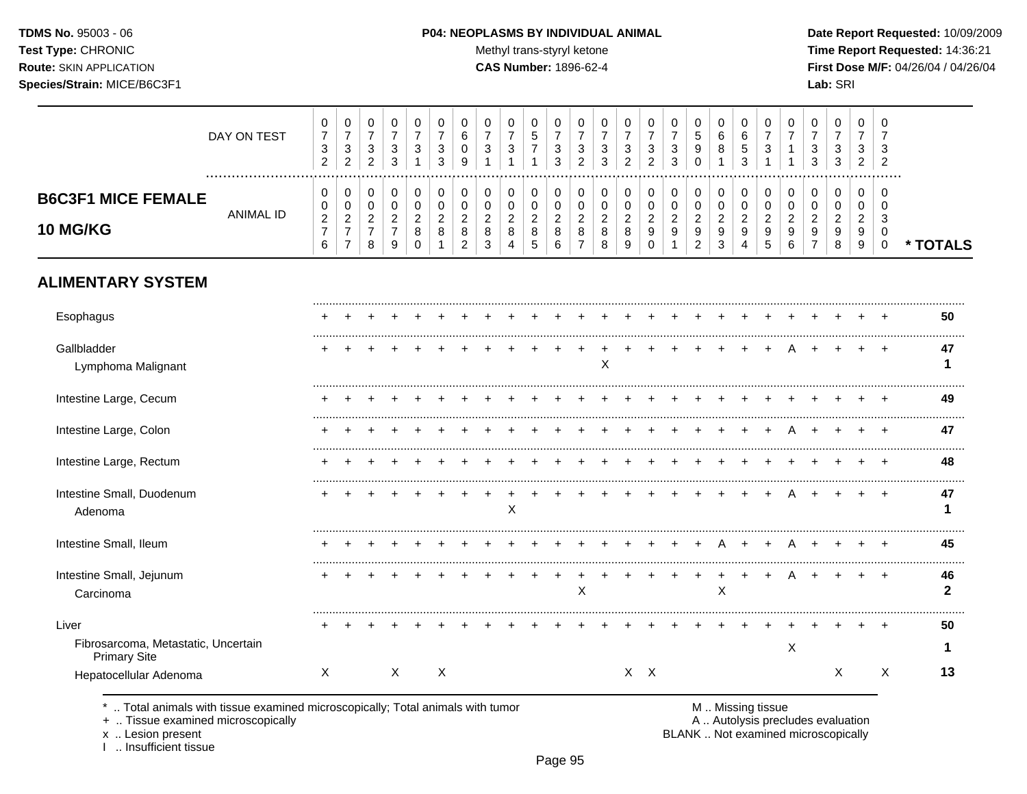**TDMS No.** 95003 - 06
**Test Type:** CHRONIC
**Route:** SKIN APPLICATION
**Species/Strain:** MICE/B6C3F1

**P04: NEOPLASMS BY INDIVIDUAL ANIMAL**
Methyl trans-styryl ketone
**CAS Number:** 1896-62-4

**Date Report Requested:** 10/09/2009
**Time Report Requested:** 14:36:21
**First Dose M/F:** 04/26/04 / 04/26/04
**Lab:** SRI

## B6C3F1 MICE FEMALE 10 MG/KG

| DAY ON TEST | 0732 | 0732 | 0732 | 0733 | 0731 | 0733 | 0609 | 0731 | 0731 | 0571 | 0733 | 0732 | 0733 | 0732 | 0732 | 0733 | 0590 | 0681 | 0653 | 0731 | 0711 | 0733 | 0733 | 0732 | 0732 | |
|---|---|---|---|---|---|---|---|---|---|---|---|---|---|---|---|---|---|---|---|---|---|---|---|---|---|---|
| **ANIMAL ID** | 0276 | 0277 | 0278 | 0279 | 0280 | 0281 | 0282 | 0283 | 0284 | 0285 | 0286 | 0287 | 0288 | 0289 | 0290 | 0291 | 0292 | 0293 | 0294 | 0295 | 0296 | 0297 | 0298 | 0299 | 0300 | *** TOTALS** |
| **ALIMENTARY SYSTEM** | | | | | | | | | | | | | | | | | | | | | | | | | | |
| Esophagus | + | + | + | + | + | + | + | + | + | + | + | + | + | + | + | + | + | + | + | + | + | + | + | + | + | 50 |
| Gallbladder | + | + | + | + | + | + | + | + | + | + | + | + | + | + | + | + | + | + | + | + | A | + | + | + | + | 47 |
| Lymphoma Malignant | | | | | | | | | | | | | X | | | | | | | | | | | | | 1 |
| Intestine Large, Cecum | + | + | + | + | + | + | + | + | + | + | + | + | + | + | + | + | + | + | + | + | + | + | + | + | + | 49 |
| Intestine Large, Colon | + | + | + | + | + | + | + | + | + | + | + | + | + | + | + | + | + | + | + | + | A | + | + | + | + | 47 |
| Intestine Large, Rectum | + | + | + | + | + | + | + | + | + | + | + | + | + | + | + | + | + | + | + | + | + | + | + | + | + | 48 |
| Intestine Small, Duodenum | + | + | + | + | + | + | + | + | + | + | + | + | + | + | + | + | + | + | + | + | A | + | + | + | + | 47 |
| Adenoma | | | | | | | | | X | | | | | | | | | | | | | | | | | 1 |
| Intestine Small, Ileum | + | + | + | + | + | + | + | + | + | + | + | + | + | + | + | + | + | A | + | + | A | + | + | + | + | 45 |
| Intestine Small, Jejunum | + | + | + | + | + | + | + | + | + | + | + | + | + | + | + | + | + | + | + | + | A | + | + | + | + | 46 |
| Carcinoma | | | | | | | | | | | | X | | | | | | X | | | | | | | | 2 |
| Liver | + | + | + | + | + | + | + | + | + | + | + | + | + | + | + | + | + | + | + | + | + | + | + | + | + | 50 |
| Fibrosarcoma, Metastatic, Uncertain Primary Site | | | | | | | | | | | | | | | | | | | | | X | | | | | 1 |
| Hepatocellular Adenoma | X | | | X | | X | | | | | | | | X | X | | | | | | | | X | | X | 13 |

\* .. Total animals with tissue examined microscopically; Total animals with tumor
\+ .. Tissue examined microscopically
x .. Lesion present
I .. Insufficient tissue

M .. Missing tissue
A .. Autolysis precludes evaluation
BLANK .. Not examined microscopically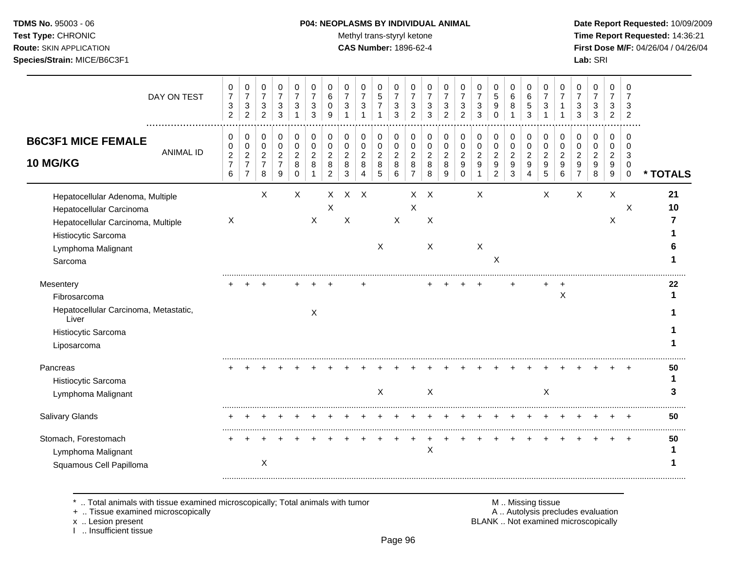**TDMS No.** 95003 - 06
**Test Type:** CHRONIC
**Route:** SKIN APPLICATION
**Species/Strain:** MICE/B6C3F1

**P04: NEOPLASMS BY INDIVIDUAL ANIMAL**
Methyl trans-styryl ketone
**CAS Number:** 1896-62-4

**Date Report Requested:** 10/09/2009
**Time Report Requested:** 14:36:21
**First Dose M/F:** 04/26/04 / 04/26/04
**Lab:** SRI

## B6C3F1 MICE FEMALE 10 MG/KG

| DAY ON TEST | 0732 | 0732 | 0732 | 0733 | 0731 | 0733 | 0609 | 0731 | 0731 | 0571 | 0733 | 0732 | 0733 | 0732 | 0732 | 0733 | 0590 | 0681 | 0653 | 0731 | 0711 | 0733 | 0733 | 0732 | 0732 | |
|---|---|---|---|---|---|---|---|---|---|---|---|---|---|---|---|---|---|---|---|---|---|---|---|---|---|---|
| **ANIMAL ID** | 00276 | 00277 | 00278 | 00279 | 00280 | 00281 | 00282 | 00283 | 00284 | 00285 | 00286 | 00287 | 00288 | 00289 | 00290 | 00291 | 00292 | 00293 | 00294 | 00295 | 00296 | 00297 | 00298 | 00299 | 00300 | *** TOTALS** |
| Hepatocellular Adenoma, Multiple | | | X | | X | | X | X | X | | | X | X | | | X | | | | X | | X | | X | | 21 |
| Hepatocellular Carcinoma | | | | | | | X | | | | | X | | | | | | | | | | | | | X | 10 |
| Hepatocellular Carcinoma, Multiple | X | | | | | X | | X | | | X | | X | | | | | | | | | | | X | | 7 |
| Histiocytic Sarcoma | | | | | | | | | | | | | | | | | | | | | | | | | | 1 |
| Lymphoma Malignant | | | | | | | | | | X | | | X | | | X | | | | | | | | | | 6 |
| Sarcoma | | | | | | | | | | | | | | | | | X | | | | | | | | | 1 |
| Mesentery | + | + | + | | + | + | + | | + | | | | + | + | + | + | | + | | + | + | | | | | 22 |
| Fibrosarcoma | | | | | | | | | | | | | | | | | | | | | X | | | | | 1 |
| Hepatocellular Carcinoma, Metastatic, Liver | | | | | | X | | | | | | | | | | | | | | | | | | | | 1 |
| Histiocytic Sarcoma | | | | | | | | | | | | | | | | | | | | | | | | | | 1 |
| Liposarcoma | | | | | | | | | | | | | | | | | | | | | | | | | | 1 |
| Pancreas | + | + | + | + | + | + | + | + | + | + | + | + | + | + | + | + | + | + | + | + | + | + | + | + | + | 50 |
| Histiocytic Sarcoma | | | | | | | | | | | | | | | | | | | | | | | | | | 1 |
| Lymphoma Malignant | | | | | | | | | | X | | | X | | | | | | | X | | | | | | 3 |
| Salivary Glands | + | + | + | + | + | + | + | + | + | + | + | + | + | + | + | + | + | + | + | + | + | + | + | + | + | 50 |
| Stomach, Forestomach | + | + | + | + | + | + | + | + | + | + | + | + | + | + | + | + | + | + | + | + | + | + | + | + | + | 50 |
| Lymphoma Malignant | | | | | | | | | | | | | X | | | | | | | | | | | | | 1 |
| Squamous Cell Papilloma | | | X | | | | | | | | | | | | | | | | | | | | | | | 1 |

\* .. Total animals with tissue examined microscopically; Total animals with tumor
+ .. Tissue examined microscopically
x .. Lesion present
I .. Insufficient tissue

M .. Missing tissue
A .. Autolysis precludes evaluation
BLANK .. Not examined microscopically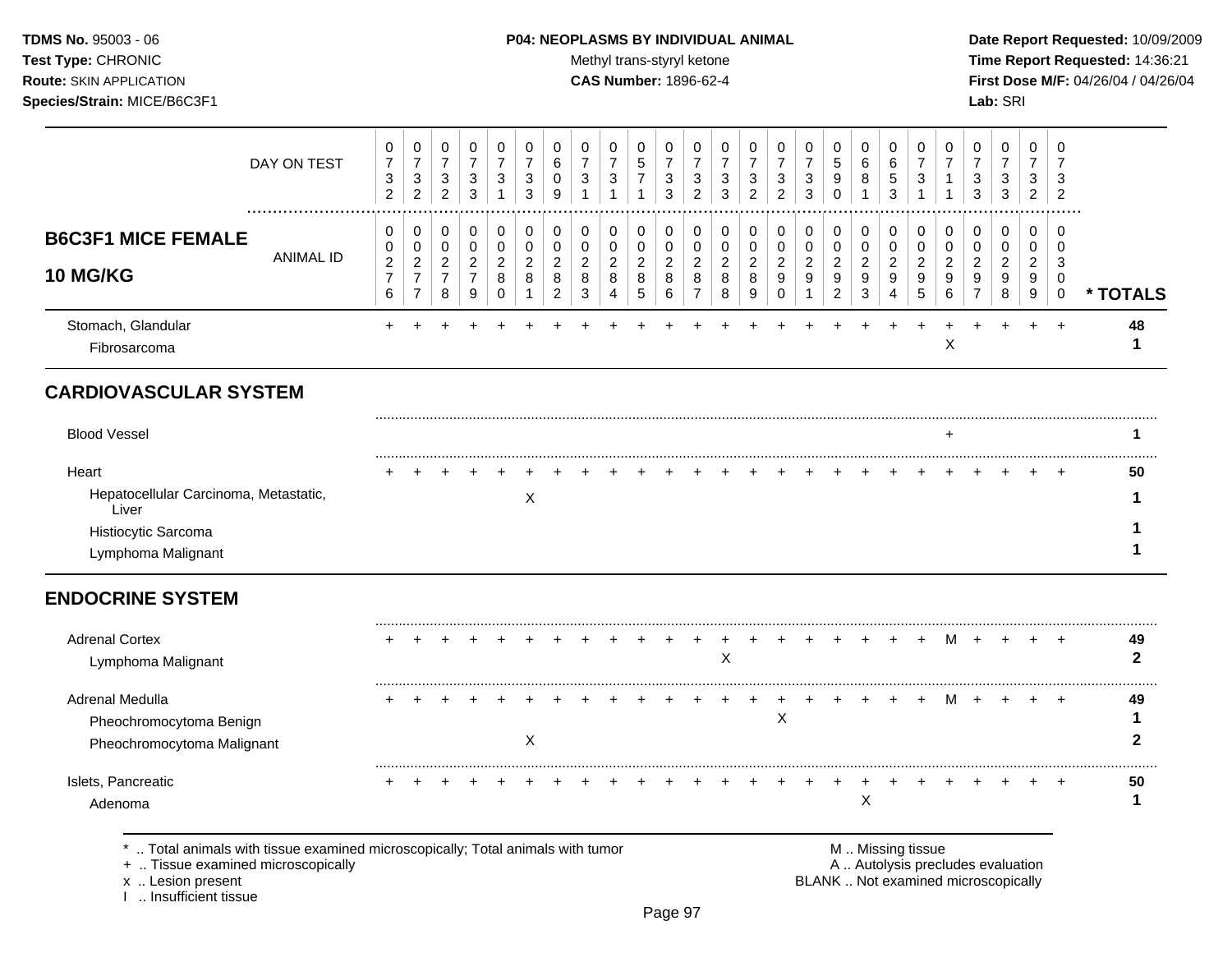**TDMS No.** 95003 - 06
**Test Type:** CHRONIC
**Route:** SKIN APPLICATION
**Species/Strain:** MICE/B6C3F1

**P04: NEOPLASMS BY INDIVIDUAL ANIMAL**
Methyl trans-styryl ketone
**CAS Number:** 1896-62-4

**Date Report Requested:** 10/09/2009
**Time Report Requested:** 14:36:21
**First Dose M/F:** 04/26/04 / 04/26/04
**Lab:** SRI

## B6C3F1 MICE FEMALE 10 MG/KG

| DAY ON TEST | 0732 | 0732 | 0732 | 0733 | 0731 | 0733 | 0609 | 0731 | 0731 | 0571 | 0733 | 0732 | 0733 | 0732 | 0732 | 0733 | 0590 | 0681 | 0653 | 0731 | 0711 | 0733 | 0733 | 0732 | 0732 | |
|---|---|---|---|---|---|---|---|---|---|---|---|---|---|---|---|---|---|---|---|---|---|---|---|---|---|---|
| **ANIMAL ID** | 00276 | 00277 | 00278 | 00279 | 00280 | 00281 | 00282 | 00283 | 00284 | 00285 | 00286 | 00287 | 00288 | 00289 | 00290 | 00291 | 00292 | 00293 | 00294 | 00295 | 00296 | 00297 | 00298 | 00299 | 00300 | *** TOTALS** |
| Stomach, Glandular | + | + | + | + | + | + | + | + | + | + | + | + | + | + | + | + | + | + | + | + | + | + | + | + | + | 48 |
| Fibrosarcoma | | | | | | | | | | | | | | | | | | | | | X | | | | | 1 |
| **CARDIOVASCULAR SYSTEM** | | | | | | | | | | | | | | | | | | | | | | | | | | |
| Blood Vessel | | | | | | | | | | | | | | | | | | | | | + | | | | | 1 |
| Heart | + | + | + | + | + | + | + | + | + | + | + | + | + | + | + | + | + | + | + | + | + | + | + | + | + | 50 |
| Hepatocellular Carcinoma, Metastatic, Liver | | | | | | X | | | | | | | | | | | | | | | | | | | | 1 |
| Histiocytic Sarcoma | | | | | | | | | | | | | | | | | | | | | | | | | | 1 |
| Lymphoma Malignant | | | | | | | | | | | | | | | | | | | | | | | | | | 1 |
| **ENDOCRINE SYSTEM** | | | | | | | | | | | | | | | | | | | | | | | | | | |
| Adrenal Cortex | + | + | + | + | + | + | + | + | + | + | + | + | + | + | + | + | + | + | + | + | M | + | + | + | + | 49 |
| Lymphoma Malignant | | | | | | | | | | | | | X | | | | | | | | | | | | | 2 |
| Adrenal Medulla | + | + | + | + | + | + | + | + | + | + | + | + | + | + | + | + | + | + | + | + | M | + | + | + | + | 49 |
| Pheochromocytoma Benign | | | | | | | | | | | | | | | X | | | | | | | | | | | 1 |
| Pheochromocytoma Malignant | | | | | | X | | | | | | | | | | | | | | | | | | | | 2 |
| Islets, Pancreatic | + | + | + | + | + | + | + | + | + | + | + | + | + | + | + | + | + | + | + | + | + | + | + | + | + | 50 |
| Adenoma | | | | | | | | | | | | | | | | | | X | | | | | | | | 1 |

\* .. Total animals with tissue examined microscopically; Total animals with tumor
\+ .. Tissue examined microscopically
x .. Lesion present
I .. Insufficient tissue

M .. Missing tissue
A .. Autolysis precludes evaluation
BLANK .. Not examined microscopically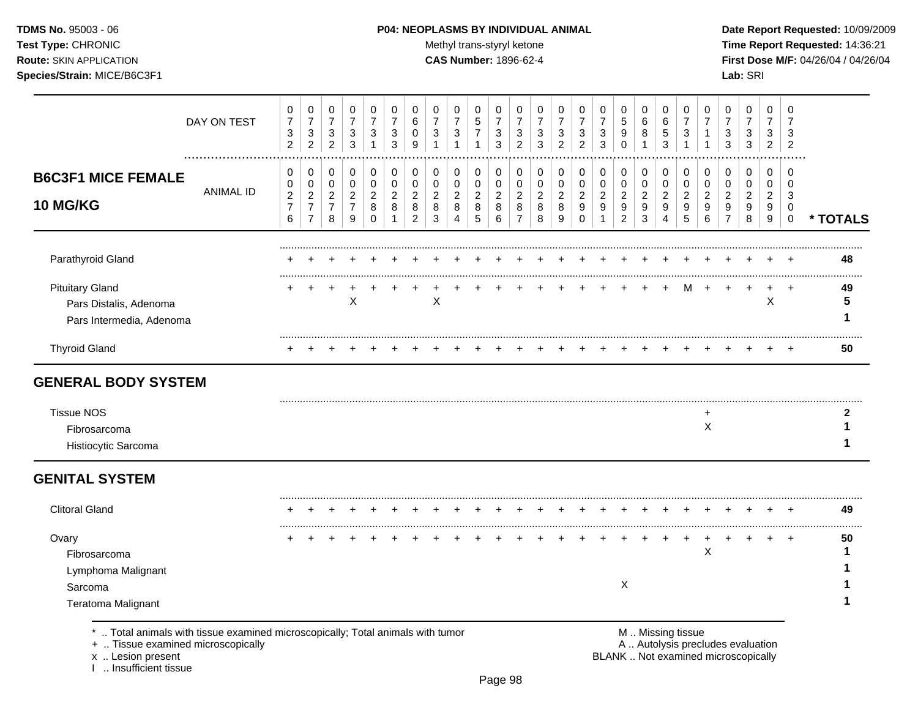| B6C3F1 MICE FEMALE 10 MG/KG | 0732 | 0732 | 0732 | 0733 | 0731 | 0733 | 0609 | 0731 | 0731 | 0571 | 0733 | 0732 | 0733 | 0732 | 0732 | 0733 | 0590 | 0681 | 0653 | 0731 | 0711 | 0733 | 0733 | 0732 | 0732 | |
|---|---|---|---|---|---|---|---|---|---|---|---|---|---|---|---|---|---|---|---|---|---|---|---|---|---|---|
| **ANIMAL ID** | 0276 | 0277 | 0278 | 0279 | 0280 | 0281 | 0282 | 0283 | 0284 | 0285 | 0286 | 0287 | 0288 | 0289 | 0290 | 0291 | 0292 | 0293 | 0294 | 0295 | 0296 | 0297 | 0298 | 0299 | 0300 | *** TOTALS** |
| Parathyroid Gland | + | + | + | + | + | + | + | + | + | + | + | + | + | + | + | + | + | + | + | + | + | + | + | + | + | 48 |
| Pituitary Gland | + | + | + | + | + | + | + | + | + | + | + | + | + | + | + | + | + | + | + | M | + | + | + | + | + | 49 |
| Pars Distalis, Adenoma | | | | X | | | | X | | | | | | | | | | | | | | | | X | | 5 |
| Pars Intermedia, Adenoma | | | | | | | | | | | | | | | | | | | | | | | | | | 1 |
| Thyroid Gland | + | + | + | + | + | + | + | + | + | + | + | + | + | + | + | + | + | + | + | + | + | + | + | + | + | 50 |
| **GENERAL BODY SYSTEM** | | | | | | | | | | | | | | | | | | | | | | | | | | |
| Tissue NOS | | | | | | | | | | | | | | | | | | | | | + | | | | | 2 |
| Fibrosarcoma | | | | | | | | | | | | | | | | | | | | | X | | | | | 1 |
| Histiocytic Sarcoma | | | | | | | | | | | | | | | | | | | | | | | | | | 1 |
| **GENITAL SYSTEM** | | | | | | | | | | | | | | | | | | | | | | | | | | |
| Clitoral Gland | + | + | + | + | + | + | + | + | + | + | + | + | + | + | + | + | + | + | + | + | + | + | + | + | + | 49 |
| Ovary | + | + | + | + | + | + | + | + | + | + | + | + | + | + | + | + | + | + | + | + | + | + | + | + | + | 50 |
| Fibrosarcoma | | | | | | | | | | | | | | | | | | | | | X | | | | | 1 |
| Lymphoma Malignant | | | | | | | | | | | | | | | | | | | | | | | | | | 1 |
| Sarcoma | | | | | | | | | | | | | | | | | X | | | | | | | | | 1 |
| Teratoma Malignant | | | | | | | | | | | | | | | | | | | | | | | | | | 1 |

First row: DAY ON TEST.

* .. Total animals with tissue examined microscopically; Total animals with tumor
+ .. Tissue examined microscopically
x .. Lesion present
I .. Insufficient tissue

M .. Missing tissue
A .. Autolysis precludes evaluation
BLANK .. Not examined microscopically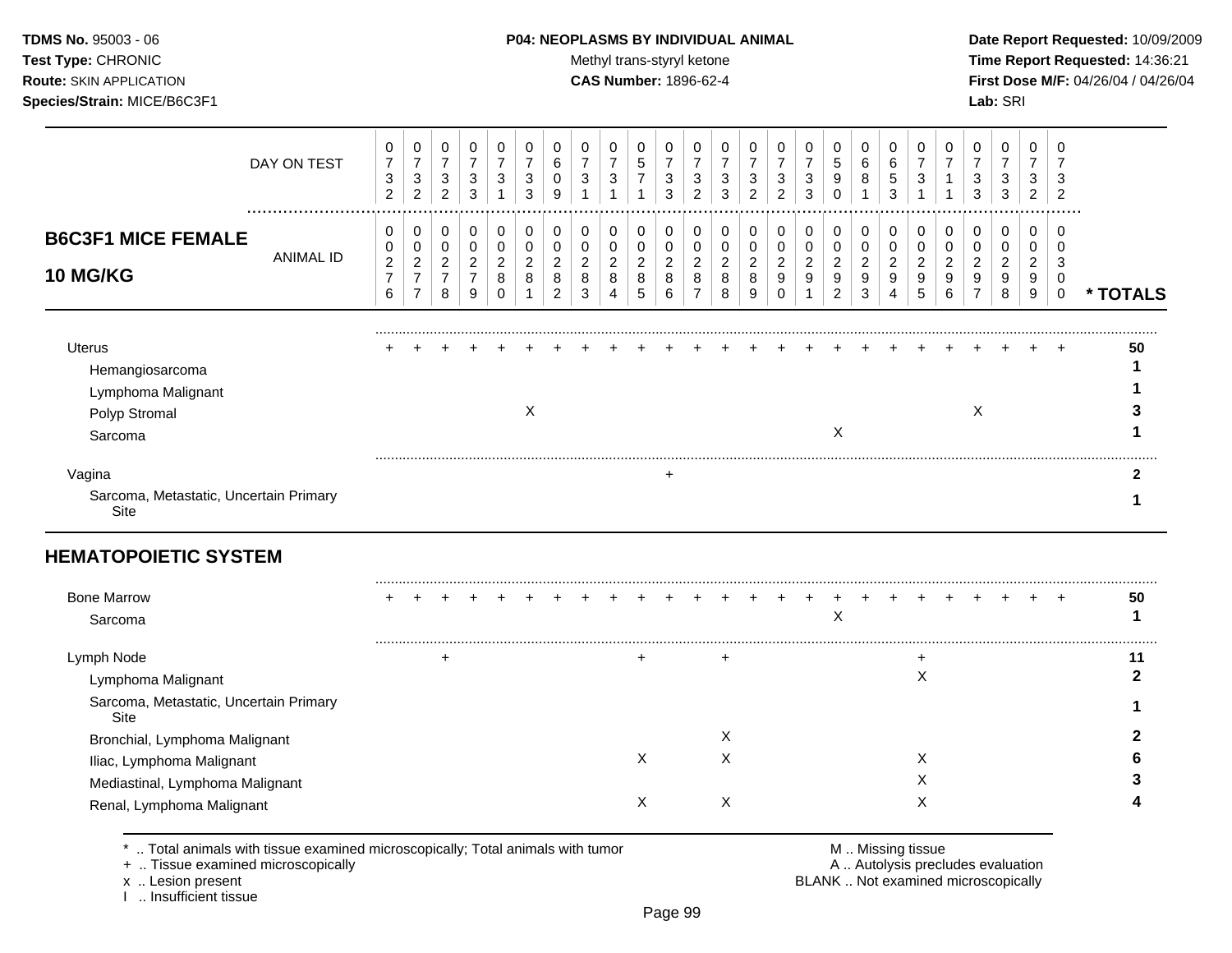**TDMS No.** 95003 - 06
**Test Type:** CHRONIC
**Route:** SKIN APPLICATION
**Species/Strain:** MICE/B6C3F1

**P04: NEOPLASMS BY INDIVIDUAL ANIMAL**
Methyl trans-styryl ketone
**CAS Number:** 1896-62-4

**Date Report Requested:** 10/09/2009
**Time Report Requested:** 14:36:21
**First Dose M/F:** 04/26/04 / 04/26/04
**Lab:** SRI

| DAY ON TEST | 0732 | 0732 | 0732 | 0733 | 0731 | 0733 | 0609 | 0731 | 0731 | 0571 | 0733 | 0732 | 0733 | 0732 | 0732 | 0733 | 0590 | 0681 | 0653 | 0731 | 0711 | 0733 | 0733 | 0732 | 0732 | |
|---|---|---|---|---|---|---|---|---|---|---|---|---|---|---|---|---|---|---|---|---|---|---|---|---|---|---|
| **B6C3F1 MICE FEMALE 10 MG/KG** — ANIMAL ID | 0276 | 0277 | 0278 | 0279 | 0280 | 0281 | 0282 | 0283 | 0284 | 0285 | 0286 | 0287 | 0288 | 0289 | 0290 | 0291 | 0292 | 0293 | 0294 | 0295 | 0296 | 0297 | 0298 | 0299 | 0300 | *** TOTALS** |
| Uterus | + | + | + | + | + | + | + | + | + | + | + | + | + | + | + | + | + | + | + | + | + | + | + | + | + | **50** |
| Hemangiosarcoma | | | | | | | | | | | | | | | | | | | | | | | | | | **1** |
| Lymphoma Malignant | | | | | | | | | | | | | | | | | | | | | | | | | | **1** |
| Polyp Stromal | | | | | | X | | | | | | | | | | | | | | | | X | | | | **3** |
| Sarcoma | | | | | | | | | | | | | | | | | X | | | | | | | | | **1** |
| Vagina | | | | | | | | | | | + | | | | | | | | | | | | | | | **2** |
| Sarcoma, Metastatic, Uncertain Primary Site | | | | | | | | | | | | | | | | | | | | | | | | | | **1** |
| **HEMATOPOIETIC SYSTEM** | | | | | | | | | | | | | | | | | | | | | | | | | | |
| Bone Marrow | + | + | + | + | + | + | + | + | + | + | + | + | + | + | + | + | + | + | + | + | + | + | + | + | + | **50** |
| Sarcoma | | | | | | | | | | | | | | | | | X | | | | | | | | | **1** |
| Lymph Node | | | + | | | | | | | + | | | + | | | | | | | + | | | | | | **11** |
| Lymphoma Malignant | | | | | | | | | | | | | | | | | | | | X | | | | | | **2** |
| Sarcoma, Metastatic, Uncertain Primary Site | | | | | | | | | | | | | | | | | | | | | | | | | | **1** |
| Bronchial, Lymphoma Malignant | | | | | | | | | | | | | X | | | | | | | | | | | | | **2** |
| Iliac, Lymphoma Malignant | | | | | | | | | | X | | | X | | | | | | | X | | | | | | **6** |
| Mediastinal, Lymphoma Malignant | | | | | | | | | | | | | | | | | | | | X | | | | | | **3** |
| Renal, Lymphoma Malignant | | | | | | | | | | X | | | X | | | | | | | X | | | | | | **4** |

\* .. Total animals with tissue examined microscopically; Total animals with tumor
\+ .. Tissue examined microscopically
x .. Lesion present
I .. Insufficient tissue

M .. Missing tissue
A .. Autolysis precludes evaluation
BLANK .. Not examined microscopically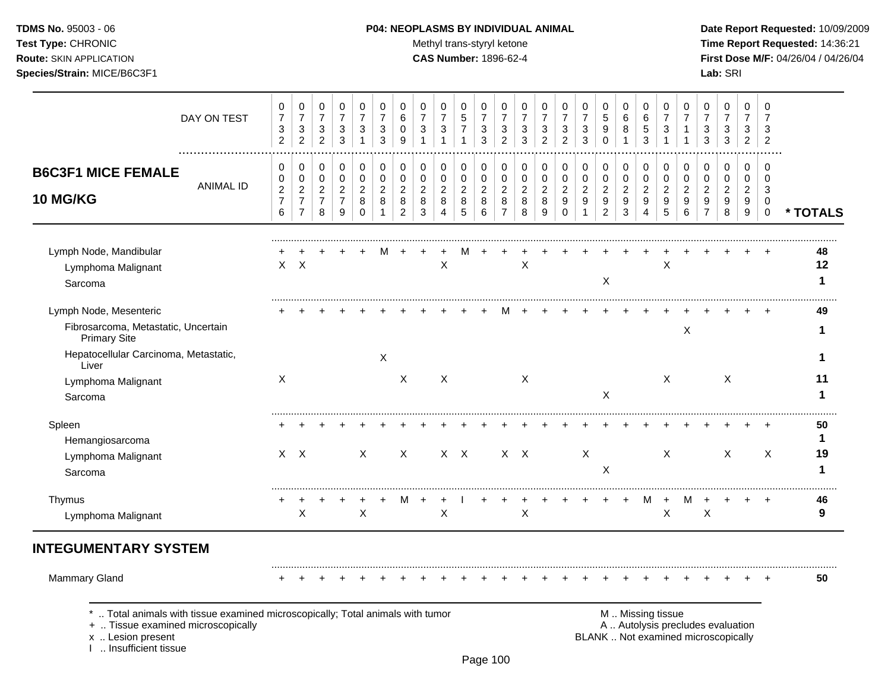**TDMS No.** 95003 - 06
**Test Type:** CHRONIC
**Route:** SKIN APPLICATION
**Species/Strain:** MICE/B6C3F1

**P04: NEOPLASMS BY INDIVIDUAL ANIMAL**
Methyl trans-styryl ketone
**CAS Number:** 1896-62-4

**Date Report Requested:** 10/09/2009
**Time Report Requested:** 14:36:21
**First Dose M/F:** 04/26/04 / 04/26/04
**Lab:** SRI

## B6C3F1 MICE FEMALE 10 MG/KG

| ANIMAL ID | 0276 | 0277 | 0278 | 0279 | 0280 | 0281 | 0282 | 0283 | 0284 | 0285 | 0286 | 0287 | 0288 | 0289 | 0290 | 0291 | 0292 | 0293 | 0294 | 0295 | 0296 | 0297 | 0298 | 0299 | 0300 | * TOTALS |
|---|---|---|---|---|---|---|---|---|---|---|---|---|---|---|---|---|---|---|---|---|---|---|---|---|---|---|
| DAY ON TEST | 0732 | 0732 | 0732 | 0733 | 0731 | 0733 | 0609 | 0731 | 0731 | 0571 | 0733 | 0732 | 0733 | 0732 | 0732 | 0733 | 0590 | 0681 | 0653 | 0731 | 0711 | 0733 | 0733 | 0732 | 0732 | |
| Lymph Node, Mandibular | + | + | + | + | + | M | + | + | + | M | + | + | + | + | + | + | + | + | + | + | + | + | + | + | + | 48 |
| Lymphoma Malignant | X | X | | | | | | | X | | | | X | | | | | | | X | | | | | | 12 |
| Sarcoma | | | | | | | | | | | | | | | | | X | | | | | | | | | 1 |
| Lymph Node, Mesenteric | + | + | + | + | + | + | + | + | + | + | + | M | + | + | + | + | + | + | + | + | + | + | + | + | + | 49 |
| Fibrosarcoma, Metastatic, Uncertain Primary Site | | | | | | | | | | | | | | | | | | | | | X | | | | | 1 |
| Hepatocellular Carcinoma, Metastatic, Liver | | | | | | X | | | | | | | | | | | | | | | | | | | | 1 |
| Lymphoma Malignant | X | | | | | | X | | X | | | | X | | | | | | | X | | | X | | | 11 |
| Sarcoma | | | | | | | | | | | | | | | | | X | | | | | | | | | 1 |
| Spleen | + | + | + | + | + | + | + | + | + | + | + | + | + | + | + | + | + | + | + | + | + | + | + | + | + | 50 |
| Hemangiosarcoma | | | | | | | | | | | | | | | | | | | | | | | | | | 1 |
| Lymphoma Malignant | X | X | | | X | | X | | X | X | | X | X | | | X | | | | X | | | X | | X | 19 |
| Sarcoma | | | | | | | | | | | | | | | | | X | | | | | | | | | 1 |
| Thymus | + | + | + | + | + | + | M | + | + | I | + | + | + | + | + | + | + | + | M | + | M | + | + | + | + | 46 |
| Lymphoma Malignant | | X | | | X | | | | X | | | | X | | | | | | | X | | X | | | | 9 |

## INTEGUMENTARY SYSTEM

| ANIMAL ID | 0276 | 0277 | 0278 | 0279 | 0280 | 0281 | 0282 | 0283 | 0284 | 0285 | 0286 | 0287 | 0288 | 0289 | 0290 | 0291 | 0292 | 0293 | 0294 | 0295 | 0296 | 0297 | 0298 | 0299 | 0300 | * TOTALS |
|---|---|---|---|---|---|---|---|---|---|---|---|---|---|---|---|---|---|---|---|---|---|---|---|---|---|---|
| Mammary Gland | + | + | + | + | + | + | + | + | + | + | + | + | + | + | + | + | + | + | + | + | + | + | + | + | + | 50 |

\* .. Total animals with tissue examined microscopically; Total animals with tumor
+ .. Tissue examined microscopically
x .. Lesion present
I .. Insufficient tissue

M .. Missing tissue
A .. Autolysis precludes evaluation
BLANK .. Not examined microscopically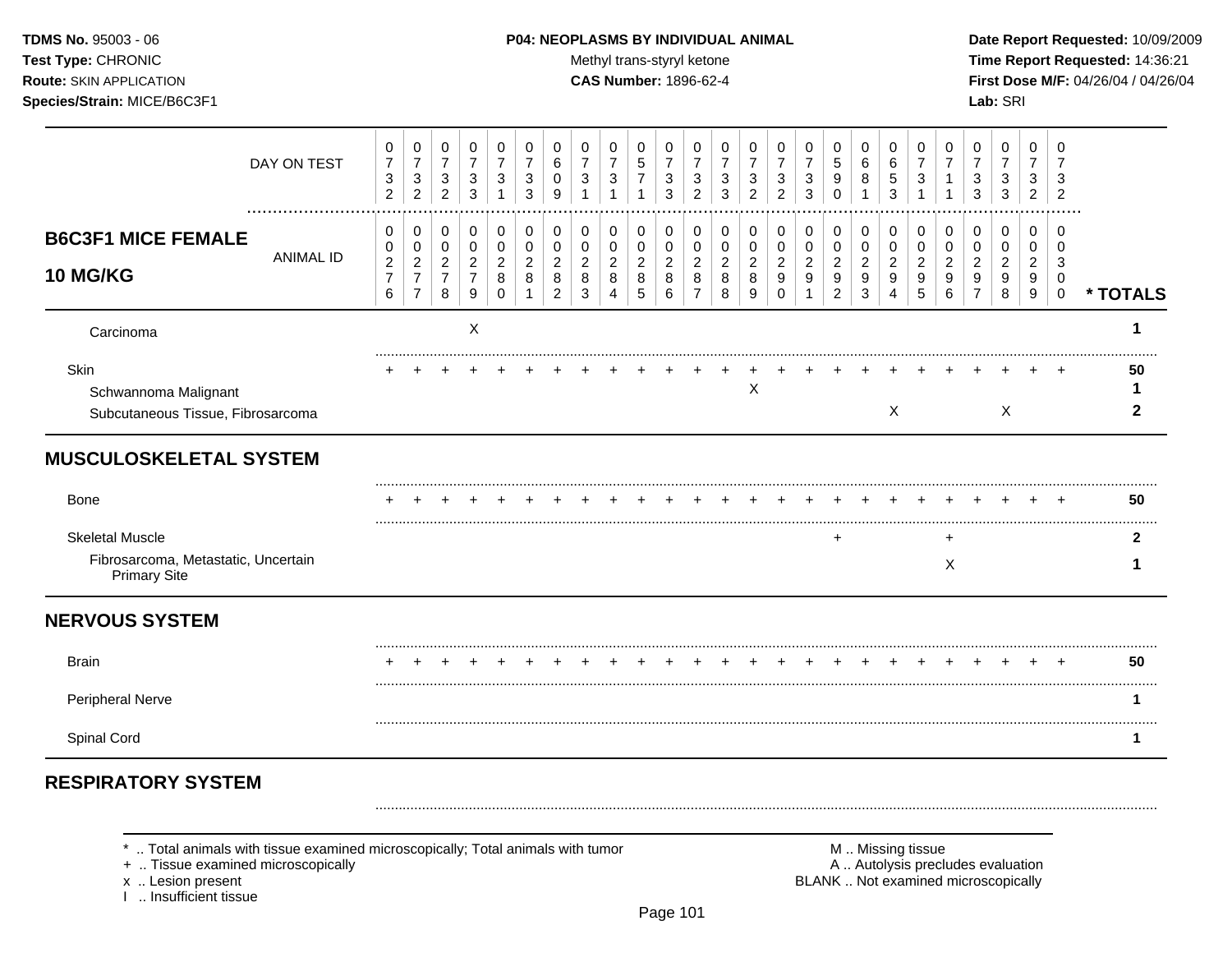TDMS No. 95003 - 06
Test Type: CHRONIC
Route: SKIN APPLICATION
Species/Strain: MICE/B6C3F1

**P04: NEOPLASMS BY INDIVIDUAL ANIMAL**
Methyl trans-styryl ketone
**CAS Number:** 1896-62-4

Date Report Requested: 10/09/2009
Time Report Requested: 14:36:21
First Dose M/F: 04/26/04 / 04/26/04
Lab: SRI

| DAY ON TEST | 0732 | 0732 | 0732 | 0733 | 0731 | 0733 | 0609 | 0731 | 0731 | 0571 | 0733 | 0732 | 0733 | 0732 | 0732 | 0733 | 0590 | 0681 | 0653 | 0731 | 0711 | 0733 | 0733 | 0732 | 0732 | |
|---|---|---|---|---|---|---|---|---|---|---|---|---|---|---|---|---|---|---|---|---|---|---|---|---|---|---|
| **B6C3F1 MICE FEMALE 10 MG/KG** — ANIMAL ID | 00276 | 00277 | 00278 | 00279 | 00280 | 00281 | 00282 | 00283 | 00284 | 00285 | 00286 | 00287 | 00288 | 00289 | 00290 | 00291 | 00292 | 00293 | 00294 | 00295 | 00296 | 00297 | 00298 | 00299 | 00300 | * TOTALS |
| Carcinoma | | | | X | | | | | | | | | | | | | | | | | | | | | | 1 |
| Skin | + | + | + | + | + | + | + | + | + | + | + | + | + | + | + | + | + | + | + | + | + | + | + | + | + | 50 |
| Schwannoma Malignant | | | | | | | | | | | | | | X | | | | | | | | | | | | 1 |
| Subcutaneous Tissue, Fibrosarcoma | | | | | | | | | | | | | | | | | | | X | | | | X | | | 2 |
| **MUSCULOSKELETAL SYSTEM** | | | | | | | | | | | | | | | | | | | | | | | | | | |
| Bone | + | + | + | + | + | + | + | + | + | + | + | + | + | + | + | + | + | + | + | + | + | + | + | + | + | 50 |
| Skeletal Muscle | | | | | | | | | | | | | | | | | + | | | | + | | | | | 2 |
| Fibrosarcoma, Metastatic, Uncertain Primary Site | | | | | | | | | | | | | | | | | | | | | X | | | | | 1 |
| **NERVOUS SYSTEM** | | | | | | | | | | | | | | | | | | | | | | | | | | |
| Brain | + | + | + | + | + | + | + | + | + | + | + | + | + | + | + | + | + | + | + | + | + | + | + | + | + | 50 |
| Peripheral Nerve | | | | | | | | | | | | | | | | | | | | | | | | | | 1 |
| Spinal Cord | | | | | | | | | | | | | | | | | | | | | | | | | | 1 |
| **RESPIRATORY SYSTEM** | | | | | | | | | | | | | | | | | | | | | | | | | | |

\* .. Total animals with tissue examined microscopically; Total animals with tumor
\+ .. Tissue examined microscopically
x .. Lesion present
I .. Insufficient tissue

M .. Missing tissue
A .. Autolysis precludes evaluation
BLANK .. Not examined microscopically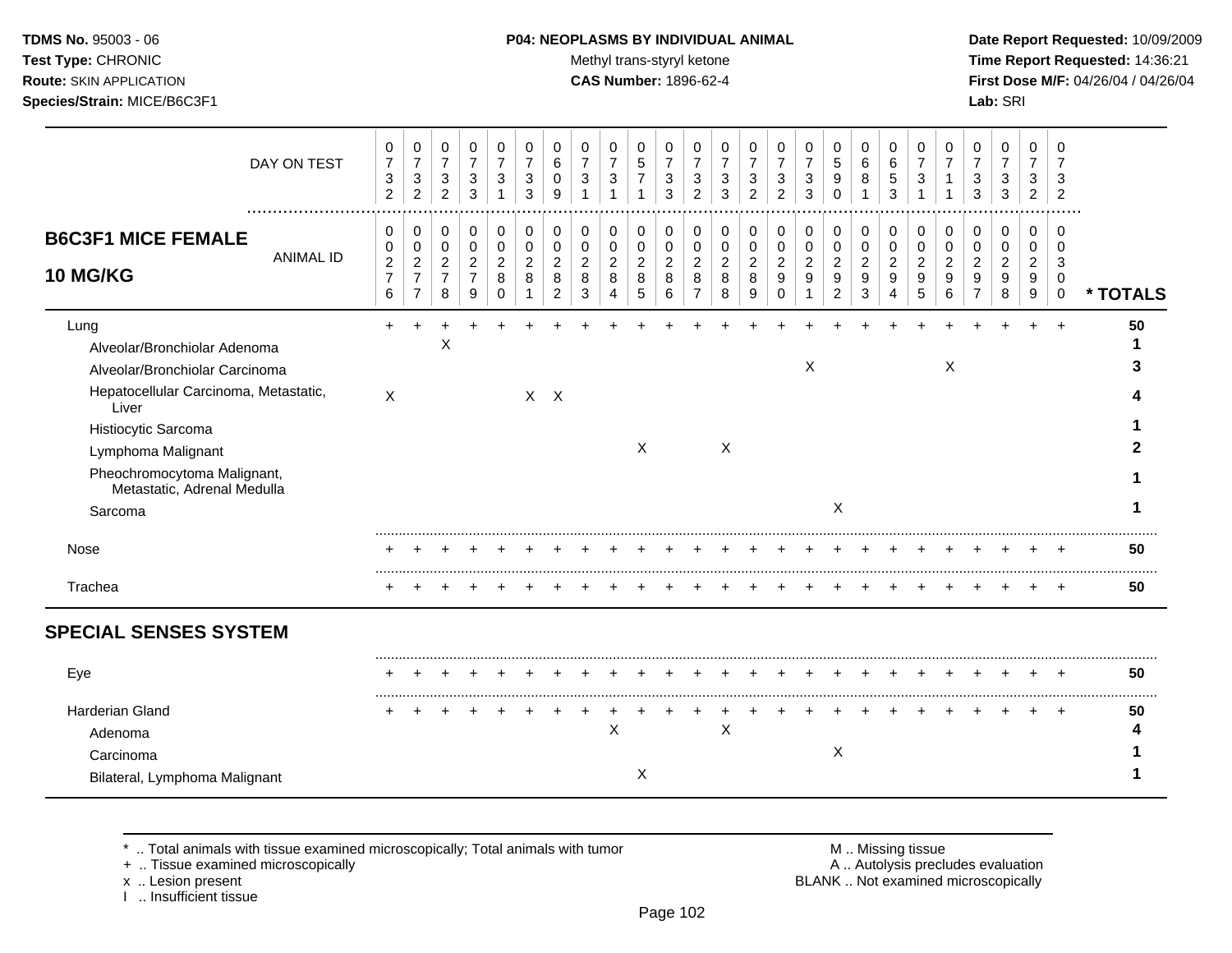**TDMS No.** 95003 - 06
**Test Type:** CHRONIC
**Route:** SKIN APPLICATION
**Species/Strain:** MICE/B6C3F1

**P04: NEOPLASMS BY INDIVIDUAL ANIMAL**
Methyl trans-styryl ketone
**CAS Number:** 1896-62-4

**Date Report Requested:** 10/09/2009
**Time Report Requested:** 14:36:21
**First Dose M/F:** 04/26/04 / 04/26/04
**Lab:** SRI

## B6C3F1 MICE FEMALE 10 MG/KG

| DAY ON TEST | 0732 | 0732 | 0732 | 0733 | 0731 | 0733 | 0609 | 0731 | 0731 | 0571 | 0733 | 0732 | 0733 | 0732 | 0732 | 0733 | 0590 | 0681 | 0653 | 0731 | 0711 | 0733 | 0733 | 0732 | 0732 | |
|---|---|---|---|---|---|---|---|---|---|---|---|---|---|---|---|---|---|---|---|---|---|---|---|---|---|---|
| **ANIMAL ID** | 00276 | 00277 | 00278 | 00279 | 00280 | 00281 | 00282 | 00283 | 00284 | 00285 | 00286 | 00287 | 00288 | 00289 | 00290 | 00291 | 00292 | 00293 | 00294 | 00295 | 00296 | 00297 | 00298 | 00299 | 00300 | *** TOTALS** |
| Lung | + | + | + | + | + | + | + | + | + | + | + | + | + | + | + | + | + | + | + | + | + | + | + | + | + | **50** |
| Alveolar/Bronchiolar Adenoma | | | X | | | | | | | | | | | | | | | | | | | | | | | **1** |
| Alveolar/Bronchiolar Carcinoma | | | | | | | | | | | | | | | | X | | | | | X | | | | | **3** |
| Hepatocellular Carcinoma, Metastatic, Liver | X | | | | | X | X | | | | | | | | | | | | | | | | | | | **4** |
| Histiocytic Sarcoma | | | | | | | | | | | | | | | | | | | | | | | | | | **1** |
| Lymphoma Malignant | | | | | | | | | | X | | | X | | | | | | | | | | | | | **2** |
| Pheochromocytoma Malignant, Metastatic, Adrenal Medulla | | | | | | | | | | | | | | | | | | | | | | | | | | **1** |
| Sarcoma | | | | | | | | | | | | | | | | | X | | | | | | | | | **1** |
| Nose | + | + | + | + | + | + | + | + | + | + | + | + | + | + | + | + | + | + | + | + | + | + | + | + | + | **50** |
| Trachea | + | + | + | + | + | + | + | + | + | + | + | + | + | + | + | + | + | + | + | + | + | + | + | + | + | **50** |
| **SPECIAL SENSES SYSTEM** | | | | | | | | | | | | | | | | | | | | | | | | | | |
| Eye | + | + | + | + | + | + | + | + | + | + | + | + | + | + | + | + | + | + | + | + | + | + | + | + | + | **50** |
| Harderian Gland | + | + | + | + | + | + | + | + | + | + | + | + | + | + | + | + | + | + | + | + | + | + | + | + | + | **50** |
| Adenoma | | | | | | | | | X | | | | X | | | | | | | | | | | | | **4** |
| Carcinoma | | | | | | | | | | | | | | | | | X | | | | | | | | | **1** |
| Bilateral, Lymphoma Malignant | | | | | | | | | | X | | | | | | | | | | | | | | | | **1** |

\* .. Total animals with tissue examined microscopically; Total animals with tumor
\+ .. Tissue examined microscopically
x .. Lesion present
I .. Insufficient tissue

M .. Missing tissue
A .. Autolysis precludes evaluation
BLANK .. Not examined microscopically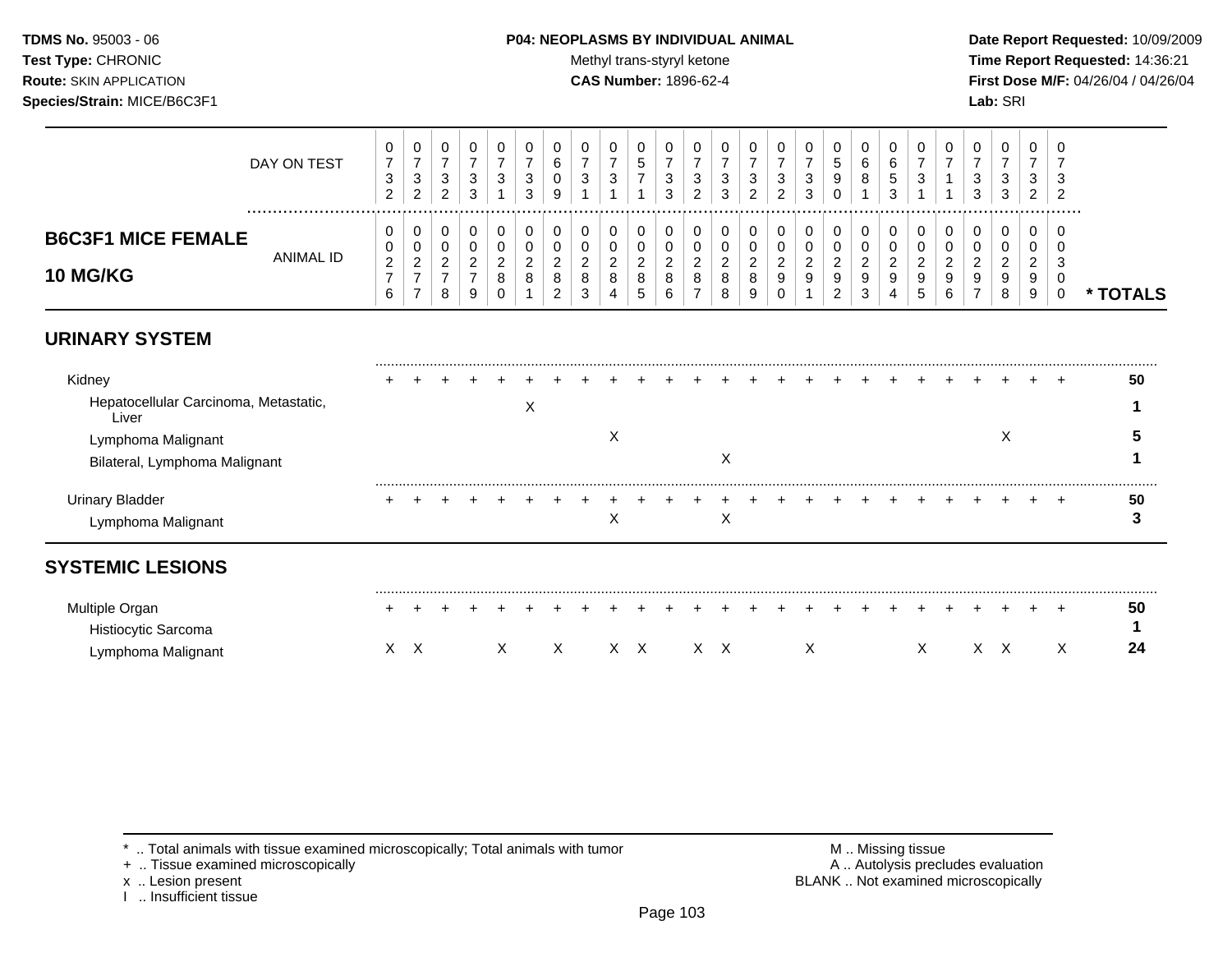**TDMS No.** 95003 - 06
**Test Type:** CHRONIC
**Route:** SKIN APPLICATION
**Species/Strain:** MICE/B6C3F1

**P04: NEOPLASMS BY INDIVIDUAL ANIMAL**
Methyl trans-styryl ketone
**CAS Number:** 1896-62-4

**Date Report Requested:** 10/09/2009
**Time Report Requested:** 14:36:21
**First Dose M/F:** 04/26/04 / 04/26/04
**Lab:** SRI

## B6C3F1 MICE FEMALE 10 MG/KG

| DAY ON TEST | 0732 | 0732 | 0732 | 0733 | 0731 | 0733 | 0609 | 0731 | 0731 | 0571 | 0733 | 0732 | 0733 | 0732 | 0732 | 0733 | 0590 | 0681 | 0653 | 0731 | 0711 | 0733 | 0733 | 0732 | 0732 | |
|---|---|---|---|---|---|---|---|---|---|---|---|---|---|---|---|---|---|---|---|---|---|---|---|---|---|---|
| ANIMAL ID | 00276 | 00277 | 00278 | 00279 | 00280 | 00281 | 00282 | 00283 | 00284 | 00285 | 00286 | 00287 | 00288 | 00289 | 00290 | 00291 | 00292 | 00293 | 00294 | 00295 | 00296 | 00297 | 00298 | 00299 | 00300 | * TOTALS |
| **URINARY SYSTEM** | | | | | | | | | | | | | | | | | | | | | | | | | | |
| Kidney | + | + | + | + | + | + | + | + | + | + | + | + | + | + | + | + | + | + | + | + | + | + | + | + | + | 50 |
| Hepatocellular Carcinoma, Metastatic, Liver | | | | | | X | | | | | | | | | | | | | | | | | | | | 1 |
| Lymphoma Malignant | | | | | | | | | X | | | | | | | | | | | | | | X | | | 5 |
| Bilateral, Lymphoma Malignant | | | | | | | | | | | | | X | | | | | | | | | | | | | 1 |
| Urinary Bladder | + | + | + | + | + | + | + | + | + | + | + | + | + | + | + | + | + | + | + | + | + | + | + | + | + | 50 |
| Lymphoma Malignant | | | | | | | | | X | | | | X | | | | | | | | | | | | | 3 |
| **SYSTEMIC LESIONS** | | | | | | | | | | | | | | | | | | | | | | | | | | |
| Multiple Organ | + | + | + | + | + | + | + | + | + | + | + | + | + | + | + | + | + | + | + | + | + | + | + | + | + | 50 |
| Histiocytic Sarcoma | | | | | | | | | | | | | | | | | | | | | | | | | | 1 |
| Lymphoma Malignant | X | X | | | X | | X | | X | X | | X | X | | | X | | | | X | | X | X | | X | 24 |

\* .. Total animals with tissue examined microscopically; Total animals with tumor
\+ .. Tissue examined microscopically
x .. Lesion present
I .. Insufficient tissue

M .. Missing tissue
A .. Autolysis precludes evaluation
BLANK .. Not examined microscopically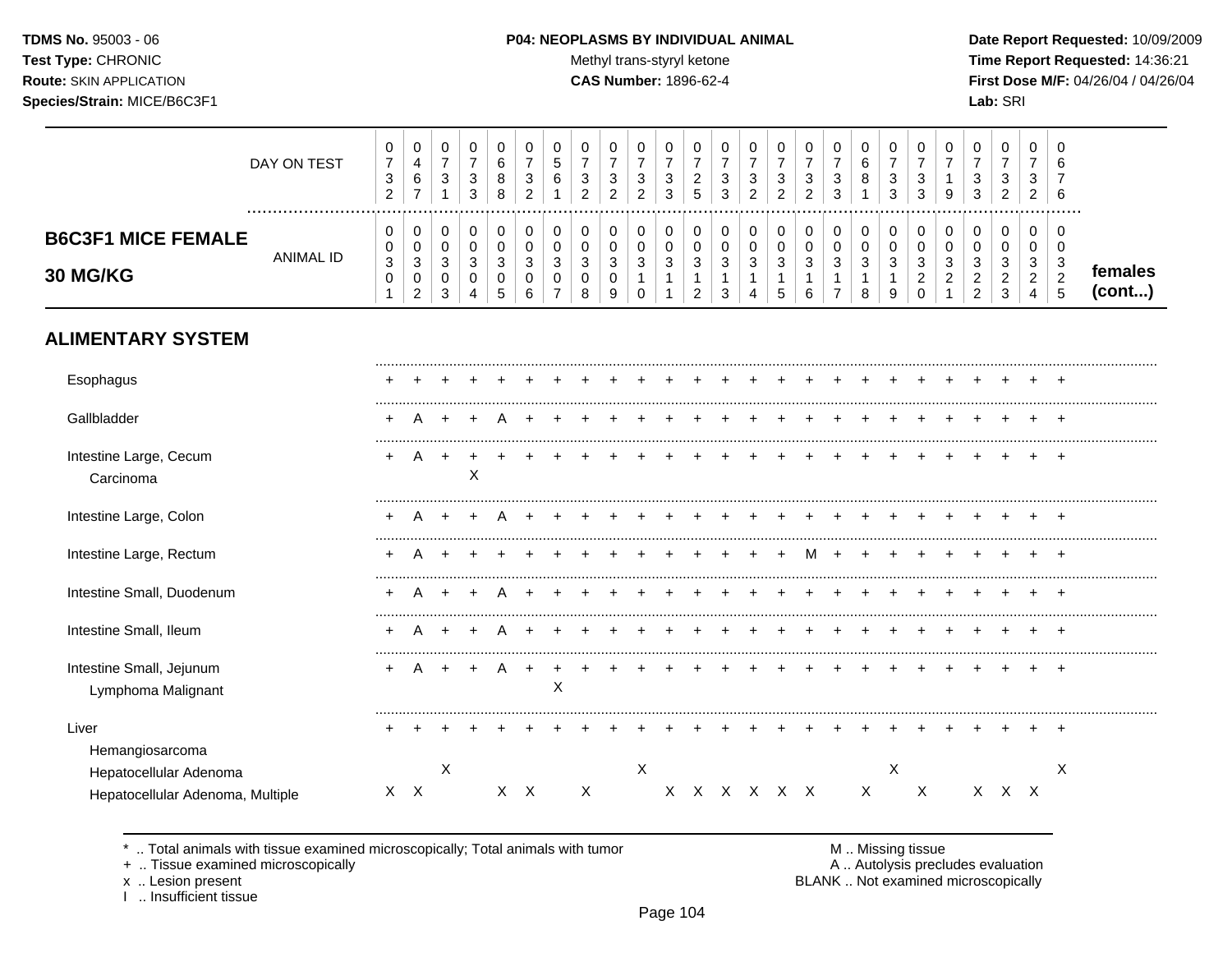**TDMS No.** 95003 - 06
**Test Type:** CHRONIC
**Route:** SKIN APPLICATION
**Species/Strain:** MICE/B6C3F1

**P04: NEOPLASMS BY INDIVIDUAL ANIMAL**
Methyl trans-styryl ketone
**CAS Number:** 1896-62-4

**Date Report Requested:** 10/09/2009
**Time Report Requested:** 14:36:21
**First Dose M/F:** 04/26/04 / 04/26/04
**Lab:** SRI

| B6C3F1 MICE FEMALE 30 MG/KG | | | | | | | | | | | | | | | | | | | | | | | | | | |
|---|---|---|---|---|---|---|---|---|---|---|---|---|---|---|---|---|---|---|---|---|---|---|---|---|---|---|
| DAY ON TEST | 0732 | 0467 | 0731 | 0733 | 0688 | 0732 | 0561 | 0732 | 0732 | 0732 | 0733 | 0725 | 0733 | 0732 | 0732 | 0732 | 0733 | 0681 | 0733 | 0733 | 0719 | 0733 | 0732 | 0732 | 0676 | |
| ANIMAL ID | 0301 | 0302 | 0303 | 0304 | 0305 | 0306 | 0307 | 0308 | 0309 | 0310 | 0311 | 0312 | 0313 | 0314 | 0315 | 0316 | 0317 | 0318 | 0319 | 0320 | 0321 | 0322 | 0323 | 0324 | 0325 | females (cont...) |
| **ALIMENTARY SYSTEM** | | | | | | | | | | | | | | | | | | | | | | | | | | |
| Esophagus | + | + | + | + | + | + | + | + | + | + | + | + | + | + | + | + | + | + | + | + | + | + | + | + | + | |
| Gallbladder | + | A | + | + | A | + | + | + | + | + | + | + | + | + | + | + | + | + | + | + | + | + | + | + | + | |
| Intestine Large, Cecum | + | A | + | + | + | + | + | + | + | + | + | + | + | + | + | + | + | + | + | + | + | + | + | + | + | |
| Carcinoma | | | | X | | | | | | | | | | | | | | | | | | | | | | |
| Intestine Large, Colon | + | A | + | + | A | + | + | + | + | + | + | + | + | + | + | + | + | + | + | + | + | + | + | + | + | |
| Intestine Large, Rectum | + | A | + | + | + | + | + | + | + | + | + | + | + | + | + | M | + | + | + | + | + | + | + | + | + | |
| Intestine Small, Duodenum | + | A | + | + | A | + | + | + | + | + | + | + | + | + | + | + | + | + | + | + | + | + | + | + | + | |
| Intestine Small, Ileum | + | A | + | + | A | + | + | + | + | + | + | + | + | + | + | + | + | + | + | + | + | + | + | + | + | |
| Intestine Small, Jejunum | + | A | + | + | A | + | + | + | + | + | + | + | + | + | + | + | + | + | + | + | + | + | + | + | + | |
| Lymphoma Malignant | | | | | | | X | | | | | | | | | | | | | | | | | | | |
| Liver | + | + | + | + | + | + | + | + | + | + | + | + | + | + | + | + | + | + | + | + | + | + | + | + | + | |
| Hemangiosarcoma | | | | | | | | | | | | | | | | | | | | | | | | | | |
| Hepatocellular Adenoma | | | X | | | | | | | X | | | | | | | | | X | | | | | | X | |
| Hepatocellular Adenoma, Multiple | X | X | | | X | X | | X | | | X | X | X | X | X | X | | X | | X | | X | X | X | | |

\* .. Total animals with tissue examined microscopically; Total animals with tumor
+ .. Tissue examined microscopically
x .. Lesion present
I .. Insufficient tissue

M .. Missing tissue
A .. Autolysis precludes evaluation
BLANK .. Not examined microscopically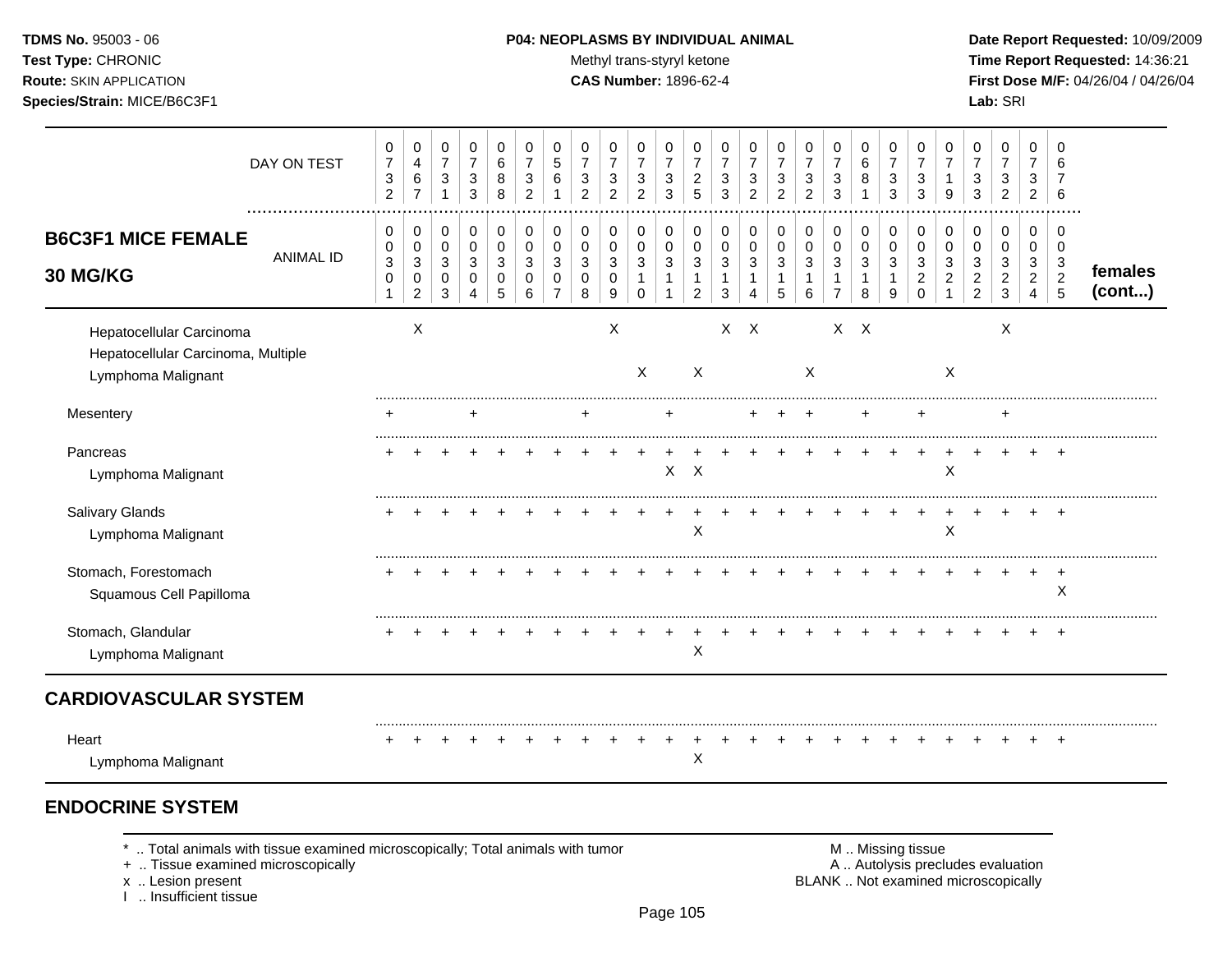**B6C3F1 MICE FEMALE 30 MG/KG**

| | 1 | 2 | 3 | 4 | 5 | 6 | 7 | 8 | 9 | 10 | 11 | 12 | 13 | 14 | 15 | 16 | 17 | 18 | 19 | 20 | 21 | 22 | 23 | 24 | 25 | |
|---|---|---|---|---|---|---|---|---|---|---|---|---|---|---|---|---|---|---|---|---|---|---|---|---|---|---|
| DAY ON TEST | 0732 | 0467 | 0731 | 0733 | 0688 | 0732 | 0561 | 0732 | 0732 | 0732 | 0733 | 0725 | 0733 | 0732 | 0732 | 0732 | 0733 | 0681 | 0733 | 0733 | 0719 | 0733 | 0732 | 0732 | 0676 | |
| ANIMAL ID | 00301 | 00302 | 00303 | 00304 | 00305 | 00306 | 00307 | 00308 | 00309 | 00310 | 00311 | 00312 | 00313 | 00314 | 00315 | 00316 | 00317 | 00318 | 00319 | 00320 | 00321 | 00322 | 00323 | 00324 | 00325 | **females (cont...)** |
| Hepatocellular Carcinoma | | X | | | | | | | X | | | | X | X | | | X | X | | | | | X | | | |
| Hepatocellular Carcinoma, Multiple | | | | | | | | | | | | | | | | | | | | | | | | | | |
| Lymphoma Malignant | | | | | | | | | | X | | X | | | | X | | | | | X | | | | | |
| Mesentery | + | | | + | | | | + | | | + | | | + | + | + | | + | | + | | | + | | | |
| Pancreas | + | + | + | + | + | + | + | + | + | + | + | + | + | + | + | + | + | + | + | + | + | + | + | + | + | |
| Lymphoma Malignant | | | | | | | | | | | X | X | | | | | | | | | X | | | | | |
| Salivary Glands | + | + | + | + | + | + | + | + | + | + | + | + | + | + | + | + | + | + | + | + | + | + | + | + | + | |
| Lymphoma Malignant | | | | | | | | | | | | X | | | | | | | | | X | | | | | |
| Stomach, Forestomach | + | + | + | + | + | + | + | + | + | + | + | + | + | + | + | + | + | + | + | + | + | + | + | + | + | |
| Squamous Cell Papilloma | | | | | | | | | | | | | | | | | | | | | | | | | X | |
| Stomach, Glandular | + | + | + | + | + | + | + | + | + | + | + | + | + | + | + | + | + | + | + | + | + | + | + | + | + | |
| Lymphoma Malignant | | | | | | | | | | | | X | | | | | | | | | | | | | | |
| **CARDIOVASCULAR SYSTEM** | | | | | | | | | | | | | | | | | | | | | | | | | | |
| Heart | + | + | + | + | + | + | + | + | + | + | + | + | + | + | + | + | + | + | + | + | + | + | + | + | + | |
| Lymphoma Malignant | | | | | | | | | | | | X | | | | | | | | | | | | | | |

## ENDOCRINE SYSTEM

* .. Total animals with tissue examined microscopically; Total animals with tumor
+ .. Tissue examined microscopically
x .. Lesion present
I .. Insufficient tissue

M .. Missing tissue
A .. Autolysis precludes evaluation
BLANK .. Not examined microscopically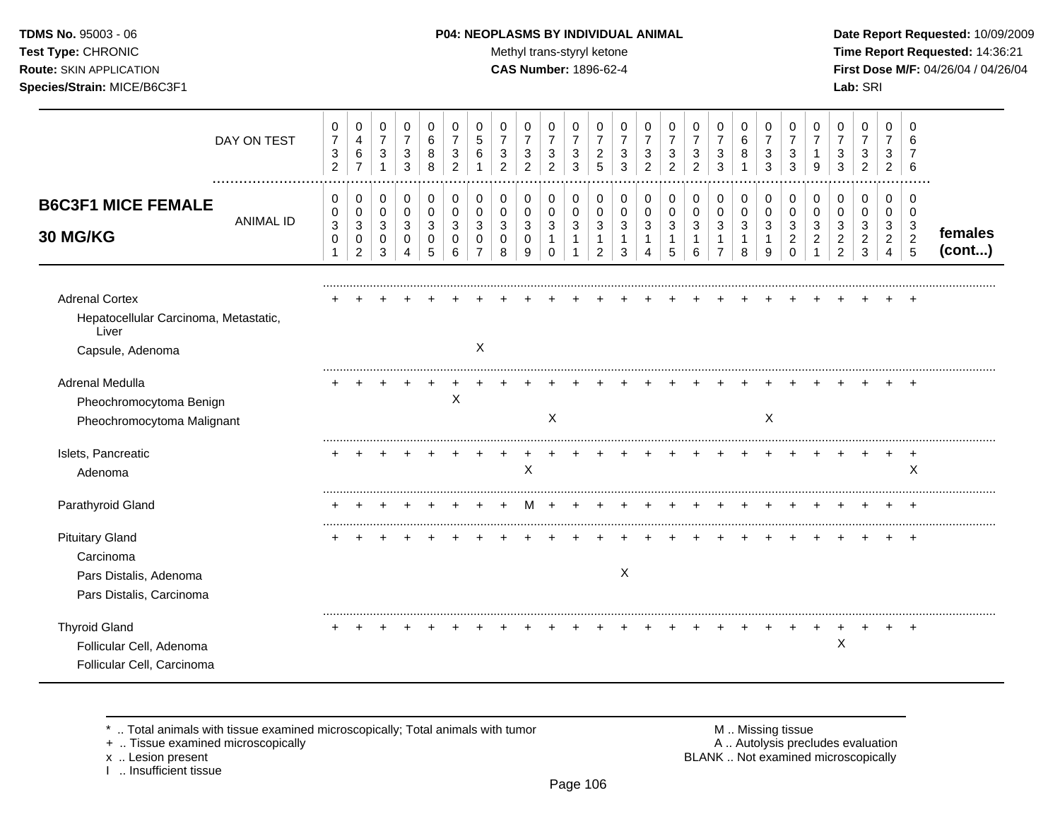**TDMS No.** 95003 - 06
**Test Type:** CHRONIC
**Route:** SKIN APPLICATION
**Species/Strain:** MICE/B6C3F1

**P04: NEOPLASMS BY INDIVIDUAL ANIMAL**
Methyl trans-styryl ketone
**CAS Number:** 1896-62-4

**Date Report Requested:** 10/09/2009
**Time Report Requested:** 14:36:21
**First Dose M/F:** 04/26/04 / 04/26/04
**Lab:** SRI

## B6C3F1 MICE FEMALE 30 MG/KG

| DAY ON TEST | 0732 | 0467 | 0731 | 0733 | 0688 | 0732 | 0561 | 0732 | 0732 | 0732 | 0733 | 0725 | 0733 | 0732 | 0732 | 0732 | 0733 | 0681 | 0733 | 0733 | 0719 | 0733 | 0732 | 0732 | 0676 | |
|---|---|---|---|---|---|---|---|---|---|---|---|---|---|---|---|---|---|---|---|---|---|---|---|---|---|---|
| **ANIMAL ID** | 00301 | 00302 | 00303 | 00304 | 00305 | 00306 | 00307 | 00308 | 00309 | 00310 | 00311 | 00312 | 00313 | 00314 | 00315 | 00316 | 00317 | 00318 | 00319 | 00320 | 00321 | 00322 | 00323 | 00324 | 00325 | **females (cont...)** |
| Adrenal Cortex | + | + | + | + | + | + | + | + | + | + | + | + | + | + | + | + | + | + | + | + | + | + | + | + | + | |
| Hepatocellular Carcinoma, Metastatic, Liver | | | | | | | | | | | | | | | | | | | | | | | | | | |
| Capsule, Adenoma | | | | | | | X | | | | | | | | | | | | | | | | | | | |
| Adrenal Medulla | + | + | + | + | + | + | + | + | + | + | + | + | + | + | + | + | + | + | + | + | + | + | + | + | + | |
| Pheochromocytoma Benign | | | | | | X | | | | | | | | | | | | | | | | | | | | |
| Pheochromocytoma Malignant | | | | | | | | | | X | | | | | | | | | X | | | | | | | |
| Islets, Pancreatic | + | + | + | + | + | + | + | + | + | + | + | + | + | + | + | + | + | + | + | + | + | + | + | + | + | |
| Adenoma | | | | | | | | | X | | | | | | | | | | | | | | | | X | |
| Parathyroid Gland | + | + | + | + | + | + | + | + | M | + | + | + | + | + | + | + | + | + | + | + | + | + | + | + | + | |
| Pituitary Gland | + | + | + | + | + | + | + | + | + | + | + | + | + | + | + | + | + | + | + | + | + | + | + | + | + | |
| Carcinoma | | | | | | | | | | | | | | | | | | | | | | | | | | |
| Pars Distalis, Adenoma | | | | | | | | | | | | | X | | | | | | | | | | | | | |
| Pars Distalis, Carcinoma | | | | | | | | | | | | | | | | | | | | | | | | | | |
| Thyroid Gland | + | + | + | + | + | + | + | + | + | + | + | + | + | + | + | + | + | + | + | + | + | + | + | + | + | |
| Follicular Cell, Adenoma | | | | | | | | | | | | | | | | | | | | | | X | | | | |
| Follicular Cell, Carcinoma | | | | | | | | | | | | | | | | | | | | | | | | | | |

\* .. Total animals with tissue examined microscopically; Total animals with tumor
\+ .. Tissue examined microscopically
x .. Lesion present
I .. Insufficient tissue

M .. Missing tissue
A .. Autolysis precludes evaluation
BLANK .. Not examined microscopically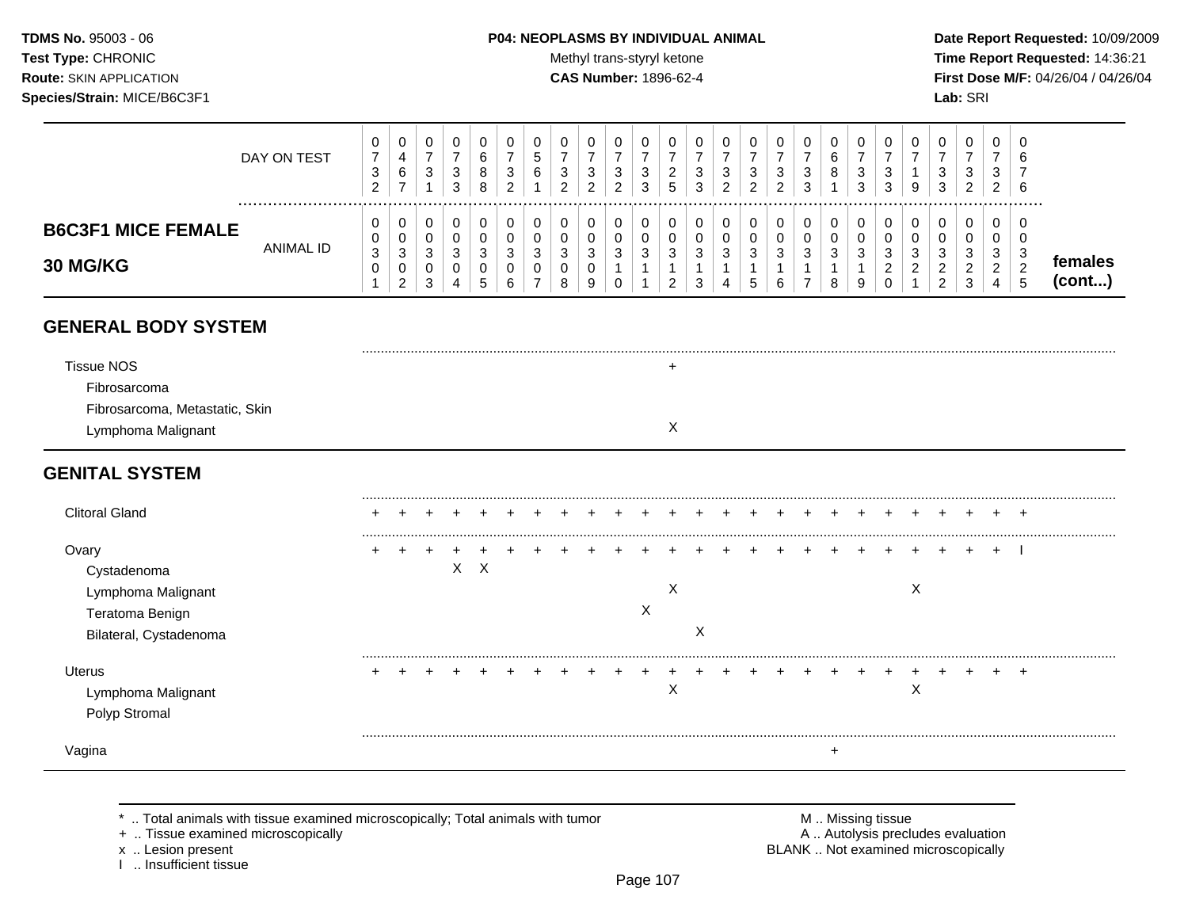**TDMS No.** 95003 - 06
**Test Type:** CHRONIC
**Route:** SKIN APPLICATION
**Species/Strain:** MICE/B6C3F1

**P04: NEOPLASMS BY INDIVIDUAL ANIMAL**
Methyl trans-styryl ketone
**CAS Number:** 1896-62-4

**Date Report Requested:** 10/09/2009
**Time Report Requested:** 14:36:21
**First Dose M/F:** 04/26/04 / 04/26/04
**Lab:** SRI

## B6C3F1 MICE FEMALE 30 MG/KG — females (cont...)

| | 00301 | 00302 | 00303 | 00304 | 00305 | 00306 | 00307 | 00308 | 00309 | 00310 | 00311 | 00312 | 00313 | 00314 | 00315 | 00316 | 00317 | 00318 | 00319 | 00320 | 00321 | 00322 | 00323 | 00324 | 00325 |
|---|---|---|---|---|---|---|---|---|---|---|---|---|---|---|---|---|---|---|---|---|---|---|---|---|---|
| DAY ON TEST | 0732 | 0467 | 0731 | 0733 | 0688 | 0732 | 0561 | 0732 | 0732 | 0732 | 0733 | 0725 | 0733 | 0732 | 0732 | 0732 | 0733 | 0681 | 0733 | 0733 | 0719 | 0733 | 0732 | 0732 | 0676 |
| **GENERAL BODY SYSTEM** | | | | | | | | | | | | | | | | | | | | | | | | | |
| Tissue NOS | | | | | | | | | | | | + | | | | | | | | | | | | | |
| Fibrosarcoma | | | | | | | | | | | | | | | | | | | | | | | | | |
| Fibrosarcoma, Metastatic, Skin | | | | | | | | | | | | | | | | | | | | | | | | | |
| Lymphoma Malignant | | | | | | | | | | | | X | | | | | | | | | | | | | |
| **GENITAL SYSTEM** | | | | | | | | | | | | | | | | | | | | | | | | | |
| Clitoral Gland | + | + | + | + | + | + | + | + | + | + | + | + | + | + | + | + | + | + | + | + | + | + | + | + | + |
| Ovary | + | + | + | + | + | + | + | + | + | + | + | + | + | + | + | + | + | + | + | + | + | + | + | + | I |
| Cystadenoma | | | | X | X | | | | | | | | | | | | | | | | | | | | |
| Lymphoma Malignant | | | | | | | | | | | | X | | | | | | | | | X | | | | |
| Teratoma Benign | | | | | | | | | | | X | | | | | | | | | | | | | | |
| Bilateral, Cystadenoma | | | | | | | | | | | | | X | | | | | | | | | | | | |
| Uterus | + | + | + | + | + | + | + | + | + | + | + | + | + | + | + | + | + | + | + | + | + | + | + | + | + |
| Lymphoma Malignant | | | | | | | | | | | | X | | | | | | | | | X | | | | |
| Polyp Stromal | | | | | | | | | | | | | | | | | | | | | | | | | |
| Vagina | | | | | | | | | | | | | | | | | | + | | | | | | | |

\* .. Total animals with tissue examined microscopically; Total animals with tumor
\+ .. Tissue examined microscopically
x .. Lesion present
I .. Insufficient tissue

M .. Missing tissue
A .. Autolysis precludes evaluation
BLANK .. Not examined microscopically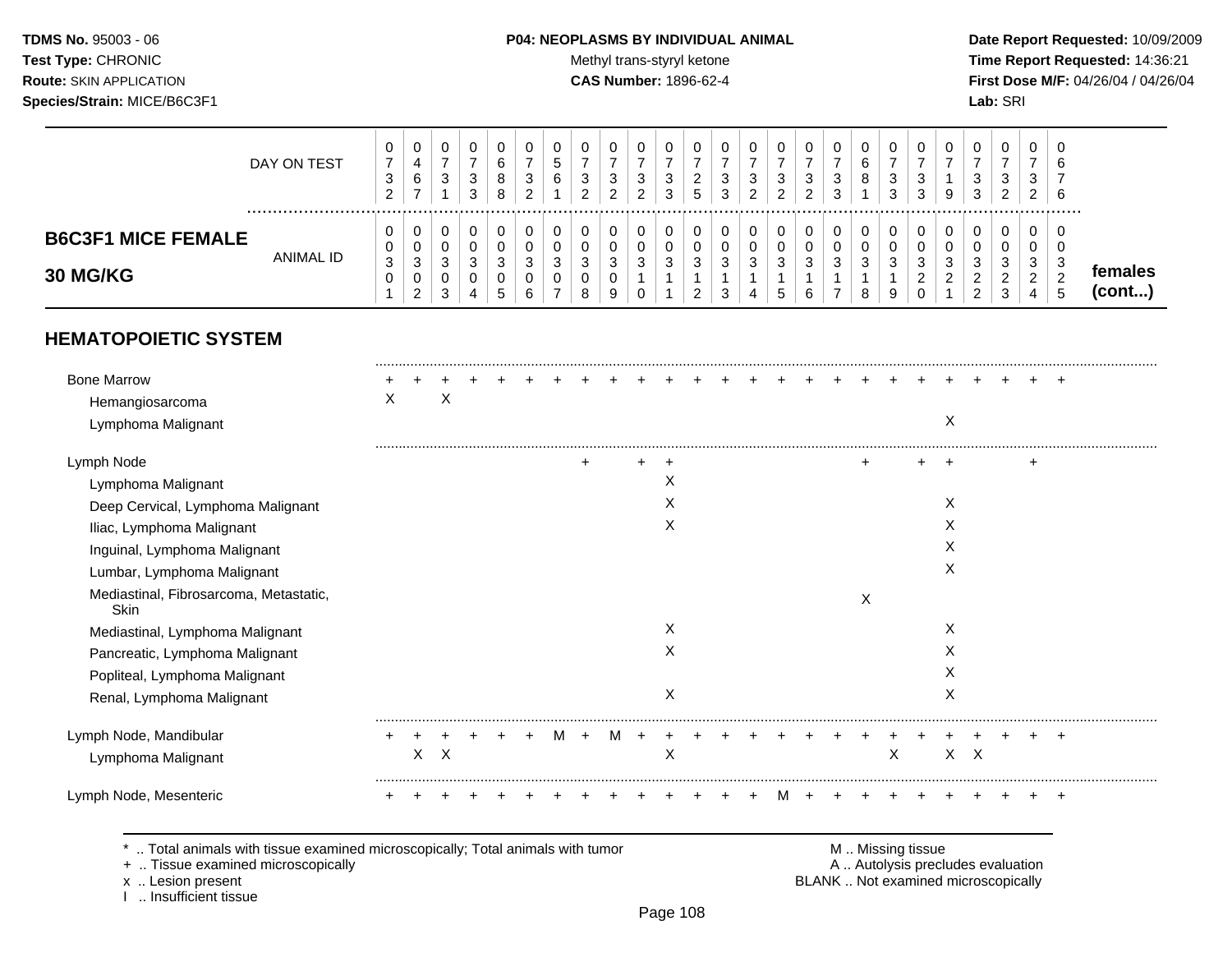**TDMS No.** 95003 - 06
**Test Type:** CHRONIC
**Route:** SKIN APPLICATION
**Species/Strain:** MICE/B6C3F1

**P04: NEOPLASMS BY INDIVIDUAL ANIMAL**
Methyl trans-styryl ketone
**CAS Number:** 1896-62-4

**Date Report Requested:** 10/09/2009
**Time Report Requested:** 14:36:21
**First Dose M/F:** 04/26/04 / 04/26/04
**Lab:** SRI

## B6C3F1 MICE FEMALE 30 MG/KG — females (cont...)

| | | | | | | | | | | | | | | | | | | | | | | | | | |
|---|---|---|---|---|---|---|---|---|---|---|---|---|---|---|---|---|---|---|---|---|---|---|---|---|---|
| DAY ON TEST | 0732 | 0467 | 0731 | 0733 | 0688 | 0732 | 0561 | 0732 | 0732 | 0732 | 0733 | 0725 | 0733 | 0732 | 0732 | 0732 | 0733 | 0681 | 0733 | 0733 | 0719 | 0733 | 0732 | 0732 | 0676 |
| ANIMAL ID | 0030 1 | 0030 2 | 0030 3 | 0030 4 | 0030 5 | 0030 6 | 0030 7 | 0030 8 | 0030 9 | 0031 0 | 0031 1 | 0031 2 | 0031 3 | 0031 4 | 0031 5 | 0031 6 | 0031 7 | 0031 8 | 0031 9 | 0032 0 | 0032 1 | 0032 2 | 0032 3 | 0032 4 | 0032 5 |
| **HEMATOPOIETIC SYSTEM** | | | | | | | | | | | | | | | | | | | | | | | | | |
| Bone Marrow | + | + | + | + | + | + | + | + | + | + | + | + | + | + | + | + | + | + | + | + | + | + | + | + | + |
| Hemangiosarcoma | X | | X | | | | | | | | | | | | | | | | | | | | | | |
| Lymphoma Malignant | | | | | | | | | | | | | | | | | | | | | X | | | | |
| Lymph Node | | | | | | | | + | | + | + | | | | | | | + | | + | + | | | + | |
| Lymphoma Malignant | | | | | | | | | | | X | | | | | | | | | | | | | | |
| Deep Cervical, Lymphoma Malignant | | | | | | | | | | | X | | | | | | | | | | X | | | | |
| Iliac, Lymphoma Malignant | | | | | | | | | | | X | | | | | | | | | | X | | | | |
| Inguinal, Lymphoma Malignant | | | | | | | | | | | | | | | | | | | | | X | | | | |
| Lumbar, Lymphoma Malignant | | | | | | | | | | | | | | | | | | | | | X | | | | |
| Mediastinal, Fibrosarcoma, Metastatic, Skin | | | | | | | | | | | | | | | | | | X | | | | | | | |
| Mediastinal, Lymphoma Malignant | | | | | | | | | | | X | | | | | | | | | | X | | | | |
| Pancreatic, Lymphoma Malignant | | | | | | | | | | | X | | | | | | | | | | X | | | | |
| Popliteal, Lymphoma Malignant | | | | | | | | | | | | | | | | | | | | | X | | | | |
| Renal, Lymphoma Malignant | | | | | | | | | | | X | | | | | | | | | | X | | | | |
| Lymph Node, Mandibular | + | + | + | + | + | + | M | + | M | + | + | + | + | + | + | + | + | + | + | + | + | + | + | + | + |
| Lymphoma Malignant | | X | X | | | | | | | | X | | | | | | | | X | | X | X | | | |
| Lymph Node, Mesenteric | + | + | + | + | + | + | + | + | + | + | + | + | + | + | M | + | + | + | + | + | + | + | + | + | + |

\* .. Total animals with tissue examined microscopically; Total animals with tumor
+ .. Tissue examined microscopically
x .. Lesion present
I .. Insufficient tissue

M .. Missing tissue
A .. Autolysis precludes evaluation
BLANK .. Not examined microscopically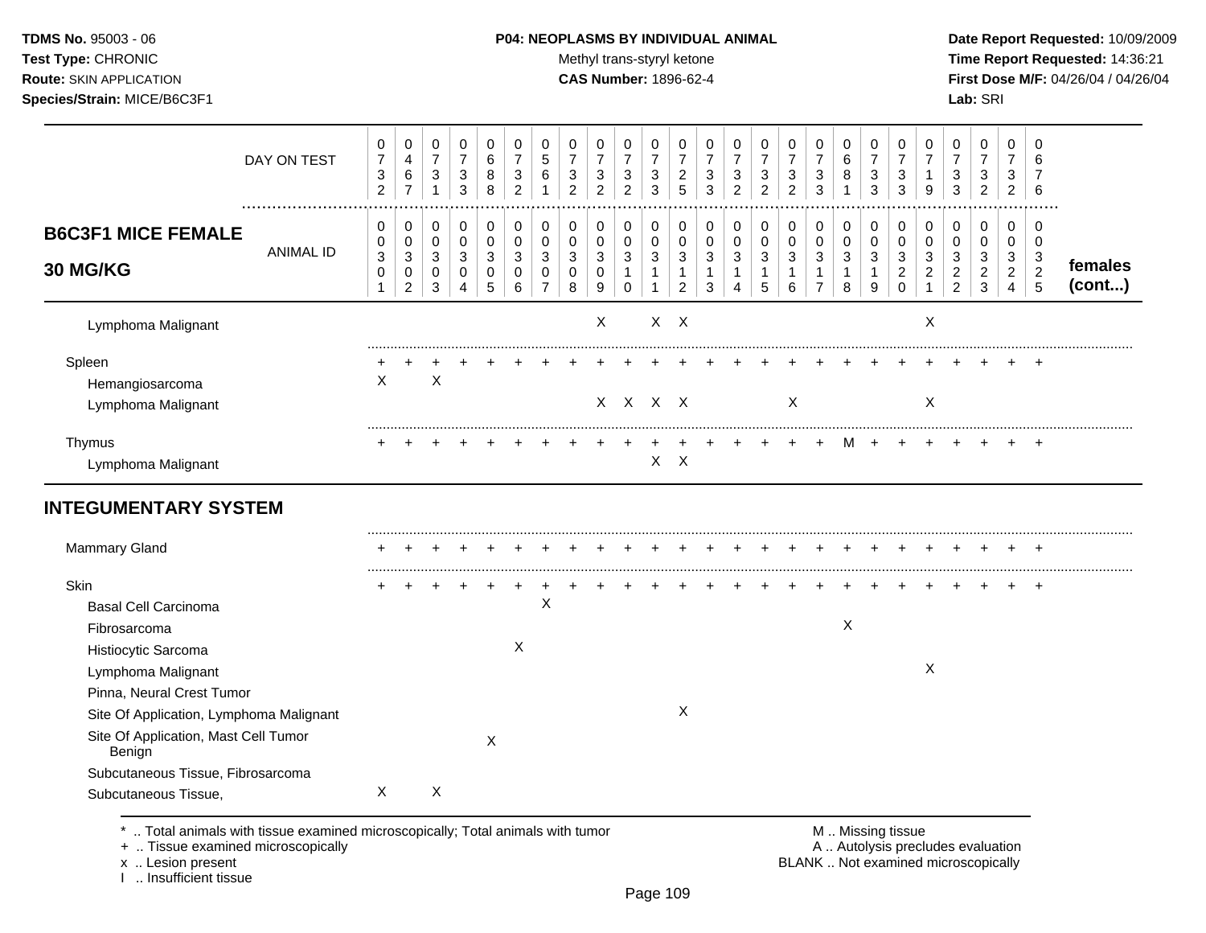**TDMS No.** 95003 - 06
**Test Type:** CHRONIC
**Route:** SKIN APPLICATION
**Species/Strain:** MICE/B6C3F1

**P04: NEOPLASMS BY INDIVIDUAL ANIMAL**
Methyl trans-styryl ketone
**CAS Number:** 1896-62-4

**Date Report Requested:** 10/09/2009
**Time Report Requested:** 14:36:21
**First Dose M/F:** 04/26/04 / 04/26/04
**Lab:** SRI

| **B6C3F1 MICE FEMALE 30 MG/KG** | | | | | | | | | | | | | | | | | | | | | | | | | | |
|---|---|---|---|---|---|---|---|---|---|---|---|---|---|---|---|---|---|---|---|---|---|---|---|---|---|---|
| DAY ON TEST | 0732 | 0467 | 0731 | 0733 | 0688 | 0732 | 0561 | 0732 | 0732 | 0732 | 0733 | 0725 | 0733 | 0732 | 0732 | 0732 | 0733 | 0681 | 0733 | 0733 | 0719 | 0733 | 0732 | 0732 | 0676 | |
| ANIMAL ID | 0301 | 0302 | 0303 | 0304 | 0305 | 0306 | 0307 | 0308 | 0309 | 0310 | 0311 | 0312 | 0313 | 0314 | 0315 | 0316 | 0317 | 0318 | 0319 | 0320 | 0321 | 0322 | 0323 | 0324 | 0325 | **females (cont...)** |
| Lymphoma Malignant | | | | | | | | | X | | X | X | | | | | | | | | X | | | | | |
| Spleen | + | + | + | + | + | + | + | + | + | + | + | + | + | + | + | + | + | + | + | + | + | + | + | + | + | |
| Hemangiosarcoma | X | | X | | | | | | | | | | | | | | | | | | | | | | | |
| Lymphoma Malignant | | | | | | | | | X | X | X | X | | | | X | | | | | X | | | | | |
| Thymus | + | + | + | + | + | + | + | + | + | + | + | + | + | + | + | + | + | M | + | + | + | + | + | + | + | |
| Lymphoma Malignant | | | | | | | | | | | X | X | | | | | | | | | | | | | | |
| **INTEGUMENTARY SYSTEM** | | | | | | | | | | | | | | | | | | | | | | | | | | |
| Mammary Gland | + | + | + | + | + | + | + | + | + | + | + | + | + | + | + | + | + | + | + | + | + | + | + | + | + | |
| Skin | + | + | + | + | + | + | + | + | + | + | + | + | + | + | + | + | + | + | + | + | + | + | + | + | + | |
| Basal Cell Carcinoma | | | | | | | X | | | | | | | | | | | | | | | | | | | |
| Fibrosarcoma | | | | | | | | | | | | | | | | | | X | | | | | | | | |
| Histiocytic Sarcoma | | | | | | X | | | | | | | | | | | | | | | | | | | | |
| Lymphoma Malignant | | | | | | | | | | | | | | | | | | | | | X | | | | | |
| Pinna, Neural Crest Tumor | | | | | | | | | | | | | | | | | | | | | | | | | | |
| Site Of Application, Lymphoma Malignant | | | | | | | | | | | | X | | | | | | | | | | | | | | |
| Site Of Application, Mast Cell Tumor Benign | | | | | X | | | | | | | | | | | | | | | | | | | | | |
| Subcutaneous Tissue, Fibrosarcoma | | | | | | | | | | | | | | | | | | | | | | | | | | |
| Subcutaneous Tissue, | X | | X | | | | | | | | | | | | | | | | | | | | | | | |

\* .. Total animals with tissue examined microscopically; Total animals with tumor
\+ .. Tissue examined microscopically
x .. Lesion present
I .. Insufficient tissue

M .. Missing tissue
A .. Autolysis precludes evaluation
BLANK .. Not examined microscopically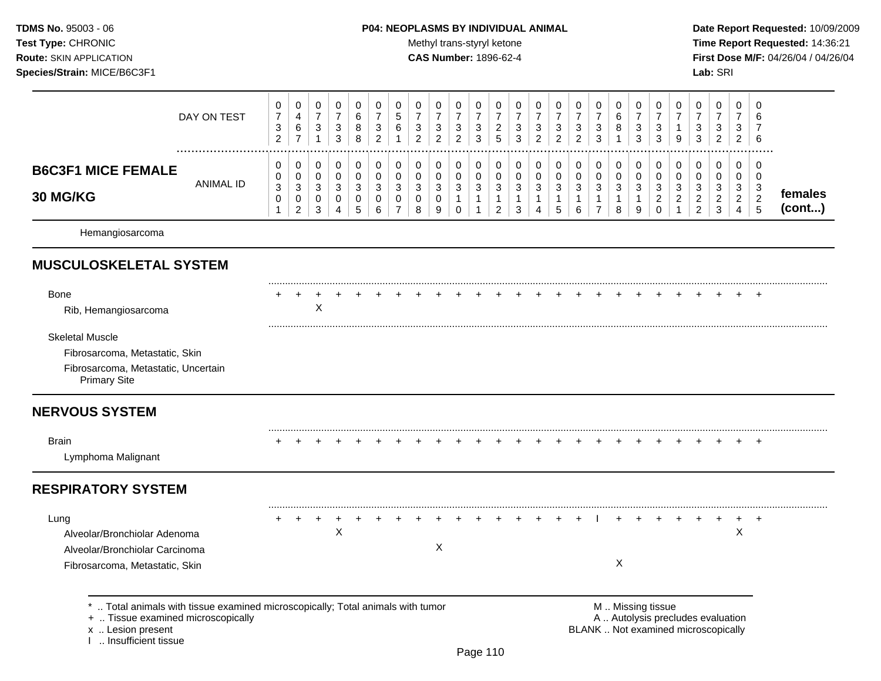**TDMS No.** 95003 - 06
**Test Type:** CHRONIC
**Route:** SKIN APPLICATION
**Species/Strain:** MICE/B6C3F1

**P04: NEOPLASMS BY INDIVIDUAL ANIMAL**
Methyl trans-styryl ketone
**CAS Number:** 1896-62-4

**Date Report Requested:** 10/09/2009
**Time Report Requested:** 14:36:21
**First Dose M/F:** 04/26/04 / 04/26/04
**Lab:** SRI

## B6C3F1 MICE FEMALE 30 MG/KG

| | | | | | | | | | | | | | | | | | | | | | | | | | | |
|---|---|---|---|---|---|---|---|---|---|---|---|---|---|---|---|---|---|---|---|---|---|---|---|---|---|---|
| DAY ON TEST | 0732 | 0467 | 0731 | 0733 | 0688 | 0732 | 0561 | 0732 | 0732 | 0732 | 0733 | 0725 | 0733 | 0732 | 0732 | 0732 | 0733 | 0681 | 0733 | 0733 | 0719 | 0733 | 0732 | 0732 | 0676 | |
| ANIMAL ID | 0030 1 | 0030 2 | 0030 3 | 0030 4 | 0030 5 | 0030 6 | 0030 7 | 0030 8 | 0030 9 | 0031 0 | 0031 1 | 0031 2 | 0031 3 | 0031 4 | 0031 5 | 0031 6 | 0031 7 | 0031 8 | 0031 9 | 0032 0 | 0032 1 | 0032 2 | 0032 3 | 0032 4 | 0032 5 | **females (cont...)** |
| Hemangiosarcoma | | | | | | | | | | | | | | | | | | | | | | | | | | |
| **MUSCULOSKELETAL SYSTEM** | | | | | | | | | | | | | | | | | | | | | | | | | | |
| Bone | + | + | + | + | + | + | + | + | + | + | + | + | + | + | + | + | + | + | + | + | + | + | + | + | + | |
| Rib, Hemangiosarcoma | | | X | | | | | | | | | | | | | | | | | | | | | | | |
| Skeletal Muscle | | | | | | | | | | | | | | | | | | | | | | | | | | |
| Fibrosarcoma, Metastatic, Skin | | | | | | | | | | | | | | | | | | | | | | | | | | |
| Fibrosarcoma, Metastatic, Uncertain Primary Site | | | | | | | | | | | | | | | | | | | | | | | | | | |
| **NERVOUS SYSTEM** | | | | | | | | | | | | | | | | | | | | | | | | | | |
| Brain | + | + | + | + | + | + | + | + | + | + | + | + | + | + | + | + | + | + | + | + | + | + | + | + | + | |
| Lymphoma Malignant | | | | | | | | | | | | | | | | | | | | | | | | | | |
| **RESPIRATORY SYSTEM** | | | | | | | | | | | | | | | | | | | | | | | | | | |
| Lung | + | + | + | + | + | + | + | + | + | + | + | + | + | + | + | + | I | + | + | + | + | + | + | + | + | |
| Alveolar/Bronchiolar Adenoma | | | | X | | | | | | | | | | | | | | | | | | | | X | | |
| Alveolar/Bronchiolar Carcinoma | | | | | | | | | X | | | | | | | | | | | | | | | | | |
| Fibrosarcoma, Metastatic, Skin | | | | | | | | | | | | | | | | | | X | | | | | | | | |

\* .. Total animals with tissue examined microscopically; Total animals with tumor
\+ .. Tissue examined microscopically
x .. Lesion present
I .. Insufficient tissue

M .. Missing tissue
A .. Autolysis precludes evaluation
BLANK .. Not examined microscopically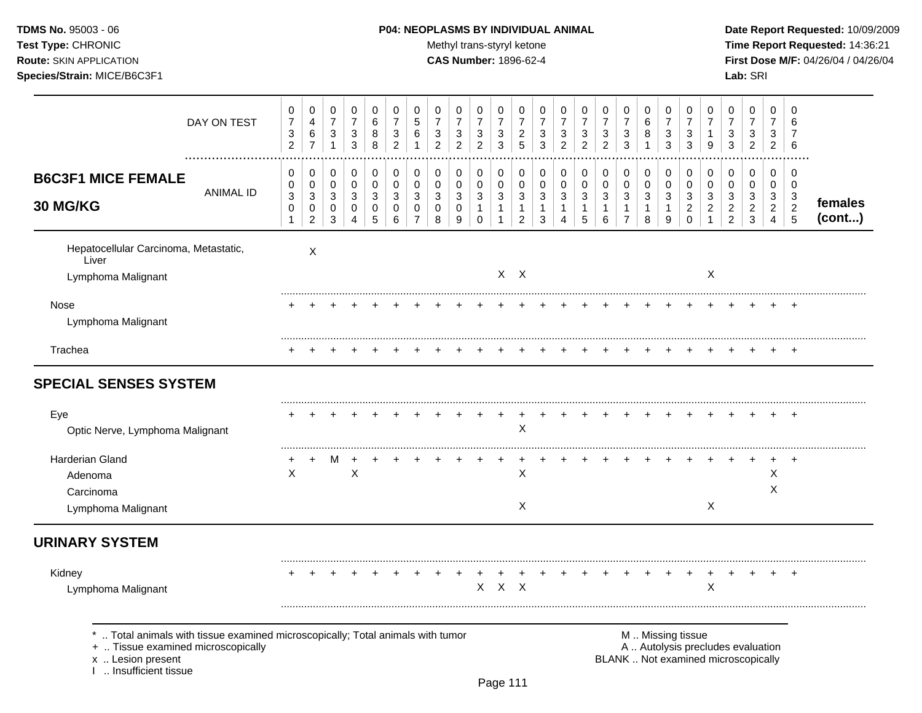**TDMS No.** 95003 - 06
**Test Type:** CHRONIC
**Route:** SKIN APPLICATION
**Species/Strain:** MICE/B6C3F1

**P04: NEOPLASMS BY INDIVIDUAL ANIMAL**
Methyl trans-styryl ketone
**CAS Number:** 1896-62-4

**Date Report Requested:** 10/09/2009
**Time Report Requested:** 14:36:21
**First Dose M/F:** 04/26/04 / 04/26/04
**Lab:** SRI

## B6C3F1 MICE FEMALE 30 MG/KG — females (cont...)

| DAY ON TEST | 732 | 467 | 731 | 733 | 688 | 732 | 561 | 732 | 732 | 732 | 733 | 725 | 733 | 732 | 732 | 732 | 733 | 681 | 733 | 733 | 719 | 733 | 732 | 732 | 676 |
|---|---|---|---|---|---|---|---|---|---|---|---|---|---|---|---|---|---|---|---|---|---|---|---|---|---|
| **ANIMAL ID** | 00301 | 00302 | 00303 | 00304 | 00305 | 00306 | 00307 | 00308 | 00309 | 00310 | 00311 | 00312 | 00313 | 00314 | 00315 | 00316 | 00317 | 00318 | 00319 | 00320 | 00321 | 00322 | 00323 | 00324 | 00325 |
| Hepatocellular Carcinoma, Metastatic, Liver | | X | | | | | | | | | | | | | | | | | | | | | | | |
| Lymphoma Malignant | | | | | | | | | | | X | X | | | | | | | | | X | | | | |
| Nose | + | + | + | + | + | + | + | + | + | + | + | + | + | + | + | + | + | + | + | + | + | + | + | + | + |
| Lymphoma Malignant | | | | | | | | | | | | | | | | | | | | | | | | | |
| Trachea | + | + | + | + | + | + | + | + | + | + | + | + | + | + | + | + | + | + | + | + | + | + | + | + | + |
| **SPECIAL SENSES SYSTEM** | | | | | | | | | | | | | | | | | | | | | | | | | |
| Eye | + | + | + | + | + | + | + | + | + | + | + | + | + | + | + | + | + | + | + | + | + | + | + | + | + |
| Optic Nerve, Lymphoma Malignant | | | | | | | | | | | | X | | | | | | | | | | | | | |
| Harderian Gland | + | + | M | + | + | + | + | + | + | + | + | + | + | + | + | + | + | + | + | + | + | + | + | + | + |
| Adenoma | X | | | X | | | | | | | | X | | | | | | | | | | | | X | |
| Carcinoma | | | | | | | | | | | | | | | | | | | | | | | | X | |
| Lymphoma Malignant | | | | | | | | | | | | X | | | | | | | | | X | | | | |
| **URINARY SYSTEM** | | | | | | | | | | | | | | | | | | | | | | | | | |
| Kidney | + | + | + | + | + | + | + | + | + | + | + | + | + | + | + | + | + | + | + | + | + | + | + | + | + |
| Lymphoma Malignant | | | | | | | | | | X | X | X | | | | | | | | | X | | | | |

\* .. Total animals with tissue examined microscopically; Total animals with tumor
\+ .. Tissue examined microscopically
x .. Lesion present
I .. Insufficient tissue

M .. Missing tissue
A .. Autolysis precludes evaluation
BLANK .. Not examined microscopically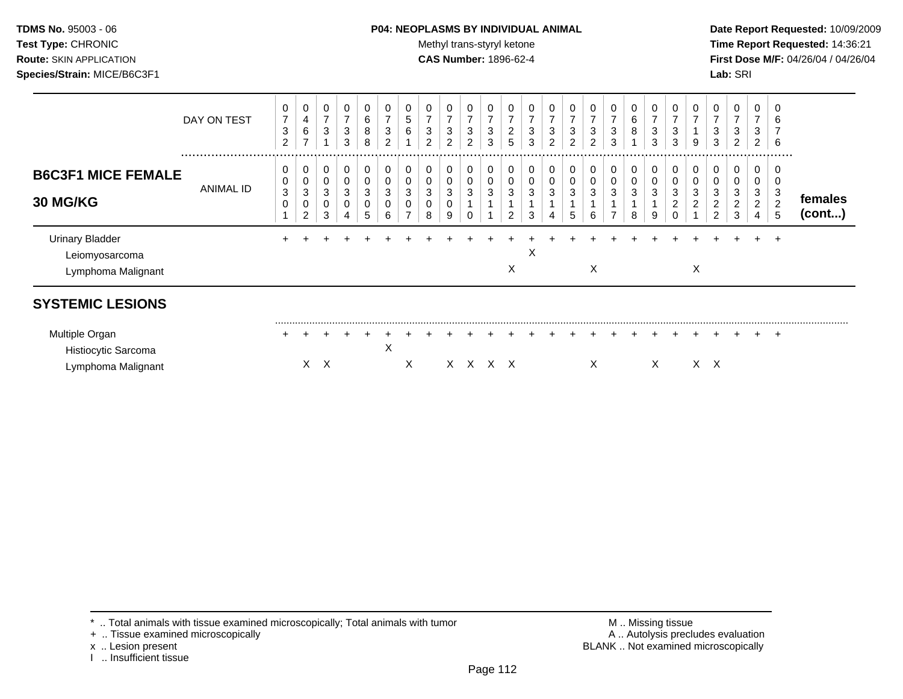**TDMS No.** 95003 - 06
**Test Type:** CHRONIC
**Route:** SKIN APPLICATION
**Species/Strain:** MICE/B6C3F1

**P04: NEOPLASMS BY INDIVIDUAL ANIMAL**
Methyl trans-styryl ketone
**CAS Number:** 1896-62-4

**Date Report Requested:** 10/09/2009
**Time Report Requested:** 14:36:21
**First Dose M/F:** 04/26/04 / 04/26/04
**Lab:** SRI

## B6C3F1 MICE FEMALE 30 MG/KG — females (cont...)

| | 1 | 2 | 3 | 4 | 5 | 6 | 7 | 8 | 9 | 10 | 11 | 12 | 13 | 14 | 15 | 16 | 17 | 18 | 19 | 20 | 21 | 22 | 23 | 24 | 25 |
|---|---|---|---|---|---|---|---|---|---|---|---|---|---|---|---|---|---|---|---|---|---|---|---|---|---|
| DAY ON TEST | 0732 | 0467 | 0731 | 0733 | 0688 | 0732 | 0561 | 0732 | 0732 | 0732 | 0733 | 0725 | 0733 | 0732 | 0732 | 0732 | 0733 | 0681 | 0733 | 0733 | 0719 | 0733 | 0732 | 0732 | 0676 |
| ANIMAL ID | 0301 | 0302 | 0303 | 0304 | 0305 | 0306 | 0307 | 0308 | 0309 | 0310 | 0311 | 0312 | 0313 | 0314 | 0315 | 0316 | 0317 | 0318 | 0319 | 0320 | 0321 | 0322 | 0323 | 0324 | 0325 |
| Urinary Bladder | + | + | + | + | + | + | + | + | + | + | + | + | + | + | + | + | + | + | + | + | + | + | + | + | + |
| Leiomyosarcoma | | | | | | | | | | | | | X | | | | | | | | | | | | |
| Lymphoma Malignant | | | | | | | | | | | | X | | | | X | | | | | X | | | | |

## SYSTEMIC LESIONS

| | 1 | 2 | 3 | 4 | 5 | 6 | 7 | 8 | 9 | 10 | 11 | 12 | 13 | 14 | 15 | 16 | 17 | 18 | 19 | 20 | 21 | 22 | 23 | 24 | 25 |
|---|---|---|---|---|---|---|---|---|---|---|---|---|---|---|---|---|---|---|---|---|---|---|---|---|---|
| Multiple Organ | + | + | + | + | + | + | + | + | + | + | + | + | + | + | + | + | + | + | + | + | + | + | + | + | + |
| Histiocytic Sarcoma | | | | | | X | | | | | | | | | | | | | | | | | | | |
| Lymphoma Malignant | | X | X | | | | X | | X | X | X | X | | | | X | | | X | | X | X | | | |

\* .. Total animals with tissue examined microscopically; Total animals with tumor
\+ .. Tissue examined microscopically
x .. Lesion present
I .. Insufficient tissue

M .. Missing tissue
A .. Autolysis precludes evaluation
BLANK .. Not examined microscopically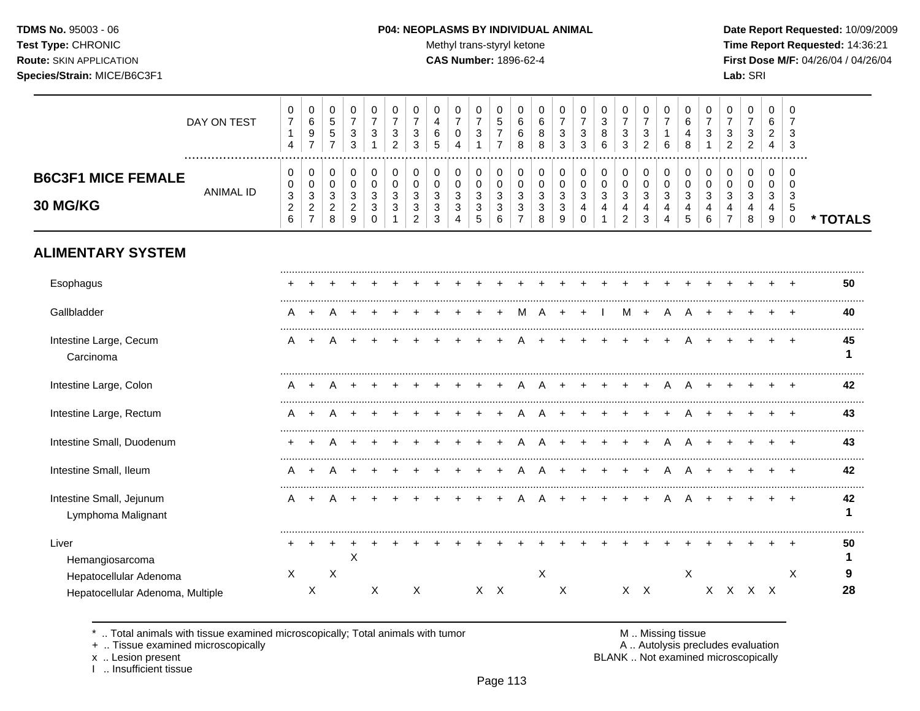**TDMS No.** 95003 - 06
**Test Type:** CHRONIC
**Route:** SKIN APPLICATION
**Species/Strain:** MICE/B6C3F1

**P04: NEOPLASMS BY INDIVIDUAL ANIMAL**
Methyl trans-styryl ketone
**CAS Number:** 1896-62-4

**Date Report Requested:** 10/09/2009
**Time Report Requested:** 14:36:21
**First Dose M/F:** 04/26/04 / 04/26/04
**Lab:** SRI

## B6C3F1 MICE FEMALE 30 MG/KG

| | 1 | 2 | 3 | 4 | 5 | 6 | 7 | 8 | 9 | 10 | 11 | 12 | 13 | 14 | 15 | 16 | 17 | 18 | 19 | 20 | 21 | 22 | 23 | 24 | 25 | |
|---|---|---|---|---|---|---|---|---|---|---|---|---|---|---|---|---|---|---|---|---|---|---|---|---|---|---|
| DAY ON TEST | 0714 | 0697 | 0557 | 0733 | 0731 | 0732 | 0733 | 0465 | 0704 | 0731 | 0577 | 0668 | 0688 | 0733 | 0733 | 0386 | 0733 | 0732 | 0716 | 0648 | 0731 | 0732 | 0732 | 0624 | 0733 | |
| ANIMAL ID | 0326 | 0327 | 0328 | 0329 | 0330 | 0331 | 0332 | 0333 | 0334 | 0335 | 0336 | 0337 | 0338 | 0339 | 0340 | 0341 | 0342 | 0343 | 0344 | 0345 | 0346 | 0347 | 0348 | 0349 | 0350 | * TOTALS |
| **ALIMENTARY SYSTEM** | | | | | | | | | | | | | | | | | | | | | | | | | | |
| Esophagus | + | + | + | + | + | + | + | + | + | + | + | + | + | + | + | + | + | + | + | + | + | + | + | + | + | **50** |
| Gallbladder | A | + | A | + | + | + | + | + | + | + | + | M | A | + | + | I | M | + | A | A | + | + | + | + | + | **40** |
| Intestine Large, Cecum | A | + | A | + | + | + | + | + | + | + | + | A | + | + | + | + | + | + | + | A | + | + | + | + | + | **45** |
| Carcinoma | | | | | | | | | | | | | | | | | | | | | | | | | | **1** |
| Intestine Large, Colon | A | + | A | + | + | + | + | + | + | + | + | A | A | + | + | + | + | + | A | A | + | + | + | + | + | **42** |
| Intestine Large, Rectum | A | + | A | + | + | + | + | + | + | + | + | A | A | + | + | + | + | + | + | A | + | + | + | + | + | **43** |
| Intestine Small, Duodenum | + | + | A | + | + | + | + | + | + | + | + | A | A | + | + | + | + | + | A | A | + | + | + | + | + | **43** |
| Intestine Small, Ileum | A | + | A | + | + | + | + | + | + | + | + | A | A | + | + | + | + | + | A | A | + | + | + | + | + | **42** |
| Intestine Small, Jejunum | A | + | A | + | + | + | + | + | + | + | + | A | A | + | + | + | + | + | A | A | + | + | + | + | + | **42** |
| Lymphoma Malignant | | | | | | | | | | | | | | | | | | | | | | | | | | **1** |
| Liver | + | + | + | + | + | + | + | + | + | + | + | + | + | + | + | + | + | + | + | + | + | + | + | + | + | **50** |
| Hemangiosarcoma | | | | X | | | | | | | | | | | | | | | | | | | | | | **1** |
| Hepatocellular Adenoma | X | | X | | | | | | | | | | X | | | | | | | X | | | | | X | **9** |
| Hepatocellular Adenoma, Multiple | | X | | | X | | X | | | X | X | | | X | | | X | X | | | X | X | X | X | | **28** |

\* .. Total animals with tissue examined microscopically; Total animals with tumor
\+ .. Tissue examined microscopically
x .. Lesion present
I .. Insufficient tissue

M .. Missing tissue
A .. Autolysis precludes evaluation
BLANK .. Not examined microscopically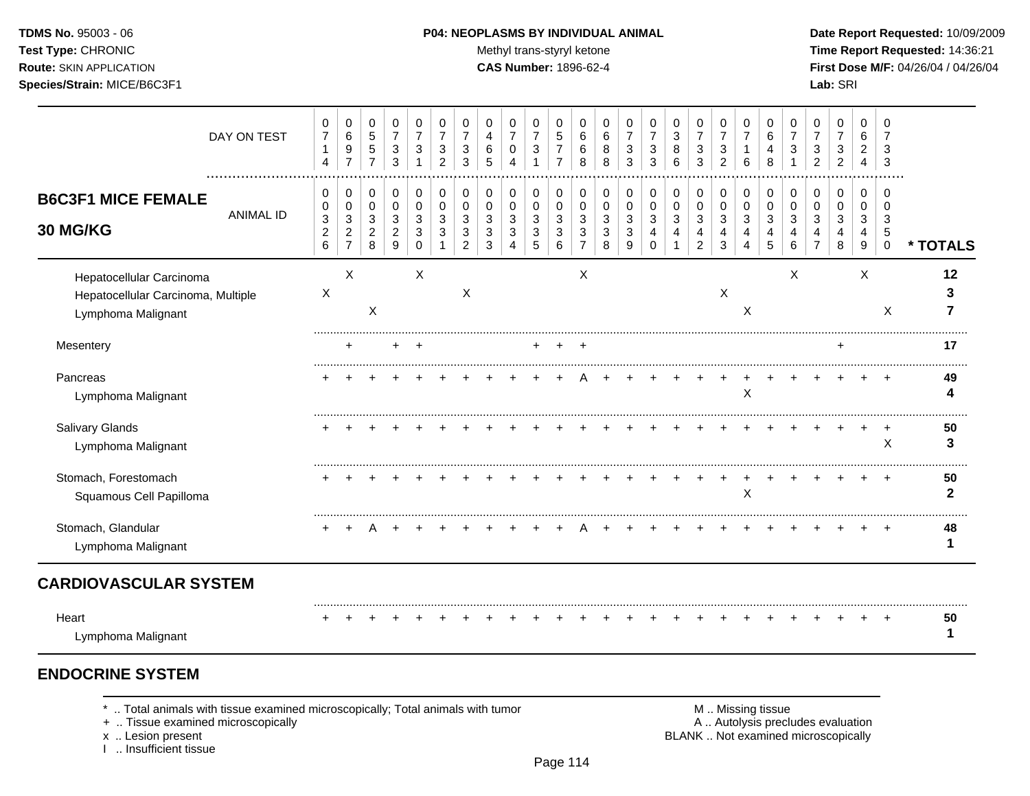**TDMS No.** 95003 - 06
**Test Type:** CHRONIC
**Route:** SKIN APPLICATION
**Species/Strain:** MICE/B6C3F1

**P04: NEOPLASMS BY INDIVIDUAL ANIMAL**
Methyl trans-styryl ketone
**CAS Number:** 1896-62-4

**Date Report Requested:** 10/09/2009
**Time Report Requested:** 14:36:21
**First Dose M/F:** 04/26/04 / 04/26/04
**Lab:** SRI

## B6C3F1 MICE FEMALE 30 MG/KG

| | | | | | | | | | | | | | | | | | | | | | | | | | | |
|---|---|---|---|---|---|---|---|---|---|---|---|---|---|---|---|---|---|---|---|---|---|---|---|---|---|---|
| DAY ON TEST | 0714 | 0697 | 0557 | 0733 | 0731 | 0732 | 0733 | 0465 | 0704 | 0731 | 0577 | 0668 | 0688 | 0733 | 0733 | 0386 | 0733 | 0732 | 0716 | 0648 | 0731 | 0732 | 0732 | 0624 | 0733 | |
| ANIMAL ID | 0326 | 0327 | 0328 | 0329 | 0330 | 0331 | 0332 | 0333 | 0334 | 0335 | 0336 | 0337 | 0338 | 0339 | 0340 | 0341 | 0342 | 0343 | 0344 | 0345 | 0346 | 0347 | 0348 | 0349 | 0350 | * TOTALS |
| Hepatocellular Carcinoma | | X | | | X | | | | | | | X | | | | | | | | | X | | | X | | 12 |
| Hepatocellular Carcinoma, Multiple | X | | | | | | X | | | | | | | | | | | X | | | | | | | | 3 |
| Lymphoma Malignant | | | X | | | | | | | | | | | | | | | | X | | | | | | X | 7 |
| Mesentery | | + | | + | + | | | | | + | + | + | | | | | | | | | | | + | | | 17 |
| Pancreas | + | + | + | + | + | + | + | + | + | + | + | A | + | + | + | + | + | + | + | + | + | + | + | + | + | 49 |
| Lymphoma Malignant | | | | | | | | | | | | | | | | | | | X | | | | | | | 4 |
| Salivary Glands | + | + | + | + | + | + | + | + | + | + | + | + | + | + | + | + | + | + | + | + | + | + | + | + | + | 50 |
| Lymphoma Malignant | | | | | | | | | | | | | | | | | | | | | | | | | X | 3 |
| Stomach, Forestomach | + | + | + | + | + | + | + | + | + | + | + | + | + | + | + | + | + | + | + | + | + | + | + | + | + | 50 |
| Squamous Cell Papilloma | | | | | | | | | | | | | | | | | | | X | | | | | | | 2 |
| Stomach, Glandular | + | + | A | + | + | + | + | + | + | + | + | A | + | + | + | + | + | + | + | + | + | + | + | + | + | 48 |
| Lymphoma Malignant | | | | | | | | | | | | | | | | | | | | | | | | | | 1 |
| **CARDIOVASCULAR SYSTEM** | | | | | | | | | | | | | | | | | | | | | | | | | | |
| Heart | + | + | + | + | + | + | + | + | + | + | + | + | + | + | + | + | + | + | + | + | + | + | + | + | + | 50 |
| Lymphoma Malignant | | | | | | | | | | | | | | | | | | | | | | | | | | 1 |

## ENDOCRINE SYSTEM

\* .. Total animals with tissue examined microscopically; Total animals with tumor
\+ .. Tissue examined microscopically
x .. Lesion present
I .. Insufficient tissue

M .. Missing tissue
A .. Autolysis precludes evaluation
BLANK .. Not examined microscopically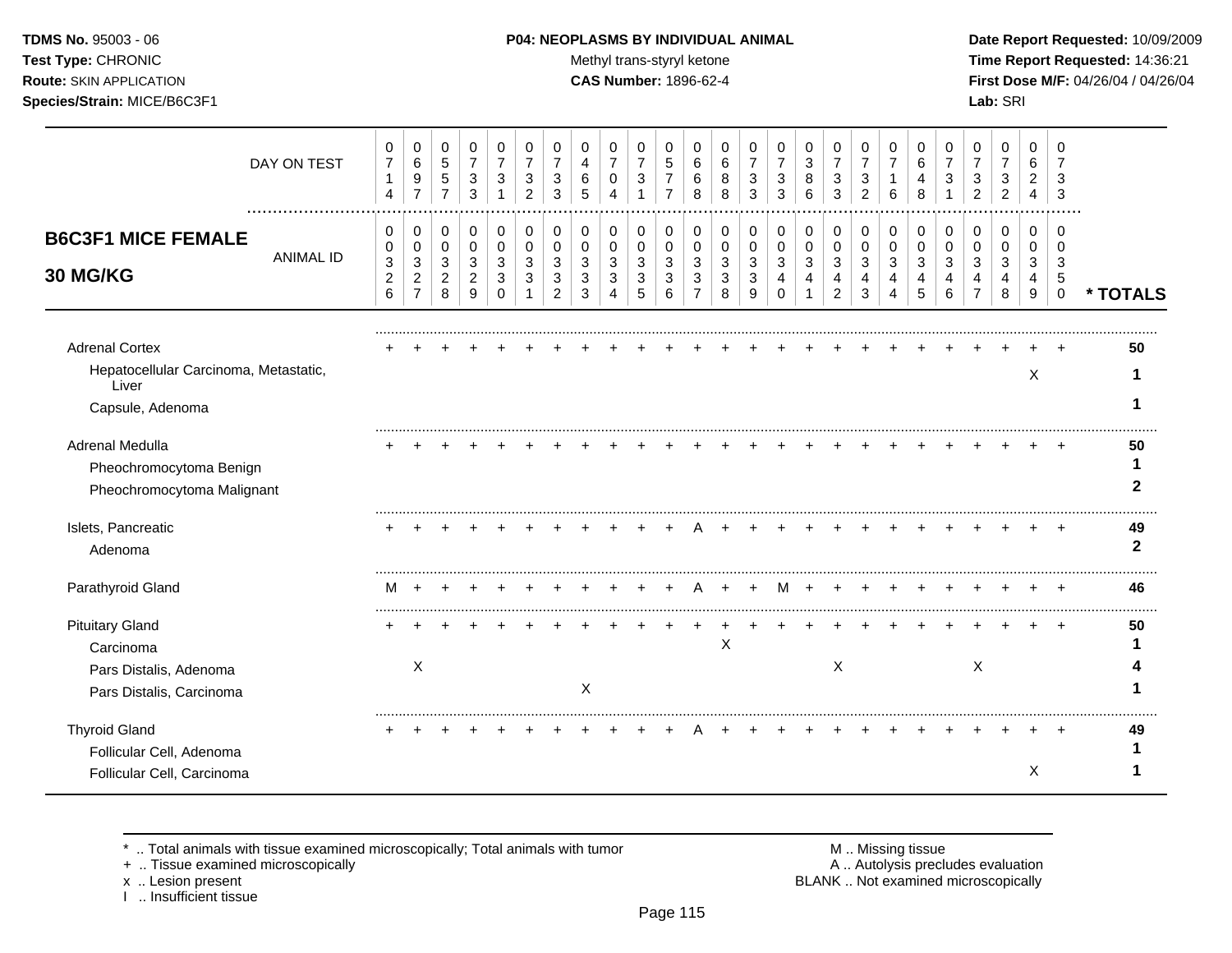**TDMS No.** 95003 - 06
**Test Type:** CHRONIC
**Route:** SKIN APPLICATION
**Species/Strain:** MICE/B6C3F1

**P04: NEOPLASMS BY INDIVIDUAL ANIMAL**
Methyl trans-styryl ketone
**CAS Number:** 1896-62-4

**Date Report Requested:** 10/09/2009
**Time Report Requested:** 14:36:21
**First Dose M/F:** 04/26/04 / 04/26/04
**Lab:** SRI

## B6C3F1 MICE FEMALE 30 MG/KG

| DAY ON TEST | 0714 | 0697 | 0557 | 0733 | 0731 | 0732 | 0733 | 0465 | 0704 | 0731 | 0577 | 0668 | 0688 | 0733 | 0733 | 0386 | 0733 | 0732 | 0716 | 0648 | 0731 | 0732 | 0732 | 0624 | 0733 | |
|---|---|---|---|---|---|---|---|---|---|---|---|---|---|---|---|---|---|---|---|---|---|---|---|---|---|---|
| **ANIMAL ID** | 00326 | 00327 | 00328 | 00329 | 00330 | 00331 | 00332 | 00333 | 00334 | 00335 | 00336 | 00337 | 00338 | 00339 | 00340 | 00341 | 00342 | 00343 | 00344 | 00345 | 00346 | 00347 | 00348 | 00349 | 00350 | *** TOTALS** |
| Adrenal Cortex | + | + | + | + | + | + | + | + | + | + | + | + | + | + | + | + | + | + | + | + | + | + | + | + | + | **50** |
| Hepatocellular Carcinoma, Metastatic, Liver | | | | | | | | | | | | | | | | | | | | | | | | X | | **1** |
| Capsule, Adenoma | | | | | | | | | | | | | | | | | | | | | | | | | | **1** |
| Adrenal Medulla | + | + | + | + | + | + | + | + | + | + | + | + | + | + | + | + | + | + | + | + | + | + | + | + | + | **50** |
| Pheochromocytoma Benign | | | | | | | | | | | | | | | | | | | | | | | | | | **1** |
| Pheochromocytoma Malignant | | | | | | | | | | | | | | | | | | | | | | | | | | **2** |
| Islets, Pancreatic | + | + | + | + | + | + | + | + | + | + | + | A | + | + | + | + | + | + | + | + | + | + | + | + | + | **49** |
| Adenoma | | | | | | | | | | | | | | | | | | | | | | | | | | **2** |
| Parathyroid Gland | M | + | + | + | + | + | + | + | + | + | + | A | + | + | M | + | + | + | + | + | + | + | + | + | + | **46** |
| Pituitary Gland | + | + | + | + | + | + | + | + | + | + | + | + | + | + | + | + | + | + | + | + | + | + | + | + | + | **50** |
| Carcinoma | | | | | | | | | | | | | X | | | | | | | | | | | | | **1** |
| Pars Distalis, Adenoma | | X | | | | | | | | | | | | | | | X | | | | | X | | | | **4** |
| Pars Distalis, Carcinoma | | | | | | | | X | | | | | | | | | | | | | | | | | | **1** |
| Thyroid Gland | + | + | + | + | + | + | + | + | + | + | + | A | + | + | + | + | + | + | + | + | + | + | + | + | + | **49** |
| Follicular Cell, Adenoma | | | | | | | | | | | | | | | | | | | | | | | | | | **1** |
| Follicular Cell, Carcinoma | | | | | | | | | | | | | | | | | | | | | | | | X | | **1** |

\* .. Total animals with tissue examined microscopically; Total animals with tumor
\+ .. Tissue examined microscopically
x .. Lesion present
I .. Insufficient tissue

M .. Missing tissue
A .. Autolysis precludes evaluation
BLANK .. Not examined microscopically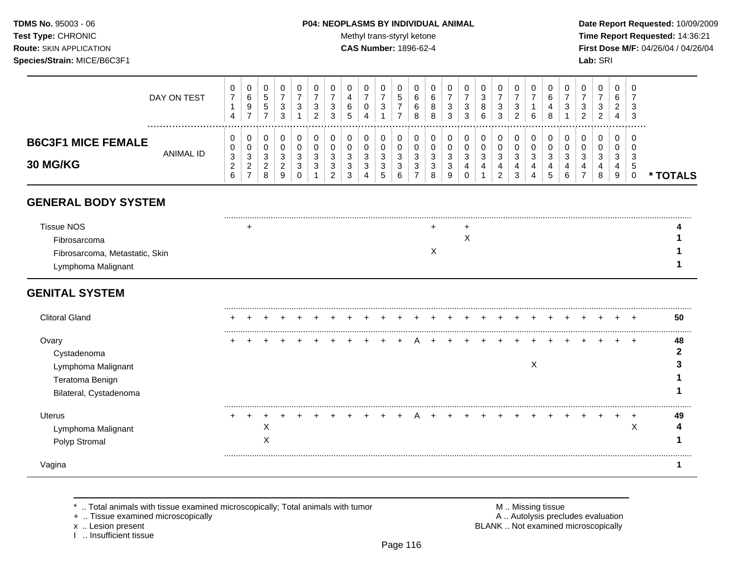**TDMS No.** 95003 - 06
**Test Type:** CHRONIC
**Route:** SKIN APPLICATION
**Species/Strain:** MICE/B6C3F1

**P04: NEOPLASMS BY INDIVIDUAL ANIMAL**
Methyl trans-styryl ketone
**CAS Number:** 1896-62-4

**Date Report Requested:** 10/09/2009
**Time Report Requested:** 14:36:21
**First Dose M/F:** 04/26/04 / 04/26/04
**Lab:** SRI

## B6C3F1 MICE FEMALE 30 MG/KG

| | 1 | 2 | 3 | 4 | 5 | 6 | 7 | 8 | 9 | 10 | 11 | 12 | 13 | 14 | 15 | 16 | 17 | 18 | 19 | 20 | 21 | 22 | 23 | 24 | 25 | * TOTALS |
|---|---|---|---|---|---|---|---|---|---|---|---|---|---|---|---|---|---|---|---|---|---|---|---|---|---|---|
| DAY ON TEST | 0714 | 0697 | 0557 | 0733 | 0731 | 0732 | 0733 | 0465 | 0704 | 0731 | 0577 | 0668 | 0688 | 0733 | 0733 | 0386 | 0733 | 0732 | 0716 | 0648 | 0731 | 0732 | 0732 | 0624 | 0733 | |
| ANIMAL ID | 0326 | 0327 | 0328 | 0329 | 0330 | 0331 | 0332 | 0333 | 0334 | 0335 | 0336 | 0337 | 0338 | 0339 | 0340 | 0341 | 0342 | 0343 | 0344 | 0345 | 0346 | 0347 | 0348 | 0349 | 0350 | |
| **GENERAL BODY SYSTEM** | | | | | | | | | | | | | | | | | | | | | | | | | | |
| Tissue NOS | | + | | | | | | | | | | | + | | + | | | | | | | | | | | 4 |
| Fibrosarcoma | | | | | | | | | | | | | | | X | | | | | | | | | | | 1 |
| Fibrosarcoma, Metastatic, Skin | | | | | | | | | | | | | X | | | | | | | | | | | | | 1 |
| Lymphoma Malignant | | | | | | | | | | | | | | | | | | | | | | | | | | 1 |
| **GENITAL SYSTEM** | | | | | | | | | | | | | | | | | | | | | | | | | | |
| Clitoral Gland | + | + | + | + | + | + | + | + | + | + | + | + | + | + | + | + | + | + | + | + | + | + | + | + | + | 50 |
| Ovary | + | + | + | + | + | + | + | + | + | + | + | A | + | + | + | + | + | + | + | + | + | + | + | + | + | 48 |
| Cystadenoma | | | | | | | | | | | | | | | | | | | | | | | | | | 2 |
| Lymphoma Malignant | | | | | | | | | | | | | | | | | | | X | | | | | | | 3 |
| Teratoma Benign | | | | | | | | | | | | | | | | | | | | | | | | | | 1 |
| Bilateral, Cystadenoma | | | | | | | | | | | | | | | | | | | | | | | | | | 1 |
| Uterus | + | + | + | + | + | + | + | + | + | + | + | A | + | + | + | + | + | + | + | + | + | + | + | + | + | 49 |
| Lymphoma Malignant | | | X | | | | | | | | | | | | | | | | | | | | | | X | 4 |
| Polyp Stromal | | | X | | | | | | | | | | | | | | | | | | | | | | | 1 |
| Vagina | | | | | | | | | | | | | | | | | | | | | | | | | | 1 |

\* .. Total animals with tissue examined microscopically; Total animals with tumor
\+ .. Tissue examined microscopically
x .. Lesion present
I .. Insufficient tissue

M .. Missing tissue
A .. Autolysis precludes evaluation
BLANK .. Not examined microscopically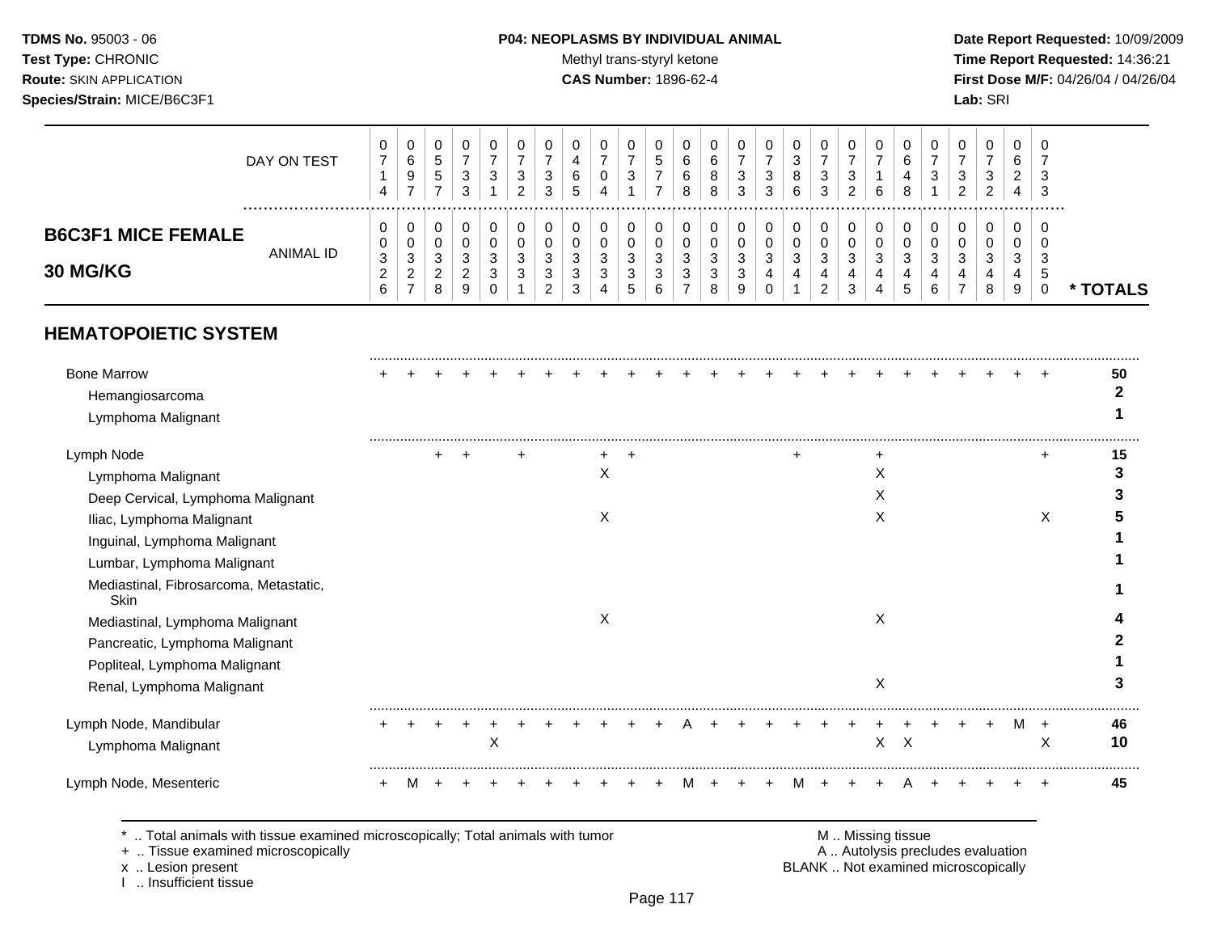**TDMS No.** 95003 - 06
**Test Type:** CHRONIC
**Route:** SKIN APPLICATION
**Species/Strain:** MICE/B6C3F1

**P04: NEOPLASMS BY INDIVIDUAL ANIMAL**
Methyl trans-styryl ketone
**CAS Number:** 1896-62-4

**Date Report Requested:** 10/09/2009
**Time Report Requested:** 14:36:21
**First Dose M/F:** 04/26/04 / 04/26/04
**Lab:** SRI

## B6C3F1 MICE FEMALE 30 MG/KG

| | 1 | 2 | 3 | 4 | 5 | 6 | 7 | 8 | 9 | 10 | 11 | 12 | 13 | 14 | 15 | 16 | 17 | 18 | 19 | 20 | 21 | 22 | 23 | 24 | 25 | * TOTALS |
|---|---|---|---|---|---|---|---|---|---|---|---|---|---|---|---|---|---|---|---|---|---|---|---|---|---|---|
| DAY ON TEST | 0714 | 0697 | 0557 | 0733 | 0731 | 0732 | 0733 | 0465 | 0704 | 0731 | 0577 | 0668 | 0688 | 0733 | 0733 | 0386 | 0733 | 0732 | 0716 | 0648 | 0731 | 0732 | 0732 | 0624 | 0733 | |
| ANIMAL ID | 0326 | 0327 | 0328 | 0329 | 0330 | 0331 | 0332 | 0333 | 0334 | 0335 | 0336 | 0337 | 0338 | 0339 | 0340 | 0341 | 0342 | 0343 | 0344 | 0345 | 0346 | 0347 | 0348 | 0349 | 0350 | |
| **HEMATOPOIETIC SYSTEM** | | | | | | | | | | | | | | | | | | | | | | | | | | |
| Bone Marrow | + | + | + | + | + | + | + | + | + | + | + | + | + | + | + | + | + | + | + | + | + | + | + | + | + | 50 |
| Hemangiosarcoma | | | | | | | | | | | | | | | | | | | | | | | | | | 2 |
| Lymphoma Malignant | | | | | | | | | | | | | | | | | | | | | | | | | | 1 |
| Lymph Node | | | + | + | | + | | | + | + | | | | | | + | | | + | | | | | | + | 15 |
| Lymphoma Malignant | | | | | | | | | X | | | | | | | | | | X | | | | | | | 3 |
| Deep Cervical, Lymphoma Malignant | | | | | | | | | | | | | | | | | | | X | | | | | | | 3 |
| Iliac, Lymphoma Malignant | | | | | | | | | X | | | | | | | | | | X | | | | | | X | 5 |
| Inguinal, Lymphoma Malignant | | | | | | | | | | | | | | | | | | | | | | | | | | 1 |
| Lumbar, Lymphoma Malignant | | | | | | | | | | | | | | | | | | | | | | | | | | 1 |
| Mediastinal, Fibrosarcoma, Metastatic, Skin | | | | | | | | | | | | | | | | | | | | | | | | | | 1 |
| Mediastinal, Lymphoma Malignant | | | | | | | | | X | | | | | | | | | | X | | | | | | | 4 |
| Pancreatic, Lymphoma Malignant | | | | | | | | | | | | | | | | | | | | | | | | | | 2 |
| Popliteal, Lymphoma Malignant | | | | | | | | | | | | | | | | | | | | | | | | | | 1 |
| Renal, Lymphoma Malignant | | | | | | | | | | | | | | | | | | | X | | | | | | | 3 |
| Lymph Node, Mandibular | + | + | + | + | + | + | + | + | + | + | + | A | + | + | + | + | + | + | + | + | + | + | + | M | + | 46 |
| Lymphoma Malignant | | | | | X | | | | | | | | | | | | | | X | X | | | | | X | 10 |
| Lymph Node, Mesenteric | + | M | + | + | + | + | + | + | + | + | + | M | + | + | + | M | + | + | + | A | + | + | + | + | + | 45 |

\* .. Total animals with tissue examined microscopically; Total animals with tumor
\+ .. Tissue examined microscopically
x .. Lesion present
I .. Insufficient tissue

M .. Missing tissue
A .. Autolysis precludes evaluation
BLANK .. Not examined microscopically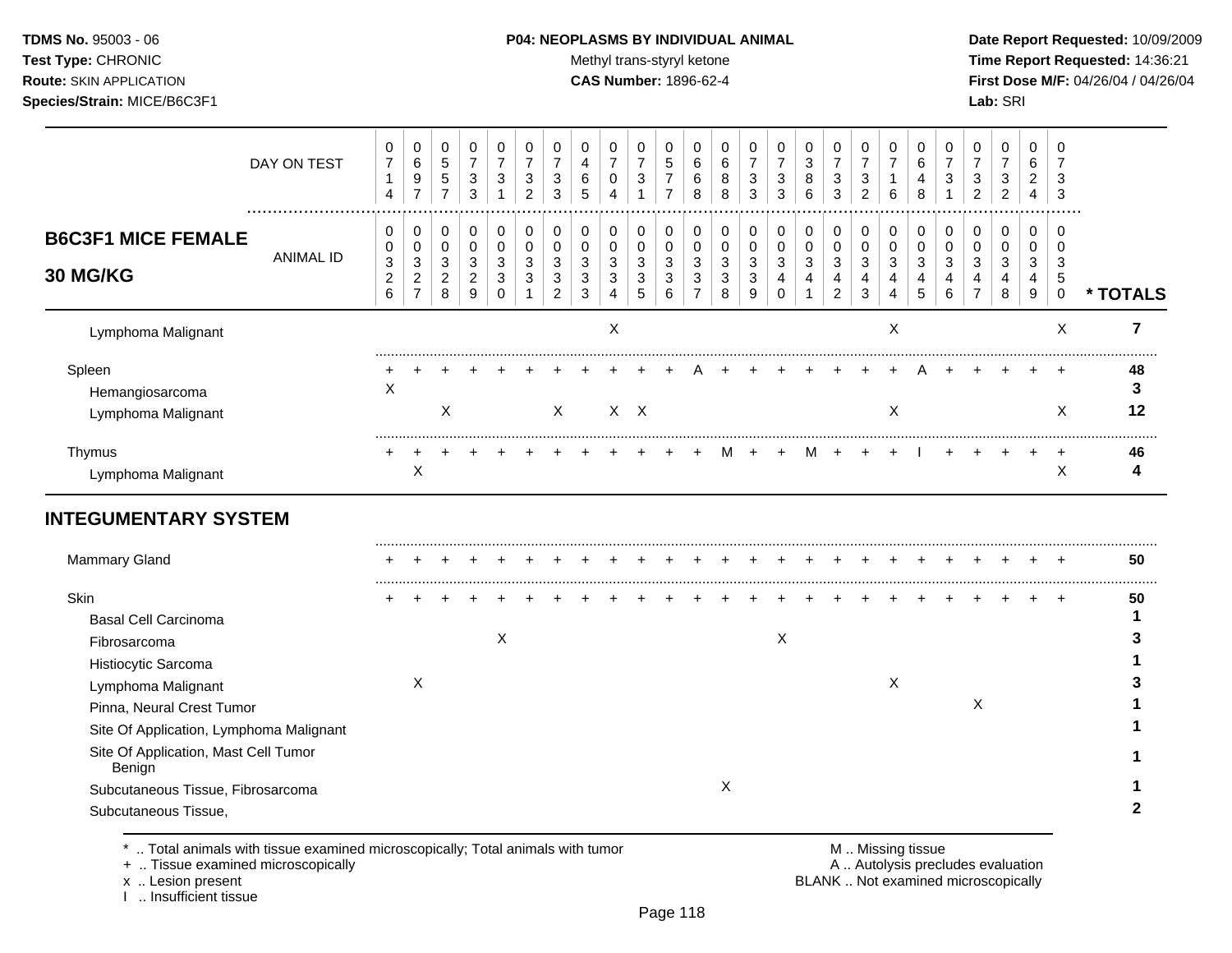| B6C3F1 MICE FEMALE 30 MG/KG | 0714 | 0697 | 0557 | 0733 | 0731 | 0732 | 0733 | 0465 | 0704 | 0731 | 0577 | 0668 | 0688 | 0733 | 0733 | 0386 | 0733 | 0732 | 0716 | 0648 | 0731 | 0732 | 0732 | 0624 | 0733 | |
|---|---|---|---|---|---|---|---|---|---|---|---|---|---|---|---|---|---|---|---|---|---|---|---|---|---|---|
| ANIMAL ID | 0326 | 0327 | 0328 | 0329 | 0330 | 0331 | 0332 | 0333 | 0334 | 0335 | 0336 | 0337 | 0338 | 0339 | 0340 | 0341 | 0342 | 0343 | 0344 | 0345 | 0346 | 0347 | 0348 | 0349 | 0350 | * TOTALS |
| Lymphoma Malignant | | | | | | | | | X | | | | | | | | | | X | | | | | | X | 7 |
| Spleen | + | + | + | + | + | + | + | + | + | + | + | A | + | + | + | + | + | + | + | A | + | + | + | + | + | 48 |
| Hemangiosarcoma | X | | | | | | | | | | | | | | | | | | | | | | | | | 3 |
| Lymphoma Malignant | | | X | | | | X | | X | X | | | | | | | | | X | | | | | | X | 12 |
| Thymus | + | + | + | + | + | + | + | + | + | + | + | + | M | + | + | M | + | + | + | I | + | + | + | + | + | 46 |
| Lymphoma Malignant | | X | | | | | | | | | | | | | | | | | | | | | | | X | 4 |
| **INTEGUMENTARY SYSTEM** | | | | | | | | | | | | | | | | | | | | | | | | | | |
| Mammary Gland | + | + | + | + | + | + | + | + | + | + | + | + | + | + | + | + | + | + | + | + | + | + | + | + | + | 50 |
| Skin | + | + | + | + | + | + | + | + | + | + | + | + | + | + | + | + | + | + | + | + | + | + | + | + | + | 50 |
| Basal Cell Carcinoma | | | | | | | | | | | | | | | | | | | | | | | | | | 1 |
| Fibrosarcoma | | | | | X | | | | | | | | | | X | | | | | | | | | | | 3 |
| Histiocytic Sarcoma | | | | | | | | | | | | | | | | | | | | | | | | | | 1 |
| Lymphoma Malignant | | X | | | | | | | | | | | | | | | | | X | | | | | | | 3 |
| Pinna, Neural Crest Tumor | | | | | | | | | | | | | | | | | | | | | | X | | | | 1 |
| Site Of Application, Lymphoma Malignant | | | | | | | | | | | | | | | | | | | | | | | | | | 1 |
| Site Of Application, Mast Cell Tumor Benign | | | | | | | | | | | | | | | | | | | | | | | | | | 1 |
| Subcutaneous Tissue, Fibrosarcoma | | | | | | | | | | | | | X | | | | | | | | | | | | | 1 |
| Subcutaneous Tissue, | | | | | | | | | | | | | | | | | | | | | | | | | | 2 |

\* .. Total animals with tissue examined microscopically; Total animals with tumor
\+ .. Tissue examined microscopically
x .. Lesion present
I .. Insufficient tissue
M .. Missing tissue
A .. Autolysis precludes evaluation
BLANK .. Not examined microscopically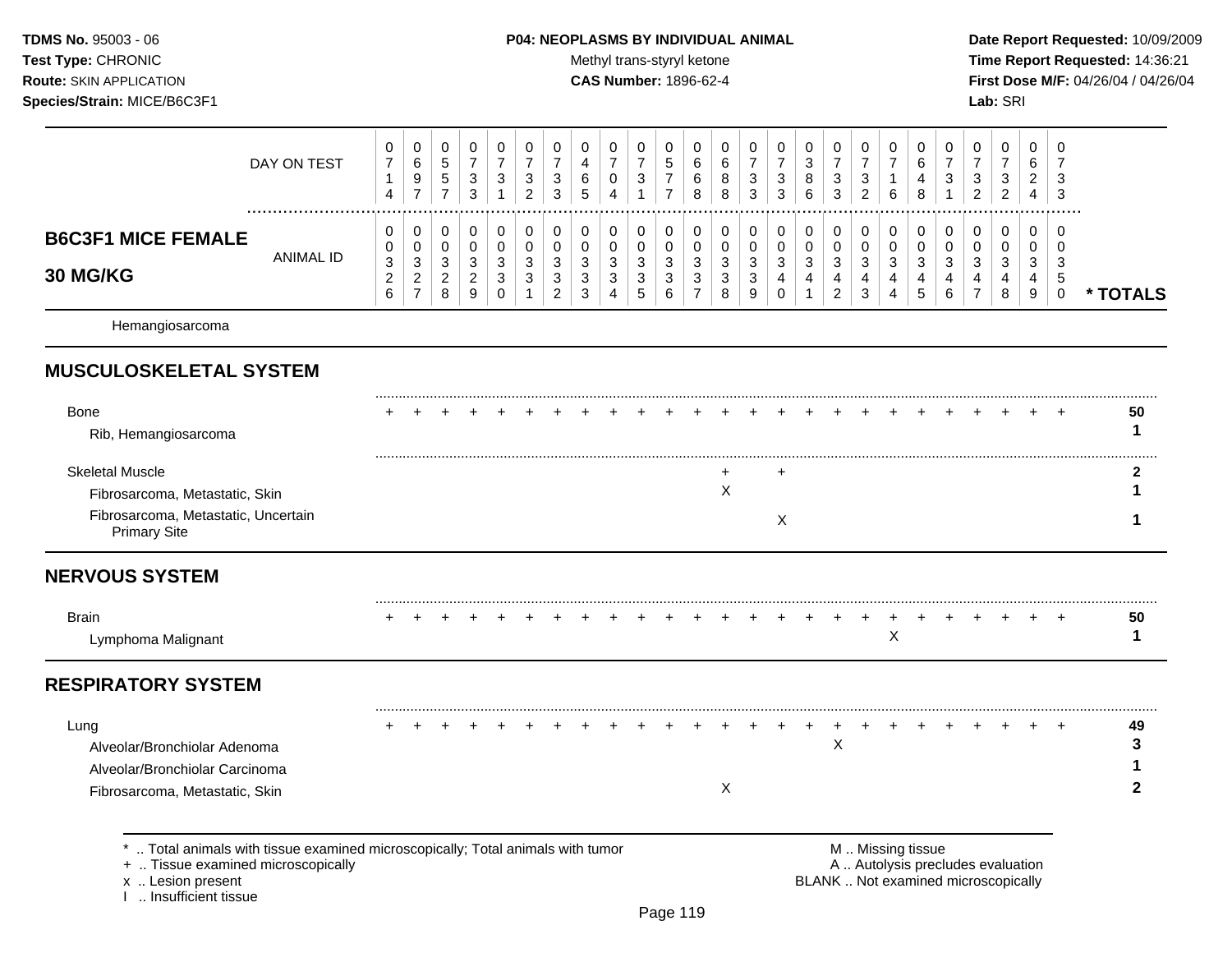**P04: NEOPLASMS BY INDIVIDUAL ANIMAL**

Methyl trans-styryl ketone

**CAS Number:** 1896-62-4

**TDMS No.** 95003 - 06
**Test Type:** CHRONIC
**Route:** SKIN APPLICATION
**Species/Strain:** MICE/B6C3F1

**Date Report Requested:** 10/09/2009
**Time Report Requested:** 14:36:21
**First Dose M/F:** 04/26/04 / 04/26/04
**Lab:** SRI

| **B6C3F1 MICE FEMALE 30 MG/KG** | | | | | | | | | | | | | | | | | | | | | | | | | | |
|---|---|---|---|---|---|---|---|---|---|---|---|---|---|---|---|---|---|---|---|---|---|---|---|---|---|---|
| DAY ON TEST | 0714 | 0697 | 0557 | 0733 | 0731 | 0732 | 0733 | 0465 | 0704 | 0731 | 0577 | 0668 | 0688 | 0733 | 0733 | 0386 | 0733 | 0732 | 0716 | 0648 | 0731 | 0732 | 0732 | 0624 | 0733 | |
| ANIMAL ID | 0326 | 0327 | 0328 | 0329 | 0330 | 0331 | 0332 | 0333 | 0334 | 0335 | 0336 | 0337 | 0338 | 0339 | 0340 | 0341 | 0342 | 0343 | 0344 | 0345 | 0346 | 0347 | 0348 | 0349 | 0350 | * TOTALS |
| Hemangiosarcoma | | | | | | | | | | | | | | | | | | | | | | | | | | |
| **MUSCULOSKELETAL SYSTEM** | | | | | | | | | | | | | | | | | | | | | | | | | | |
| Bone | + | + | + | + | + | + | + | + | + | + | + | + | + | + | + | + | + | + | + | + | + | + | + | + | + | 50 |
| Rib, Hemangiosarcoma | | | | | | | | | | | | | | | | | | | | | | | | | | 1 |
| Skeletal Muscle | | | | | | | | | | | | | + | | + | | | | | | | | | | | 2 |
| Fibrosarcoma, Metastatic, Skin | | | | | | | | | | | | | X | | | | | | | | | | | | | 1 |
| Fibrosarcoma, Metastatic, Uncertain Primary Site | | | | | | | | | | | | | | | X | | | | | | | | | | | 1 |
| **NERVOUS SYSTEM** | | | | | | | | | | | | | | | | | | | | | | | | | | |
| Brain | + | + | + | + | + | + | + | + | + | + | + | + | + | + | + | + | + | + | + | + | + | + | + | + | + | 50 |
| Lymphoma Malignant | | | | | | | | | | | | | | | | | | | X | | | | | | | 1 |
| **RESPIRATORY SYSTEM** | | | | | | | | | | | | | | | | | | | | | | | | | | |
| Lung | + | + | + | + | + | + | + | + | + | + | + | + | + | + | + | + | + | + | + | + | + | + | + | + | + | 49 |
| Alveolar/Bronchiolar Adenoma | | | | | | | | | | | | | | | | | X | | | | | | | | | 3 |
| Alveolar/Bronchiolar Carcinoma | | | | | | | | | | | | | | | | | | | | | | | | | | 1 |
| Fibrosarcoma, Metastatic, Skin | | | | | | | | | | | | | X | | | | | | | | | | | | | 2 |

* .. Total animals with tissue examined microscopically; Total animals with tumor
+ .. Tissue examined microscopically
x .. Lesion present
I .. Insufficient tissue

M .. Missing tissue
A .. Autolysis precludes evaluation
BLANK .. Not examined microscopically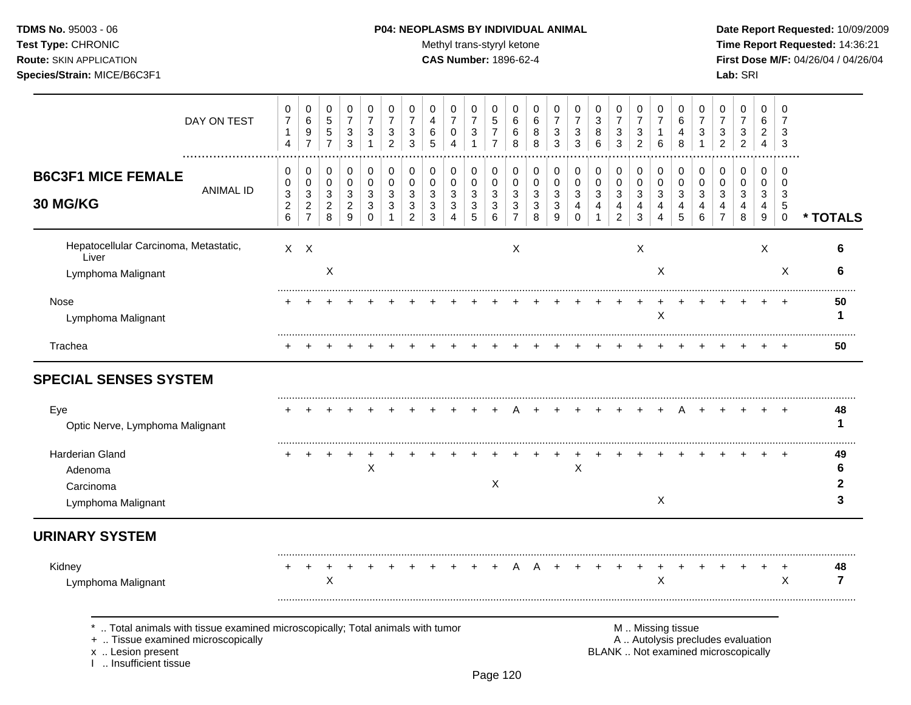**TDMS No.** 95003 - 06
**Test Type:** CHRONIC
**Route:** SKIN APPLICATION
**Species/Strain:** MICE/B6C3F1

**P04: NEOPLASMS BY INDIVIDUAL ANIMAL**
Methyl trans-styryl ketone
**CAS Number:** 1896-62-4

**Date Report Requested:** 10/09/2009
**Time Report Requested:** 14:36:21
**First Dose M/F:** 04/26/04 / 04/26/04
**Lab:** SRI

**B6C3F1 MICE FEMALE 30 MG/KG**

| DAY ON TEST | 0714 | 0697 | 0557 | 0733 | 0731 | 0732 | 0733 | 0465 | 0704 | 0731 | 0577 | 0668 | 0688 | 0733 | 0733 | 0386 | 0733 | 0732 | 0716 | 0648 | 0731 | 0732 | 0732 | 0624 | 0733 | |
|---|---|---|---|---|---|---|---|---|---|---|---|---|---|---|---|---|---|---|---|---|---|---|---|---|---|---|
| ANIMAL ID | 00326 | 00327 | 00328 | 00329 | 00330 | 00331 | 00332 | 00333 | 00334 | 00335 | 00336 | 00337 | 00338 | 00339 | 00340 | 00341 | 00342 | 00343 | 00344 | 00345 | 00346 | 00347 | 00348 | 00349 | 00350 | * TOTALS |
| Hepatocellular Carcinoma, Metastatic, Liver | X | X | | | | | | | | | | X | | | | | | X | | | | | | X | | 6 |
| Lymphoma Malignant | | | X | | | | | | | | | | | | | | | | X | | | | | | X | 6 |
| Nose | + | + | + | + | + | + | + | + | + | + | + | + | + | + | + | + | + | + | + | + | + | + | + | + | + | 50 |
| Lymphoma Malignant | | | | | | | | | | | | | | | | | | | X | | | | | | | 1 |
| Trachea | + | + | + | + | + | + | + | + | + | + | + | + | + | + | + | + | + | + | + | + | + | + | + | + | + | 50 |
| **SPECIAL SENSES SYSTEM** | | | | | | | | | | | | | | | | | | | | | | | | | | |
| Eye | + | + | + | + | + | + | + | + | + | + | + | A | + | + | + | + | + | + | + | A | + | + | + | + | + | 48 |
| Optic Nerve, Lymphoma Malignant | | | | | | | | | | | | | | | | | | | | | | | | | | 1 |
| Harderian Gland | + | + | + | + | + | + | + | + | + | + | + | + | + | + | + | + | + | + | + | + | + | + | + | + | + | 49 |
| Adenoma | | | | | X | | | | | | | | | | X | | | | | | | | | | | 6 |
| Carcinoma | | | | | | | | | | | X | | | | | | | | | | | | | | | 2 |
| Lymphoma Malignant | | | | | | | | | | | | | | | | | | | X | | | | | | | 3 |
| **URINARY SYSTEM** | | | | | | | | | | | | | | | | | | | | | | | | | | |
| Kidney | + | + | + | + | + | + | + | + | + | + | + | A | A | + | + | + | + | + | + | + | + | + | + | + | + | 48 |
| Lymphoma Malignant | | | X | | | | | | | | | | | | | | | | X | | | | | | X | 7 |

\* .. Total animals with tissue examined microscopically; Total animals with tumor
\+ .. Tissue examined microscopically
x .. Lesion present
I .. Insufficient tissue

M .. Missing tissue
A .. Autolysis precludes evaluation
BLANK .. Not examined microscopically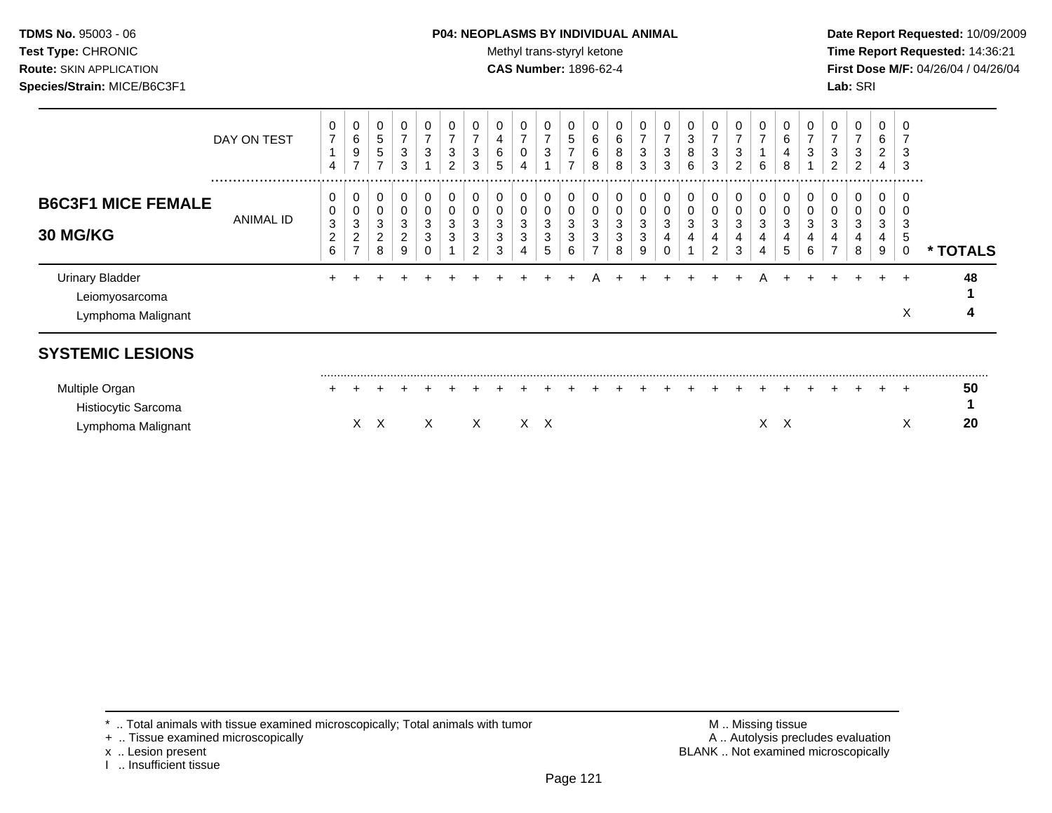**TDMS No.** 95003 - 06
**Test Type:** CHRONIC
**Route:** SKIN APPLICATION
**Species/Strain:** MICE/B6C3F1

**P04: NEOPLASMS BY INDIVIDUAL ANIMAL**
Methyl trans-styryl ketone
**CAS Number:** 1896-62-4

**Date Report Requested:** 10/09/2009
**Time Report Requested:** 14:36:21
**First Dose M/F:** 04/26/04 / 04/26/04
**Lab:** SRI

## B6C3F1 MICE FEMALE 30 MG/KG

| DAY ON TEST | 0714 | 0697 | 0557 | 0733 | 0731 | 0732 | 0733 | 0465 | 0704 | 0731 | 0577 | 0668 | 0688 | 0733 | 0733 | 0386 | 0733 | 0732 | 0716 | 0648 | 0731 | 0732 | 0732 | 0624 | 0733 | |
|---|---|---|---|---|---|---|---|---|---|---|---|---|---|---|---|---|---|---|---|---|---|---|---|---|---|---|
| **ANIMAL ID** | 0326 | 0327 | 0328 | 0329 | 0330 | 0331 | 0332 | 0333 | 0334 | 0335 | 0336 | 0337 | 0338 | 0339 | 0340 | 0341 | 0342 | 0343 | 0344 | 0345 | 0346 | 0347 | 0348 | 0349 | 0350 | *** TOTALS** |
| Urinary Bladder | + | + | + | + | + | + | + | + | + | + | + | A | + | + | + | + | + | + | A | + | + | + | + | + | + | **48** |
| Leiomyosarcoma | | | | | | | | | | | | | | | | | | | | | | | | | | **1** |
| Lymphoma Malignant | | | | | | | | | | | | | | | | | | | | | | | | | X | **4** |

## SYSTEMIC LESIONS

| | 0326 | 0327 | 0328 | 0329 | 0330 | 0331 | 0332 | 0333 | 0334 | 0335 | 0336 | 0337 | 0338 | 0339 | 0340 | 0341 | 0342 | 0343 | 0344 | 0345 | 0346 | 0347 | 0348 | 0349 | 0350 | *** TOTALS** |
|---|---|---|---|---|---|---|---|---|---|---|---|---|---|---|---|---|---|---|---|---|---|---|---|---|---|---|
| Multiple Organ | + | + | + | + | + | + | + | + | + | + | + | + | + | + | + | + | + | + | + | + | + | + | + | + | + | **50** |
| Histiocytic Sarcoma | | | | | | | | | | | | | | | | | | | | | | | | | | **1** |
| Lymphoma Malignant | | X | X | | X | | X | | X | X | | | | | | | | | X | X | | | | | X | **20** |

* .. Total animals with tissue examined microscopically; Total animals with tumor
+ .. Tissue examined microscopically
x .. Lesion present
I .. Insufficient tissue

M .. Missing tissue
A .. Autolysis precludes evaluation
BLANK .. Not examined microscopically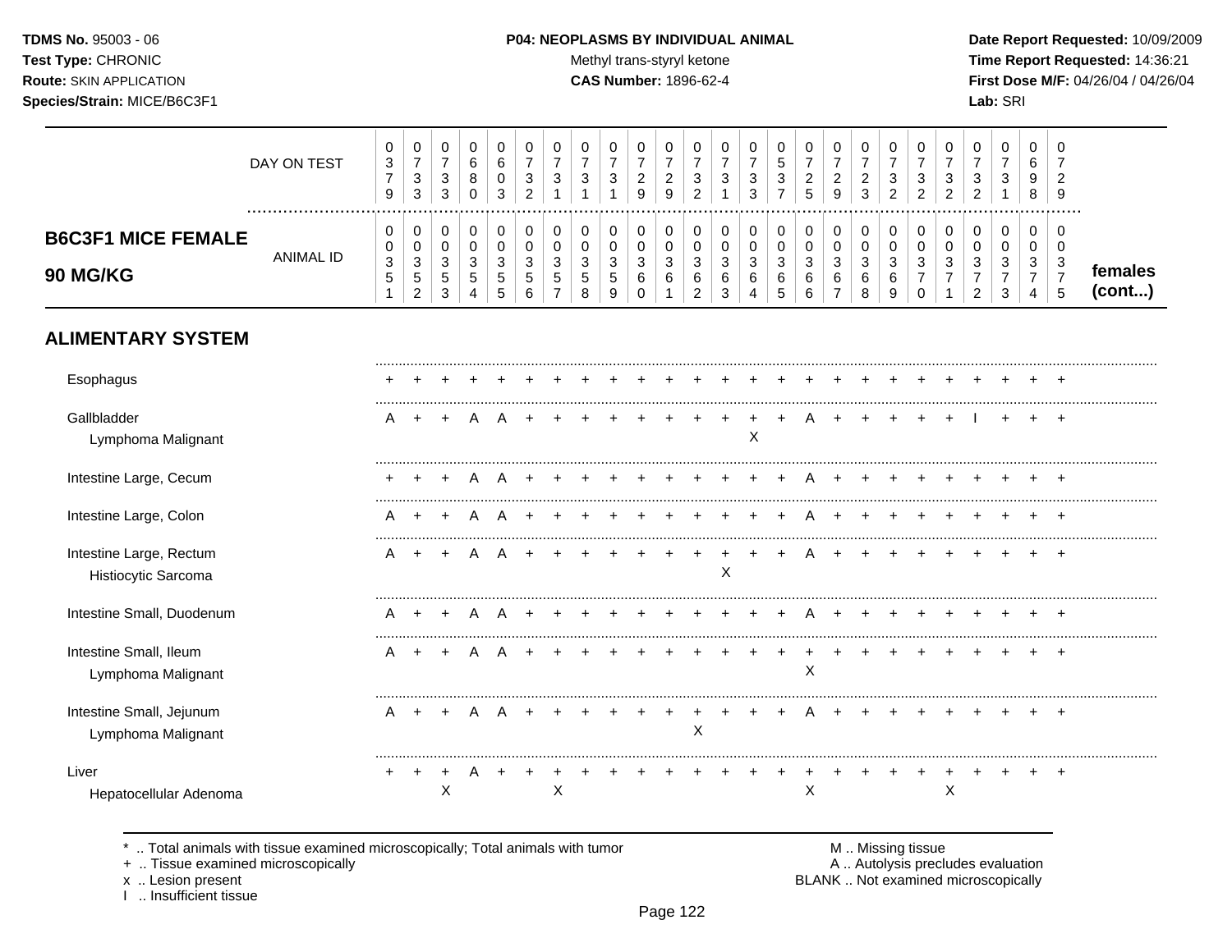**TDMS No.** 95003 - 06
**Test Type:** CHRONIC
**Route:** SKIN APPLICATION
**Species/Strain:** MICE/B6C3F1

**P04: NEOPLASMS BY INDIVIDUAL ANIMAL**
Methyl trans-styryl ketone
**CAS Number:** 1896-62-4

**Date Report Requested:** 10/09/2009
**Time Report Requested:** 14:36:21
**First Dose M/F:** 04/26/04 / 04/26/04
**Lab:** SRI

## B6C3F1 MICE FEMALE 90 MG/KG

| DAY ON TEST | 0379 | 0733 | 0733 | 0680 | 0603 | 0732 | 0731 | 0731 | 0731 | 0729 | 0729 | 0732 | 0731 | 0733 | 0537 | 0725 | 0729 | 0723 | 0732 | 0732 | 0732 | 0732 | 0731 | 0698 | 0729 | |
|---|---|---|---|---|---|---|---|---|---|---|---|---|---|---|---|---|---|---|---|---|---|---|---|---|---|---|
| ANIMAL ID | 00351 | 00352 | 00353 | 00354 | 00355 | 00356 | 00357 | 00358 | 00359 | 00360 | 00361 | 00362 | 00363 | 00364 | 00365 | 00366 | 00367 | 00368 | 00369 | 00370 | 00371 | 00372 | 00373 | 00374 | 00375 | females (cont...) |
| **ALIMENTARY SYSTEM** | | | | | | | | | | | | | | | | | | | | | | | | | | |
| Esophagus | + | + | + | + | + | + | + | + | + | + | + | + | + | + | + | + | + | + | + | + | + | + | + | + | + | |
| Gallbladder | A | + | + | A | A | + | + | + | + | + | + | + | + | + | + | A | + | + | + | + | + | I | + | + | + | |
| Lymphoma Malignant | | | | | | | | | | | | | | X | | | | | | | | | | | | |
| Intestine Large, Cecum | + | + | + | A | A | + | + | + | + | + | + | + | + | + | + | A | + | + | + | + | + | + | + | + | + | |
| Intestine Large, Colon | A | + | + | A | A | + | + | + | + | + | + | + | + | + | + | A | + | + | + | + | + | + | + | + | + | |
| Intestine Large, Rectum | A | + | + | A | A | + | + | + | + | + | + | + | + | + | + | A | + | + | + | + | + | + | + | + | + | |
| Histiocytic Sarcoma | | | | | | | | | | | | | X | | | | | | | | | | | | | |
| Intestine Small, Duodenum | A | + | + | A | A | + | + | + | + | + | + | + | + | + | + | A | + | + | + | + | + | + | + | + | + | |
| Intestine Small, Ileum | A | + | + | A | A | + | + | + | + | + | + | + | + | + | + | + | + | + | + | + | + | + | + | + | + | |
| Lymphoma Malignant | | | | | | | | | | | | | | | | X | | | | | | | | | | |
| Intestine Small, Jejunum | A | + | + | A | A | + | + | + | + | + | + | + | + | + | + | A | + | + | + | + | + | + | + | + | + | |
| Lymphoma Malignant | | | | | | | | | | | | X | | | | | | | | | | | | | | |
| Liver | + | + | + | A | + | + | + | + | + | + | + | + | + | + | + | + | + | + | + | + | + | + | + | + | + | |
| Hepatocellular Adenoma | | | X | | | | X | | | | | | | | | X | | | | | X | | | | | |

\* .. Total animals with tissue examined microscopically; Total animals with tumor
\+ .. Tissue examined microscopically
x .. Lesion present
I .. Insufficient tissue

M .. Missing tissue
A .. Autolysis precludes evaluation
BLANK .. Not examined microscopically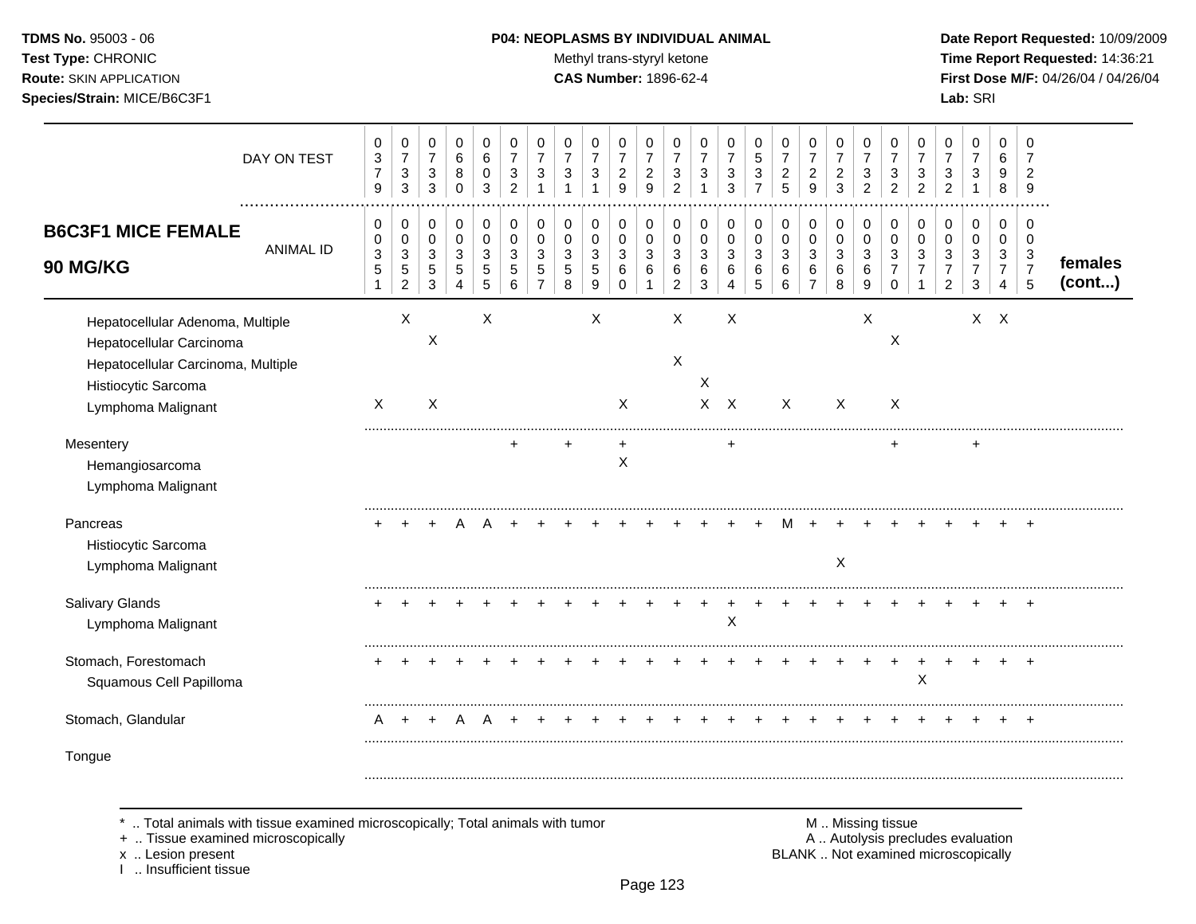**TDMS No.** 95003 - 06
**Test Type:** CHRONIC
**Route:** SKIN APPLICATION
**Species/Strain:** MICE/B6C3F1

**P04: NEOPLASMS BY INDIVIDUAL ANIMAL**
Methyl trans-styryl ketone
**CAS Number:** 1896-62-4

**Date Report Requested:** 10/09/2009
**Time Report Requested:** 14:36:21
**First Dose M/F:** 04/26/04 / 04/26/04
**Lab:** SRI

## B6C3F1 MICE FEMALE 90 MG/KG

| DAY ON TEST | 0379 | 0733 | 0733 | 0680 | 0603 | 0732 | 0731 | 0731 | 0731 | 0729 | 0729 | 0732 | 0731 | 0733 | 0537 | 0725 | 0729 | 0723 | 0732 | 0732 | 0732 | 0732 | 0731 | 0698 | 0729 | |
|---|---|---|---|---|---|---|---|---|---|---|---|---|---|---|---|---|---|---|---|---|---|---|---|---|---|---|
| **ANIMAL ID** | 0351 | 0352 | 0353 | 0354 | 0355 | 0356 | 0357 | 0358 | 0359 | 0360 | 0361 | 0362 | 0363 | 0364 | 0365 | 0366 | 0367 | 0368 | 0369 | 0370 | 0371 | 0372 | 0373 | 0374 | 0375 | **females (cont...)** |
| Hepatocellular Adenoma, Multiple | | X | | | X | | | | X | | | X | | X | | | | | X | | | | X | X | | |
| Hepatocellular Carcinoma | | | X | | | | | | | | | | | | | | | | | X | | | | | | |
| Hepatocellular Carcinoma, Multiple | | | | | | | | | | | | X | | | | | | | | | | | | | | |
| Histiocytic Sarcoma | | | | | | | | | | | | | X | | | | | | | | | | | | | |
| Lymphoma Malignant | X | | X | | | | | | | X | | | X | X | | X | | X | | X | | | | | | |
| Mesentery | | | | | | + | | + | | + | | | | + | | | | | | + | | | + | | | |
| Hemangiosarcoma | | | | | | | | | | X | | | | | | | | | | | | | | | | |
| Lymphoma Malignant | | | | | | | | | | | | | | | | | | | | | | | | | | |
| Pancreas | + | + | + | A | A | + | + | + | + | + | + | + | + | + | + | M | + | + | + | + | + | + | + | + | + | |
| Histiocytic Sarcoma | | | | | | | | | | | | | | | | | | | | | | | | | | |
| Lymphoma Malignant | | | | | | | | | | | | | | | | | | X | | | | | | | | |
| Salivary Glands | + | + | + | + | + | + | + | + | + | + | + | + | + | + | + | + | + | + | + | + | + | + | + | + | + | |
| Lymphoma Malignant | | | | | | | | | | | | | | X | | | | | | | | | | | | |
| Stomach, Forestomach | + | + | + | + | + | + | + | + | + | + | + | + | + | + | + | + | + | + | + | + | + | + | + | + | + | |
| Squamous Cell Papilloma | | | | | | | | | | | | | | | | | | | | | X | | | | | |
| Stomach, Glandular | A | + | + | A | A | + | + | + | + | + | + | + | + | + | + | + | + | + | + | + | + | + | + | + | + | |
| Tongue | | | | | | | | | | | | | | | | | | | | | | | | | | |

\* .. Total animals with tissue examined microscopically; Total animals with tumor
\+ .. Tissue examined microscopically
x .. Lesion present
I .. Insufficient tissue

M .. Missing tissue
A .. Autolysis precludes evaluation
BLANK .. Not examined microscopically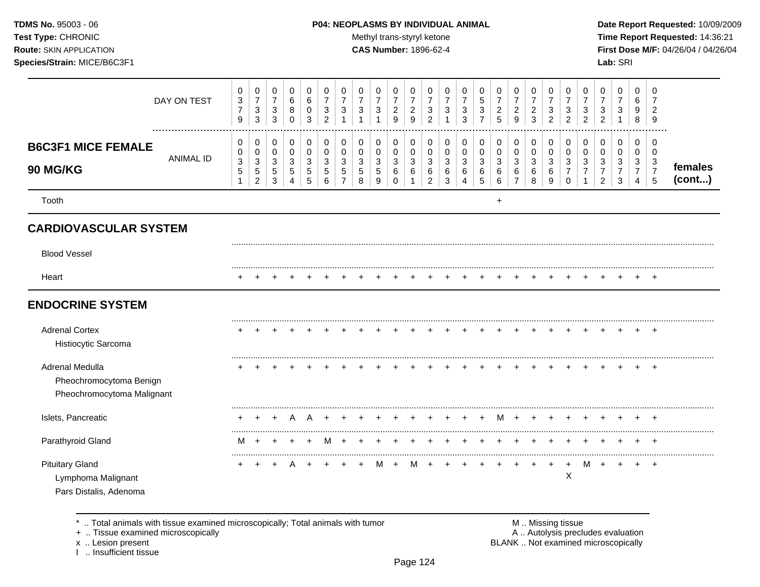**TDMS No.** 95003 - 06
**Test Type:** CHRONIC
**Route:** SKIN APPLICATION
**Species/Strain:** MICE/B6C3F1

**P04: NEOPLASMS BY INDIVIDUAL ANIMAL**
Methyl trans-styryl ketone
**CAS Number:** 1896-62-4

**Date Report Requested:** 10/09/2009
**Time Report Requested:** 14:36:21
**First Dose M/F:** 04/26/04 / 04/26/04
**Lab:** SRI

**B6C3F1 MICE FEMALE 90 MG/KG** — females (cont...)

| DAY ON TEST | 0379 | 0733 | 0733 | 0680 | 0603 | 0732 | 0731 | 0731 | 0731 | 0729 | 0729 | 0732 | 0731 | 0733 | 0537 | 0725 | 0729 | 0723 | 0732 | 0732 | 0732 | 0732 | 0731 | 0698 | 0729 |
|---|---|---|---|---|---|---|---|---|---|---|---|---|---|---|---|---|---|---|---|---|---|---|---|---|---|
| **ANIMAL ID** | 00351 | 00352 | 00353 | 00354 | 00355 | 00356 | 00357 | 00358 | 00359 | 00360 | 00361 | 00362 | 00363 | 00364 | 00365 | 00366 | 00367 | 00368 | 00369 | 00370 | 00371 | 00372 | 00373 | 00374 | 00375 |
| Tooth | | | | | | | | | | | | | | | | + | | | | | | | | | |
| **CARDIOVASCULAR SYSTEM** | | | | | | | | | | | | | | | | | | | | | | | | | |
| Blood Vessel | | | | | | | | | | | | | | | | | | | | | | | | | |
| Heart | + | + | + | + | + | + | + | + | + | + | + | + | + | + | + | + | + | + | + | + | + | + | + | + | + |
| **ENDOCRINE SYSTEM** | | | | | | | | | | | | | | | | | | | | | | | | | |
| Adrenal Cortex | + | + | + | + | + | + | + | + | + | + | + | + | + | + | + | + | + | + | + | + | + | + | + | + | + |
| Histiocytic Sarcoma | | | | | | | | | | | | | | | | | | | | | | | | | |
| Adrenal Medulla | + | + | + | + | + | + | + | + | + | + | + | + | + | + | + | + | + | + | + | + | + | + | + | + | + |
| Pheochromocytoma Benign | | | | | | | | | | | | | | | | | | | | | | | | | |
| Pheochromocytoma Malignant | | | | | | | | | | | | | | | | | | | | | | | | | |
| Islets, Pancreatic | + | + | + | A | A | + | + | + | + | + | + | + | + | + | + | M | + | + | + | + | + | + | + | + | + |
| Parathyroid Gland | M | + | + | + | + | M | + | + | + | + | + | + | + | + | + | + | + | + | + | + | + | + | + | + | + |
| Pituitary Gland | + | + | + | A | + | + | + | + | M | + | M | + | + | + | + | + | + | + | + | + | M | + | + | + | + |
| Lymphoma Malignant | | | | | | | | | | | | | | | | | | | | X | | | | | |
| Pars Distalis, Adenoma | | | | | | | | | | | | | | | | | | | | | | | | | |

\* .. Total animals with tissue examined microscopically; Total animals with tumor
\+ .. Tissue examined microscopically
x .. Lesion present
I .. Insufficient tissue

M .. Missing tissue
A .. Autolysis precludes evaluation
BLANK .. Not examined microscopically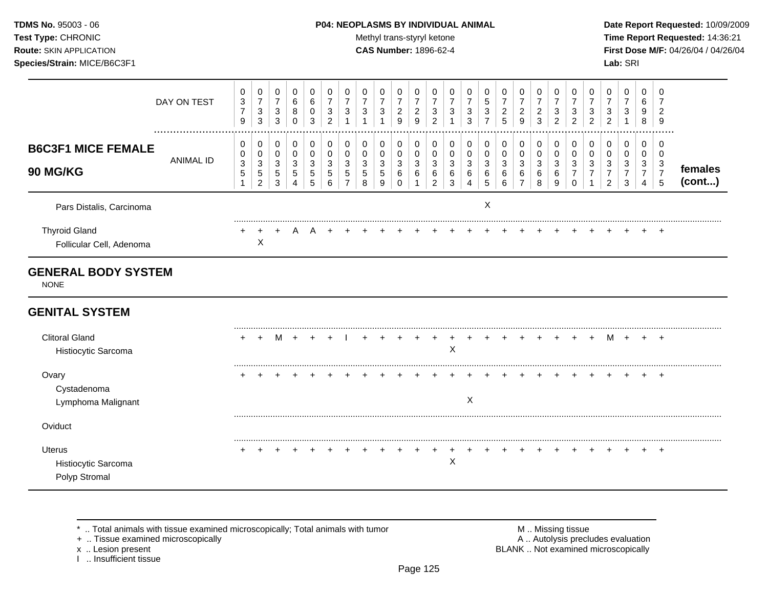**TDMS No.** 95003 - 06
**Test Type:** CHRONIC
**Route:** SKIN APPLICATION
**Species/Strain:** MICE/B6C3F1

**P04: NEOPLASMS BY INDIVIDUAL ANIMAL**
Methyl trans-styryl ketone
**CAS Number:** 1896-62-4

**Date Report Requested:** 10/09/2009
**Time Report Requested:** 14:36:21
**First Dose M/F:** 04/26/04 / 04/26/04
**Lab:** SRI

| | | | | | | | | | | | | | | | | | | | | | | | | | |
|---|---|---|---|---|---|---|---|---|---|---|---|---|---|---|---|---|---|---|---|---|---|---|---|---|---|
| DAY ON TEST | 0379 | 0733 | 0733 | 0680 | 0603 | 0732 | 0731 | 0731 | 0731 | 0729 | 0729 | 0732 | 0731 | 0733 | 0537 | 0725 | 0729 | 0723 | 0732 | 0732 | 0732 | 0732 | 0731 | 0698 | 0729 |
| **B6C3F1 MICE FEMALE 90 MG/KG** ANIMAL ID | 00351 | 00352 | 00353 | 00354 | 00355 | 00356 | 00357 | 00358 | 00359 | 00360 | 00361 | 00362 | 00363 | 00364 | 00365 | 00366 | 00367 | 00368 | 00369 | 00370 | 00371 | 00372 | 00373 | 00374 | 00375 |
| Pars Distalis, Carcinoma | | | | | | | | | | | | | | | X | | | | | | | | | | |
| Thyroid Gland | + | + | + | A | A | + | + | + | + | + | + | + | + | + | + | + | + | + | + | + | + | + | + | + | + |
| Follicular Cell, Adenoma | | X | | | | | | | | | | | | | | | | | | | | | | | |
| **GENERAL BODY SYSTEM** | | | | | | | | | | | | | | | | | | | | | | | | | |
| NONE | | | | | | | | | | | | | | | | | | | | | | | | | |
| **GENITAL SYSTEM** | | | | | | | | | | | | | | | | | | | | | | | | | |
| Clitoral Gland | + | + | M | + | + | + | I | + | + | + | + | + | + | + | + | + | + | + | + | + | + | M | + | + | + |
| Histiocytic Sarcoma | | | | | | | | | | | | | X | | | | | | | | | | | | |
| Ovary | + | + | + | + | + | + | + | + | + | + | + | + | + | + | + | + | + | + | + | + | + | + | + | + | + |
| Cystadenoma | | | | | | | | | | | | | | | | | | | | | | | | | |
| Lymphoma Malignant | | | | | | | | | | | | | | X | | | | | | | | | | | |
| Oviduct | | | | | | | | | | | | | | | | | | | | | | | | | |
| Uterus | + | + | + | + | + | + | + | + | + | + | + | + | + | + | + | + | + | + | + | + | + | + | + | + | + |
| Histiocytic Sarcoma | | | | | | | | | | | | | X | | | | | | | | | | | | |
| Polyp Stromal | | | | | | | | | | | | | | | | | | | | | | | | | |

females (cont...)

\* .. Total animals with tissue examined microscopically; Total animals with tumor
\+ .. Tissue examined microscopically
x .. Lesion present
I .. Insufficient tissue

M .. Missing tissue
A .. Autolysis precludes evaluation
BLANK .. Not examined microscopically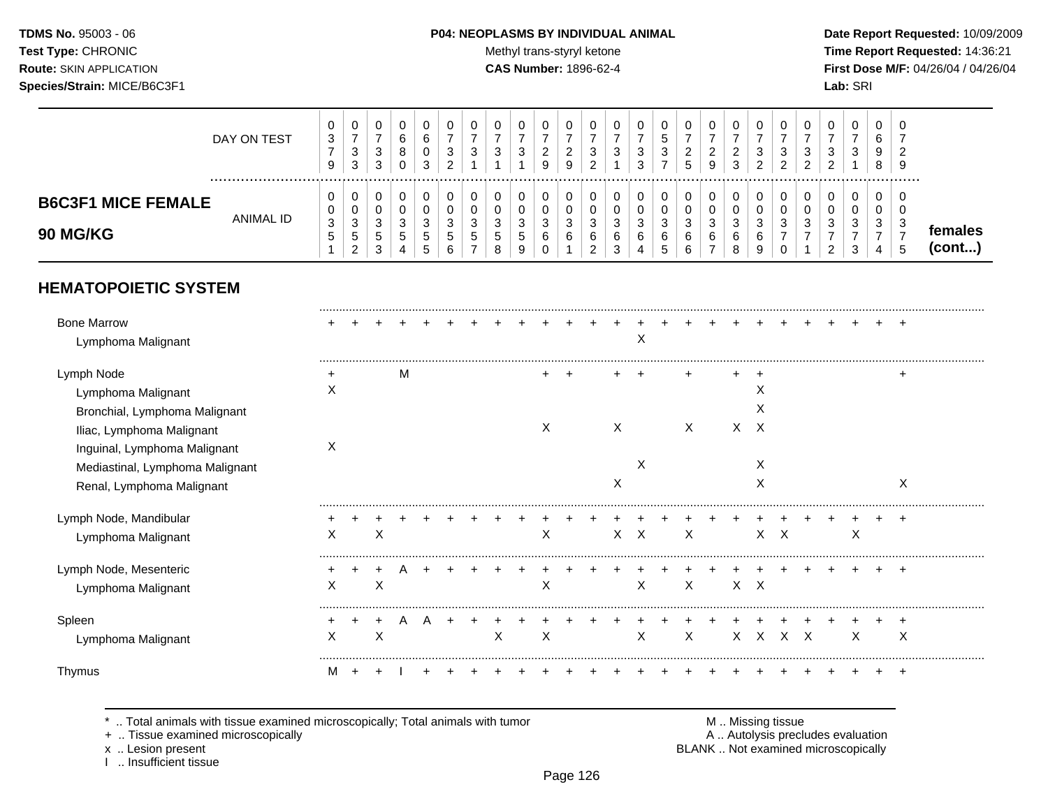**TDMS No.** 95003 - 06
**Test Type:** CHRONIC
**Route:** SKIN APPLICATION
**Species/Strain:** MICE/B6C3F1

**P04: NEOPLASMS BY INDIVIDUAL ANIMAL**
Methyl trans-styryl ketone
**CAS Number:** 1896-62-4

**Date Report Requested:** 10/09/2009
**Time Report Requested:** 14:36:21
**First Dose M/F:** 04/26/04 / 04/26/04
**Lab:** SRI

| **B6C3F1 MICE FEMALE 90 MG/KG** | | | | | | | | | | | | | | | | | | | | | | | | | | |
|---|---|---|---|---|---|---|---|---|---|---|---|---|---|---|---|---|---|---|---|---|---|---|---|---|---|---|
| DAY ON TEST | 0379 | 0733 | 0733 | 0680 | 0603 | 0732 | 0731 | 0731 | 0731 | 0729 | 0729 | 0732 | 0731 | 0733 | 0537 | 0725 | 0729 | 0723 | 0732 | 0732 | 0732 | 0732 | 0731 | 0698 | 0729 | |
| ANIMAL ID | 0351 | 0352 | 0353 | 0354 | 0355 | 0356 | 0357 | 0358 | 0359 | 0360 | 0361 | 0362 | 0363 | 0364 | 0365 | 0366 | 0367 | 0368 | 0369 | 0370 | 0371 | 0372 | 0373 | 0374 | 0375 | **females (cont...)** |
| **HEMATOPOIETIC SYSTEM** | | | | | | | | | | | | | | | | | | | | | | | | | | |
| Bone Marrow | + | + | + | + | + | + | + | + | + | + | + | + | + | + | + | + | + | + | + | + | + | + | + | + | + | |
| Lymphoma Malignant | | | | | | | | | | | | | | X | | | | | | | | | | | | |
| Lymph Node | + | | | M | | | | | | + | + | | + | + | | + | | + | + | | | | | | + | |
| Lymphoma Malignant | X | | | | | | | | | | | | | | | | | | X | | | | | | | |
| Bronchial, Lymphoma Malignant | | | | | | | | | | | | | | | | | | | X | | | | | | | |
| Iliac, Lymphoma Malignant | | | | | | | | | | X | | | X | | | X | | X | X | | | | | | | |
| Inguinal, Lymphoma Malignant | X | | | | | | | | | | | | | | | | | | | | | | | | | |
| Mediastinal, Lymphoma Malignant | | | | | | | | | | | | | | X | | | | | X | | | | | | | |
| Renal, Lymphoma Malignant | | | | | | | | | | | | | X | | | | | | X | | | | | | X | |
| Lymph Node, Mandibular | + | + | + | + | + | + | + | + | + | + | + | + | + | + | + | + | + | + | + | + | + | + | + | + | + | |
| Lymphoma Malignant | X | | X | | | | | | | X | | | X | X | | X | | | X | X | | | X | | | |
| Lymph Node, Mesenteric | + | + | + | A | + | + | + | + | + | + | + | + | + | + | + | + | + | + | + | + | + | + | + | + | + | |
| Lymphoma Malignant | X | | X | | | | | | | X | | | | X | | X | | X | X | | | | | | | |
| Spleen | + | + | + | A | A | + | + | + | + | + | + | + | + | + | + | + | + | + | + | + | + | + | + | + | + | |
| Lymphoma Malignant | X | | X | | | | | X | | X | | | | X | | X | | X | X | X | X | | X | | X | |
| Thymus | M | + | + | I | + | + | + | + | + | + | + | + | + | + | + | + | + | + | + | + | + | + | + | + | + | |

\* .. Total animals with tissue examined microscopically; Total animals with tumor
\+ .. Tissue examined microscopically
x .. Lesion present
I .. Insufficient tissue

M .. Missing tissue
A .. Autolysis precludes evaluation
BLANK .. Not examined microscopically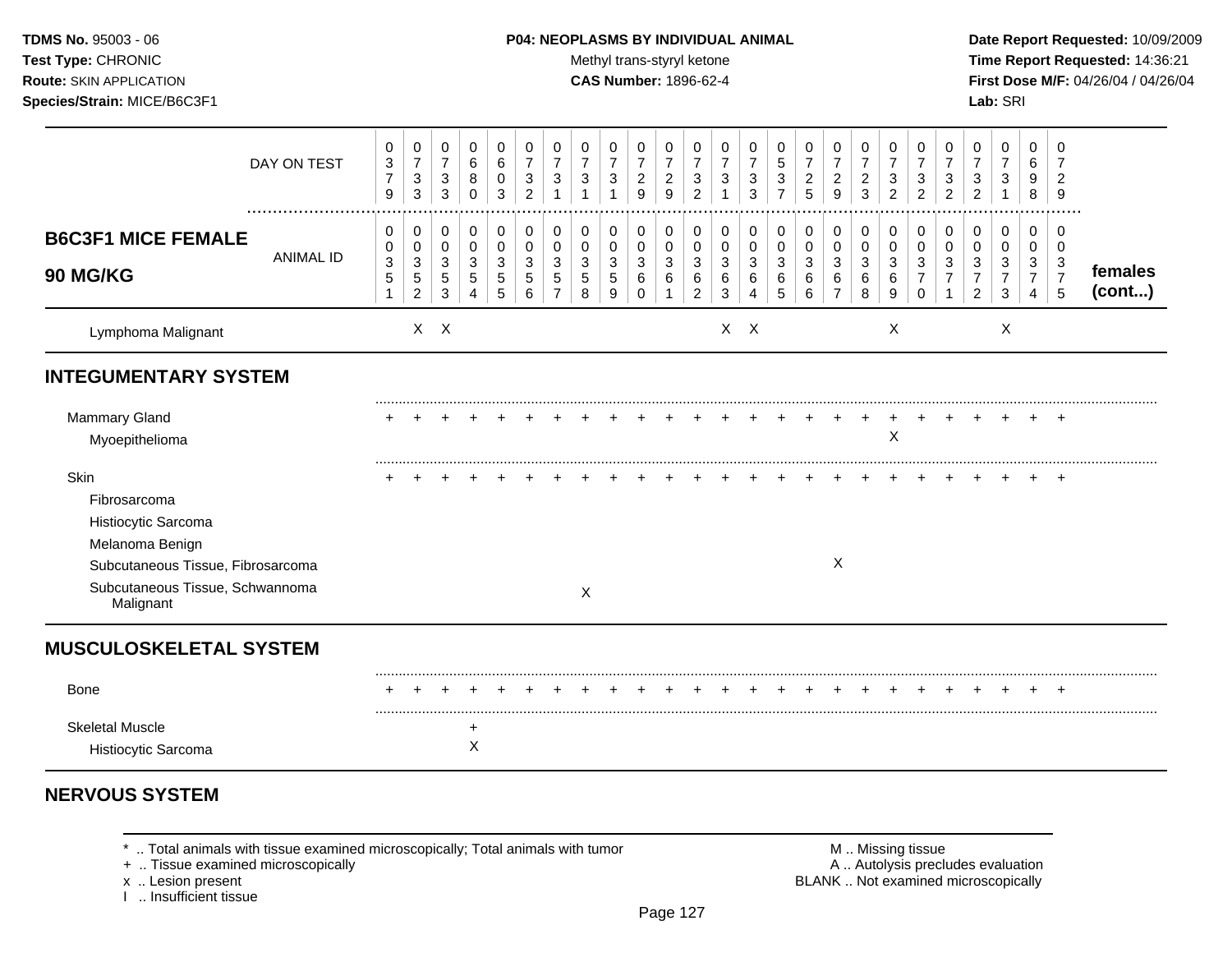**TDMS No.** 95003 - 06
**Test Type:** CHRONIC
**Route:** SKIN APPLICATION
**Species/Strain:** MICE/B6C3F1

**P04: NEOPLASMS BY INDIVIDUAL ANIMAL**
Methyl trans-styryl ketone
**CAS Number:** 1896-62-4

**Date Report Requested:** 10/09/2009
**Time Report Requested:** 14:36:21
**First Dose M/F:** 04/26/04 / 04/26/04
**Lab:** SRI

| DAY ON TEST | 0379 | 0733 | 0733 | 0680 | 0603 | 0732 | 0731 | 0731 | 0731 | 0729 | 0729 | 0732 | 0731 | 0733 | 0537 | 0725 | 0729 | 0723 | 0732 | 0732 | 0732 | 0732 | 0731 | 0698 | 0729 | |
|---|---|---|---|---|---|---|---|---|---|---|---|---|---|---|---|---|---|---|---|---|---|---|---|---|---|---|
| **B6C3F1 MICE FEMALE 90 MG/KG** — ANIMAL ID | 0003 51 | 0003 52 | 0003 53 | 0003 54 | 0003 55 | 0003 56 | 0003 57 | 0003 58 | 0003 59 | 0003 60 | 0003 61 | 0003 62 | 0003 63 | 0003 64 | 0003 65 | 0003 66 | 0003 67 | 0003 68 | 0003 69 | 0003 70 | 0003 71 | 0003 72 | 0003 73 | 0003 74 | 0003 75 | **females (cont...)** |
| Lymphoma Malignant | | X | X | | | | | | | | | | X | X | | | | | X | | | | X | | | |
| **INTEGUMENTARY SYSTEM** | | | | | | | | | | | | | | | | | | | | | | | | | | |
| Mammary Gland | + | + | + | + | + | + | + | + | + | + | + | + | + | + | + | + | + | + | + | + | + | + | + | + | + | |
| Myoepithelioma | | | | | | | | | | | | | | | | | | | X | | | | | | | |
| Skin | + | + | + | + | + | + | + | + | + | + | + | + | + | + | + | + | + | + | + | + | + | + | + | + | + | |
| Fibrosarcoma | | | | | | | | | | | | | | | | | | | | | | | | | | |
| Histiocytic Sarcoma | | | | | | | | | | | | | | | | | | | | | | | | | | |
| Melanoma Benign | | | | | | | | | | | | | | | | | | | | | | | | | | |
| Subcutaneous Tissue, Fibrosarcoma | | | | | | | | | | | | | | | | | X | | | | | | | | | |
| Subcutaneous Tissue, Schwannoma Malignant | | | | | | | | X | | | | | | | | | | | | | | | | | | |
| **MUSCULOSKELETAL SYSTEM** | | | | | | | | | | | | | | | | | | | | | | | | | | |
| Bone | + | + | + | + | + | + | + | + | + | + | + | + | + | + | + | + | + | + | + | + | + | + | + | + | + | |
| Skeletal Muscle | | | | + | | | | | | | | | | | | | | | | | | | | | | |
| Histiocytic Sarcoma | | | | X | | | | | | | | | | | | | | | | | | | | | | |
| **NERVOUS SYSTEM** | | | | | | | | | | | | | | | | | | | | | | | | | | |

\* .. Total animals with tissue examined microscopically; Total animals with tumor
\+ .. Tissue examined microscopically
x .. Lesion present
I .. Insufficient tissue

M .. Missing tissue
A .. Autolysis precludes evaluation
BLANK .. Not examined microscopically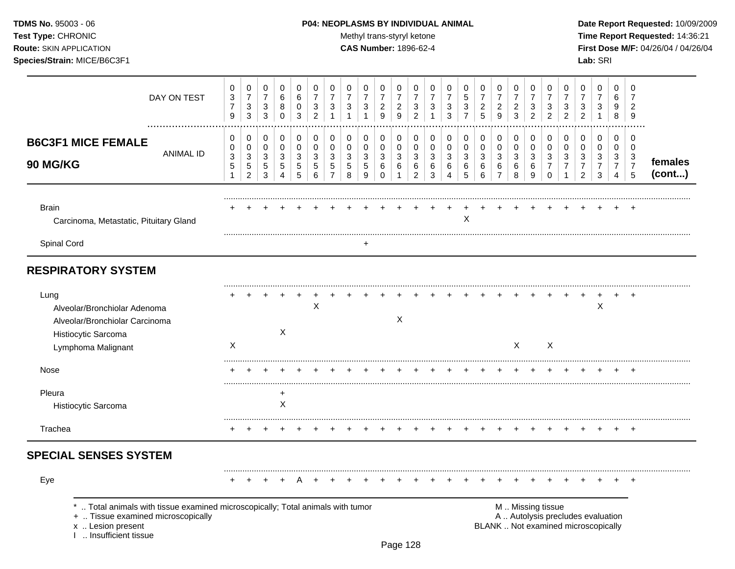**TDMS No.** 95003 - 06
**Test Type:** CHRONIC
**Route:** SKIN APPLICATION
**Species/Strain:** MICE/B6C3F1

**P04: NEOPLASMS BY INDIVIDUAL ANIMAL**
Methyl trans-styryl ketone
**CAS Number:** 1896-62-4

**Date Report Requested:** 10/09/2009
**Time Report Requested:** 14:36:21
**First Dose M/F:** 04/26/04 / 04/26/04
**Lab:** SRI

| | | | | | | | | | | | | | | | | | | | | | | | | | | |
|---|---|---|---|---|---|---|---|---|---|---|---|---|---|---|---|---|---|---|---|---|---|---|---|---|---|---|
| DAY ON TEST | 0379 | 0733 | 0733 | 0680 | 0603 | 0732 | 0731 | 0731 | 0731 | 0729 | 0729 | 0732 | 0731 | 0733 | 0537 | 0725 | 0729 | 0723 | 0732 | 0732 | 0732 | 0732 | 0731 | 0698 | 0729 | |
| **B6C3F1 MICE FEMALE 90 MG/KG** ANIMAL ID | 0351 | 0352 | 0353 | 0354 | 0355 | 0356 | 0357 | 0358 | 0359 | 0360 | 0361 | 0362 | 0363 | 0364 | 0365 | 0366 | 0367 | 0368 | 0369 | 0370 | 0371 | 0372 | 0373 | 0374 | 0375 | **females (cont...)** |
| Brain | + | + | + | + | + | + | + | + | + | + | + | + | + | + | + | + | + | + | + | + | + | + | + | + | + | |
| Carcinoma, Metastatic, Pituitary Gland | | | | | | | | | | | | | | | X | | | | | | | | | | | |
| Spinal Cord | | | | | | | | | + | | | | | | | | | | | | | | | | | |
| **RESPIRATORY SYSTEM** | | | | | | | | | | | | | | | | | | | | | | | | | | |
| Lung | + | + | + | + | + | + | + | + | + | + | + | + | + | + | + | + | + | + | + | + | + | + | + | + | + | |
| Alveolar/Bronchiolar Adenoma | | | | | | X | | | | | | | | | | | | | | | | | X | | | |
| Alveolar/Bronchiolar Carcinoma | | | | | | | | | | | X | | | | | | | | | | | | | | | |
| Histiocytic Sarcoma | | | | X | | | | | | | | | | | | | | | | | | | | | | |
| Lymphoma Malignant | X | | | | | | | | | | | | | | | | | X | | X | | | | | | |
| Nose | + | + | + | + | + | + | + | + | + | + | + | + | + | + | + | + | + | + | + | + | + | + | + | + | + | |
| Pleura | | | | + | | | | | | | | | | | | | | | | | | | | | | |
| Histiocytic Sarcoma | | | | X | | | | | | | | | | | | | | | | | | | | | | |
| Trachea | + | + | + | + | + | + | + | + | + | + | + | + | + | + | + | + | + | + | + | + | + | + | + | + | + | |
| **SPECIAL SENSES SYSTEM** | | | | | | | | | | | | | | | | | | | | | | | | | | |
| Eye | + | + | + | + | A | + | + | + | + | + | + | + | + | + | + | + | + | + | + | + | + | + | + | + | + | |

\* .. Total animals with tissue examined microscopically; Total animals with tumor
\+ .. Tissue examined microscopically
x .. Lesion present
I .. Insufficient tissue

M .. Missing tissue
A .. Autolysis precludes evaluation
BLANK .. Not examined microscopically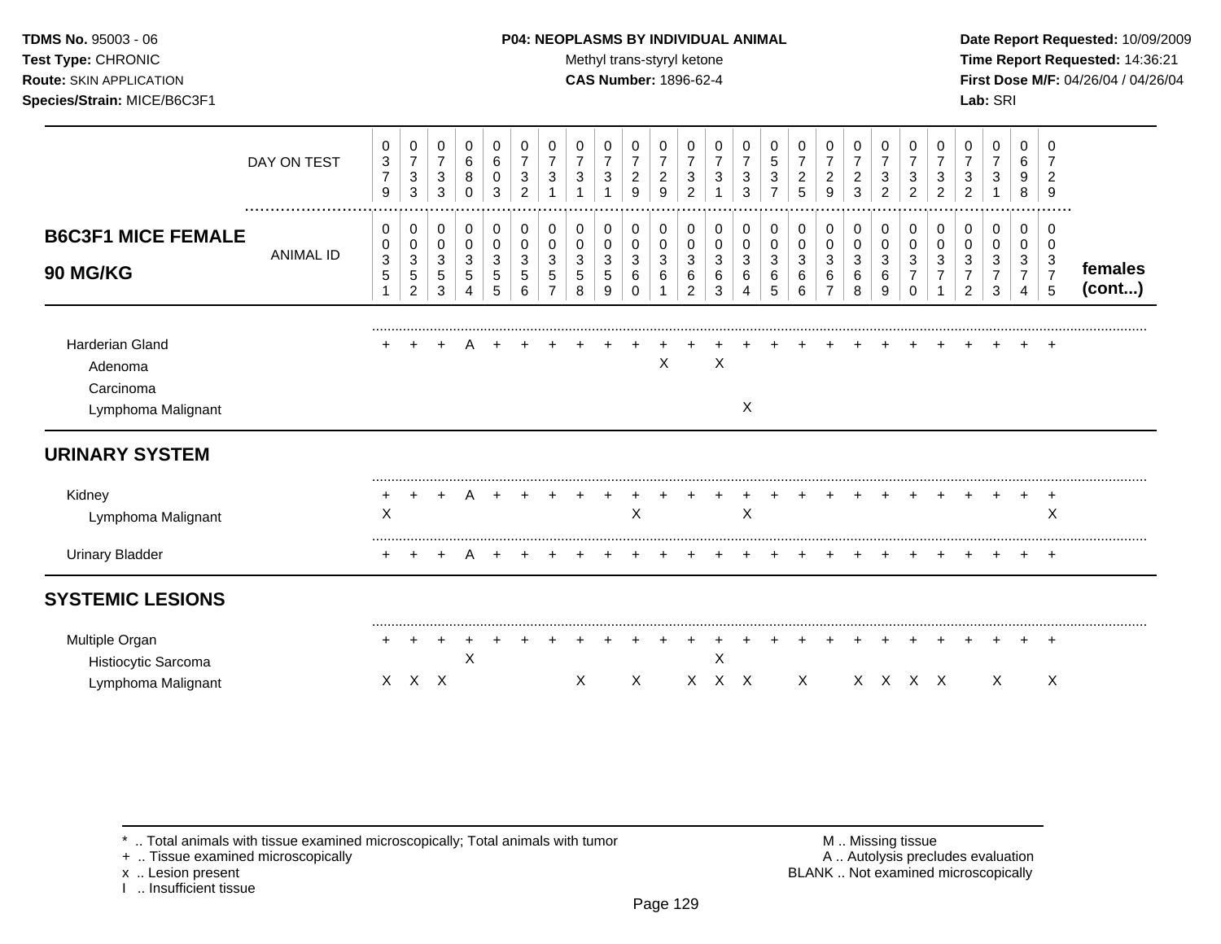TDMS No. 95003 - 06
Test Type: CHRONIC
Route: SKIN APPLICATION
Species/Strain: MICE/B6C3F1

**P04: NEOPLASMS BY INDIVIDUAL ANIMAL**
Methyl trans-styryl ketone
**CAS Number:** 1896-62-4

Date Report Requested: 10/09/2009
Time Report Requested: 14:36:21
First Dose M/F: 04/26/04 / 04/26/04
Lab: SRI

| DAY ON TEST | 0379 | 0733 | 0733 | 0680 | 0603 | 0732 | 0731 | 0731 | 0731 | 0729 | 0729 | 0732 | 0731 | 0733 | 0537 | 0725 | 0729 | 0723 | 0732 | 0732 | 0732 | 0732 | 0731 | 0698 | 0729 | |
|---|---|---|---|---|---|---|---|---|---|---|---|---|---|---|---|---|---|---|---|---|---|---|---|---|---|---|
| **B6C3F1 MICE FEMALE 90 MG/KG** — ANIMAL ID | 00351 | 00352 | 00353 | 00354 | 00355 | 00356 | 00357 | 00358 | 00359 | 00360 | 00361 | 00362 | 00363 | 00364 | 00365 | 00366 | 00367 | 00368 | 00369 | 00370 | 00371 | 00372 | 00373 | 00374 | 00375 | **females (cont...)** |
| Harderian Gland | + | + | + | A | + | + | + | + | + | + | + | + | + | + | + | + | + | + | + | + | + | + | + | + | + | |
| Adenoma | | | | | | | | | | | X | | X | | | | | | | | | | | | | |
| Carcinoma | | | | | | | | | | | | | | | | | | | | | | | | | | |
| Lymphoma Malignant | | | | | | | | | | | | | | X | | | | | | | | | | | | |
| **URINARY SYSTEM** | | | | | | | | | | | | | | | | | | | | | | | | | | |
| Kidney | + | + | + | A | + | + | + | + | + | + | + | + | + | + | + | + | + | + | + | + | + | + | + | + | + | |
| Lymphoma Malignant | X | | | | | | | | | X | | | | X | | | | | | | | | | | X | |
| Urinary Bladder | + | + | + | A | + | + | + | + | + | + | + | + | + | + | + | + | + | + | + | + | + | + | + | + | + | |
| **SYSTEMIC LESIONS** | | | | | | | | | | | | | | | | | | | | | | | | | | |
| Multiple Organ | + | + | + | + | + | + | + | + | + | + | + | + | + | + | + | + | + | + | + | + | + | + | + | + | + | |
| Histiocytic Sarcoma | | | | X | | | | | | | | | X | | | | | | | | | | | | | |
| Lymphoma Malignant | X | X | X | | | | | X | | X | | X | X | X | | X | | X | X | X | X | | X | | X | |

\* .. Total animals with tissue examined microscopically; Total animals with tumor
\+ .. Tissue examined microscopically
x .. Lesion present
I .. Insufficient tissue

M .. Missing tissue
A .. Autolysis precludes evaluation
BLANK .. Not examined microscopically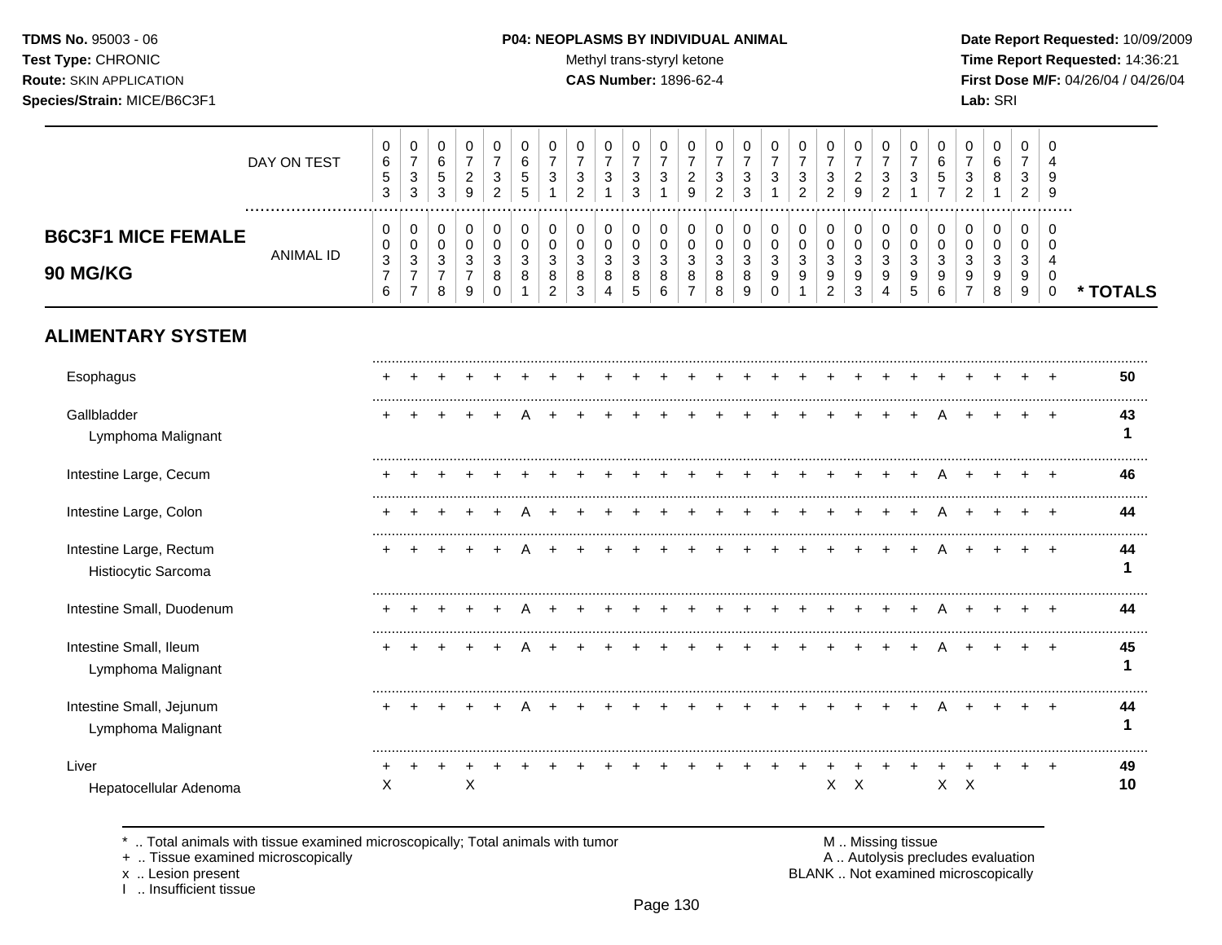**TDMS No.** 95003 - 06
**Test Type:** CHRONIC
**Route:** SKIN APPLICATION
**Species/Strain:** MICE/B6C3F1

**P04: NEOPLASMS BY INDIVIDUAL ANIMAL**
Methyl trans-styryl ketone
**CAS Number:** 1896-62-4

**Date Report Requested:** 10/09/2009
**Time Report Requested:** 14:36:21
**First Dose M/F:** 04/26/04 / 04/26/04
**Lab:** SRI

## B6C3F1 MICE FEMALE 90 MG/KG

| DAY ON TEST | 0653 | 0733 | 0653 | 0729 | 0732 | 0655 | 0731 | 0732 | 0731 | 0733 | 0731 | 0729 | 0732 | 0733 | 0731 | 0732 | 0732 | 0729 | 0732 | 0731 | 0657 | 0732 | 0681 | 0732 | 0499 | |
|---|---|---|---|---|---|---|---|---|---|---|---|---|---|---|---|---|---|---|---|---|---|---|---|---|---|---|
| **ANIMAL ID** | 0376 | 0377 | 0378 | 0379 | 0380 | 0381 | 0382 | 0383 | 0384 | 0385 | 0386 | 0387 | 0388 | 0389 | 0390 | 0391 | 0392 | 0393 | 0394 | 0395 | 0396 | 0397 | 0398 | 0399 | 0400 | *** TOTALS** |
| **ALIMENTARY SYSTEM** | | | | | | | | | | | | | | | | | | | | | | | | | | |
| Esophagus | + | + | + | + | + | + | + | + | + | + | + | + | + | + | + | + | + | + | + | + | + | + | + | + | + | **50** |
| Gallbladder | + | + | + | + | + | A | + | + | + | + | + | + | + | + | + | + | + | + | + | + | A | + | + | + | + | **43** |
| Lymphoma Malignant | | | | | | | | | | | | | | | | | | | | | | | | | | **1** |
| Intestine Large, Cecum | + | + | + | + | + | + | + | + | + | + | + | + | + | + | + | + | + | + | + | + | A | + | + | + | + | **46** |
| Intestine Large, Colon | + | + | + | + | + | A | + | + | + | + | + | + | + | + | + | + | + | + | + | + | A | + | + | + | + | **44** |
| Intestine Large, Rectum | + | + | + | + | + | A | + | + | + | + | + | + | + | + | + | + | + | + | + | + | A | + | + | + | + | **44** |
| Histiocytic Sarcoma | | | | | | | | | | | | | | | | | | | | | | | | | | **1** |
| Intestine Small, Duodenum | + | + | + | + | + | A | + | + | + | + | + | + | + | + | + | + | + | + | + | + | A | + | + | + | + | **44** |
| Intestine Small, Ileum | + | + | + | + | + | A | + | + | + | + | + | + | + | + | + | + | + | + | + | + | A | + | + | + | + | **45** |
| Lymphoma Malignant | | | | | | | | | | | | | | | | | | | | | | | | | | **1** |
| Intestine Small, Jejunum | + | + | + | + | + | A | + | + | + | + | + | + | + | + | + | + | + | + | + | + | A | + | + | + | + | **44** |
| Lymphoma Malignant | | | | | | | | | | | | | | | | | | | | | | | | | | **1** |
| Liver | + | + | + | + | + | + | + | + | + | + | + | + | + | + | + | + | + | + | + | + | + | + | + | + | + | **49** |
| Hepatocellular Adenoma | X | | | X | | | | | | | | | | | | | X | X | | | X | X | | | | **10** |

\* .. Total animals with tissue examined microscopically; Total animals with tumor
\+ .. Tissue examined microscopically
x .. Lesion present
I .. Insufficient tissue

M .. Missing tissue
A .. Autolysis precludes evaluation
BLANK .. Not examined microscopically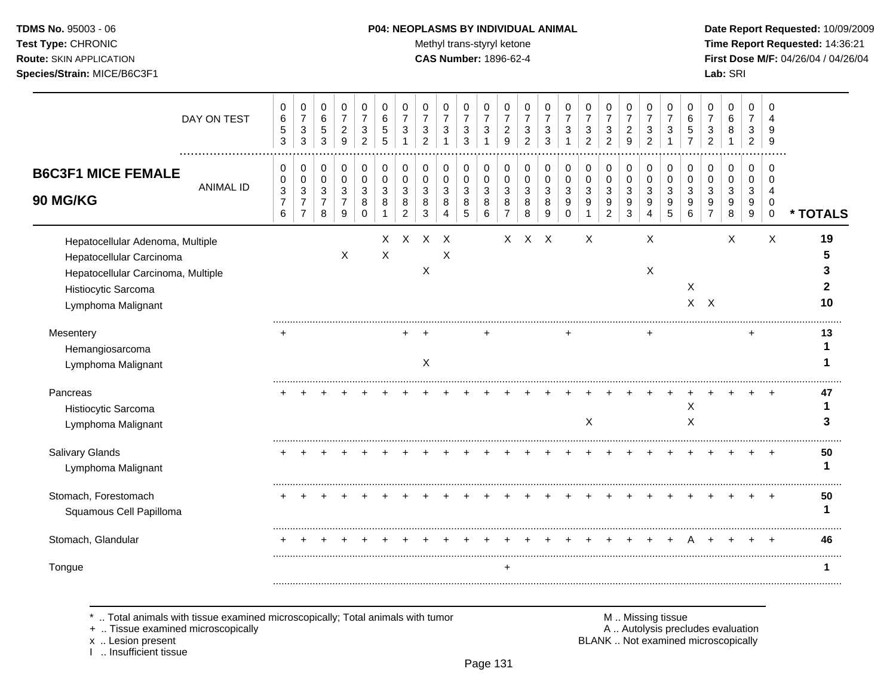TDMS No. 95003 - 06
Test Type: CHRONIC
Route: SKIN APPLICATION
Species/Strain: MICE/B6C3F1

**P04: NEOPLASMS BY INDIVIDUAL ANIMAL**
Methyl trans-styryl ketone
**CAS Number:** 1896-62-4

Date Report Requested: 10/09/2009
Time Report Requested: 14:36:21
First Dose M/F: 04/26/04 / 04/26/04
Lab: SRI

## B6C3F1 MICE FEMALE 90 MG/KG

| DAY ON TEST | 653 | 733 | 653 | 729 | 732 | 655 | 731 | 732 | 731 | 733 | 731 | 729 | 732 | 733 | 731 | 732 | 732 | 729 | 732 | 731 | 657 | 732 | 681 | 732 | 499 | |
|---|---|---|---|---|---|---|---|---|---|---|---|---|---|---|---|---|---|---|---|---|---|---|---|---|---|---|
| **ANIMAL ID** | 00376 | 00377 | 00378 | 00379 | 00380 | 00381 | 00382 | 00383 | 00384 | 00385 | 00386 | 00387 | 00388 | 00389 | 00390 | 00391 | 00392 | 00393 | 00394 | 00395 | 00396 | 00397 | 00398 | 00399 | 00400 | *** TOTALS** |
| Hepatocellular Adenoma, Multiple | | | | | | X | X | X | X | | | X | X | X | | X | | | X | | | | X | | X | 19 |
| Hepatocellular Carcinoma | | | | X | | X | | | X | | | | | | | | | | | | | | | | | 5 |
| Hepatocellular Carcinoma, Multiple | | | | | | | | X | | | | | | | | | | | X | | | | | | | 3 |
| Histiocytic Sarcoma | | | | | | | | | | | | | | | | | | | | | X | | | | | 2 |
| Lymphoma Malignant | | | | | | | | | | | | | | | | | | | | | X | X | | | | 10 |
| Mesentery | + | | | | | | + | + | | | + | | | | + | | | | + | | | | | + | | 13 |
| Hemangiosarcoma | | | | | | | | | | | | | | | | | | | | | | | | | | 1 |
| Lymphoma Malignant | | | | | | | | X | | | | | | | | | | | | | | | | | | 1 |
| Pancreas | + | + | + | + | + | + | + | + | + | + | + | + | + | + | + | + | + | + | + | + | + | + | + | + | + | 47 |
| Histiocytic Sarcoma | | | | | | | | | | | | | | | | | | | | | X | | | | | 1 |
| Lymphoma Malignant | | | | | | | | | | | | | | | | X | | | | | X | | | | | 3 |
| Salivary Glands | + | + | + | + | + | + | + | + | + | + | + | + | + | + | + | + | + | + | + | + | + | + | + | + | + | 50 |
| Lymphoma Malignant | | | | | | | | | | | | | | | | | | | | | | | | | | 1 |
| Stomach, Forestomach | + | + | + | + | + | + | + | + | + | + | + | + | + | + | + | + | + | + | + | + | + | + | + | + | + | 50 |
| Squamous Cell Papilloma | | | | | | | | | | | | | | | | | | | | | | | | | | 1 |
| Stomach, Glandular | + | + | + | + | + | + | + | + | + | + | + | + | + | + | + | + | + | + | + | + | A | + | + | + | + | 46 |
| Tongue | | | | | | | | | | | | + | | | | | | | | | | | | | | 1 |

\* .. Total animals with tissue examined microscopically; Total animals with tumor
\+ .. Tissue examined microscopically
x .. Lesion present
I .. Insufficient tissue

M .. Missing tissue
A .. Autolysis precludes evaluation
BLANK .. Not examined microscopically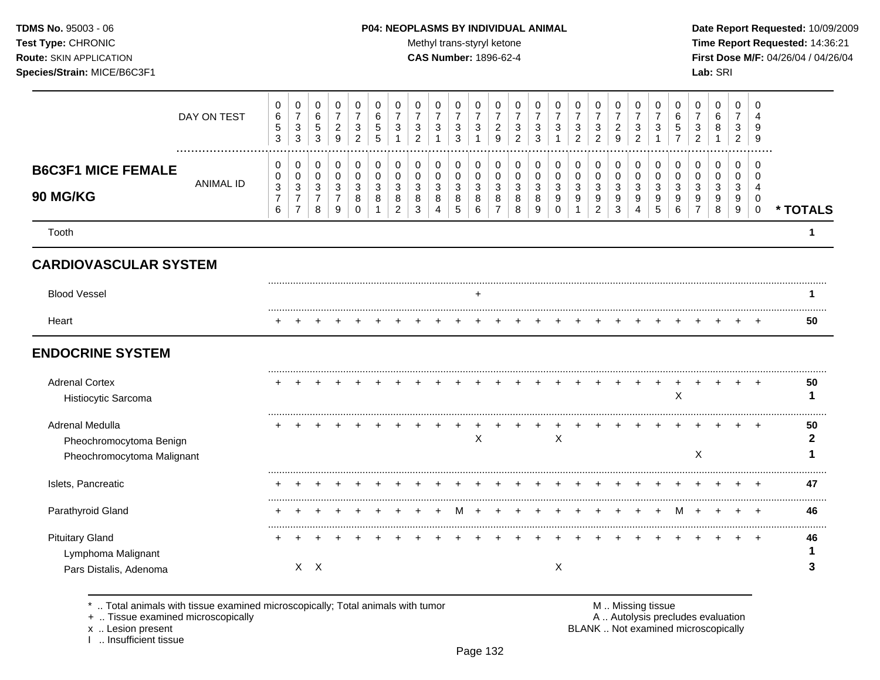**TDMS No.** 95003 - 06
**Test Type:** CHRONIC
**Route:** SKIN APPLICATION
**Species/Strain:** MICE/B6C3F1

**P04: NEOPLASMS BY INDIVIDUAL ANIMAL**
Methyl trans-styryl ketone
**CAS Number:** 1896-62-4

**Date Report Requested:** 10/09/2009
**Time Report Requested:** 14:36:21
**First Dose M/F:** 04/26/04 / 04/26/04
**Lab:** SRI

## B6C3F1 MICE FEMALE 90 MG/KG

| DAY ON TEST | 0653 | 0733 | 0653 | 0729 | 0732 | 0655 | 0731 | 0732 | 0731 | 0733 | 0731 | 0729 | 0732 | 0733 | 0731 | 0732 | 0732 | 0729 | 0732 | 0731 | 0657 | 0732 | 0681 | 0732 | 0499 | |
|---|---|---|---|---|---|---|---|---|---|---|---|---|---|---|---|---|---|---|---|---|---|---|---|---|---|---|
| **ANIMAL ID** | 0376 | 0377 | 0378 | 0379 | 0380 | 0381 | 0382 | 0383 | 0384 | 0385 | 0386 | 0387 | 0388 | 0389 | 0390 | 0391 | 0392 | 0393 | 0394 | 0395 | 0396 | 0397 | 0398 | 0399 | 0400 | *** TOTALS** |
| Tooth | | | | | | | | | | | | | | | | | | | | | | | | | | **1** |
| **CARDIOVASCULAR SYSTEM** | | | | | | | | | | | | | | | | | | | | | | | | | | |
| Blood Vessel | | | | | | | | | | | + | | | | | | | | | | | | | | | **1** |
| Heart | + | + | + | + | + | + | + | + | + | + | + | + | + | + | + | + | + | + | + | + | + | + | + | + | + | **50** |
| **ENDOCRINE SYSTEM** | | | | | | | | | | | | | | | | | | | | | | | | | | |
| Adrenal Cortex | + | + | + | + | + | + | + | + | + | + | + | + | + | + | + | + | + | + | + | + | + | + | + | + | + | **50** |
| Histiocytic Sarcoma | | | | | | | | | | | | | | | | | | | | | X | | | | | **1** |
| Adrenal Medulla | + | + | + | + | + | + | + | + | + | + | + | + | + | + | + | + | + | + | + | + | + | + | + | + | + | **50** |
| Pheochromocytoma Benign | | | | | | | | | | | X | | | | X | | | | | | | | | | | **2** |
| Pheochromocytoma Malignant | | | | | | | | | | | | | | | | | | | | | | X | | | | **1** |
| Islets, Pancreatic | + | + | + | + | + | + | + | + | + | + | + | + | + | + | + | + | + | + | + | + | + | + | + | + | + | **47** |
| Parathyroid Gland | + | + | + | + | + | + | + | + | + | M | + | + | + | + | + | + | + | + | + | + | M | + | + | + | + | **46** |
| Pituitary Gland | + | + | + | + | + | + | + | + | + | + | + | + | + | + | + | + | + | + | + | + | + | + | + | + | + | **46** |
| Lymphoma Malignant | | | | | | | | | | | | | | | | | | | | | | | | | | **1** |
| Pars Distalis, Adenoma | | X | X | | | | | | | | | | | | X | | | | | | | | | | | **3** |

\* .. Total animals with tissue examined microscopically; Total animals with tumor
\+ .. Tissue examined microscopically
x .. Lesion present
I .. Insufficient tissue

M .. Missing tissue
A .. Autolysis precludes evaluation
BLANK .. Not examined microscopically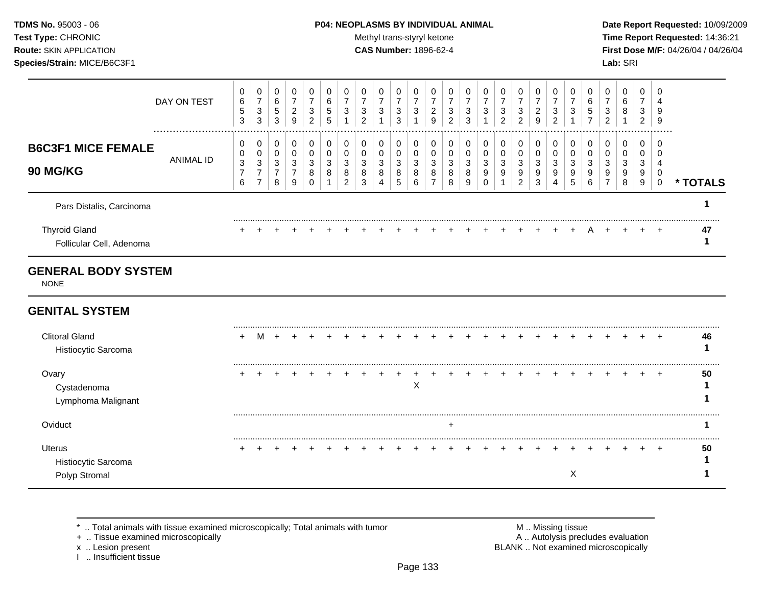**TDMS No.** 95003 - 06
**Test Type:** CHRONIC
**Route:** SKIN APPLICATION
**Species/Strain:** MICE/B6C3F1

**P04: NEOPLASMS BY INDIVIDUAL ANIMAL**
Methyl trans-styryl ketone
**CAS Number:** 1896-62-4

**Date Report Requested:** 10/09/2009
**Time Report Requested:** 14:36:21
**First Dose M/F:** 04/26/04 / 04/26/04
**Lab:** SRI

| DAY ON TEST | 0653 | 0733 | 0653 | 0729 | 0732 | 0655 | 0731 | 0732 | 0731 | 0733 | 0731 | 0729 | 0732 | 0733 | 0731 | 0732 | 0732 | 0729 | 0732 | 0731 | 0657 | 0732 | 0681 | 0732 | 0499 | |
|---|---|---|---|---|---|---|---|---|---|---|---|---|---|---|---|---|---|---|---|---|---|---|---|---|---|---|
| **B6C3F1 MICE FEMALE 90 MG/KG** — ANIMAL ID | 00376 | 00377 | 00378 | 00379 | 00380 | 00381 | 00382 | 00383 | 00384 | 00385 | 00386 | 00387 | 00388 | 00389 | 00390 | 00391 | 00392 | 00393 | 00394 | 00395 | 00396 | 00397 | 00398 | 00399 | 00400 | * TOTALS |
| Pars Distalis, Carcinoma | | | | | | | | | | | | | | | | | | | | | | | | | | 1 |
| Thyroid Gland | + | + | + | + | + | + | + | + | + | + | + | + | + | + | + | + | + | + | + | + | A | + | + | + | + | 47 |
| Follicular Cell, Adenoma | | | | | | | | | | | | | | | | | | | | | | | | | | 1 |

## GENERAL BODY SYSTEM

NONE

## GENITAL SYSTEM

| | 00376 | 00377 | 00378 | 00379 | 00380 | 00381 | 00382 | 00383 | 00384 | 00385 | 00386 | 00387 | 00388 | 00389 | 00390 | 00391 | 00392 | 00393 | 00394 | 00395 | 00396 | 00397 | 00398 | 00399 | 00400 | * TOTALS |
|---|---|---|---|---|---|---|---|---|---|---|---|---|---|---|---|---|---|---|---|---|---|---|---|---|---|---|
| Clitoral Gland | + | M | + | + | + | + | + | + | + | + | + | + | + | + | + | + | + | + | + | + | + | + | + | + | + | 46 |
| Histiocytic Sarcoma | | | | | | | | | | | | | | | | | | | | | | | | | | 1 |
| Ovary | + | + | + | + | + | + | + | + | + | + | + | + | + | + | + | + | + | + | + | + | + | + | + | + | + | 50 |
| Cystadenoma | | | | | | | | | | | X | | | | | | | | | | | | | | | 1 |
| Lymphoma Malignant | | | | | | | | | | | | | | | | | | | | | | | | | | 1 |
| Oviduct | | | | | | | | | | | | | + | | | | | | | | | | | | | 1 |
| Uterus | + | + | + | + | + | + | + | + | + | + | + | + | + | + | + | + | + | + | + | + | + | + | + | + | + | 50 |
| Histiocytic Sarcoma | | | | | | | | | | | | | | | | | | | | | | | | | | 1 |
| Polyp Stromal | | | | | | | | | | | | | | | | | | | | X | | | | | | 1 |

\* .. Total animals with tissue examined microscopically; Total animals with tumor
\+ .. Tissue examined microscopically
x .. Lesion present
I .. Insufficient tissue

M .. Missing tissue
A .. Autolysis precludes evaluation
BLANK .. Not examined microscopically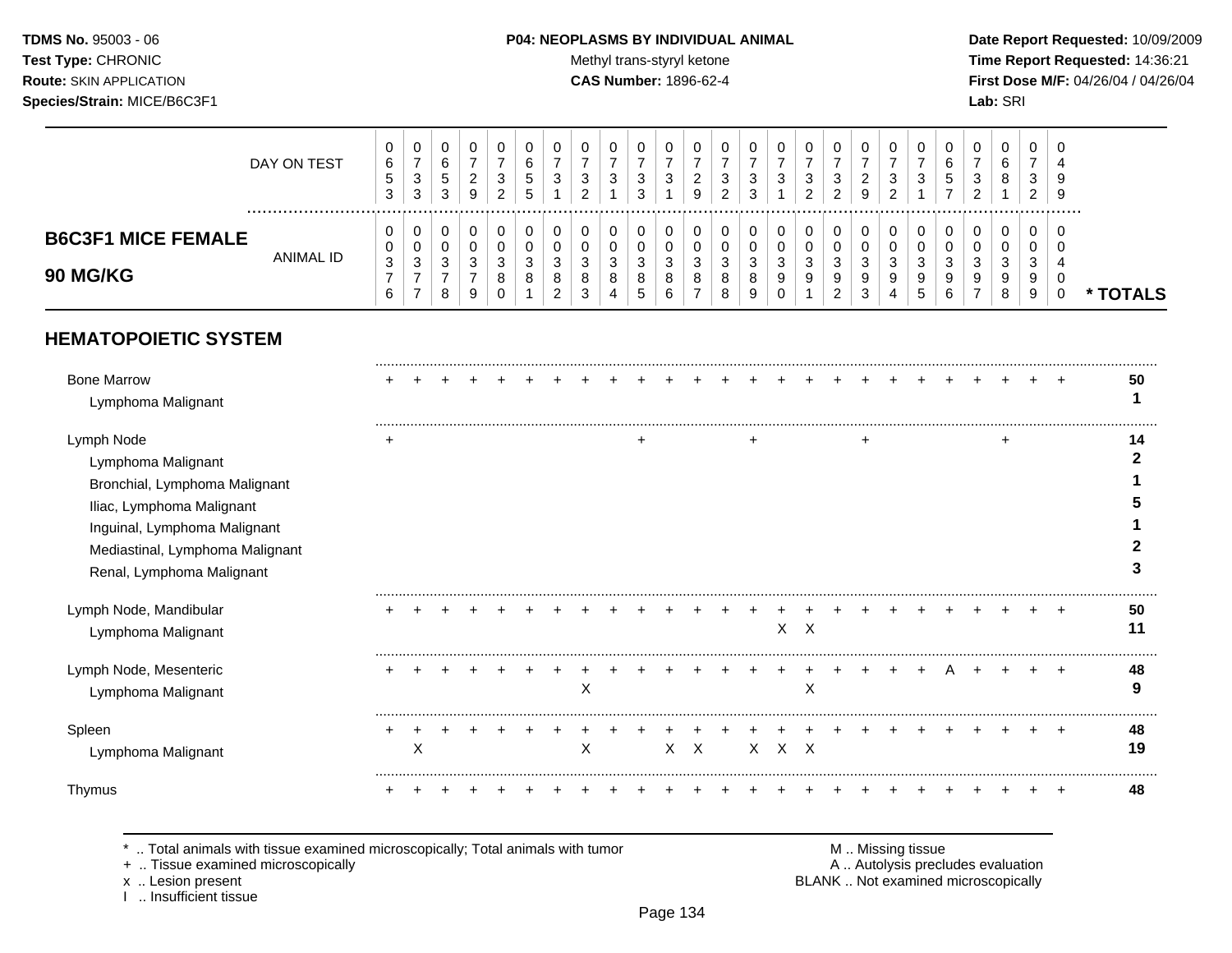**TDMS No.** 95003 - 06
**Test Type:** CHRONIC
**Route:** SKIN APPLICATION
**Species/Strain:** MICE/B6C3F1

**P04: NEOPLASMS BY INDIVIDUAL ANIMAL**
Methyl trans-styryl ketone
**CAS Number:** 1896-62-4

**Date Report Requested:** 10/09/2009
**Time Report Requested:** 14:36:21
**First Dose M/F:** 04/26/04 / 04/26/04
**Lab:** SRI

## B6C3F1 MICE FEMALE 90 MG/KG

| | | | | | | | | | | | | | | | | | | | | | | | | | | |
|---|---|---|---|---|---|---|---|---|---|---|---|---|---|---|---|---|---|---|---|---|---|---|---|---|---|---|
| DAY ON TEST | 0653 | 0733 | 0653 | 0729 | 0732 | 0655 | 0731 | 0732 | 0731 | 0733 | 0731 | 0729 | 0732 | 0733 | 0731 | 0732 | 0732 | 0729 | 0732 | 0731 | 0657 | 0732 | 0681 | 0732 | 0499 | |
| ANIMAL ID | 0376 | 0377 | 0378 | 0379 | 0380 | 0381 | 0382 | 0383 | 0384 | 0385 | 0386 | 0387 | 0388 | 0389 | 0390 | 0391 | 0392 | 0393 | 0394 | 0395 | 0396 | 0397 | 0398 | 0399 | 0400 | * TOTALS |
| **HEMATOPOIETIC SYSTEM** | | | | | | | | | | | | | | | | | | | | | | | | | | |
| Bone Marrow | + | + | + | + | + | + | + | + | + | + | + | + | + | + | + | + | + | + | + | + | + | + | + | + | + | 50 |
| Lymphoma Malignant | | | | | | | | | | | | | | | | | | | | | | | | | | 1 |
| Lymph Node | + | | | | | | | | | + | | | | + | | | | + | | | | | + | | | 14 |
| Lymphoma Malignant | | | | | | | | | | | | | | | | | | | | | | | | | | 2 |
| Bronchial, Lymphoma Malignant | | | | | | | | | | | | | | | | | | | | | | | | | | 1 |
| Iliac, Lymphoma Malignant | | | | | | | | | | | | | | | | | | | | | | | | | | 5 |
| Inguinal, Lymphoma Malignant | | | | | | | | | | | | | | | | | | | | | | | | | | 1 |
| Mediastinal, Lymphoma Malignant | | | | | | | | | | | | | | | | | | | | | | | | | | 2 |
| Renal, Lymphoma Malignant | | | | | | | | | | | | | | | | | | | | | | | | | | 3 |
| Lymph Node, Mandibular | + | + | + | + | + | + | + | + | + | + | + | + | + | + | + | + | + | + | + | + | + | + | + | + | + | 50 |
| Lymphoma Malignant | | | | | | | | | | | | | | | X | X | | | | | | | | | | 11 |
| Lymph Node, Mesenteric | + | + | + | + | + | + | + | + | + | + | + | + | + | + | + | + | + | + | + | + | A | + | + | + | + | 48 |
| Lymphoma Malignant | | | | | | | | X | | | | | | | | X | | | | | | | | | | 9 |
| Spleen | + | + | + | + | + | + | + | + | + | + | + | + | + | + | + | + | + | + | + | + | + | + | + | + | + | 48 |
| Lymphoma Malignant | | X | | | | | | X | | | X | X | | X | X | X | | | | | | | | | | 19 |
| Thymus | + | + | + | + | + | + | + | + | + | + | + | + | + | + | + | + | + | + | + | + | + | + | + | + | + | 48 |

\* .. Total animals with tissue examined microscopically; Total animals with tumor
\+ .. Tissue examined microscopically
x .. Lesion present
I .. Insufficient tissue

M .. Missing tissue
A .. Autolysis precludes evaluation
BLANK .. Not examined microscopically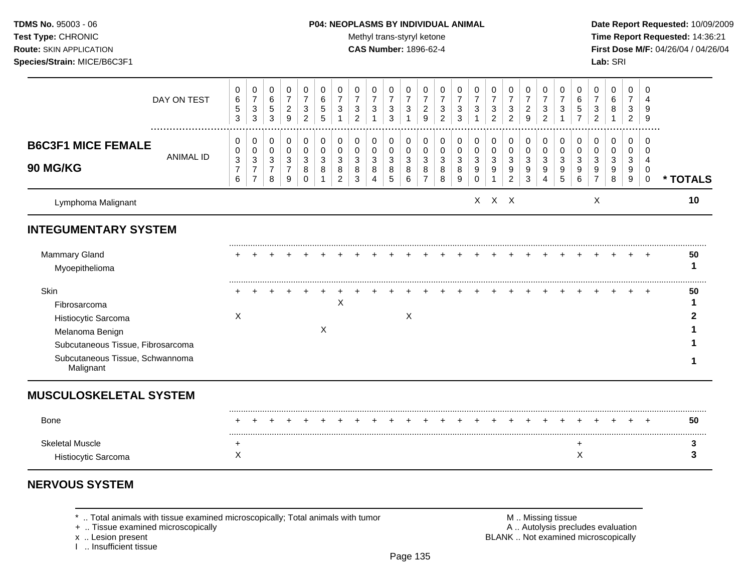TDMS No. 95003 - 06
Test Type: CHRONIC
Route: SKIN APPLICATION
Species/Strain: MICE/B6C3F1

**P04: NEOPLASMS BY INDIVIDUAL ANIMAL**
Methyl trans-styryl ketone
**CAS Number:** 1896-62-4

Date Report Requested: 10/09/2009
Time Report Requested: 14:36:21
First Dose M/F: 04/26/04 / 04/26/04
Lab: SRI

## B6C3F1 MICE FEMALE 90 MG/KG

| DAY ON TEST | 0653 | 0733 | 0653 | 0729 | 0732 | 0655 | 0731 | 0732 | 0731 | 0733 | 0731 | 0729 | 0732 | 0733 | 0731 | 0732 | 0732 | 0729 | 0732 | 0731 | 0657 | 0732 | 0681 | 0732 | 0499 | |
|---|---|---|---|---|---|---|---|---|---|---|---|---|---|---|---|---|---|---|---|---|---|---|---|---|---|---|
| **ANIMAL ID** | 00376 | 00377 | 00378 | 00379 | 00380 | 00381 | 00382 | 00383 | 00384 | 00385 | 00386 | 00387 | 00388 | 00389 | 00390 | 00391 | 00392 | 00393 | 00394 | 00395 | 00396 | 00397 | 00398 | 00399 | 00400 | *** TOTALS** |
| Lymphoma Malignant | | | | | | | | | | | | | | | X | X | X | | | | | X | | | | 10 |
| **INTEGUMENTARY SYSTEM** | | | | | | | | | | | | | | | | | | | | | | | | | | |
| Mammary Gland | + | + | + | + | + | + | + | + | + | + | + | + | + | + | + | + | + | + | + | + | + | + | + | + | + | 50 |
| Myoepithelioma | | | | | | | | | | | | | | | | | | | | | | | | | | 1 |
| Skin | + | + | + | + | + | + | + | + | + | + | + | + | + | + | + | + | + | + | + | + | + | + | + | + | + | 50 |
| Fibrosarcoma | | | | | | | X | | | | | | | | | | | | | | | | | | | 1 |
| Histiocytic Sarcoma | X | | | | | | | | | | X | | | | | | | | | | | | | | | 2 |
| Melanoma Benign | | | | | | X | | | | | | | | | | | | | | | | | | | | 1 |
| Subcutaneous Tissue, Fibrosarcoma | | | | | | | | | | | | | | | | | | | | | | | | | | 1 |
| Subcutaneous Tissue, Schwannoma Malignant | | | | | | | | | | | | | | | | | | | | | | | | | | 1 |
| **MUSCULOSKELETAL SYSTEM** | | | | | | | | | | | | | | | | | | | | | | | | | | |
| Bone | + | + | + | + | + | + | + | + | + | + | + | + | + | + | + | + | + | + | + | + | + | + | + | + | + | 50 |
| Skeletal Muscle | + | | | | | | | | | | | | | | | | | | | | + | | | | | 3 |
| Histiocytic Sarcoma | X | | | | | | | | | | | | | | | | | | | | X | | | | | 3 |
| **NERVOUS SYSTEM** | | | | | | | | | | | | | | | | | | | | | | | | | | |

\* .. Total animals with tissue examined microscopically; Total animals with tumor
\+ .. Tissue examined microscopically
x .. Lesion present
I .. Insufficient tissue

M .. Missing tissue
A .. Autolysis precludes evaluation
BLANK .. Not examined microscopically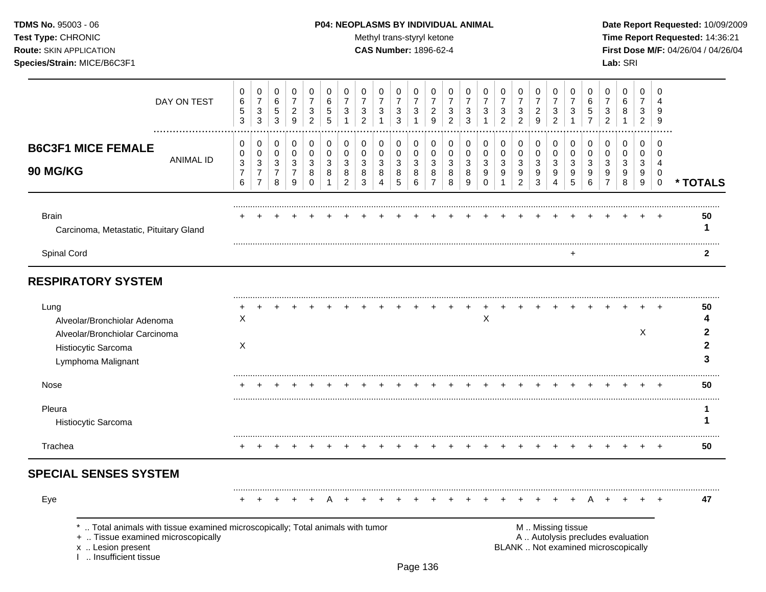**TDMS No.** 95003 - 06
**Test Type:** CHRONIC
**Route:** SKIN APPLICATION
**Species/Strain:** MICE/B6C3F1

**P04: NEOPLASMS BY INDIVIDUAL ANIMAL**
Methyl trans-styryl ketone
**CAS Number:** 1896-62-4

**Date Report Requested:** 10/09/2009
**Time Report Requested:** 14:36:21
**First Dose M/F:** 04/26/04 / 04/26/04
**Lab:** SRI

| DAY ON TEST | 0653 | 0733 | 0653 | 0729 | 0732 | 0655 | 0731 | 0732 | 0731 | 0733 | 0731 | 0729 | 0732 | 0733 | 0731 | 0732 | 0732 | 0729 | 0732 | 0731 | 0657 | 0732 | 0681 | 0732 | 0499 | |
|---|---|---|---|---|---|---|---|---|---|---|---|---|---|---|---|---|---|---|---|---|---|---|---|---|---|---|
| **B6C3F1 MICE FEMALE 90 MG/KG** ANIMAL ID | 00376 | 00377 | 00378 | 00379 | 00380 | 00381 | 00382 | 00383 | 00384 | 00385 | 00386 | 00387 | 00388 | 00389 | 00390 | 00391 | 00392 | 00393 | 00394 | 00395 | 00396 | 00397 | 00398 | 00399 | 00400 | *** TOTALS** |
| Brain | + | + | + | + | + | + | + | + | + | + | + | + | + | + | + | + | + | + | + | + | + | + | + | + | + | **50** |
| Carcinoma, Metastatic, Pituitary Gland | | | | | | | | | | | | | | | | | | | | | | | | | | **1** |
| Spinal Cord | | | | | | | | | | | | | | | | | | | | + | | | | | | **2** |
| **RESPIRATORY SYSTEM** | | | | | | | | | | | | | | | | | | | | | | | | | | |
| Lung | + | + | + | + | + | + | + | + | + | + | + | + | + | + | + | + | + | + | + | + | + | + | + | + | + | **50** |
| Alveolar/Bronchiolar Adenoma | X | | | | | | | | | | | | | | X | | | | | | | | | | | **4** |
| Alveolar/Bronchiolar Carcinoma | | | | | | | | | | | | | | | | | | | | | | | | X | | **2** |
| Histiocytic Sarcoma | X | | | | | | | | | | | | | | | | | | | | | | | | | **2** |
| Lymphoma Malignant | | | | | | | | | | | | | | | | | | | | | | | | | | **3** |
| Nose | + | + | + | + | + | + | + | + | + | + | + | + | + | + | + | + | + | + | + | + | + | + | + | + | + | **50** |
| Pleura | | | | | | | | | | | | | | | | | | | | | | | | | | **1** |
| Histiocytic Sarcoma | | | | | | | | | | | | | | | | | | | | | | | | | | **1** |
| Trachea | + | + | + | + | + | + | + | + | + | + | + | + | + | + | + | + | + | + | + | + | + | + | + | + | + | **50** |
| **SPECIAL SENSES SYSTEM** | | | | | | | | | | | | | | | | | | | | | | | | | | |
| Eye | + | + | + | + | + | A | + | + | + | + | + | + | + | + | + | + | + | + | + | + | A | + | + | + | + | **47** |

\* .. Total animals with tissue examined microscopically; Total animals with tumor
\+ .. Tissue examined microscopically
x .. Lesion present
I .. Insufficient tissue

M .. Missing tissue
A .. Autolysis precludes evaluation
BLANK .. Not examined microscopically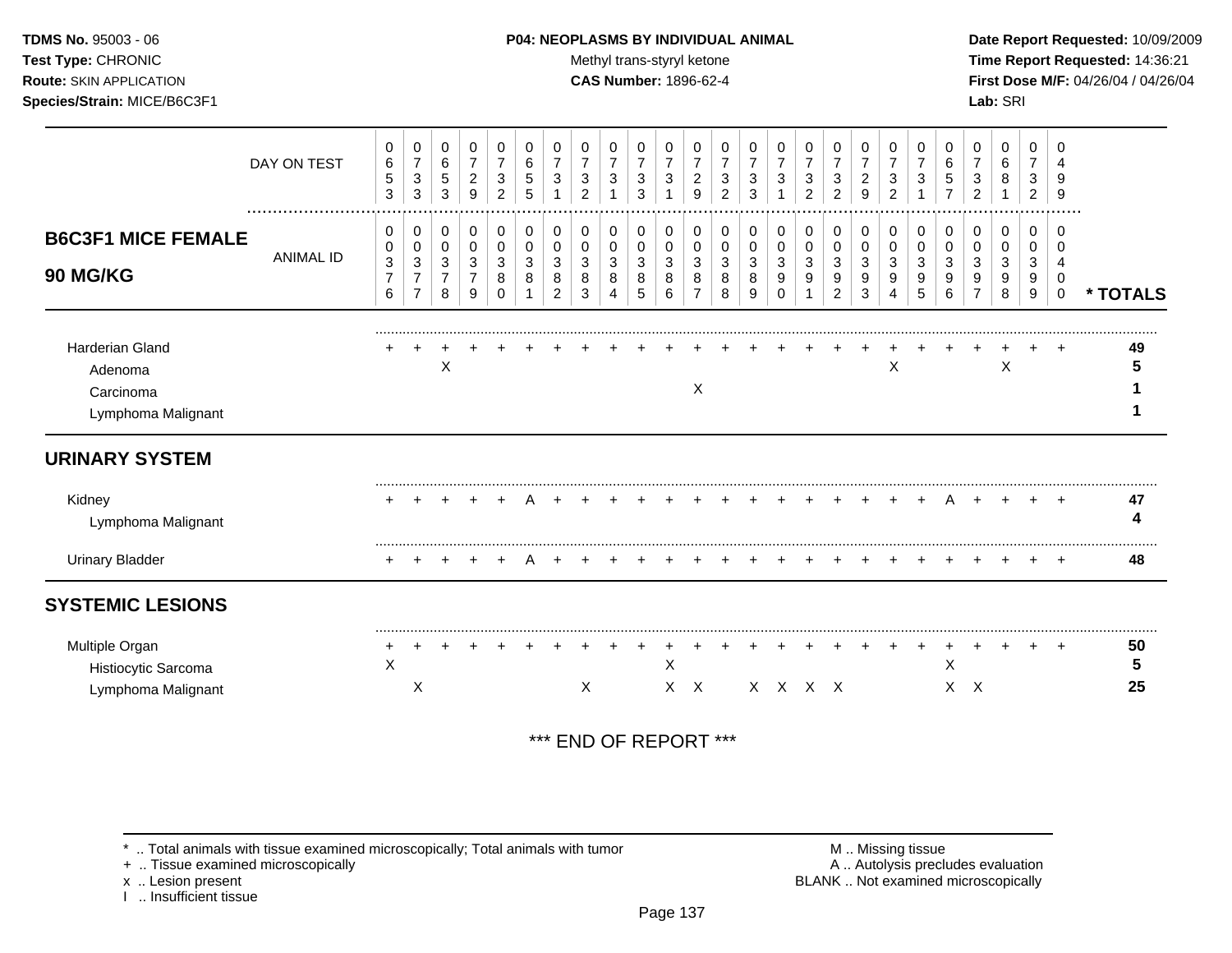**TDMS No.** 95003 - 06
**Test Type:** CHRONIC
**Route:** SKIN APPLICATION
**Species/Strain:** MICE/B6C3F1

**P04: NEOPLASMS BY INDIVIDUAL ANIMAL**
Methyl trans-styryl ketone
**CAS Number:** 1896-62-4

**Date Report Requested:** 10/09/2009
**Time Report Requested:** 14:36:21
**First Dose M/F:** 04/26/04 / 04/26/04
**Lab:** SRI

## B6C3F1 MICE FEMALE 90 MG/KG

| | | | | | | | | | | | | | | | | | | | | | | | | | | |
|---|---|---|---|---|---|---|---|---|---|---|---|---|---|---|---|---|---|---|---|---|---|---|---|---|---|---|
| DAY ON TEST | 0653 | 0733 | 0653 | 0729 | 0732 | 0655 | 0731 | 0732 | 0731 | 0733 | 0731 | 0729 | 0732 | 0733 | 0731 | 0732 | 0732 | 0729 | 0732 | 0731 | 0657 | 0732 | 0681 | 0732 | 0499 | |
| ANIMAL ID | 0376 | 0377 | 0378 | 0379 | 0380 | 0381 | 0382 | 0383 | 0384 | 0385 | 0386 | 0387 | 0388 | 0389 | 0390 | 0391 | 0392 | 0393 | 0394 | 0395 | 0396 | 0397 | 0398 | 0399 | 0400 | * TOTALS |
| Harderian Gland | + | + | + | + | + | + | + | + | + | + | + | + | + | + | + | + | + | + | + | + | + | + | + | + | + | 49 |
| Adenoma | | | X | | | | | | | | | | | | | | | | X | | | | X | | | 5 |
| Carcinoma | | | | | | | | | | | | X | | | | | | | | | | | | | | 1 |
| Lymphoma Malignant | | | | | | | | | | | | | | | | | | | | | | | | | | 1 |
| **URINARY SYSTEM** | | | | | | | | | | | | | | | | | | | | | | | | | | |
| Kidney | + | + | + | + | + | A | + | + | + | + | + | + | + | + | + | + | + | + | + | + | A | + | + | + | + | 47 |
| Lymphoma Malignant | | | | | | | | | | | | | | | | | | | | | | | | | | 4 |
| Urinary Bladder | + | + | + | + | + | A | + | + | + | + | + | + | + | + | + | + | + | + | + | + | + | + | + | + | + | 48 |
| **SYSTEMIC LESIONS** | | | | | | | | | | | | | | | | | | | | | | | | | | |
| Multiple Organ | + | + | + | + | + | + | + | + | + | + | + | + | + | + | + | + | + | + | + | + | + | + | + | + | + | 50 |
| Histiocytic Sarcoma | X | | | | | | | | | | X | | | | | | | | | | X | | | | | 5 |
| Lymphoma Malignant | | X | | | | | | X | | | X | X | | X | X | X | X | | | | X | X | | | | 25 |

*** END OF REPORT ***

\* .. Total animals with tissue examined microscopically; Total animals with tumor
\+ .. Tissue examined microscopically
x .. Lesion present
I .. Insufficient tissue

M .. Missing tissue
A .. Autolysis precludes evaluation
BLANK .. Not examined microscopically